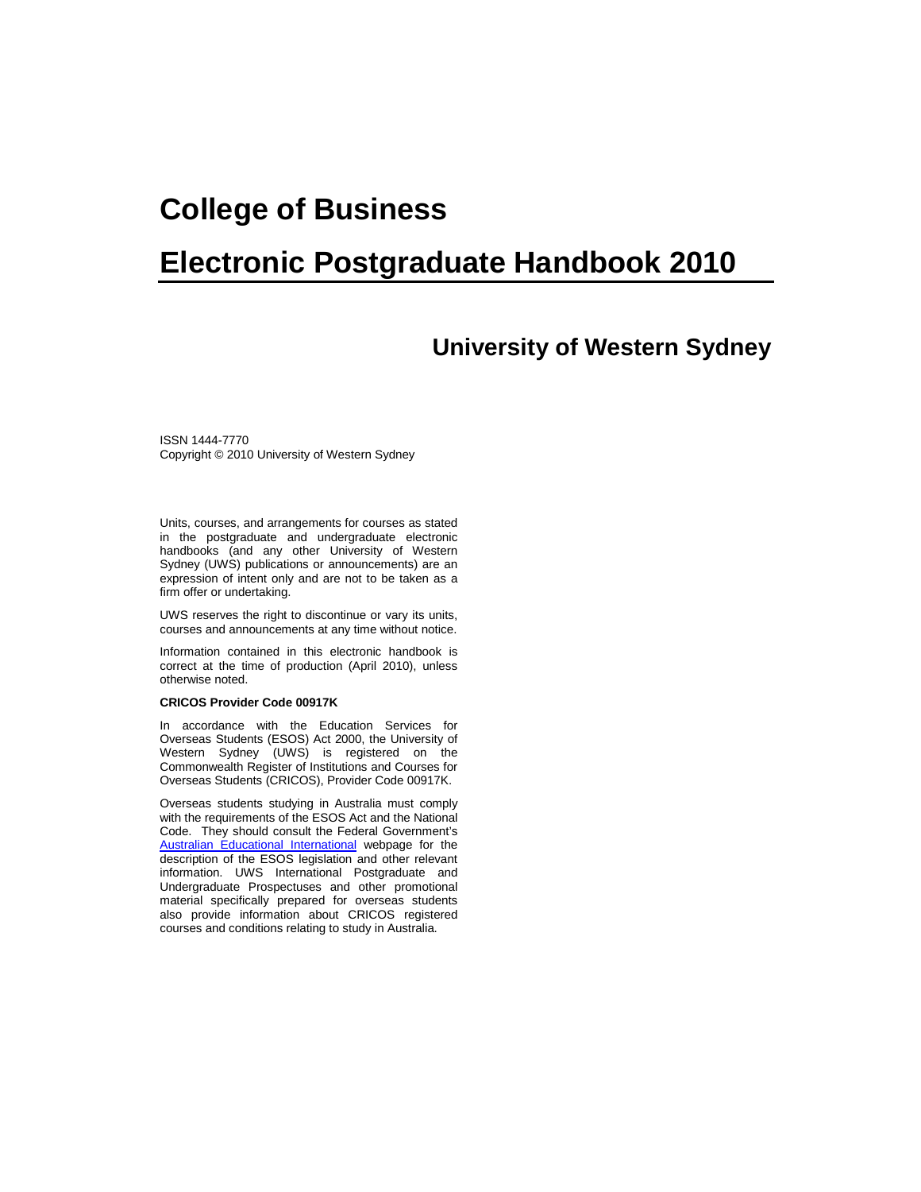# College of Business

# Electronic Postgraduate Handbook 2010

## University of Western Sydney

ISSN 1444-7770
Copyright © 2010 University of Western Sydney

Units, courses, and arrangements for courses as stated in the postgraduate and undergraduate electronic handbooks (and any other University of Western Sydney (UWS) publications or announcements) are an expression of intent only and are not to be taken as a firm offer or undertaking.

UWS reserves the right to discontinue or vary its units, courses and announcements at any time without notice.

Information contained in this electronic handbook is correct at the time of production (April 2010), unless otherwise noted.

**CRICOS Provider Code 00917K**

In accordance with the Education Services for Overseas Students (ESOS) Act 2000, the University of Western Sydney (UWS) is registered on the Commonwealth Register of Institutions and Courses for Overseas Students (CRICOS), Provider Code 00917K.

Overseas students studying in Australia must comply with the requirements of the ESOS Act and the National Code. They should consult the Federal Government's Australian Educational International webpage for the description of the ESOS legislation and other relevant information. UWS International Postgraduate and Undergraduate Prospectuses and other promotional material specifically prepared for overseas students also provide information about CRICOS registered courses and conditions relating to study in Australia.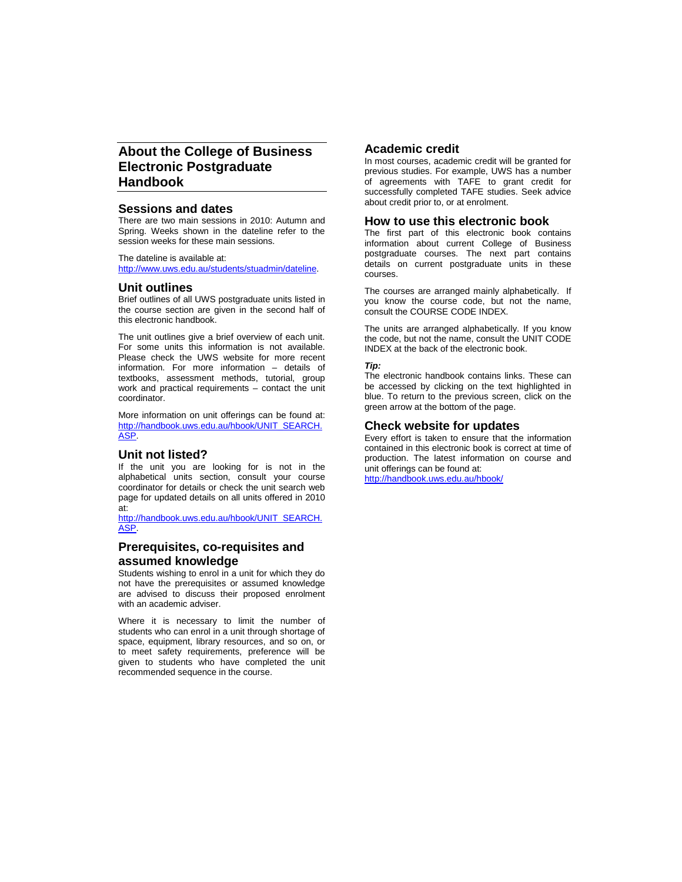# About the College of Business Electronic Postgraduate Handbook

## Sessions and dates

There are two main sessions in 2010: Autumn and Spring. Weeks shown in the dateline refer to the session weeks for these main sessions.

The dateline is available at:
[http://www.uws.edu.au/students/stuadmin/dateline](http://www.uws.edu.au/students/stuadmin/dateline).

## Unit outlines

Brief outlines of all UWS postgraduate units listed in the course section are given in the second half of this electronic handbook.

The unit outlines give a brief overview of each unit. For some units this information is not available. Please check the UWS website for more recent information. For more information – details of textbooks, assessment methods, tutorial, group work and practical requirements – contact the unit coordinator.

More information on unit offerings can be found at:
[http://handbook.uws.edu.au/hbook/UNIT_SEARCH.ASP](http://handbook.uws.edu.au/hbook/UNIT_SEARCH.ASP).

## Unit not listed?

If the unit you are looking for is not in the alphabetical units section, consult your course coordinator for details or check the unit search web page for updated details on all units offered in 2010 at:
[http://handbook.uws.edu.au/hbook/UNIT_SEARCH.ASP](http://handbook.uws.edu.au/hbook/UNIT_SEARCH.ASP).

## Prerequisites, co-requisites and assumed knowledge

Students wishing to enrol in a unit for which they do not have the prerequisites or assumed knowledge are advised to discuss their proposed enrolment with an academic adviser.

Where it is necessary to limit the number of students who can enrol in a unit through shortage of space, equipment, library resources, and so on, or to meet safety requirements, preference will be given to students who have completed the unit recommended sequence in the course.

## Academic credit

In most courses, academic credit will be granted for previous studies. For example, UWS has a number of agreements with TAFE to grant credit for successfully completed TAFE studies. Seek advice about credit prior to, or at enrolment.

## How to use this electronic book

The first part of this electronic book contains information about current College of Business postgraduate courses. The next part contains details on current postgraduate units in these courses.

The courses are arranged mainly alphabetically. If you know the course code, but not the name, consult the COURSE CODE INDEX.

The units are arranged alphabetically. If you know the code, but not the name, consult the UNIT CODE INDEX at the back of the electronic book.

***Tip:***

The electronic handbook contains links. These can be accessed by clicking on the text highlighted in blue. To return to the previous screen, click on the green arrow at the bottom of the page.

## Check website for updates

Every effort is taken to ensure that the information contained in this electronic book is correct at time of production. The latest information on course and unit offerings can be found at:
[http://handbook.uws.edu.au/hbook/](http://handbook.uws.edu.au/hbook/)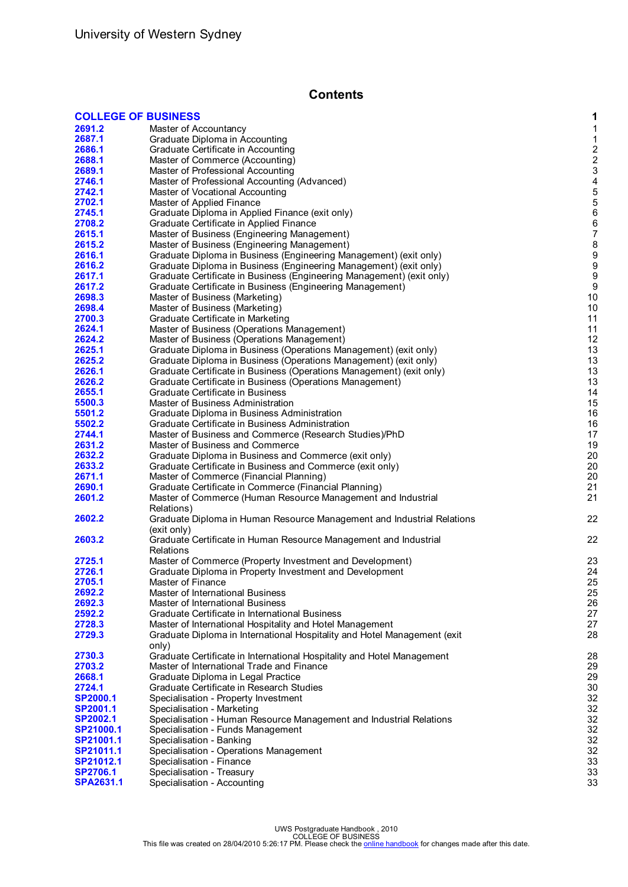# Contents

| | | |
|---|---|---|
| **COLLEGE OF BUSINESS** | | **1** |
| **2691.2** | Master of Accountancy | 1 |
| **2687.1** | Graduate Diploma in Accounting | 1 |
| **2686.1** | Graduate Certificate in Accounting | 2 |
| **2688.1** | Master of Commerce (Accounting) | 2 |
| **2689.1** | Master of Professional Accounting | 3 |
| **2746.1** | Master of Professional Accounting (Advanced) | 4 |
| **2742.1** | Master of Vocational Accounting | 5 |
| **2702.1** | Master of Applied Finance | 5 |
| **2745.1** | Graduate Diploma in Applied Finance (exit only) | 6 |
| **2708.2** | Graduate Certificate in Applied Finance | 6 |
| **2615.1** | Master of Business (Engineering Management) | 7 |
| **2615.2** | Master of Business (Engineering Management) | 8 |
| **2616.1** | Graduate Diploma in Business (Engineering Management) (exit only) | 9 |
| **2616.2** | Graduate Diploma in Business (Engineering Management) (exit only) | 9 |
| **2617.1** | Graduate Certificate in Business (Engineering Management) (exit only) | 9 |
| **2617.2** | Graduate Certificate in Business (Engineering Management) | 9 |
| **2698.3** | Master of Business (Marketing) | 10 |
| **2698.4** | Master of Business (Marketing) | 10 |
| **2700.3** | Graduate Certificate in Marketing | 11 |
| **2624.1** | Master of Business (Operations Management) | 11 |
| **2624.2** | Master of Business (Operations Management) | 12 |
| **2625.1** | Graduate Diploma in Business (Operations Management) (exit only) | 13 |
| **2625.2** | Graduate Diploma in Business (Operations Management) (exit only) | 13 |
| **2626.1** | Graduate Certificate in Business (Operations Management) (exit only) | 13 |
| **2626.2** | Graduate Certificate in Business (Operations Management) | 13 |
| **2655.1** | Graduate Certificate in Business | 14 |
| **5500.3** | Master of Business Administration | 15 |
| **5501.2** | Graduate Diploma in Business Administration | 16 |
| **5502.2** | Graduate Certificate in Business Administration | 16 |
| **2744.1** | Master of Business and Commerce (Research Studies)/PhD | 17 |
| **2631.2** | Master of Business and Commerce | 19 |
| **2632.2** | Graduate Diploma in Business and Commerce (exit only) | 20 |
| **2633.2** | Graduate Certificate in Business and Commerce (exit only) | 20 |
| **2671.1** | Master of Commerce (Financial Planning) | 20 |
| **2690.1** | Graduate Certificate in Commerce (Financial Planning) | 21 |
| **2601.2** | Master of Commerce (Human Resource Management and Industrial Relations) | 21 |
| **2602.2** | Graduate Diploma in Human Resource Management and Industrial Relations (exit only) | 22 |
| **2603.2** | Graduate Certificate in Human Resource Management and Industrial Relations | 22 |
| **2725.1** | Master of Commerce (Property Investment and Development) | 23 |
| **2726.1** | Graduate Diploma in Property Investment and Development | 24 |
| **2705.1** | Master of Finance | 25 |
| **2692.2** | Master of International Business | 25 |
| **2692.3** | Master of International Business | 26 |
| **2592.2** | Graduate Certificate in International Business | 27 |
| **2728.3** | Master of International Hospitality and Hotel Management | 27 |
| **2729.3** | Graduate Diploma in International Hospitality and Hotel Management (exit only) | 28 |
| **2730.3** | Graduate Certificate in International Hospitality and Hotel Management | 28 |
| **2703.2** | Master of International Trade and Finance | 29 |
| **2668.1** | Graduate Diploma in Legal Practice | 29 |
| **2724.1** | Graduate Certificate in Research Studies | 30 |
| **SP2000.1** | Specialisation - Property Investment | 32 |
| **SP2001.1** | Specialisation - Marketing | 32 |
| **SP2002.1** | Specialisation - Human Resource Management and Industrial Relations | 32 |
| **SP21000.1** | Specialisation - Funds Management | 32 |
| **SP21001.1** | Specialisation - Banking | 32 |
| **SP21011.1** | Specialisation - Operations Management | 32 |
| **SP21012.1** | Specialisation - Finance | 33 |
| **SP2706.1** | Specialisation - Treasury | 33 |
| **SPA2631.1** | Specialisation - Accounting | 33 |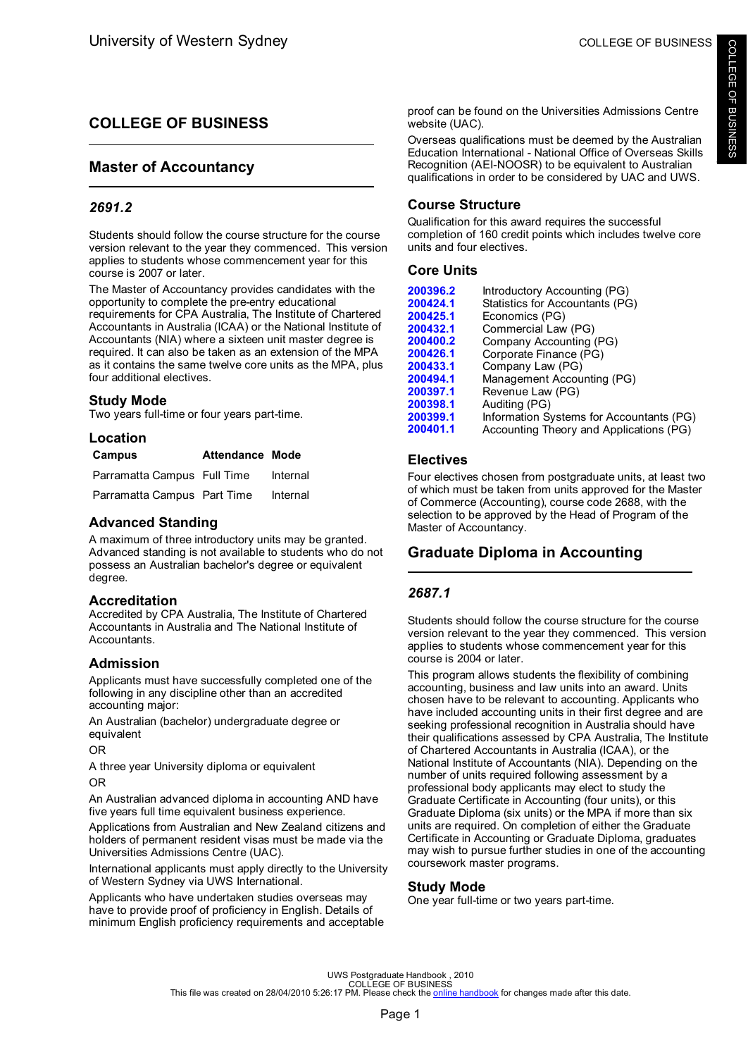# COLLEGE OF BUSINESS

## Master of Accountancy

### *2691.2*

Students should follow the course structure for the course version relevant to the year they commenced. This version applies to students whose commencement year for this course is 2007 or later.

The Master of Accountancy provides candidates with the opportunity to complete the pre-entry educational requirements for CPA Australia, The Institute of Chartered Accountants in Australia (ICAA) or the National Institute of Accountants (NIA) where a sixteen unit master degree is required. It can also be taken as an extension of the MPA as it contains the same twelve core units as the MPA, plus four additional electives.

### Study Mode

Two years full-time or four years part-time.

### Location

| Campus | Attendance | Mode |
|---|---|---|
| Parramatta Campus | Full Time | Internal |
| Parramatta Campus | Part Time | Internal |

### Advanced Standing

A maximum of three introductory units may be granted. Advanced standing is not available to students who do not possess an Australian bachelor's degree or equivalent degree.

### Accreditation

Accredited by CPA Australia, The Institute of Chartered Accountants in Australia and The National Institute of Accountants.

### Admission

Applicants must have successfully completed one of the following in any discipline other than an accredited accounting major:

An Australian (bachelor) undergraduate degree or equivalent

OR

A three year University diploma or equivalent

OR

An Australian advanced diploma in accounting AND have five years full time equivalent business experience.

Applications from Australian and New Zealand citizens and holders of permanent resident visas must be made via the Universities Admissions Centre (UAC).

International applicants must apply directly to the University of Western Sydney via UWS International.

Applicants who have undertaken studies overseas may have to provide proof of proficiency in English. Details of minimum English proficiency requirements and acceptable proof can be found on the Universities Admissions Centre website (UAC).

Overseas qualifications must be deemed by the Australian Education International - National Office of Overseas Skills Recognition (AEI-NOOSR) to be equivalent to Australian qualifications in order to be considered by UAC and UWS.

### Course Structure

Qualification for this award requires the successful completion of 160 credit points which includes twelve core units and four electives.

### Core Units

| | |
|---|---|
| **200396.2** | Introductory Accounting (PG) |
| **200424.1** | Statistics for Accountants (PG) |
| **200425.1** | Economics (PG) |
| **200432.1** | Commercial Law (PG) |
| **200400.2** | Company Accounting (PG) |
| **200426.1** | Corporate Finance (PG) |
| **200433.1** | Company Law (PG) |
| **200494.1** | Management Accounting (PG) |
| **200397.1** | Revenue Law (PG) |
| **200398.1** | Auditing (PG) |
| **200399.1** | Information Systems for Accountants (PG) |
| **200401.1** | Accounting Theory and Applications (PG) |

### Electives

Four electives chosen from postgraduate units, at least two of which must be taken from units approved for the Master of Commerce (Accounting), course code 2688, with the selection to be approved by the Head of Program of the Master of Accountancy.

## Graduate Diploma in Accounting

### *2687.1*

Students should follow the course structure for the course version relevant to the year they commenced. This version applies to students whose commencement year for this course is 2004 or later.

This program allows students the flexibility of combining accounting, business and law units into an award. Units chosen have to be relevant to accounting. Applicants who have included accounting units in their first degree and are seeking professional recognition in Australia should have their qualifications assessed by CPA Australia, The Institute of Chartered Accountants in Australia (ICAA), or the National Institute of Accountants (NIA). Depending on the number of units required following assessment by a professional body applicants may elect to study the Graduate Certificate in Accounting (four units), or this Graduate Diploma (six units) or the MPA if more than six units are required. On completion of either the Graduate Certificate in Accounting or Graduate Diploma, graduates may wish to pursue further studies in one of the accounting coursework master programs.

### Study Mode

One year full-time or two years part-time.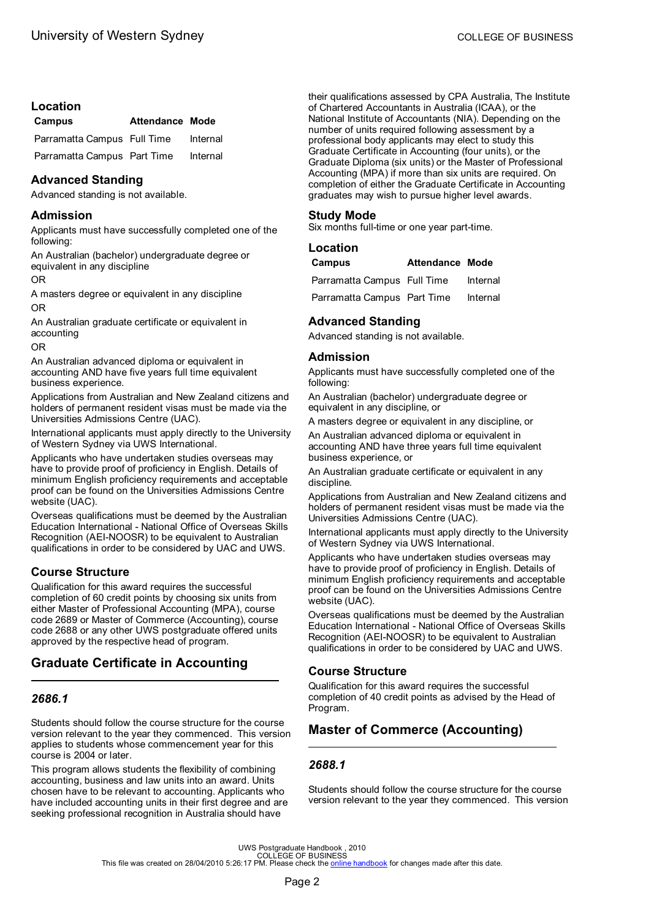### Location

| Campus | Attendance | Mode |
|---|---|---|
| Parramatta Campus | Full Time | Internal |
| Parramatta Campus | Part Time | Internal |

### Advanced Standing

Advanced standing is not available.

### Admission

Applicants must have successfully completed one of the following:

An Australian (bachelor) undergraduate degree or equivalent in any discipline

OR

A masters degree or equivalent in any discipline

OR

An Australian graduate certificate or equivalent in accounting

OR

An Australian advanced diploma or equivalent in accounting AND have five years full time equivalent business experience.

Applications from Australian and New Zealand citizens and holders of permanent resident visas must be made via the Universities Admissions Centre (UAC).

International applicants must apply directly to the University of Western Sydney via UWS International.

Applicants who have undertaken studies overseas may have to provide proof of proficiency in English. Details of minimum English proficiency requirements and acceptable proof can be found on the Universities Admissions Centre website (UAC).

Overseas qualifications must be deemed by the Australian Education International - National Office of Overseas Skills Recognition (AEI-NOOSR) to be equivalent to Australian qualifications in order to be considered by UAC and UWS.

### Course Structure

Qualification for this award requires the successful completion of 60 credit points by choosing six units from either Master of Professional Accounting (MPA), course code 2689 or Master of Commerce (Accounting), course code 2688 or any other UWS postgraduate offered units approved by the respective head of program.

## Graduate Certificate in Accounting

### *2686.1*

Students should follow the course structure for the course version relevant to the year they commenced. This version applies to students whose commencement year for this course is 2004 or later.

This program allows students the flexibility of combining accounting, business and law units into an award. Units chosen have to be relevant to accounting. Applicants who have included accounting units in their first degree and are seeking professional recognition in Australia should have their qualifications assessed by CPA Australia, The Institute of Chartered Accountants in Australia (ICAA), or the National Institute of Accountants (NIA). Depending on the number of units required following assessment by a professional body applicants may elect to study this Graduate Certificate in Accounting (four units), or the Graduate Diploma (six units) or the Master of Professional Accounting (MPA) if more than six units are required. On completion of either the Graduate Certificate in Accounting graduates may wish to pursue higher level awards.

### Study Mode

Six months full-time or one year part-time.

### Location

| Campus | Attendance | Mode |
|---|---|---|
| Parramatta Campus | Full Time | Internal |
| Parramatta Campus | Part Time | Internal |

### Advanced Standing

Advanced standing is not available.

### Admission

Applicants must have successfully completed one of the following:

An Australian (bachelor) undergraduate degree or equivalent in any discipline, or

A masters degree or equivalent in any discipline, or

An Australian advanced diploma or equivalent in accounting AND have three years full time equivalent business experience, or

An Australian graduate certificate or equivalent in any discipline.

Applications from Australian and New Zealand citizens and holders of permanent resident visas must be made via the Universities Admissions Centre (UAC).

International applicants must apply directly to the University of Western Sydney via UWS International.

Applicants who have undertaken studies overseas may have to provide proof of proficiency in English. Details of minimum English proficiency requirements and acceptable proof can be found on the Universities Admissions Centre website (UAC).

Overseas qualifications must be deemed by the Australian Education International - National Office of Overseas Skills Recognition (AEI-NOOSR) to be equivalent to Australian qualifications in order to be considered by UAC and UWS.

### Course Structure

Qualification for this award requires the successful completion of 40 credit points as advised by the Head of Program.

## Master of Commerce (Accounting)

### *2688.1*

Students should follow the course structure for the course version relevant to the year they commenced. This version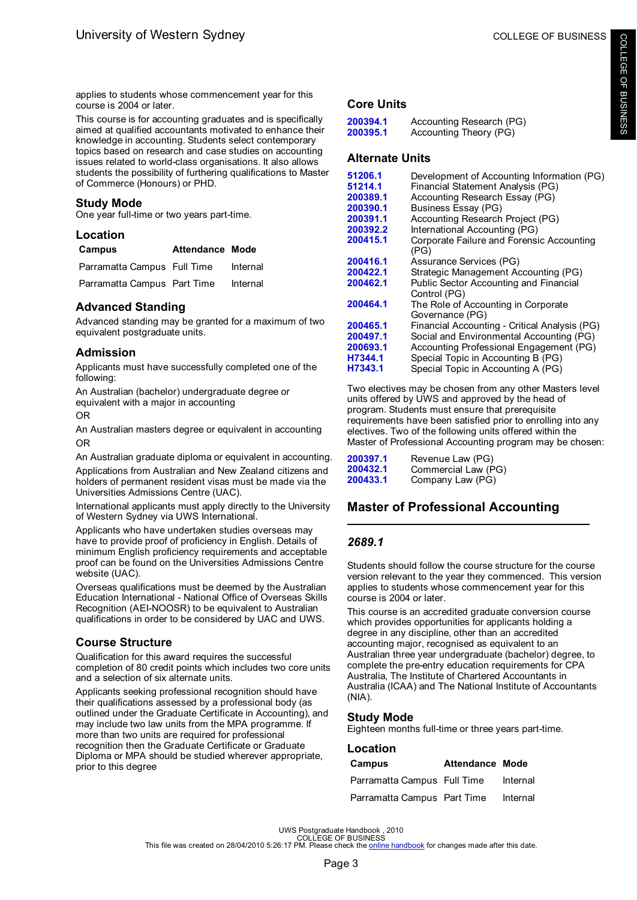applies to students whose commencement year for this course is 2004 or later.

This course is for accounting graduates and is specifically aimed at qualified accountants motivated to enhance their knowledge in accounting. Students select contemporary topics based on research and case studies on accounting issues related to world-class organisations. It also allows students the possibility of furthering qualifications to Master of Commerce (Honours) or PHD.

### Study Mode

One year full-time or two years part-time.

### Location

| Campus | Attendance | Mode |
|---|---|---|
| Parramatta Campus | Full Time | Internal |
| Parramatta Campus | Part Time | Internal |

### Advanced Standing

Advanced standing may be granted for a maximum of two equivalent postgraduate units.

### Admission

Applicants must have successfully completed one of the following:

An Australian (bachelor) undergraduate degree or equivalent with a major in accounting

OR

An Australian masters degree or equivalent in accounting

OR

An Australian graduate diploma or equivalent in accounting.

Applications from Australian and New Zealand citizens and holders of permanent resident visas must be made via the Universities Admissions Centre (UAC).

International applicants must apply directly to the University of Western Sydney via UWS International.

Applicants who have undertaken studies overseas may have to provide proof of proficiency in English. Details of minimum English proficiency requirements and acceptable proof can be found on the Universities Admissions Centre website (UAC).

Overseas qualifications must be deemed by the Australian Education International - National Office of Overseas Skills Recognition (AEI-NOOSR) to be equivalent to Australian qualifications in order to be considered by UAC and UWS.

### Course Structure

Qualification for this award requires the successful completion of 80 credit points which includes two core units and a selection of six alternate units.

Applicants seeking professional recognition should have their qualifications assessed by a professional body (as outlined under the Graduate Certificate in Accounting), and may include two law units from the MPA programme. If more than two units are required for professional recognition then the Graduate Certificate or Graduate Diploma or MPA should be studied wherever appropriate, prior to this degree

### Core Units

- **200394.1** Accounting Research (PG)
- **200395.1** Accounting Theory (PG)

### Alternate Units

- **51206.1** Development of Accounting Information (PG)
- **51214.1** Financial Statement Analysis (PG)
- **200389.1** Accounting Research Essay (PG)
- **200390.1** Business Essay (PG)
- **200391.1** Accounting Research Project (PG)
- **200392.2** International Accounting (PG)
- **200415.1** Corporate Failure and Forensic Accounting (PG)
- **200416.1** Assurance Services (PG)
- **200422.1** Strategic Management Accounting (PG)
- **200462.1** Public Sector Accounting and Financial Control (PG)
- **200464.1** The Role of Accounting in Corporate Governance (PG)
- **200465.1** Financial Accounting - Critical Analysis (PG)
- **200497.1** Social and Environmental Accounting (PG)
- **200693.1** Accounting Professional Engagement (PG)
- **H7344.1** Special Topic in Accounting B (PG)
- **H7343.1** Special Topic in Accounting A (PG)

Two electives may be chosen from any other Masters level units offered by UWS and approved by the head of program. Students must ensure that prerequisite requirements have been satisfied prior to enrolling into any electives. Two of the following units offered within the Master of Professional Accounting program may be chosen:

- **200397.1** Revenue Law (PG)
- **200432.1** Commercial Law (PG)
- **200433.1** Company Law (PG)

## Master of Professional Accounting

### *2689.1*

Students should follow the course structure for the course version relevant to the year they commenced. This version applies to students whose commencement year for this course is 2004 or later.

This course is an accredited graduate conversion course which provides opportunities for applicants holding a degree in any discipline, other than an accredited accounting major, recognised as equivalent to an Australian three year undergraduate (bachelor) degree, to complete the pre-entry education requirements for CPA Australia, The Institute of Chartered Accountants in Australia (ICAA) and The National Institute of Accountants (NIA).

### Study Mode

Eighteen months full-time or three years part-time.

### Location

| Campus | Attendance | Mode |
|---|---|---|
| Parramatta Campus | Full Time | Internal |
| Parramatta Campus | Part Time | Internal |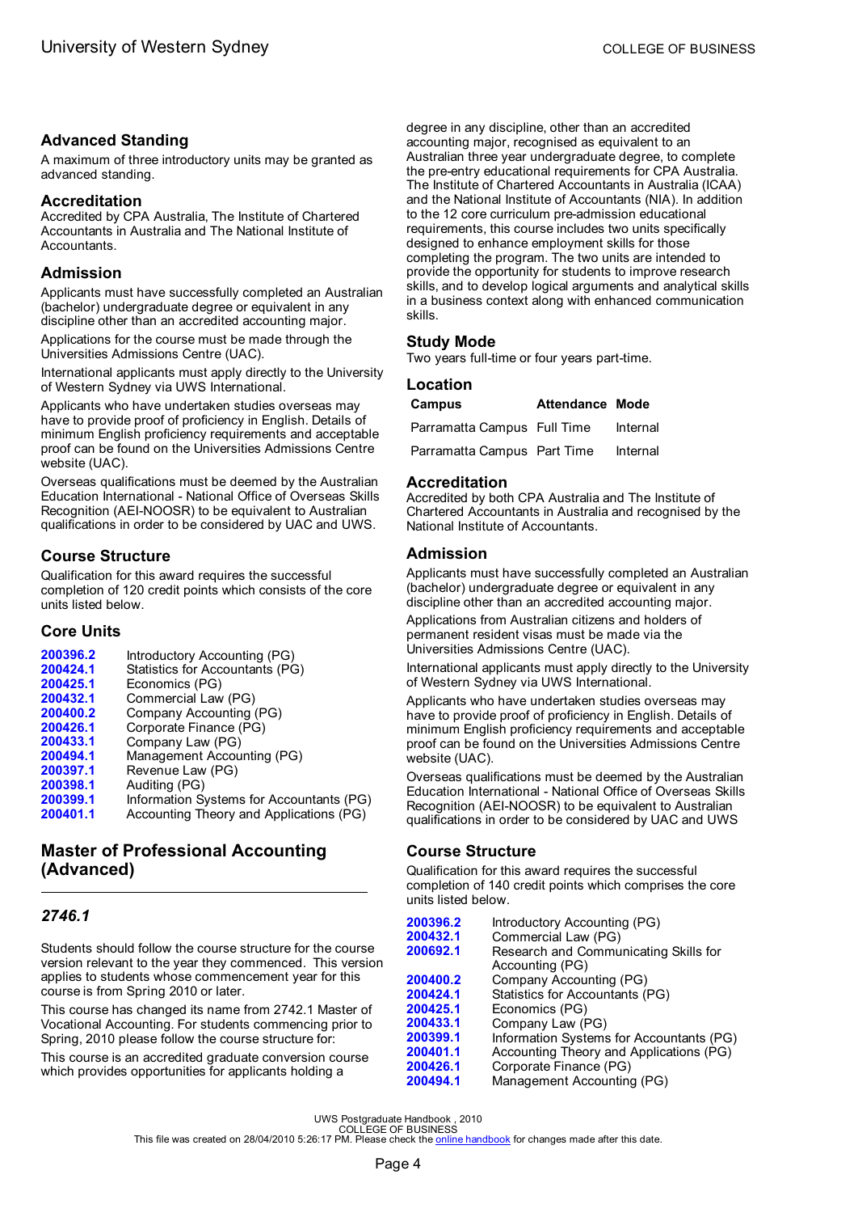## Advanced Standing

A maximum of three introductory units may be granted as advanced standing.

## Accreditation

Accredited by CPA Australia, The Institute of Chartered Accountants in Australia and The National Institute of Accountants.

## Admission

Applicants must have successfully completed an Australian (bachelor) undergraduate degree or equivalent in any discipline other than an accredited accounting major.

Applications for the course must be made through the Universities Admissions Centre (UAC).

International applicants must apply directly to the University of Western Sydney via UWS International.

Applicants who have undertaken studies overseas may have to provide proof of proficiency in English. Details of minimum English proficiency requirements and acceptable proof can be found on the Universities Admissions Centre website (UAC).

Overseas qualifications must be deemed by the Australian Education International - National Office of Overseas Skills Recognition (AEI-NOOSR) to be equivalent to Australian qualifications in order to be considered by UAC and UWS.

## Course Structure

Qualification for this award requires the successful completion of 120 credit points which consists of the core units listed below.

## Core Units

| | |
|---|---|
| **200396.2** | Introductory Accounting (PG) |
| **200424.1** | Statistics for Accountants (PG) |
| **200425.1** | Economics (PG) |
| **200432.1** | Commercial Law (PG) |
| **200400.2** | Company Accounting (PG) |
| **200426.1** | Corporate Finance (PG) |
| **200433.1** | Company Law (PG) |
| **200494.1** | Management Accounting (PG) |
| **200397.1** | Revenue Law (PG) |
| **200398.1** | Auditing (PG) |
| **200399.1** | Information Systems for Accountants (PG) |
| **200401.1** | Accounting Theory and Applications (PG) |

# Master of Professional Accounting (Advanced)

### *2746.1*

Students should follow the course structure for the course version relevant to the year they commenced. This version applies to students whose commencement year for this course is from Spring 2010 or later.

This course has changed its name from 2742.1 Master of Vocational Accounting. For students commencing prior to Spring, 2010 please follow the course structure for:

This course is an accredited graduate conversion course which provides opportunities for applicants holding a degree in any discipline, other than an accredited accounting major, recognised as equivalent to an Australian three year undergraduate degree, to complete the pre-entry educational requirements for CPA Australia. The Institute of Chartered Accountants in Australia (ICAA) and the National Institute of Accountants (NIA). In addition to the 12 core curriculum pre-admission educational requirements, this course includes two units specifically designed to enhance employment skills for those completing the program. The two units are intended to provide the opportunity for students to improve research skills, and to develop logical arguments and analytical skills in a business context along with enhanced communication skills.

## Study Mode

Two years full-time or four years part-time.

## Location

| Campus | Attendance | Mode |
|---|---|---|
| Parramatta Campus | Full Time | Internal |
| Parramatta Campus | Part Time | Internal |

## Accreditation

Accredited by both CPA Australia and The Institute of Chartered Accountants in Australia and recognised by the National Institute of Accountants.

## Admission

Applicants must have successfully completed an Australian (bachelor) undergraduate degree or equivalent in any discipline other than an accredited accounting major.

Applications from Australian citizens and holders of permanent resident visas must be made via the Universities Admissions Centre (UAC).

International applicants must apply directly to the University of Western Sydney via UWS International.

Applicants who have undertaken studies overseas may have to provide proof of proficiency in English. Details of minimum English proficiency requirements and acceptable proof can be found on the Universities Admissions Centre website (UAC).

Overseas qualifications must be deemed by the Australian Education International - National Office of Overseas Skills Recognition (AEI-NOOSR) to be equivalent to Australian qualifications in order to be considered by UAC and UWS

## Course Structure

Qualification for this award requires the successful completion of 140 credit points which comprises the core units listed below.

| | |
|---|---|
| **200396.2** | Introductory Accounting (PG) |
| **200432.1** | Commercial Law (PG) |
| **200692.1** | Research and Communicating Skills for Accounting (PG) |
| **200400.2** | Company Accounting (PG) |
| **200424.1** | Statistics for Accountants (PG) |
| **200425.1** | Economics (PG) |
| **200433.1** | Company Law (PG) |
| **200399.1** | Information Systems for Accountants (PG) |
| **200401.1** | Accounting Theory and Applications (PG) |
| **200426.1** | Corporate Finance (PG) |
| **200494.1** | Management Accounting (PG) |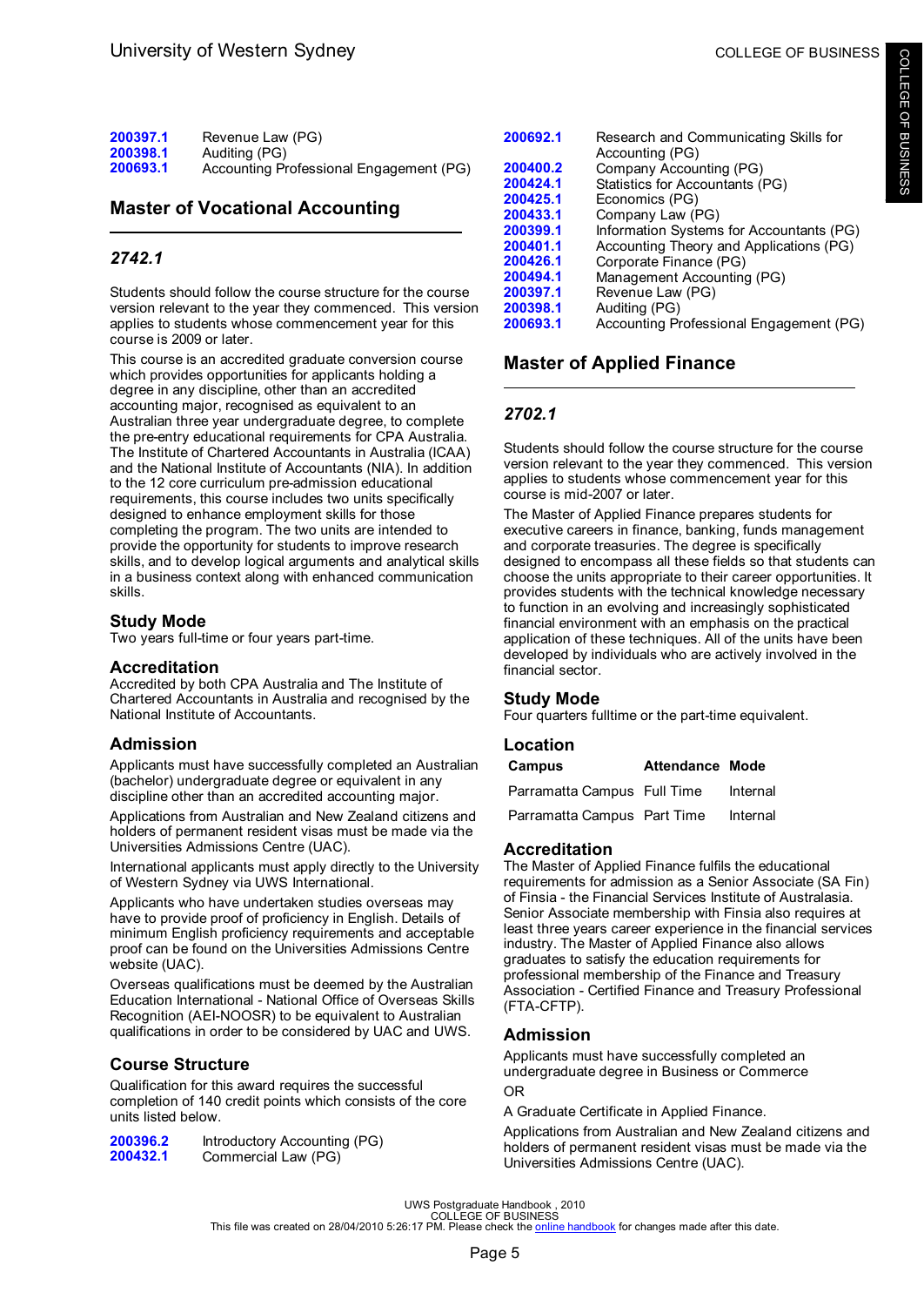| | |
|---|---|
| **200397.1** | Revenue Law (PG) |
| **200398.1** | Auditing (PG) |
| **200693.1** | Accounting Professional Engagement (PG) |

## Master of Vocational Accounting

### *2742.1*

Students should follow the course structure for the course version relevant to the year they commenced. This version applies to students whose commencement year for this course is 2009 or later.

This course is an accredited graduate conversion course which provides opportunities for applicants holding a degree in any discipline, other than an accredited accounting major, recognised as equivalent to an Australian three year undergraduate degree, to complete the pre-entry educational requirements for CPA Australia. The Institute of Chartered Accountants in Australia (ICAA) and the National Institute of Accountants (NIA). In addition to the 12 core curriculum pre-admission educational requirements, this course includes two units specifically designed to enhance employment skills for those completing the program. The two units are intended to provide the opportunity for students to improve research skills, and to develop logical arguments and analytical skills in a business context along with enhanced communication skills.

### Study Mode

Two years full-time or four years part-time.

### Accreditation

Accredited by both CPA Australia and The Institute of Chartered Accountants in Australia and recognised by the National Institute of Accountants.

### Admission

Applicants must have successfully completed an Australian (bachelor) undergraduate degree or equivalent in any discipline other than an accredited accounting major.

Applications from Australian and New Zealand citizens and holders of permanent resident visas must be made via the Universities Admissions Centre (UAC).

International applicants must apply directly to the University of Western Sydney via UWS International.

Applicants who have undertaken studies overseas may have to provide proof of proficiency in English. Details of minimum English proficiency requirements and acceptable proof can be found on the Universities Admissions Centre website (UAC).

Overseas qualifications must be deemed by the Australian Education International - National Office of Overseas Skills Recognition (AEI-NOOSR) to be equivalent to Australian qualifications in order to be considered by UAC and UWS.

### Course Structure

Qualification for this award requires the successful completion of 140 credit points which consists of the core units listed below.

| | |
|---|---|
| **200396.2** | Introductory Accounting (PG) |
| **200432.1** | Commercial Law (PG) |
| **200692.1** | Research and Communicating Skills for Accounting (PG) |
| **200400.2** | Company Accounting (PG) |
| **200424.1** | Statistics for Accountants (PG) |
| **200425.1** | Economics (PG) |
| **200433.1** | Company Law (PG) |
| **200399.1** | Information Systems for Accountants (PG) |
| **200401.1** | Accounting Theory and Applications (PG) |
| **200426.1** | Corporate Finance (PG) |
| **200494.1** | Management Accounting (PG) |
| **200397.1** | Revenue Law (PG) |
| **200398.1** | Auditing (PG) |
| **200693.1** | Accounting Professional Engagement (PG) |

## Master of Applied Finance

### *2702.1*

Students should follow the course structure for the course version relevant to the year they commenced. This version applies to students whose commencement year for this course is mid-2007 or later.

The Master of Applied Finance prepares students for executive careers in finance, banking, funds management and corporate treasuries. The degree is specifically designed to encompass all these fields so that students can choose the units appropriate to their career opportunities. It provides students with the technical knowledge necessary to function in an evolving and increasingly sophisticated financial environment with an emphasis on the practical application of these techniques. All of the units have been developed by individuals who are actively involved in the financial sector.

### Study Mode

Four quarters fulltime or the part-time equivalent.

### Location

| Campus | Attendance | Mode |
|---|---|---|
| Parramatta Campus | Full Time | Internal |
| Parramatta Campus | Part Time | Internal |

### Accreditation

The Master of Applied Finance fulfils the educational requirements for admission as a Senior Associate (SA Fin) of Finsia - the Financial Services Institute of Australasia. Senior Associate membership with Finsia also requires at least three years career experience in the financial services industry. The Master of Applied Finance also allows graduates to satisfy the education requirements for professional membership of the Finance and Treasury Association - Certified Finance and Treasury Professional (FTA-CFTP).

### Admission

Applicants must have successfully completed an undergraduate degree in Business or Commerce

OR

A Graduate Certificate in Applied Finance.

Applications from Australian and New Zealand citizens and holders of permanent resident visas must be made via the Universities Admissions Centre (UAC).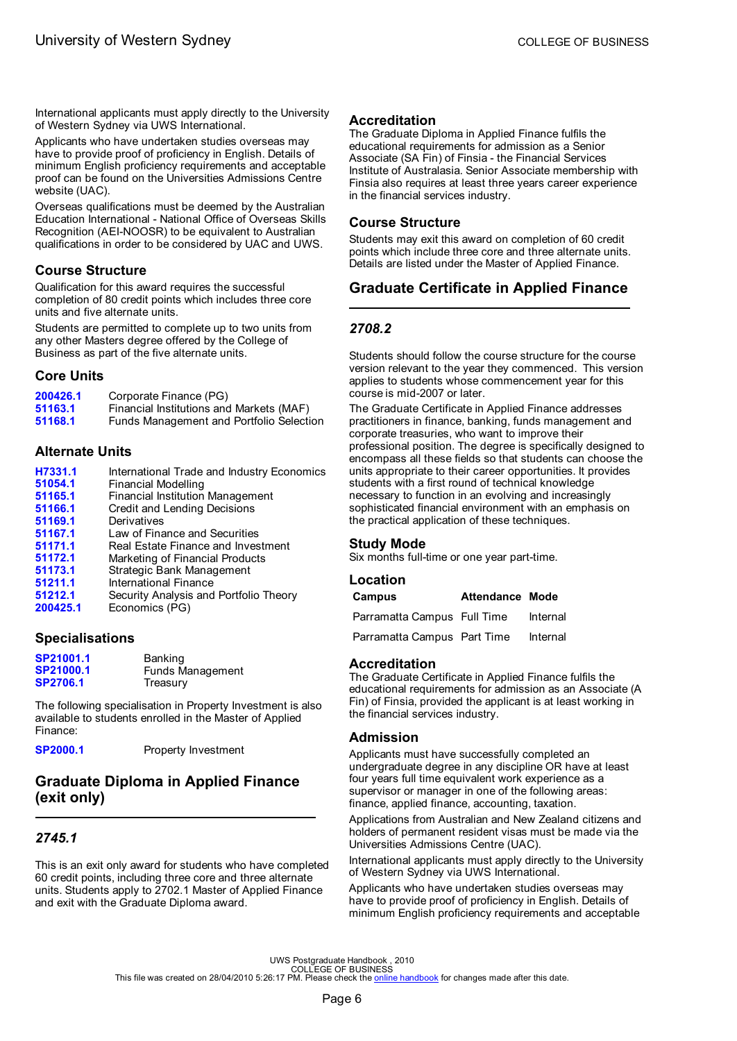International applicants must apply directly to the University of Western Sydney via UWS International.

Applicants who have undertaken studies overseas may have to provide proof of proficiency in English. Details of minimum English proficiency requirements and acceptable proof can be found on the Universities Admissions Centre website (UAC).

Overseas qualifications must be deemed by the Australian Education International - National Office of Overseas Skills Recognition (AEI-NOOSR) to be equivalent to Australian qualifications in order to be considered by UAC and UWS.

### Course Structure

Qualification for this award requires the successful completion of 80 credit points which includes three core units and five alternate units.

Students are permitted to complete up to two units from any other Masters degree offered by the College of Business as part of the five alternate units.

### Core Units

| | |
|---|---|
| **200426.1** | Corporate Finance (PG) |
| **51163.1** | Financial Institutions and Markets (MAF) |
| **51168.1** | Funds Management and Portfolio Selection |

### Alternate Units

| | |
|---|---|
| **H7331.1** | International Trade and Industry Economics |
| **51054.1** | Financial Modelling |
| **51165.1** | Financial Institution Management |
| **51166.1** | Credit and Lending Decisions |
| **51169.1** | Derivatives |
| **51167.1** | Law of Finance and Securities |
| **51171.1** | Real Estate Finance and Investment |
| **51172.1** | Marketing of Financial Products |
| **51173.1** | Strategic Bank Management |
| **51211.1** | International Finance |
| **51212.1** | Security Analysis and Portfolio Theory |
| **200425.1** | Economics (PG) |

### Specialisations

| | |
|---|---|
| **SP21001.1** | Banking |
| **SP21000.1** | Funds Management |
| **SP2706.1** | Treasury |

The following specialisation in Property Investment is also available to students enrolled in the Master of Applied Finance:

| | |
|---|---|
| **SP2000.1** | Property Investment |

## Graduate Diploma in Applied Finance (exit only)

### *2745.1*

This is an exit only award for students who have completed 60 credit points, including three core and three alternate units. Students apply to 2702.1 Master of Applied Finance and exit with the Graduate Diploma award.

### Accreditation

The Graduate Diploma in Applied Finance fulfils the educational requirements for admission as a Senior Associate (SA Fin) of Finsia - the Financial Services Institute of Australasia. Senior Associate membership with Finsia also requires at least three years career experience in the financial services industry.

### Course Structure

Students may exit this award on completion of 60 credit points which include three core and three alternate units. Details are listed under the Master of Applied Finance.

## Graduate Certificate in Applied Finance

### *2708.2*

Students should follow the course structure for the course version relevant to the year they commenced. This version applies to students whose commencement year for this course is mid-2007 or later.

The Graduate Certificate in Applied Finance addresses practitioners in finance, banking, funds management and corporate treasuries, who want to improve their professional position. The degree is specifically designed to encompass all these fields so that students can choose the units appropriate to their career opportunities. It provides students with a first round of technical knowledge necessary to function in an evolving and increasingly sophisticated financial environment with an emphasis on the practical application of these techniques.

### Study Mode

Six months full-time or one year part-time.

### Location

| Campus | Attendance | Mode |
|---|---|---|
| Parramatta Campus | Full Time | Internal |
| Parramatta Campus | Part Time | Internal |

### Accreditation

The Graduate Certificate in Applied Finance fulfils the educational requirements for admission as an Associate (A Fin) of Finsia, provided the applicant is at least working in the financial services industry.

### Admission

Applicants must have successfully completed an undergraduate degree in any discipline OR have at least four years full time equivalent work experience as a supervisor or manager in one of the following areas: finance, applied finance, accounting, taxation.

Applications from Australian and New Zealand citizens and holders of permanent resident visas must be made via the Universities Admissions Centre (UAC).

International applicants must apply directly to the University of Western Sydney via UWS International.

Applicants who have undertaken studies overseas may have to provide proof of proficiency in English. Details of minimum English proficiency requirements and acceptable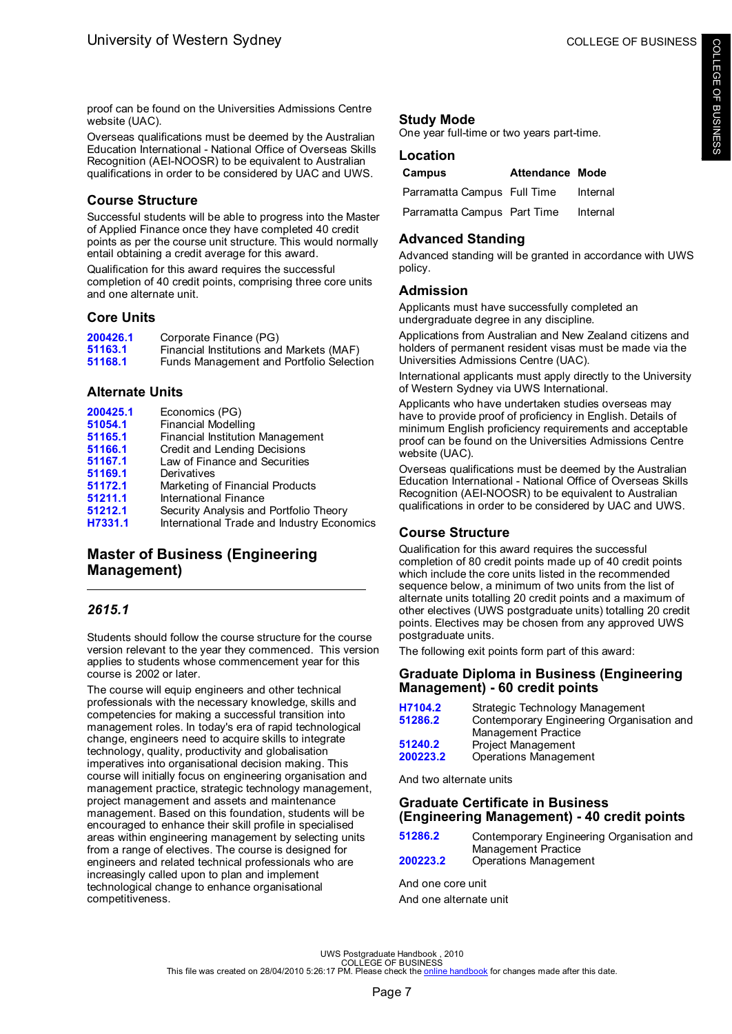proof can be found on the Universities Admissions Centre website (UAC).

Overseas qualifications must be deemed by the Australian Education International - National Office of Overseas Skills Recognition (AEI-NOOSR) to be equivalent to Australian qualifications in order to be considered by UAC and UWS.

### Course Structure

Successful students will be able to progress into the Master of Applied Finance once they have completed 40 credit points as per the course unit structure. This would normally entail obtaining a credit average for this award.

Qualification for this award requires the successful completion of 40 credit points, comprising three core units and one alternate unit.

### Core Units

| | |
|---|---|
| 200426.1 | Corporate Finance (PG) |
| 51163.1 | Financial Institutions and Markets (MAF) |
| 51168.1 | Funds Management and Portfolio Selection |

### Alternate Units

| | |
|---|---|
| 200425.1 | Economics (PG) |
| 51054.1 | Financial Modelling |
| 51165.1 | Financial Institution Management |
| 51166.1 | Credit and Lending Decisions |
| 51167.1 | Law of Finance and Securities |
| 51169.1 | Derivatives |
| 51172.1 | Marketing of Financial Products |
| 51211.1 | International Finance |
| 51212.1 | Security Analysis and Portfolio Theory |
| H7331.1 | International Trade and Industry Economics |

## Master of Business (Engineering Management)

### *2615.1*

Students should follow the course structure for the course version relevant to the year they commenced. This version applies to students whose commencement year for this course is 2002 or later.

The course will equip engineers and other technical professionals with the necessary knowledge, skills and competencies for making a successful transition into management roles. In today's era of rapid technological change, engineers need to acquire skills to integrate technology, quality, productivity and globalisation imperatives into organisational decision making. This course will initially focus on engineering organisation and management practice, strategic technology management, project management and assets and maintenance management. Based on this foundation, students will be encouraged to enhance their skill profile in specialised areas within engineering management by selecting units from a range of electives. The course is designed for engineers and related technical professionals who are increasingly called upon to plan and implement technological change to enhance organisational competitiveness.

### Study Mode

One year full-time or two years part-time.

### Location

| Campus | Attendance | Mode |
|---|---|---|
| Parramatta Campus | Full Time | Internal |
| Parramatta Campus | Part Time | Internal |

### Advanced Standing

Advanced standing will be granted in accordance with UWS policy.

### Admission

Applicants must have successfully completed an undergraduate degree in any discipline.

Applications from Australian and New Zealand citizens and holders of permanent resident visas must be made via the Universities Admissions Centre (UAC).

International applicants must apply directly to the University of Western Sydney via UWS International.

Applicants who have undertaken studies overseas may have to provide proof of proficiency in English. Details of minimum English proficiency requirements and acceptable proof can be found on the Universities Admissions Centre website (UAC).

Overseas qualifications must be deemed by the Australian Education International - National Office of Overseas Skills Recognition (AEI-NOOSR) to be equivalent to Australian qualifications in order to be considered by UAC and UWS.

### Course Structure

Qualification for this award requires the successful completion of 80 credit points made up of 40 credit points which include the core units listed in the recommended sequence below, a minimum of two units from the list of alternate units totalling 20 credit points and a maximum of other electives (UWS postgraduate units) totalling 20 credit points. Electives may be chosen from any approved UWS postgraduate units.

The following exit points form part of this award:

### Graduate Diploma in Business (Engineering Management) - 60 credit points

| | |
|---|---|
| H7104.2 | Strategic Technology Management |
| 51286.2 | Contemporary Engineering Organisation and Management Practice |
| 51240.2 | Project Management |
| 200223.2 | Operations Management |

And two alternate units

### Graduate Certificate in Business (Engineering Management) - 40 credit points

| | |
|---|---|
| 51286.2 | Contemporary Engineering Organisation and Management Practice |
| 200223.2 | Operations Management |

And one core unit

And one alternate unit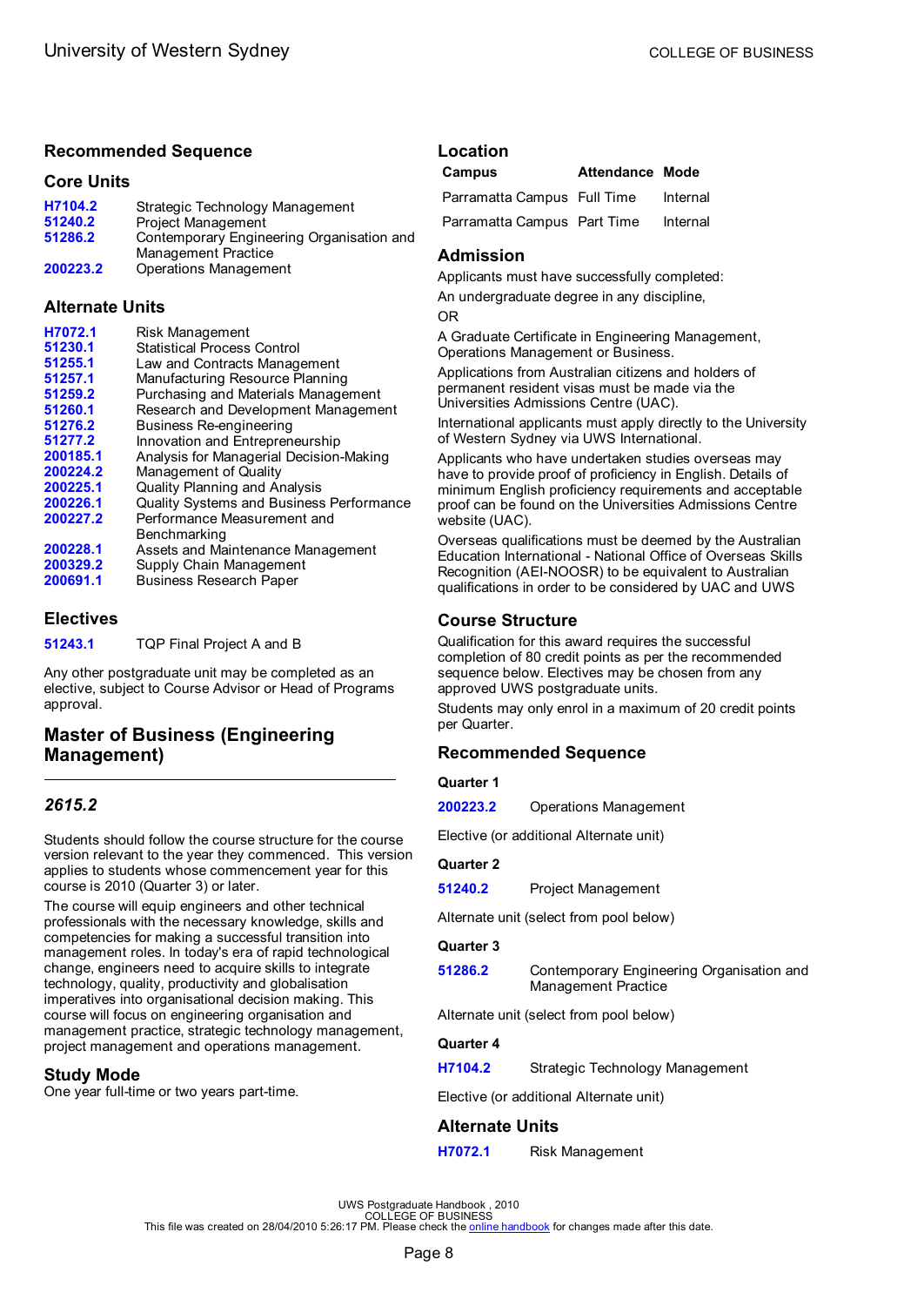## Recommended Sequence

### Core Units

| | |
|---|---|
| H7104.2 | Strategic Technology Management |
| 51240.2 | Project Management |
| 51286.2 | Contemporary Engineering Organisation and Management Practice |
| 200223.2 | Operations Management |

### Alternate Units

| | |
|---|---|
| H7072.1 | Risk Management |
| 51230.1 | Statistical Process Control |
| 51255.1 | Law and Contracts Management |
| 51257.1 | Manufacturing Resource Planning |
| 51259.2 | Purchasing and Materials Management |
| 51260.1 | Research and Development Management |
| 51276.2 | Business Re-engineering |
| 51277.2 | Innovation and Entrepreneurship |
| 200185.1 | Analysis for Managerial Decision-Making |
| 200224.2 | Management of Quality |
| 200225.1 | Quality Planning and Analysis |
| 200226.1 | Quality Systems and Business Performance |
| 200227.2 | Performance Measurement and Benchmarking |
| 200228.1 | Assets and Maintenance Management |
| 200329.2 | Supply Chain Management |
| 200691.1 | Business Research Paper |

### Electives

| | |
|---|---|
| 51243.1 | TQP Final Project A and B |

Any other postgraduate unit may be completed as an elective, subject to Course Advisor or Head of Programs approval.

## Master of Business (Engineering Management)

### *2615.2*

Students should follow the course structure for the course version relevant to the year they commenced. This version applies to students whose commencement year for this course is 2010 (Quarter 3) or later.

The course will equip engineers and other technical professionals with the necessary knowledge, skills and competencies for making a successful transition into management roles. In today's era of rapid technological change, engineers need to acquire skills to integrate technology, quality, productivity and globalisation imperatives into organisational decision making. This course will focus on engineering organisation and management practice, strategic technology management, project management and operations management.

### Study Mode

One year full-time or two years part-time.

### Location

| Campus | Attendance | Mode |
|---|---|---|
| Parramatta Campus | Full Time | Internal |
| Parramatta Campus | Part Time | Internal |

### Admission

Applicants must have successfully completed:

An undergraduate degree in any discipline,

OR

A Graduate Certificate in Engineering Management, Operations Management or Business.

Applications from Australian citizens and holders of permanent resident visas must be made via the Universities Admissions Centre (UAC).

International applicants must apply directly to the University of Western Sydney via UWS International.

Applicants who have undertaken studies overseas may have to provide proof of proficiency in English. Details of minimum English proficiency requirements and acceptable proof can be found on the Universities Admissions Centre website (UAC).

Overseas qualifications must be deemed by the Australian Education International - National Office of Overseas Skills Recognition (AEI-NOOSR) to be equivalent to Australian qualifications in order to be considered by UAC and UWS

### Course Structure

Qualification for this award requires the successful completion of 80 credit points as per the recommended sequence below. Electives may be chosen from any approved UWS postgraduate units.

Students may only enrol in a maximum of 20 credit points per Quarter.

### Recommended Sequence

#### Quarter 1

| | |
|---|---|
| 200223.2 | Operations Management |

Elective (or additional Alternate unit)

#### Quarter 2

| | |
|---|---|
| 51240.2 | Project Management |

Alternate unit (select from pool below)

#### Quarter 3

| | |
|---|---|
| 51286.2 | Contemporary Engineering Organisation and Management Practice |

Alternate unit (select from pool below)

#### Quarter 4

| | |
|---|---|
| H7104.2 | Strategic Technology Management |

Elective (or additional Alternate unit)

### Alternate Units

| | |
|---|---|
| H7072.1 | Risk Management |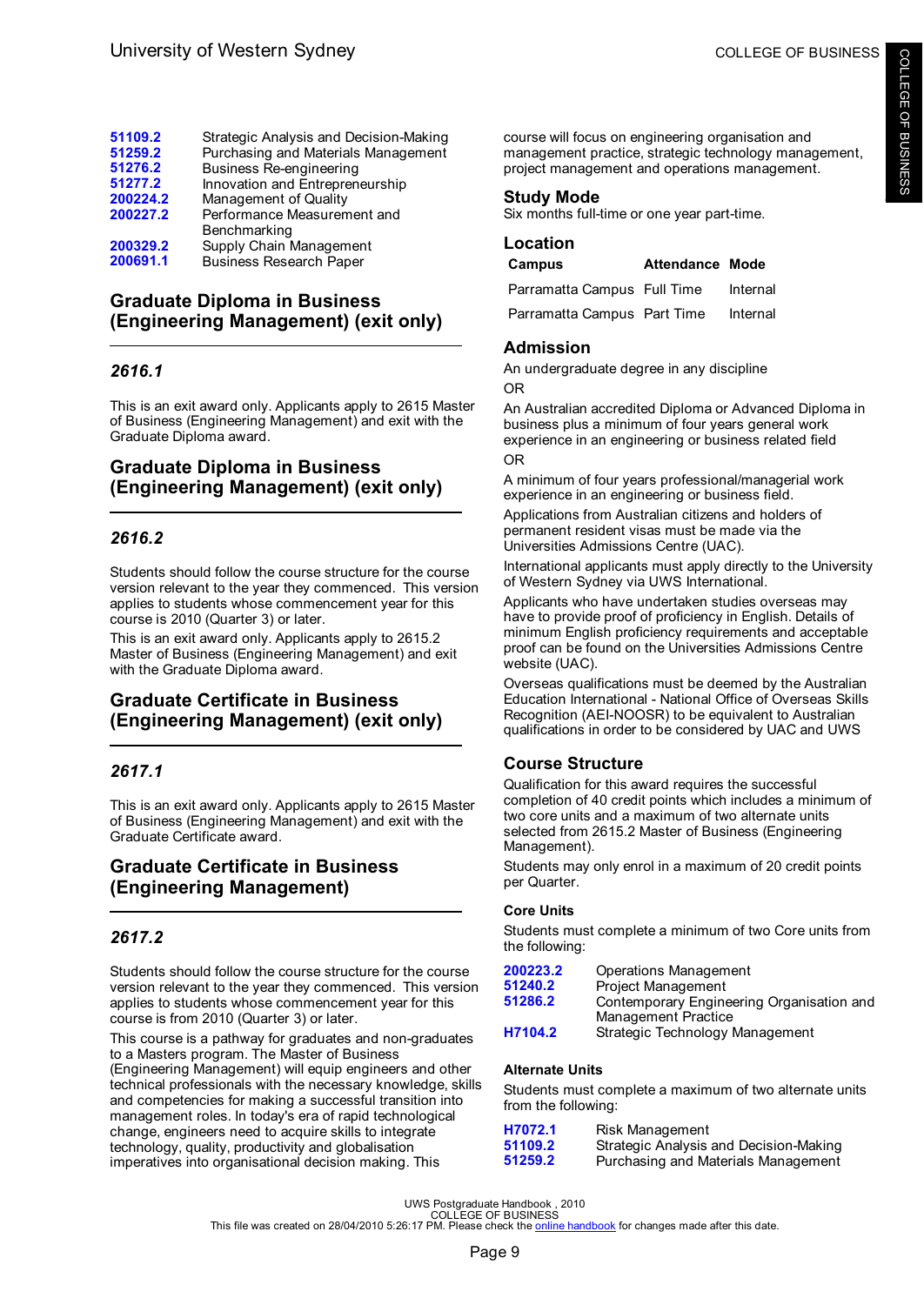| | |
|---|---|
| 51109.2 | Strategic Analysis and Decision-Making |
| 51259.2 | Purchasing and Materials Management |
| 51276.2 | Business Re-engineering |
| 51277.2 | Innovation and Entrepreneurship |
| 200224.2 | Management of Quality |
| 200227.2 | Performance Measurement and Benchmarking |
| 200329.2 | Supply Chain Management |
| 200691.1 | Business Research Paper |

## Graduate Diploma in Business (Engineering Management) (exit only)

### *2616.1*

This is an exit award only. Applicants apply to 2615 Master of Business (Engineering Management) and exit with the Graduate Diploma award.

## Graduate Diploma in Business (Engineering Management) (exit only)

### *2616.2*

Students should follow the course structure for the course version relevant to the year they commenced. This version applies to students whose commencement year for this course is 2010 (Quarter 3) or later.

This is an exit award only. Applicants apply to 2615.2 Master of Business (Engineering Management) and exit with the Graduate Diploma award.

## Graduate Certificate in Business (Engineering Management) (exit only)

### *2617.1*

This is an exit award only. Applicants apply to 2615 Master of Business (Engineering Management) and exit with the Graduate Certificate award.

## Graduate Certificate in Business (Engineering Management)

### *2617.2*

Students should follow the course structure for the course version relevant to the year they commenced. This version applies to students whose commencement year for this course is from 2010 (Quarter 3) or later.

This course is a pathway for graduates and non-graduates to a Masters program. The Master of Business (Engineering Management) will equip engineers and other technical professionals with the necessary knowledge, skills and competencies for making a successful transition into management roles. In today's era of rapid technological change, engineers need to acquire skills to integrate technology, quality, productivity and globalisation imperatives into organisational decision making. This course will focus on engineering organisation and management practice, strategic technology management, project management and operations management.

### Study Mode

Six months full-time or one year part-time.

### Location

| Campus | Attendance | Mode |
|---|---|---|
| Parramatta Campus | Full Time | Internal |
| Parramatta Campus | Part Time | Internal |

### Admission

An undergraduate degree in any discipline

OR

An Australian accredited Diploma or Advanced Diploma in business plus a minimum of four years general work experience in an engineering or business related field

OR

A minimum of four years professional/managerial work experience in an engineering or business field.

Applications from Australian citizens and holders of permanent resident visas must be made via the Universities Admissions Centre (UAC).

International applicants must apply directly to the University of Western Sydney via UWS International.

Applicants who have undertaken studies overseas may have to provide proof of proficiency in English. Details of minimum English proficiency requirements and acceptable proof can be found on the Universities Admissions Centre website (UAC).

Overseas qualifications must be deemed by the Australian Education International - National Office of Overseas Skills Recognition (AEI-NOOSR) to be equivalent to Australian qualifications in order to be considered by UAC and UWS

### Course Structure

Qualification for this award requires the successful completion of 40 credit points which includes a minimum of two core units and a maximum of two alternate units selected from 2615.2 Master of Business (Engineering Management).

Students may only enrol in a maximum of 20 credit points per Quarter.

#### Core Units

Students must complete a minimum of two Core units from the following:

| | |
|---|---|
| 200223.2 | Operations Management |
| 51240.2 | Project Management |
| 51286.2 | Contemporary Engineering Organisation and Management Practice |
| H7104.2 | Strategic Technology Management |

#### Alternate Units

Students must complete a maximum of two alternate units from the following:

| | |
|---|---|
| H7072.1 | Risk Management |
| 51109.2 | Strategic Analysis and Decision-Making |
| 51259.2 | Purchasing and Materials Management |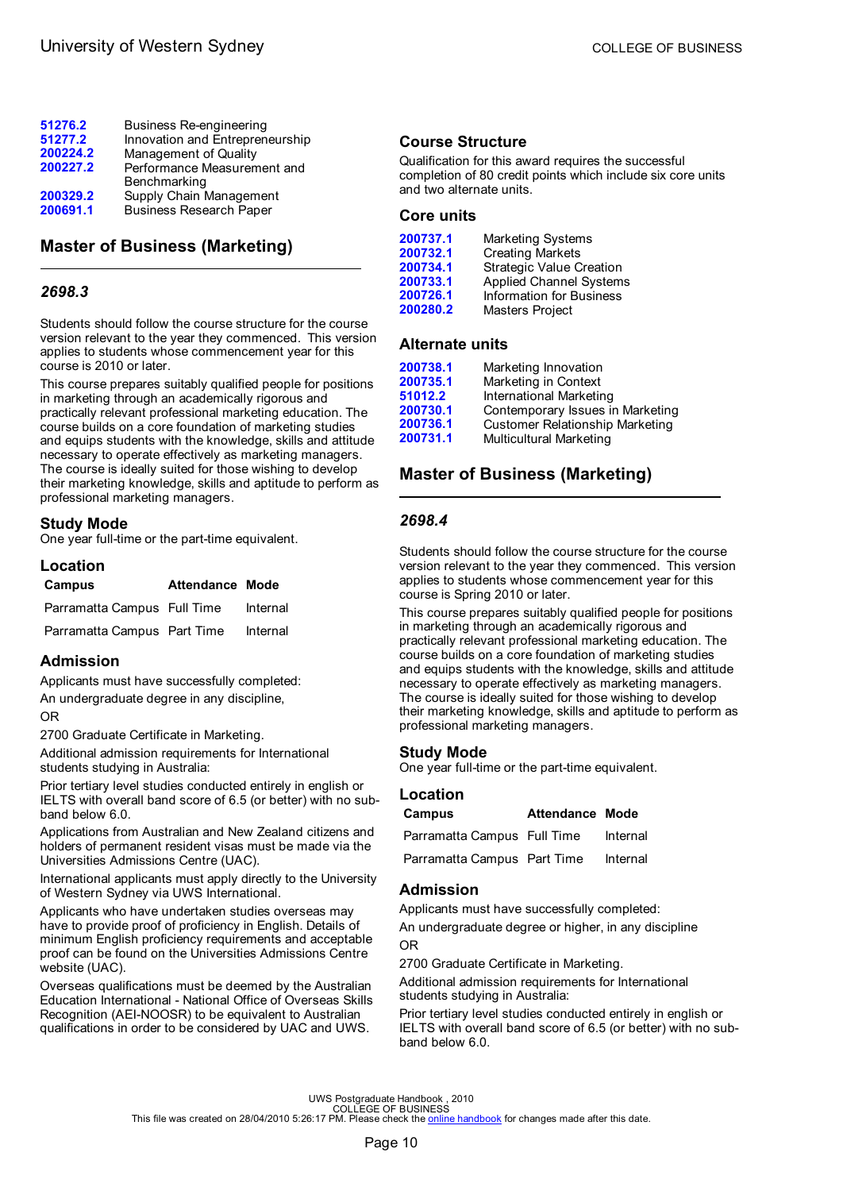| | |
|---|---|
| 51276.2 | Business Re-engineering |
| 51277.2 | Innovation and Entrepreneurship |
| 200224.2 | Management of Quality |
| 200227.2 | Performance Measurement and Benchmarking |
| 200329.2 | Supply Chain Management |
| 200691.1 | Business Research Paper |

## Master of Business (Marketing)

### *2698.3*

Students should follow the course structure for the course version relevant to the year they commenced. This version applies to students whose commencement year for this course is 2010 or later.

This course prepares suitably qualified people for positions in marketing through an academically rigorous and practically relevant professional marketing education. The course builds on a core foundation of marketing studies and equips students with the knowledge, skills and attitude necessary to operate effectively as marketing managers. The course is ideally suited for those wishing to develop their marketing knowledge, skills and aptitude to perform as professional marketing managers.

### Study Mode

One year full-time or the part-time equivalent.

### Location

| Campus | Attendance | Mode |
|---|---|---|
| Parramatta Campus | Full Time | Internal |
| Parramatta Campus | Part Time | Internal |

### Admission

Applicants must have successfully completed:

An undergraduate degree in any discipline,

OR

2700 Graduate Certificate in Marketing.

Additional admission requirements for International students studying in Australia:

Prior tertiary level studies conducted entirely in english or IELTS with overall band score of 6.5 (or better) with no sub-band below 6.0.

Applications from Australian and New Zealand citizens and holders of permanent resident visas must be made via the Universities Admissions Centre (UAC).

International applicants must apply directly to the University of Western Sydney via UWS International.

Applicants who have undertaken studies overseas may have to provide proof of proficiency in English. Details of minimum English proficiency requirements and acceptable proof can be found on the Universities Admissions Centre website (UAC).

Overseas qualifications must be deemed by the Australian Education International - National Office of Overseas Skills Recognition (AEI-NOOSR) to be equivalent to Australian qualifications in order to be considered by UAC and UWS.

### Course Structure

Qualification for this award requires the successful completion of 80 credit points which include six core units and two alternate units.

### Core units

| | |
|---|---|
| 200737.1 | Marketing Systems |
| 200732.1 | Creating Markets |
| 200734.1 | Strategic Value Creation |
| 200733.1 | Applied Channel Systems |
| 200726.1 | Information for Business |
| 200280.2 | Masters Project |

### Alternate units

| | |
|---|---|
| 200738.1 | Marketing Innovation |
| 200735.1 | Marketing in Context |
| 51012.2 | International Marketing |
| 200730.1 | Contemporary Issues in Marketing |
| 200736.1 | Customer Relationship Marketing |
| 200731.1 | Multicultural Marketing |

## Master of Business (Marketing)

### *2698.4*

Students should follow the course structure for the course version relevant to the year they commenced. This version applies to students whose commencement year for this course is Spring 2010 or later.

This course prepares suitably qualified people for positions in marketing through an academically rigorous and practically relevant professional marketing education. The course builds on a core foundation of marketing studies and equips students with the knowledge, skills and attitude necessary to operate effectively as marketing managers. The course is ideally suited for those wishing to develop their marketing knowledge, skills and aptitude to perform as professional marketing managers.

### Study Mode

One year full-time or the part-time equivalent.

### Location

| Campus | Attendance | Mode |
|---|---|---|
| Parramatta Campus | Full Time | Internal |
| Parramatta Campus | Part Time | Internal |

### Admission

Applicants must have successfully completed:

An undergraduate degree or higher, in any discipline

OR

2700 Graduate Certificate in Marketing.

Additional admission requirements for International students studying in Australia:

Prior tertiary level studies conducted entirely in english or IELTS with overall band score of 6.5 (or better) with no sub-band below 6.0.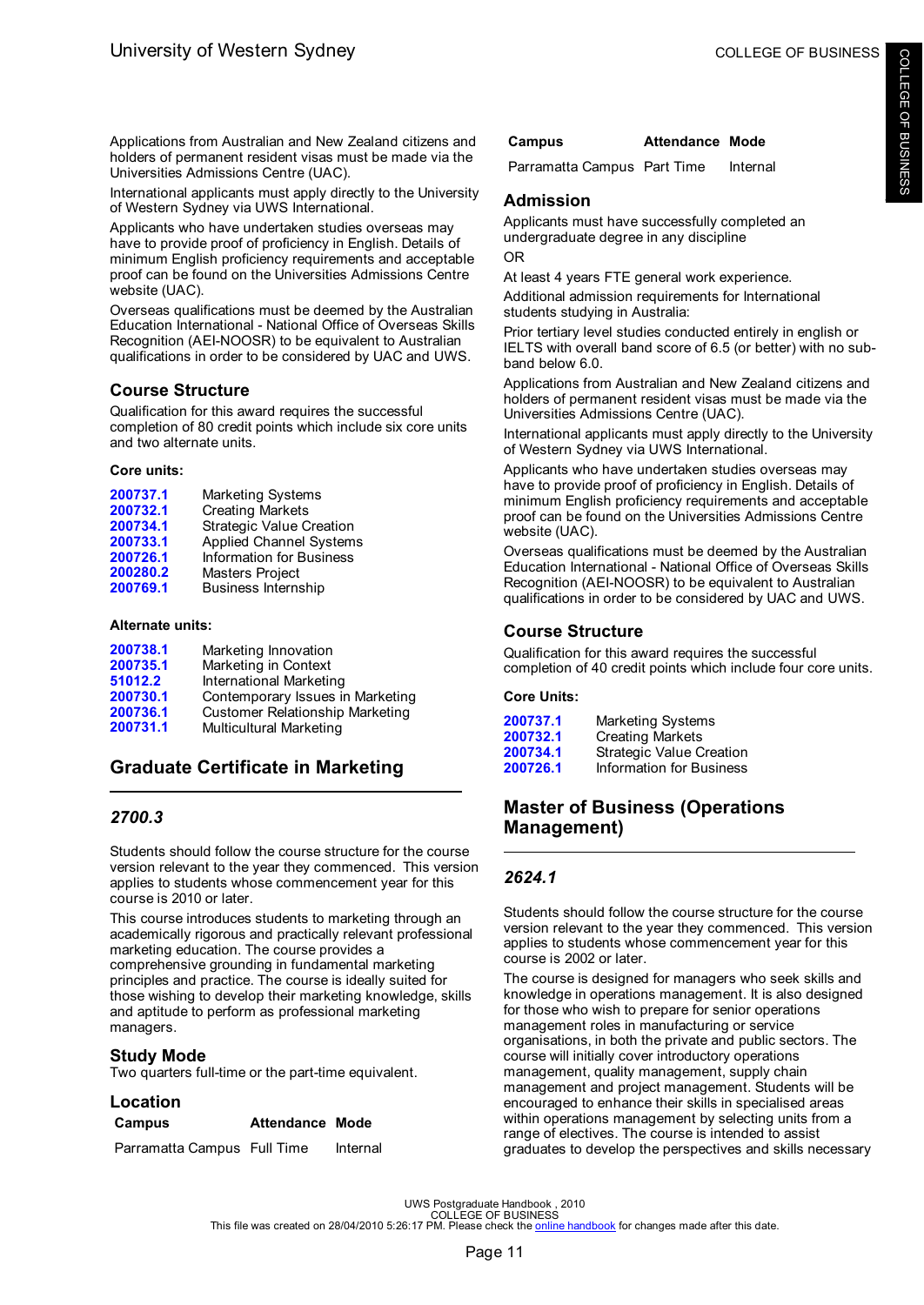Applications from Australian and New Zealand citizens and holders of permanent resident visas must be made via the Universities Admissions Centre (UAC).

International applicants must apply directly to the University of Western Sydney via UWS International.

Applicants who have undertaken studies overseas may have to provide proof of proficiency in English. Details of minimum English proficiency requirements and acceptable proof can be found on the Universities Admissions Centre website (UAC).

Overseas qualifications must be deemed by the Australian Education International - National Office of Overseas Skills Recognition (AEI-NOOSR) to be equivalent to Australian qualifications in order to be considered by UAC and UWS.

### Course Structure

Qualification for this award requires the successful completion of 80 credit points which include six core units and two alternate units.

**Core units:**

| | |
|---|---|
| **200737.1** | Marketing Systems |
| **200732.1** | Creating Markets |
| **200734.1** | Strategic Value Creation |
| **200733.1** | Applied Channel Systems |
| **200726.1** | Information for Business |
| **200280.2** | Masters Project |
| **200769.1** | Business Internship |

**Alternate units:**

| | |
|---|---|
| **200738.1** | Marketing Innovation |
| **200735.1** | Marketing in Context |
| **51012.2** | International Marketing |
| **200730.1** | Contemporary Issues in Marketing |
| **200736.1** | Customer Relationship Marketing |
| **200731.1** | Multicultural Marketing |

## Graduate Certificate in Marketing

### *2700.3*

Students should follow the course structure for the course version relevant to the year they commenced. This version applies to students whose commencement year for this course is 2010 or later.

This course introduces students to marketing through an academically rigorous and practically relevant professional marketing education. The course provides a comprehensive grounding in fundamental marketing principles and practice. The course is ideally suited for those wishing to develop their marketing knowledge, skills and aptitude to perform as professional marketing managers.

### Study Mode

Two quarters full-time or the part-time equivalent.

### Location

| Campus | Attendance | Mode |
|---|---|---|
| Parramatta Campus | Full Time | Internal |
| Parramatta Campus | Part Time | Internal |

### Admission

Applicants must have successfully completed an undergraduate degree in any discipline

OR

At least 4 years FTE general work experience.

Additional admission requirements for International students studying in Australia:

Prior tertiary level studies conducted entirely in english or IELTS with overall band score of 6.5 (or better) with no sub-band below 6.0.

Applications from Australian and New Zealand citizens and holders of permanent resident visas must be made via the Universities Admissions Centre (UAC).

International applicants must apply directly to the University of Western Sydney via UWS International.

Applicants who have undertaken studies overseas may have to provide proof of proficiency in English. Details of minimum English proficiency requirements and acceptable proof can be found on the Universities Admissions Centre website (UAC).

Overseas qualifications must be deemed by the Australian Education International - National Office of Overseas Skills Recognition (AEI-NOOSR) to be equivalent to Australian qualifications in order to be considered by UAC and UWS.

### Course Structure

Qualification for this award requires the successful completion of 40 credit points which include four core units.

**Core Units:**

| | |
|---|---|
| **200737.1** | Marketing Systems |
| **200732.1** | Creating Markets |
| **200734.1** | Strategic Value Creation |
| **200726.1** | Information for Business |

## Master of Business (Operations Management)

### *2624.1*

Students should follow the course structure for the course version relevant to the year they commenced. This version applies to students whose commencement year for this course is 2002 or later.

The course is designed for managers who seek skills and knowledge in operations management. It is also designed for those who wish to prepare for senior operations management roles in manufacturing or service organisations, in both the private and public sectors. The course will initially cover introductory operations management, quality management, supply chain management and project management. Students will be encouraged to enhance their skills in specialised areas within operations management by selecting units from a range of electives. The course is intended to assist graduates to develop the perspectives and skills necessary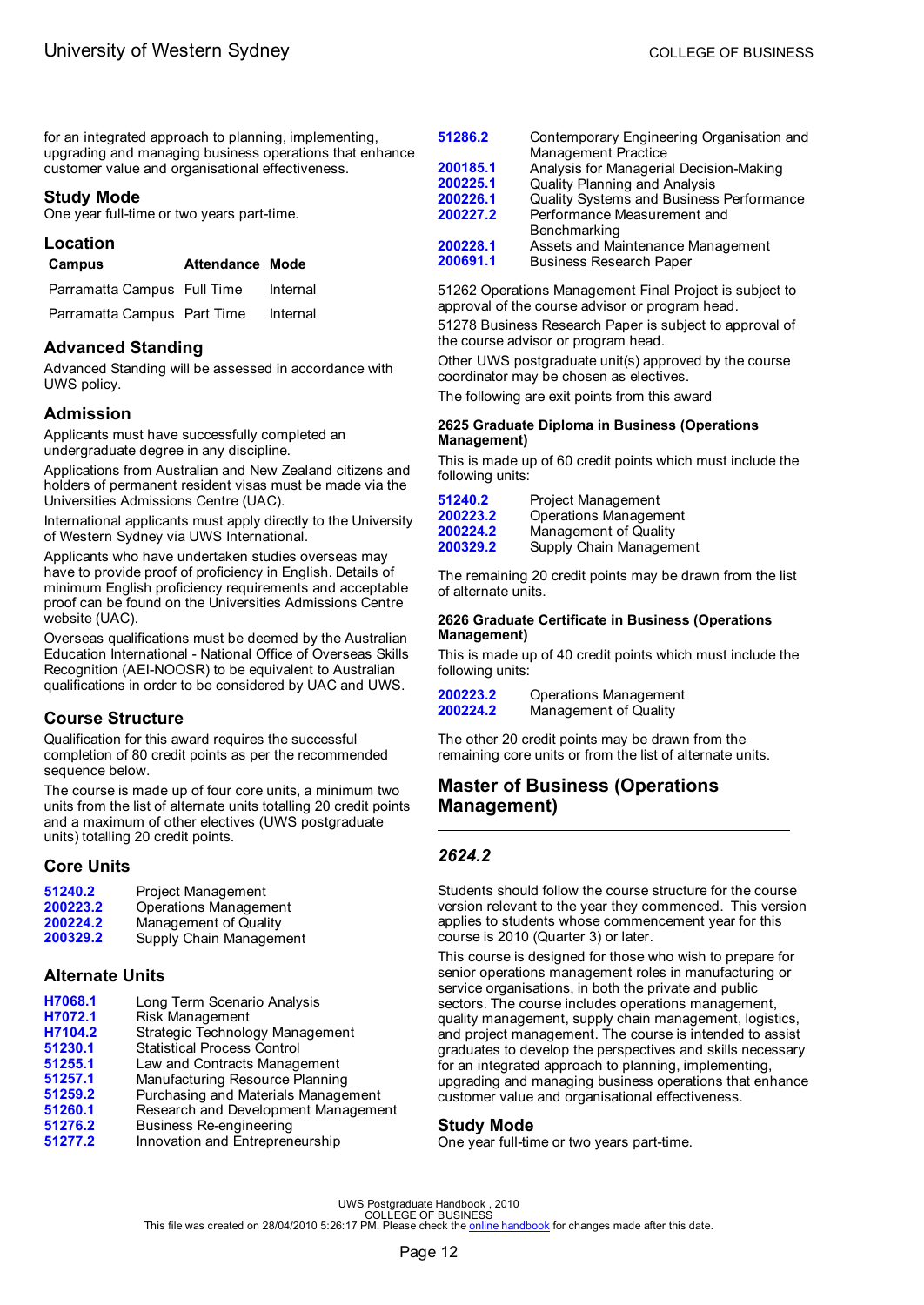for an integrated approach to planning, implementing, upgrading and managing business operations that enhance customer value and organisational effectiveness.

### Study Mode

One year full-time or two years part-time.

### Location

| Campus | Attendance | Mode |
|---|---|---|
| Parramatta Campus | Full Time | Internal |
| Parramatta Campus | Part Time | Internal |

### Advanced Standing

Advanced Standing will be assessed in accordance with UWS policy.

### Admission

Applicants must have successfully completed an undergraduate degree in any discipline.

Applications from Australian and New Zealand citizens and holders of permanent resident visas must be made via the Universities Admissions Centre (UAC).

International applicants must apply directly to the University of Western Sydney via UWS International.

Applicants who have undertaken studies overseas may have to provide proof of proficiency in English. Details of minimum English proficiency requirements and acceptable proof can be found on the Universities Admissions Centre website (UAC).

Overseas qualifications must be deemed by the Australian Education International - National Office of Overseas Skills Recognition (AEI-NOOSR) to be equivalent to Australian qualifications in order to be considered by UAC and UWS.

### Course Structure

Qualification for this award requires the successful completion of 80 credit points as per the recommended sequence below.

The course is made up of four core units, a minimum two units from the list of alternate units totalling 20 credit points and a maximum of other electives (UWS postgraduate units) totalling 20 credit points.

### Core Units

| | |
|---|---|
| 51240.2 | Project Management |
| 200223.2 | Operations Management |
| 200224.2 | Management of Quality |
| 200329.2 | Supply Chain Management |

### Alternate Units

| | |
|---|---|
| H7068.1 | Long Term Scenario Analysis |
| H7072.1 | Risk Management |
| H7104.2 | Strategic Technology Management |
| 51230.1 | Statistical Process Control |
| 51255.1 | Law and Contracts Management |
| 51257.1 | Manufacturing Resource Planning |
| 51259.2 | Purchasing and Materials Management |
| 51260.1 | Research and Development Management |
| 51276.2 | Business Re-engineering |
| 51277.2 | Innovation and Entrepreneurship |
| 51286.2 | Contemporary Engineering Organisation and Management Practice |
| 200185.1 | Analysis for Managerial Decision-Making |
| 200225.1 | Quality Planning and Analysis |
| 200226.1 | Quality Systems and Business Performance |
| 200227.2 | Performance Measurement and Benchmarking |
| 200228.1 | Assets and Maintenance Management |
| 200691.1 | Business Research Paper |

51262 Operations Management Final Project is subject to approval of the course advisor or program head.

51278 Business Research Paper is subject to approval of the course advisor or program head.

Other UWS postgraduate unit(s) approved by the course coordinator may be chosen as electives.

The following are exit points from this award

#### 2625 Graduate Diploma in Business (Operations Management)

This is made up of 60 credit points which must include the following units:

| | |
|---|---|
| 51240.2 | Project Management |
| 200223.2 | Operations Management |
| 200224.2 | Management of Quality |
| 200329.2 | Supply Chain Management |

The remaining 20 credit points may be drawn from the list of alternate units.

#### 2626 Graduate Certificate in Business (Operations Management)

This is made up of 40 credit points which must include the following units:

| | |
|---|---|
| 200223.2 | Operations Management |
| 200224.2 | Management of Quality |

The other 20 credit points may be drawn from the remaining core units or from the list of alternate units.

## Master of Business (Operations Management)

### *2624.2*

Students should follow the course structure for the course version relevant to the year they commenced. This version applies to students whose commencement year for this course is 2010 (Quarter 3) or later.

This course is designed for those who wish to prepare for senior operations management roles in manufacturing or service organisations, in both the private and public sectors. The course includes operations management, quality management, supply chain management, logistics, and project management. The course is intended to assist graduates to develop the perspectives and skills necessary for an integrated approach to planning, implementing, upgrading and managing business operations that enhance customer value and organisational effectiveness.

### Study Mode

One year full-time or two years part-time.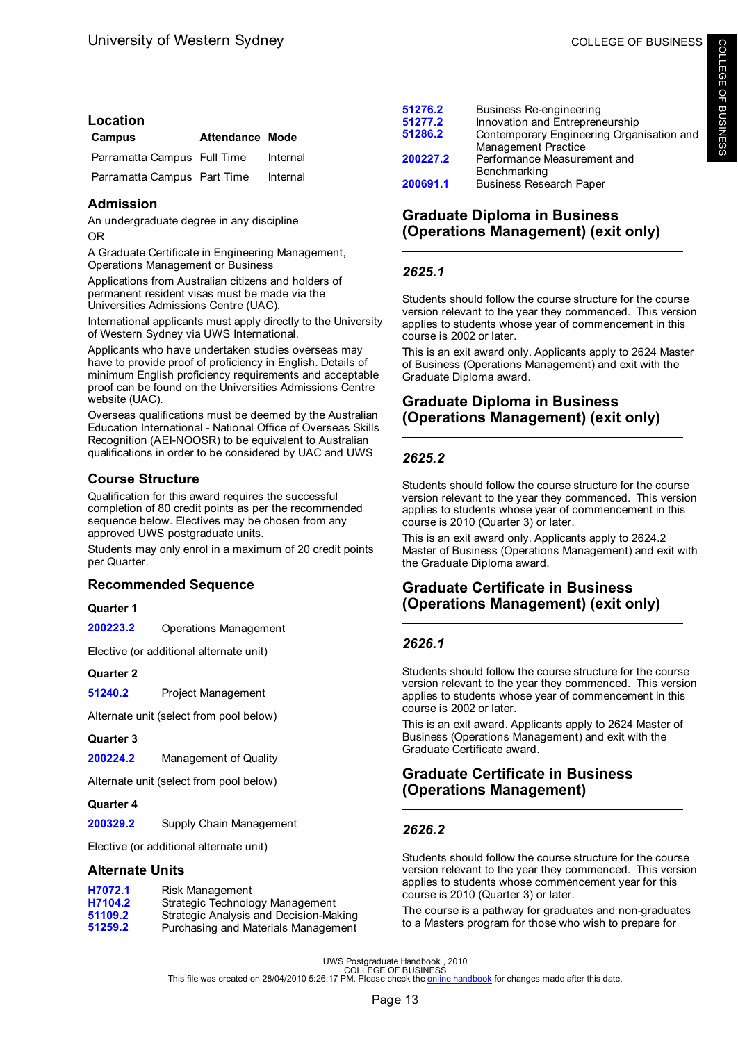### Location

| Campus | Attendance | Mode |
|---|---|---|
| Parramatta Campus | Full Time | Internal |
| Parramatta Campus | Part Time | Internal |

### Admission

An undergraduate degree in any discipline

OR

A Graduate Certificate in Engineering Management, Operations Management or Business

Applications from Australian citizens and holders of permanent resident visas must be made via the Universities Admissions Centre (UAC).

International applicants must apply directly to the University of Western Sydney via UWS International.

Applicants who have undertaken studies overseas may have to provide proof of proficiency in English. Details of minimum English proficiency requirements and acceptable proof can be found on the Universities Admissions Centre website (UAC).

Overseas qualifications must be deemed by the Australian Education International - National Office of Overseas Skills Recognition (AEI-NOOSR) to be equivalent to Australian qualifications in order to be considered by UAC and UWS

### Course Structure

Qualification for this award requires the successful completion of 80 credit points as per the recommended sequence below. Electives may be chosen from any approved UWS postgraduate units.

Students may only enrol in a maximum of 20 credit points per Quarter.

### Recommended Sequence

**Quarter 1**

200223.2 Operations Management

Elective (or additional alternate unit)

**Quarter 2**

51240.2 Project Management

Alternate unit (select from pool below)

**Quarter 3**

200224.2 Management of Quality

Alternate unit (select from pool below)

**Quarter 4**

200329.2 Supply Chain Management

Elective (or additional alternate unit)

### Alternate Units

| | |
|---|---|
| H7072.1 | Risk Management |
| H7104.2 | Strategic Technology Management |
| 51109.2 | Strategic Analysis and Decision-Making |
| 51259.2 | Purchasing and Materials Management |
| 51276.2 | Business Re-engineering |
| 51277.2 | Innovation and Entrepreneurship |
| 51286.2 | Contemporary Engineering Organisation and Management Practice |
| 200227.2 | Performance Measurement and Benchmarking |
| 200691.1 | Business Research Paper |

## Graduate Diploma in Business (Operations Management) (exit only)

### *2625.1*

Students should follow the course structure for the course version relevant to the year they commenced. This version applies to students whose year of commencement in this course is 2002 or later.

This is an exit award only. Applicants apply to 2624 Master of Business (Operations Management) and exit with the Graduate Diploma award.

## Graduate Diploma in Business (Operations Management) (exit only)

### *2625.2*

Students should follow the course structure for the course version relevant to the year they commenced. This version applies to students whose year of commencement in this course is 2010 (Quarter 3) or later.

This is an exit award only. Applicants apply to 2624.2 Master of Business (Operations Management) and exit with the Graduate Diploma award.

## Graduate Certificate in Business (Operations Management) (exit only)

### *2626.1*

Students should follow the course structure for the course version relevant to the year they commenced. This version applies to students whose year of commencement in this course is 2002 or later.

This is an exit award. Applicants apply to 2624 Master of Business (Operations Management) and exit with the Graduate Certificate award.

## Graduate Certificate in Business (Operations Management)

### *2626.2*

Students should follow the course structure for the course version relevant to the year they commenced. This version applies to students whose commencement year for this course is 2010 (Quarter 3) or later.

The course is a pathway for graduates and non-graduates to a Masters program for those who wish to prepare for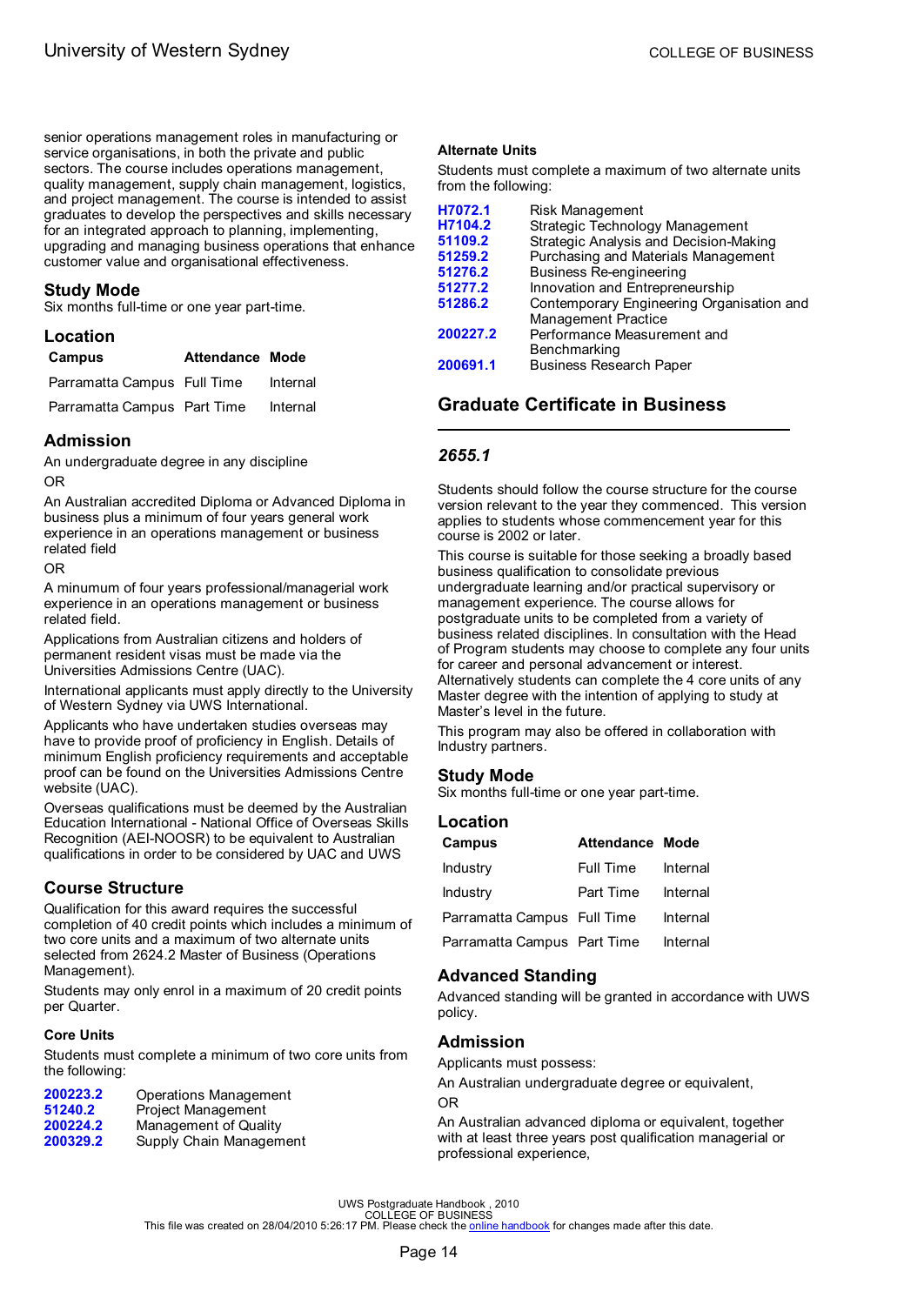senior operations management roles in manufacturing or service organisations, in both the private and public sectors. The course includes operations management, quality management, supply chain management, logistics, and project management. The course is intended to assist graduates to develop the perspectives and skills necessary for an integrated approach to planning, implementing, upgrading and managing business operations that enhance customer value and organisational effectiveness.

## Study Mode

Six months full-time or one year part-time.

## Location

| Campus | Attendance | Mode |
|---|---|---|
| Parramatta Campus | Full Time | Internal |
| Parramatta Campus | Part Time | Internal |

## Admission

An undergraduate degree in any discipline

OR

An Australian accredited Diploma or Advanced Diploma in business plus a minimum of four years general work experience in an operations management or business related field

OR

A minumum of four years professional/managerial work experience in an operations management or business related field.

Applications from Australian citizens and holders of permanent resident visas must be made via the Universities Admissions Centre (UAC).

International applicants must apply directly to the University of Western Sydney via UWS International.

Applicants who have undertaken studies overseas may have to provide proof of proficiency in English. Details of minimum English proficiency requirements and acceptable proof can be found on the Universities Admissions Centre website (UAC).

Overseas qualifications must be deemed by the Australian Education International - National Office of Overseas Skills Recognition (AEI-NOOSR) to be equivalent to Australian qualifications in order to be considered by UAC and UWS

## Course Structure

Qualification for this award requires the successful completion of 40 credit points which includes a minimum of two core units and a maximum of two alternate units selected from 2624.2 Master of Business (Operations Management).

Students may only enrol in a maximum of 20 credit points per Quarter.

### Core Units

Students must complete a minimum of two core units from the following:

| | |
|---|---|
| 200223.2 | Operations Management |
| 51240.2 | Project Management |
| 200224.2 | Management of Quality |
| 200329.2 | Supply Chain Management |

### Alternate Units

Students must complete a maximum of two alternate units from the following:

| | |
|---|---|
| H7072.1 | Risk Management |
| H7104.2 | Strategic Technology Management |
| 51109.2 | Strategic Analysis and Decision-Making |
| 51259.2 | Purchasing and Materials Management |
| 51276.2 | Business Re-engineering |
| 51277.2 | Innovation and Entrepreneurship |
| 51286.2 | Contemporary Engineering Organisation and Management Practice |
| 200227.2 | Performance Measurement and Benchmarking |
| 200691.1 | Business Research Paper |

# Graduate Certificate in Business

## *2655.1*

Students should follow the course structure for the course version relevant to the year they commenced. This version applies to students whose commencement year for this course is 2002 or later.

This course is suitable for those seeking a broadly based business qualification to consolidate previous undergraduate learning and/or practical supervisory or management experience. The course allows for postgraduate units to be completed from a variety of business related disciplines. In consultation with the Head of Program students may choose to complete any four units for career and personal advancement or interest. Alternatively students can complete the 4 core units of any Master degree with the intention of applying to study at Master's level in the future.

This program may also be offered in collaboration with Industry partners.

## Study Mode

Six months full-time or one year part-time.

## Location

| Campus | Attendance | Mode |
|---|---|---|
| Industry | Full Time | Internal |
| Industry | Part Time | Internal |
| Parramatta Campus | Full Time | Internal |
| Parramatta Campus | Part Time | Internal |

## Advanced Standing

Advanced standing will be granted in accordance with UWS policy.

## Admission

Applicants must possess:

An Australian undergraduate degree or equivalent,

OR

An Australian advanced diploma or equivalent, together with at least three years post qualification managerial or professional experience,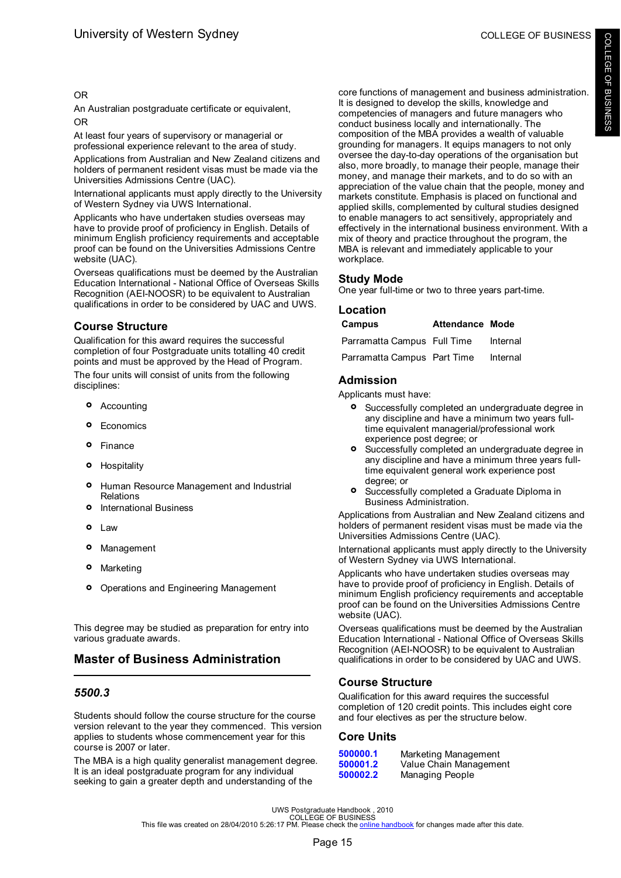OR

An Australian postgraduate certificate or equivalent,

OR

At least four years of supervisory or managerial or professional experience relevant to the area of study.

Applications from Australian and New Zealand citizens and holders of permanent resident visas must be made via the Universities Admissions Centre (UAC).

International applicants must apply directly to the University of Western Sydney via UWS International.

Applicants who have undertaken studies overseas may have to provide proof of proficiency in English. Details of minimum English proficiency requirements and acceptable proof can be found on the Universities Admissions Centre website (UAC).

Overseas qualifications must be deemed by the Australian Education International - National Office of Overseas Skills Recognition (AEI-NOOSR) to be equivalent to Australian qualifications in order to be considered by UAC and UWS.

### Course Structure

Qualification for this award requires the successful completion of four Postgraduate units totalling 40 credit points and must be approved by the Head of Program.

The four units will consist of units from the following disciplines:

- Accounting
- Economics
- Finance
- Hospitality
- Human Resource Management and Industrial Relations
- International Business
- Law
- Management
- Marketing
- Operations and Engineering Management

This degree may be studied as preparation for entry into various graduate awards.

## Master of Business Administration

### *5500.3*

Students should follow the course structure for the course version relevant to the year they commenced. This version applies to students whose commencement year for this course is 2007 or later.

The MBA is a high quality generalist management degree. It is an ideal postgraduate program for any individual seeking to gain a greater depth and understanding of the core functions of management and business administration. It is designed to develop the skills, knowledge and competencies of managers and future managers who conduct business locally and internationally. The composition of the MBA provides a wealth of valuable grounding for managers. It equips managers to not only oversee the day-to-day operations of the organisation but also, more broadly, to manage their people, manage their money, and manage their markets, and to do so with an appreciation of the value chain that the people, money and markets constitute. Emphasis is placed on functional and applied skills, complemented by cultural studies designed to enable managers to act sensitively, appropriately and effectively in the international business environment. With a mix of theory and practice throughout the program, the MBA is relevant and immediately applicable to your workplace.

### Study Mode

One year full-time or two to three years part-time.

### Location

| Campus | Attendance | Mode |
|---|---|---|
| Parramatta Campus | Full Time | Internal |
| Parramatta Campus | Part Time | Internal |

### Admission

Applicants must have:

- Successfully completed an undergraduate degree in any discipline and have a minimum two years full-time equivalent managerial/professional work experience post degree; or
- Successfully completed an undergraduate degree in any discipline and have a minimum three years full-time equivalent general work experience post degree; or
- Successfully completed a Graduate Diploma in Business Administration.

Applications from Australian and New Zealand citizens and holders of permanent resident visas must be made via the Universities Admissions Centre (UAC).

International applicants must apply directly to the University of Western Sydney via UWS International.

Applicants who have undertaken studies overseas may have to provide proof of proficiency in English. Details of minimum English proficiency requirements and acceptable proof can be found on the Universities Admissions Centre website (UAC).

Overseas qualifications must be deemed by the Australian Education International - National Office of Overseas Skills Recognition (AEI-NOOSR) to be equivalent to Australian qualifications in order to be considered by UAC and UWS.

### Course Structure

Qualification for this award requires the successful completion of 120 credit points. This includes eight core and four electives as per the structure below.

### Core Units

| | |
|---|---|
| **500000.1** | Marketing Management |
| **500001.2** | Value Chain Management |
| **500002.2** | Managing People |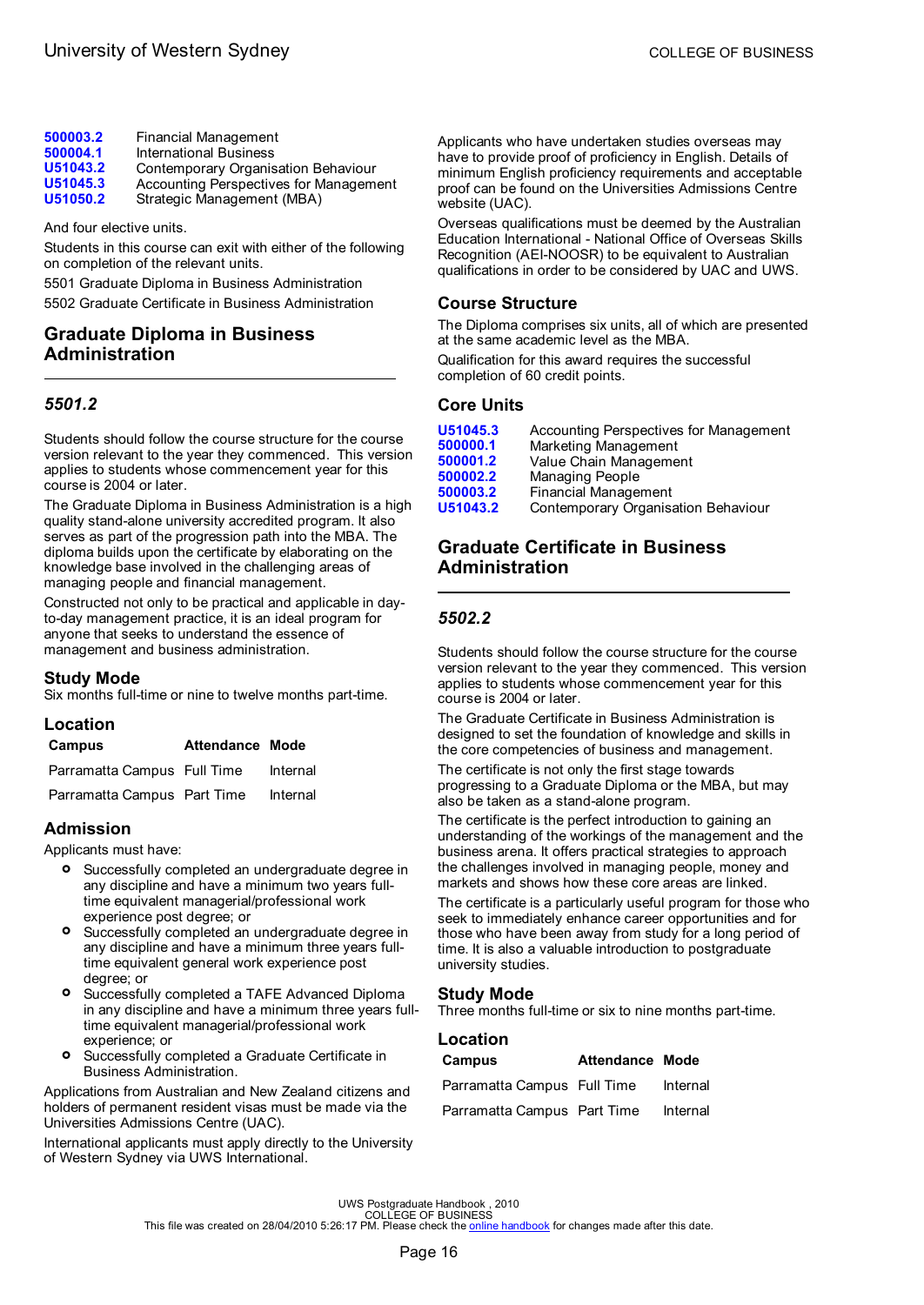| | |
|---|---|
| 500003.2 | Financial Management |
| 500004.1 | International Business |
| U51043.2 | Contemporary Organisation Behaviour |
| U51045.3 | Accounting Perspectives for Management |
| U51050.2 | Strategic Management (MBA) |

And four elective units.

Students in this course can exit with either of the following on completion of the relevant units.

5501 Graduate Diploma in Business Administration

5502 Graduate Certificate in Business Administration

## Graduate Diploma in Business Administration

### *5501.2*

Students should follow the course structure for the course version relevant to the year they commenced. This version applies to students whose commencement year for this course is 2004 or later.

The Graduate Diploma in Business Administration is a high quality stand-alone university accredited program. It also serves as part of the progression path into the MBA. The diploma builds upon the certificate by elaborating on the knowledge base involved in the challenging areas of managing people and financial management.

Constructed not only to be practical and applicable in day-to-day management practice, it is an ideal program for anyone that seeks to understand the essence of management and business administration.

### Study Mode

Six months full-time or nine to twelve months part-time.

### Location

| Campus | Attendance | Mode |
|---|---|---|
| Parramatta Campus | Full Time | Internal |
| Parramatta Campus | Part Time | Internal |

### Admission

Applicants must have:

- Successfully completed an undergraduate degree in any discipline and have a minimum two years full-time equivalent managerial/professional work experience post degree; or
- Successfully completed an undergraduate degree in any discipline and have a minimum three years full-time equivalent general work experience post degree; or
- Successfully completed a TAFE Advanced Diploma in any discipline and have a minimum three years full-time equivalent managerial/professional work experience; or
- Successfully completed a Graduate Certificate in Business Administration.

Applications from Australian and New Zealand citizens and holders of permanent resident visas must be made via the Universities Admissions Centre (UAC).

International applicants must apply directly to the University of Western Sydney via UWS International.

Applicants who have undertaken studies overseas may have to provide proof of proficiency in English. Details of minimum English proficiency requirements and acceptable proof can be found on the Universities Admissions Centre website (UAC).

Overseas qualifications must be deemed by the Australian Education International - National Office of Overseas Skills Recognition (AEI-NOOSR) to be equivalent to Australian qualifications in order to be considered by UAC and UWS.

### Course Structure

The Diploma comprises six units, all of which are presented at the same academic level as the MBA.

Qualification for this award requires the successful completion of 60 credit points.

### Core Units

| | |
|---|---|
| U51045.3 | Accounting Perspectives for Management |
| 500000.1 | Marketing Management |
| 500001.2 | Value Chain Management |
| 500002.2 | Managing People |
| 500003.2 | Financial Management |
| U51043.2 | Contemporary Organisation Behaviour |

## Graduate Certificate in Business Administration

### *5502.2*

Students should follow the course structure for the course version relevant to the year they commenced. This version applies to students whose commencement year for this course is 2004 or later.

The Graduate Certificate in Business Administration is designed to set the foundation of knowledge and skills in the core competencies of business and management.

The certificate is not only the first stage towards progressing to a Graduate Diploma or the MBA, but may also be taken as a stand-alone program.

The certificate is the perfect introduction to gaining an understanding of the workings of the management and the business arena. It offers practical strategies to approach the challenges involved in managing people, money and markets and shows how these core areas are linked.

The certificate is a particularly useful program for those who seek to immediately enhance career opportunities and for those who have been away from study for a long period of time. It is also a valuable introduction to postgraduate university studies.

### Study Mode

Three months full-time or six to nine months part-time.

### Location

| Campus | Attendance | Mode |
|---|---|---|
| Parramatta Campus | Full Time | Internal |
| Parramatta Campus | Part Time | Internal |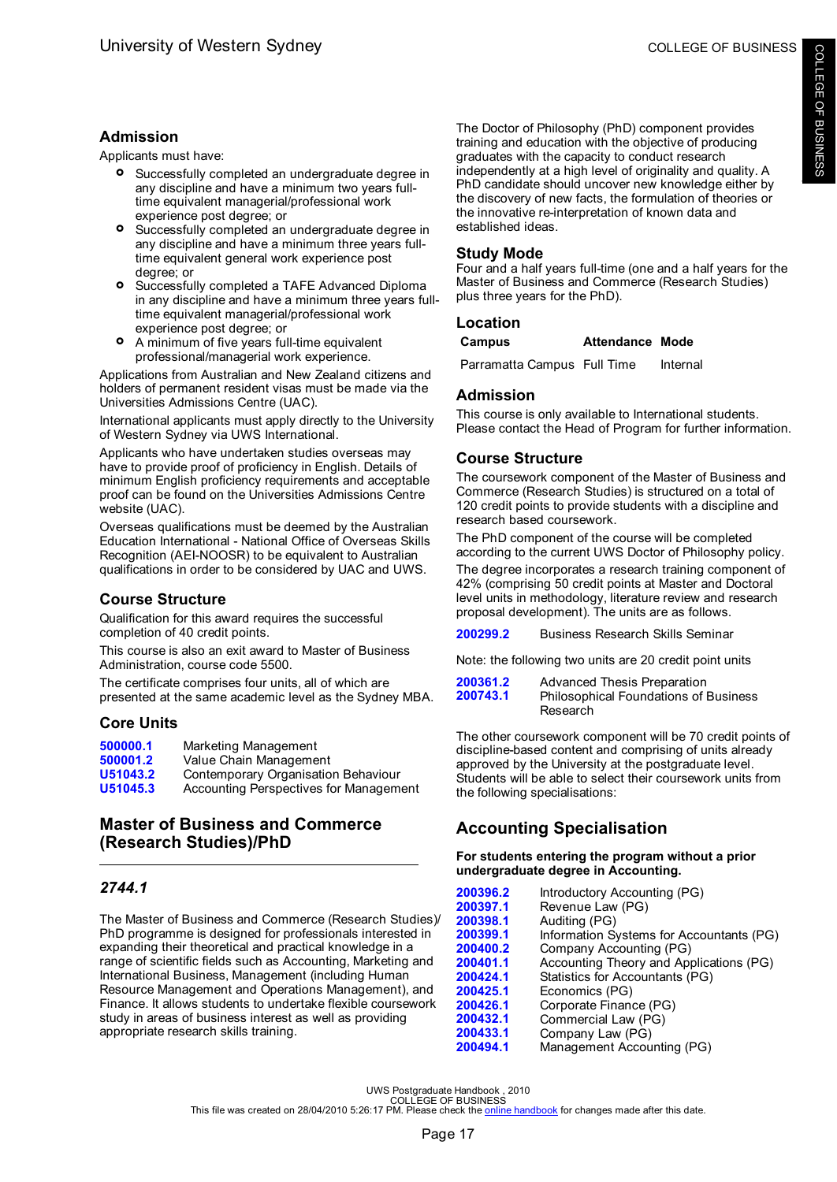## Admission

Applicants must have:

- Successfully completed an undergraduate degree in any discipline and have a minimum two years full-time equivalent managerial/professional work experience post degree; or
- Successfully completed an undergraduate degree in any discipline and have a minimum three years full-time equivalent general work experience post degree; or
- Successfully completed a TAFE Advanced Diploma in any discipline and have a minimum three years full-time equivalent managerial/professional work experience post degree; or
- A minimum of five years full-time equivalent professional/managerial work experience.

Applications from Australian and New Zealand citizens and holders of permanent resident visas must be made via the Universities Admissions Centre (UAC).

International applicants must apply directly to the University of Western Sydney via UWS International.

Applicants who have undertaken studies overseas may have to provide proof of proficiency in English. Details of minimum English proficiency requirements and acceptable proof can be found on the Universities Admissions Centre website (UAC).

Overseas qualifications must be deemed by the Australian Education International - National Office of Overseas Skills Recognition (AEI-NOOSR) to be equivalent to Australian qualifications in order to be considered by UAC and UWS.

## Course Structure

Qualification for this award requires the successful completion of 40 credit points.

This course is also an exit award to Master of Business Administration, course code 5500.

The certificate comprises four units, all of which are presented at the same academic level as the Sydney MBA.

### Core Units

| | |
|---|---|
| 500000.1 | Marketing Management |
| 500001.2 | Value Chain Management |
| U51043.2 | Contemporary Organisation Behaviour |
| U51045.3 | Accounting Perspectives for Management |

# Master of Business and Commerce (Research Studies)/PhD

## *2744.1*

The Master of Business and Commerce (Research Studies)/PhD programme is designed for professionals interested in expanding their theoretical and practical knowledge in a range of scientific fields such as Accounting, Marketing and International Business, Management (including Human Resource Management and Operations Management), and Finance. It allows students to undertake flexible coursework study in areas of business interest as well as providing appropriate research skills training.

The Doctor of Philosophy (PhD) component provides training and education with the objective of producing graduates with the capacity to conduct research independently at a high level of originality and quality. A PhD candidate should uncover new knowledge either by the discovery of new facts, the formulation of theories or the innovative re-interpretation of known data and established ideas.

## Study Mode

Four and a half years full-time (one and a half years for the Master of Business and Commerce (Research Studies) plus three years for the PhD).

## Location

| Campus | Attendance | Mode |
|---|---|---|
| Parramatta Campus | Full Time | Internal |

## Admission

This course is only available to International students. Please contact the Head of Program for further information.

## Course Structure

The coursework component of the Master of Business and Commerce (Research Studies) is structured on a total of 120 credit points to provide students with a discipline and research based coursework.

The PhD component of the course will be completed according to the current UWS Doctor of Philosophy policy.

The degree incorporates a research training component of 42% (comprising 50 credit points at Master and Doctoral level units in methodology, literature review and research proposal development). The units are as follows.

| | |
|---|---|
| 200299.2 | Business Research Skills Seminar |

Note: the following two units are 20 credit point units

| | |
|---|---|
| 200361.2 | Advanced Thesis Preparation |
| 200743.1 | Philosophical Foundations of Business Research |

The other coursework component will be 70 credit points of discipline-based content and comprising of units already approved by the University at the postgraduate level. Students will be able to select their coursework units from the following specialisations:

## Accounting Specialisation

**For students entering the program without a prior undergraduate degree in Accounting.**

| | |
|---|---|
| 200396.2 | Introductory Accounting (PG) |
| 200397.1 | Revenue Law (PG) |
| 200398.1 | Auditing (PG) |
| 200399.1 | Information Systems for Accountants (PG) |
| 200400.2 | Company Accounting (PG) |
| 200401.1 | Accounting Theory and Applications (PG) |
| 200424.1 | Statistics for Accountants (PG) |
| 200425.1 | Economics (PG) |
| 200426.1 | Corporate Finance (PG) |
| 200432.1 | Commercial Law (PG) |
| 200433.1 | Company Law (PG) |
| 200494.1 | Management Accounting (PG) |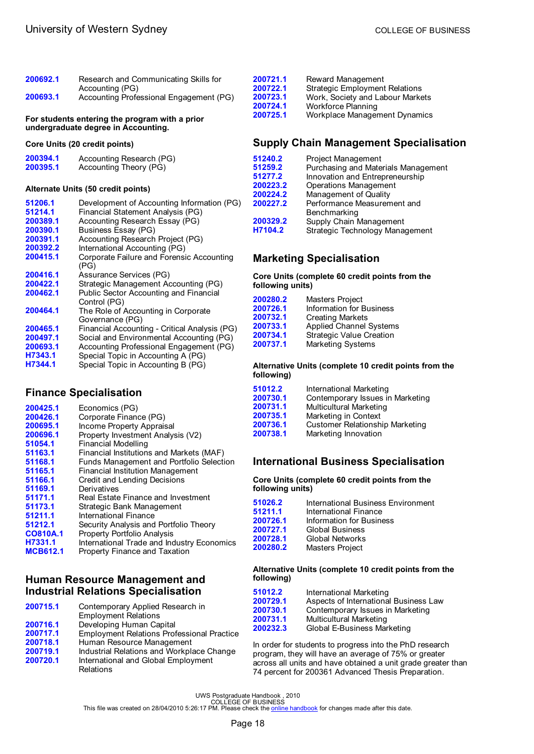| | |
|---|---|
| 200692.1 | Research and Communicating Skills for Accounting (PG) |
| 200693.1 | Accounting Professional Engagement (PG) |

**For students entering the program with a prior undergraduate degree in Accounting.**

**Core Units (20 credit points)**

| | |
|---|---|
| 200394.1 | Accounting Research (PG) |
| 200395.1 | Accounting Theory (PG) |

**Alternate Units (50 credit points)**

| | |
|---|---|
| 51206.1 | Development of Accounting Information (PG) |
| 51214.1 | Financial Statement Analysis (PG) |
| 200389.1 | Accounting Research Essay (PG) |
| 200390.1 | Business Essay (PG) |
| 200391.1 | Accounting Research Project (PG) |
| 200392.2 | International Accounting (PG) |
| 200415.1 | Corporate Failure and Forensic Accounting (PG) |
| 200416.1 | Assurance Services (PG) |
| 200422.1 | Strategic Management Accounting (PG) |
| 200462.1 | Public Sector Accounting and Financial Control (PG) |
| 200464.1 | The Role of Accounting in Corporate Governance (PG) |
| 200465.1 | Financial Accounting - Critical Analysis (PG) |
| 200497.1 | Social and Environmental Accounting (PG) |
| 200693.1 | Accounting Professional Engagement (PG) |
| H7343.1 | Special Topic in Accounting A (PG) |
| H7344.1 | Special Topic in Accounting B (PG) |

## Finance Specialisation

| | |
|---|---|
| 200425.1 | Economics (PG) |
| 200426.1 | Corporate Finance (PG) |
| 200695.1 | Income Property Appraisal |
| 200696.1 | Property Investment Analysis (V2) |
| 51054.1 | Financial Modelling |
| 51163.1 | Financial Institutions and Markets (MAF) |
| 51168.1 | Funds Management and Portfolio Selection |
| 51165.1 | Financial Institution Management |
| 51166.1 | Credit and Lending Decisions |
| 51169.1 | Derivatives |
| 51171.1 | Real Estate Finance and Investment |
| 51173.1 | Strategic Bank Management |
| 51211.1 | International Finance |
| 51212.1 | Security Analysis and Portfolio Theory |
| CO810A.1 | Property Portfolio Analysis |
| H7331.1 | International Trade and Industry Economics |
| MCB612.1 | Property Finance and Taxation |

## Human Resource Management and Industrial Relations Specialisation

| | |
|---|---|
| 200715.1 | Contemporary Applied Research in Employment Relations |
| 200716.1 | Developing Human Capital |
| 200717.1 | Employment Relations Professional Practice |
| 200718.1 | Human Resource Management |
| 200719.1 | Industrial Relations and Workplace Change |
| 200720.1 | International and Global Employment Relations |
| 200721.1 | Reward Management |
| 200722.1 | Strategic Employment Relations |
| 200723.1 | Work, Society and Labour Markets |
| 200724.1 | Workforce Planning |
| 200725.1 | Workplace Management Dynamics |

## Supply Chain Management Specialisation

| | |
|---|---|
| 51240.2 | Project Management |
| 51259.2 | Purchasing and Materials Management |
| 51277.2 | Innovation and Entrepreneurship |
| 200223.2 | Operations Management |
| 200224.2 | Management of Quality |
| 200227.2 | Performance Measurement and Benchmarking |
| 200329.2 | Supply Chain Management |
| H7104.2 | Strategic Technology Management |

## Marketing Specialisation

**Core Units (complete 60 credit points from the following units)**

| | |
|---|---|
| 200280.2 | Masters Project |
| 200726.1 | Information for Business |
| 200732.1 | Creating Markets |
| 200733.1 | Applied Channel Systems |
| 200734.1 | Strategic Value Creation |
| 200737.1 | Marketing Systems |

**Alternative Units (complete 10 credit points from the following)**

| | |
|---|---|
| 51012.2 | International Marketing |
| 200730.1 | Contemporary Issues in Marketing |
| 200731.1 | Multicultural Marketing |
| 200735.1 | Marketing in Context |
| 200736.1 | Customer Relationship Marketing |
| 200738.1 | Marketing Innovation |

## International Business Specialisation

**Core Units (complete 60 credit points from the following units)**

| | |
|---|---|
| 51026.2 | International Business Environment |
| 51211.1 | International Finance |
| 200726.1 | Information for Business |
| 200727.1 | Global Business |
| 200728.1 | Global Networks |
| 200280.2 | Masters Project |

**Alternative Units (complete 10 credit points from the following)**

| | |
|---|---|
| 51012.2 | International Marketing |
| 200729.1 | Aspects of International Business Law |
| 200730.1 | Contemporary Issues in Marketing |
| 200731.1 | Multicultural Marketing |
| 200232.3 | Global E-Business Marketing |

In order for students to progress into the PhD research program, they will have an average of 75% or greater across all units and have obtained a unit grade greater than 74 percent for 200361 Advanced Thesis Preparation.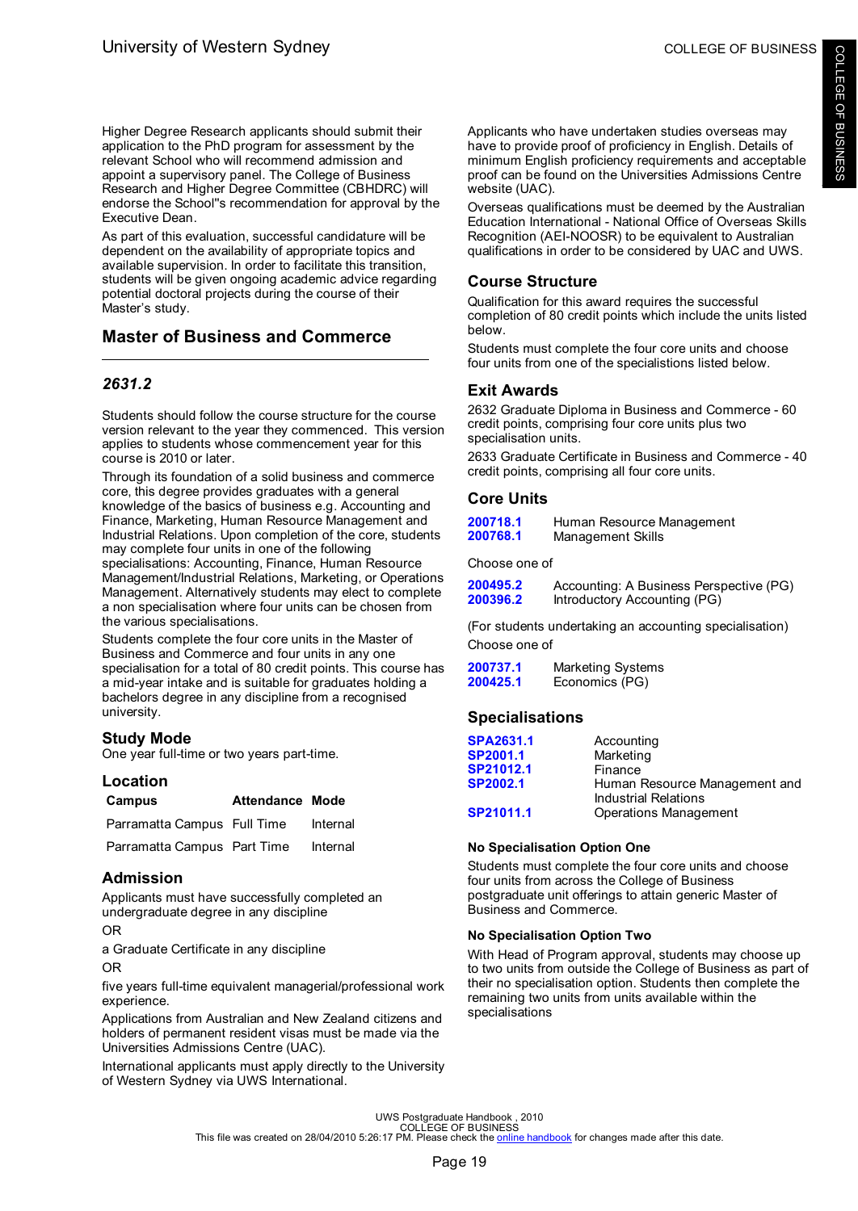Higher Degree Research applicants should submit their application to the PhD program for assessment by the relevant School who will recommend admission and appoint a supervisory panel. The College of Business Research and Higher Degree Committee (CBHDRC) will endorse the School''s recommendation for approval by the Executive Dean.

As part of this evaluation, successful candidature will be dependent on the availability of appropriate topics and available supervision. In order to facilitate this transition, students will be given ongoing academic advice regarding potential doctoral projects during the course of their Master's study.

## Master of Business and Commerce

### *2631.2*

Students should follow the course structure for the course version relevant to the year they commenced. This version applies to students whose commencement year for this course is 2010 or later.

Through its foundation of a solid business and commerce core, this degree provides graduates with a general knowledge of the basics of business e.g. Accounting and Finance, Marketing, Human Resource Management and Industrial Relations. Upon completion of the core, students may complete four units in one of the following specialisations: Accounting, Finance, Human Resource Management/Industrial Relations, Marketing, or Operations Management. Alternatively students may elect to complete a non specialisation where four units can be chosen from the various specialisations.

Students complete the four core units in the Master of Business and Commerce and four units in any one specialisation for a total of 80 credit points. This course has a mid-year intake and is suitable for graduates holding a bachelors degree in any discipline from a recognised university.

### Study Mode

One year full-time or two years part-time.

### Location

| Campus | Attendance | Mode |
|---|---|---|
| Parramatta Campus | Full Time | Internal |
| Parramatta Campus | Part Time | Internal |

### Admission

Applicants must have successfully completed an undergraduate degree in any discipline

OR

a Graduate Certificate in any discipline

OR

five years full-time equivalent managerial/professional work experience.

Applications from Australian and New Zealand citizens and holders of permanent resident visas must be made via the Universities Admissions Centre (UAC).

International applicants must apply directly to the University of Western Sydney via UWS International.

Applicants who have undertaken studies overseas may have to provide proof of proficiency in English. Details of minimum English proficiency requirements and acceptable proof can be found on the Universities Admissions Centre website (UAC).

Overseas qualifications must be deemed by the Australian Education International - National Office of Overseas Skills Recognition (AEI-NOOSR) to be equivalent to Australian qualifications in order to be considered by UAC and UWS.

### Course Structure

Qualification for this award requires the successful completion of 80 credit points which include the units listed below.

Students must complete the four core units and choose four units from one of the specialisations listed below.

### Exit Awards

2632 Graduate Diploma in Business and Commerce - 60 credit points, comprising four core units plus two specialisation units.

2633 Graduate Certificate in Business and Commerce - 40 credit points, comprising all four core units.

### Core Units

| | |
|---|---|
| 200718.1 | Human Resource Management |
| 200768.1 | Management Skills |

Choose one of

| | |
|---|---|
| 200495.2 | Accounting: A Business Perspective (PG) |
| 200396.2 | Introductory Accounting (PG) |

(For students undertaking an accounting specialisation)

Choose one of

| | |
|---|---|
| 200737.1 | Marketing Systems |
| 200425.1 | Economics (PG) |

### Specialisations

| | |
|---|---|
| SPA2631.1 | Accounting |
| SP2001.1 | Marketing |
| SP21012.1 | Finance |
| SP2002.1 | Human Resource Management and Industrial Relations |
| SP21011.1 | Operations Management |

#### No Specialisation Option One

Students must complete the four core units and choose four units from across the College of Business postgraduate unit offerings to attain generic Master of Business and Commerce.

#### No Specialisation Option Two

With Head of Program approval, students may choose up to two units from outside the College of Business as part of their no specialisation option. Students then complete the remaining two units from units available within the specialisations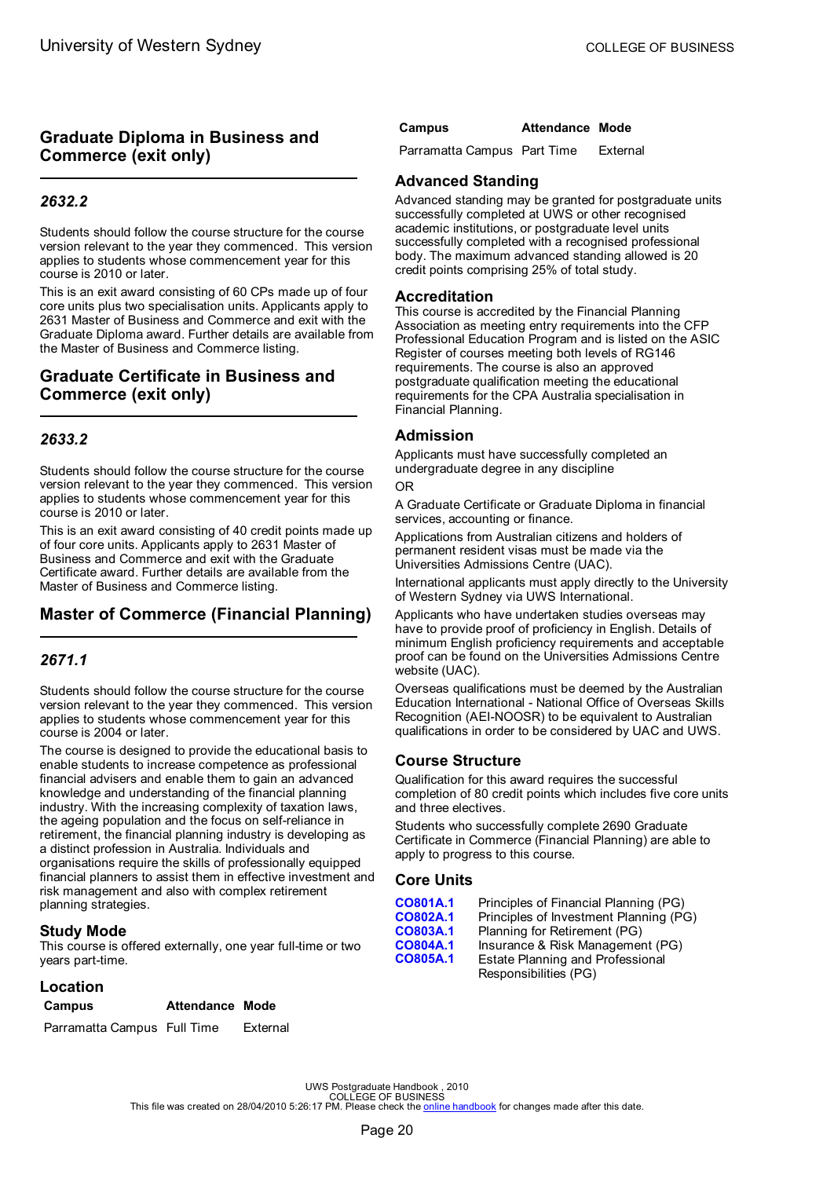## Graduate Diploma in Business and Commerce (exit only)

### *2632.2*

Students should follow the course structure for the course version relevant to the year they commenced. This version applies to students whose commencement year for this course is 2010 or later.

This is an exit award consisting of 60 CPs made up of four core units plus two specialisation units. Applicants apply to 2631 Master of Business and Commerce and exit with the Graduate Diploma award. Further details are available from the Master of Business and Commerce listing.

## Graduate Certificate in Business and Commerce (exit only)

### *2633.2*

Students should follow the course structure for the course version relevant to the year they commenced. This version applies to students whose commencement year for this course is 2010 or later.

This is an exit award consisting of 40 credit points made up of four core units. Applicants apply to 2631 Master of Business and Commerce and exit with the Graduate Certificate award. Further details are available from the Master of Business and Commerce listing.

## Master of Commerce (Financial Planning)

### *2671.1*

Students should follow the course structure for the course version relevant to the year they commenced. This version applies to students whose commencement year for this course is 2004 or later.

The course is designed to provide the educational basis to enable students to increase competence as professional financial advisers and enable them to gain an advanced knowledge and understanding of the financial planning industry. With the increasing complexity of taxation laws, the ageing population and the focus on self-reliance in retirement, the financial planning industry is developing as a distinct profession in Australia. Individuals and organisations require the skills of professionally equipped financial planners to assist them in effective investment and risk management and also with complex retirement planning strategies.

### Study Mode

This course is offered externally, one year full-time or two years part-time.

### Location

| Campus | Attendance | Mode |
|---|---|---|
| Parramatta Campus | Full Time | External |
| Parramatta Campus | Part Time | External |

### Advanced Standing

Advanced standing may be granted for postgraduate units successfully completed at UWS or other recognised academic institutions, or postgraduate level units successfully completed with a recognised professional body. The maximum advanced standing allowed is 20 credit points comprising 25% of total study.

### Accreditation

This course is accredited by the Financial Planning Association as meeting entry requirements into the CFP Professional Education Program and is listed on the ASIC Register of courses meeting both levels of RG146 requirements. The course is also an approved postgraduate qualification meeting the educational requirements for the CPA Australia specialisation in Financial Planning.

### Admission

Applicants must have successfully completed an undergraduate degree in any discipline

OR

A Graduate Certificate or Graduate Diploma in financial services, accounting or finance.

Applications from Australian citizens and holders of permanent resident visas must be made via the Universities Admissions Centre (UAC).

International applicants must apply directly to the University of Western Sydney via UWS International.

Applicants who have undertaken studies overseas may have to provide proof of proficiency in English. Details of minimum English proficiency requirements and acceptable proof can be found on the Universities Admissions Centre website (UAC).

Overseas qualifications must be deemed by the Australian Education International - National Office of Overseas Skills Recognition (AEI-NOOSR) to be equivalent to Australian qualifications in order to be considered by UAC and UWS.

### Course Structure

Qualification for this award requires the successful completion of 80 credit points which includes five core units and three electives.

Students who successfully complete 2690 Graduate Certificate in Commerce (Financial Planning) are able to apply to progress to this course.

### Core Units

| | |
|---|---|
| CO801A.1 | Principles of Financial Planning (PG) |
| CO802A.1 | Principles of Investment Planning (PG) |
| CO803A.1 | Planning for Retirement (PG) |
| CO804A.1 | Insurance & Risk Management (PG) |
| CO805A.1 | Estate Planning and Professional Responsibilities (PG) |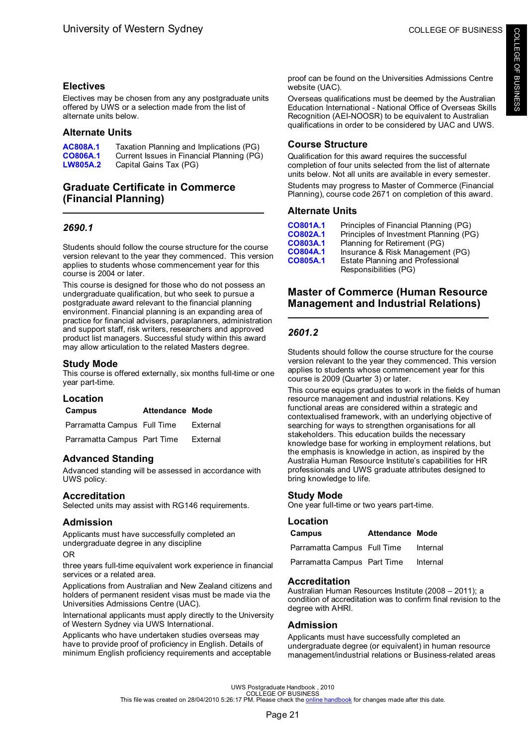## Electives

Electives may be chosen from any any postgraduate units offered by UWS or a selection made from the list of alternate units below.

### Alternate Units

| | |
|---|---|
| AC808A.1 | Taxation Planning and Implications (PG) |
| CO806A.1 | Current Issues in Financial Planning (PG) |
| LW805A.2 | Capital Gains Tax (PG) |

# Graduate Certificate in Commerce (Financial Planning)

## *2690.1*

Students should follow the course structure for the course version relevant to the year they commenced. This version applies to students whose commencement year for this course is 2004 or later.

This course is designed for those who do not possess an undergraduate qualification, but who seek to pursue a postgraduate award relevant to the financial planning environment. Financial planning is an expanding area of practice for financial advisers, paraplanners, administration and support staff, risk writers, researchers and approved product list managers. Successful study within this award may allow articulation to the related Masters degree.

### Study Mode

This course is offered externally, six months full-time or one year part-time.

### Location

| Campus | Attendance | Mode |
|---|---|---|
| Parramatta Campus | Full Time | External |
| Parramatta Campus | Part Time | External |

### Advanced Standing

Advanced standing will be assessed in accordance with UWS policy.

### Accreditation

Selected units may assist with RG146 requirements.

### Admission

Applicants must have successfully completed an undergraduate degree in any discipline

OR

three years full-time equivalent work experience in financial services or a related area.

Applications from Australian and New Zealand citizens and holders of permanent resident visas must be made via the Universities Admissions Centre (UAC).

International applicants must apply directly to the University of Western Sydney via UWS International.

Applicants who have undertaken studies overseas may have to provide proof of proficiency in English. Details of minimum English proficiency requirements and acceptable proof can be found on the Universities Admissions Centre website (UAC).

Overseas qualifications must be deemed by the Australian Education International - National Office of Overseas Skills Recognition (AEI-NOOSR) to be equivalent to Australian qualifications in order to be considered by UAC and UWS.

### Course Structure

Qualification for this award requires the successful completion of four units selected from the list of alternate units below. Not all units are available in every semester.

Students may progress to Master of Commerce (Financial Planning), course code 2671 on completion of this award.

### Alternate Units

| | |
|---|---|
| CO801A.1 | Principles of Financial Planning (PG) |
| CO802A.1 | Principles of Investment Planning (PG) |
| CO803A.1 | Planning for Retirement (PG) |
| CO804A.1 | Insurance & Risk Management (PG) |
| CO805A.1 | Estate Planning and Professional Responsibilities (PG) |

# Master of Commerce (Human Resource Management and Industrial Relations)

## *2601.2*

Students should follow the course structure for the course version relevant to the year they commenced. This version applies to students whose commencement year for this course is 2009 (Quarter 3) or later.

This course equips graduates to work in the fields of human resource management and industrial relations. Key functional areas are considered within a strategic and contextualised framework, with an underlying objective of searching for ways to strengthen organisations for all stakeholders. This education builds the necessary knowledge base for working in employment relations, but the emphasis is knowledge in action, as inspired by the Australia Human Resource Institute's capabilities for HR professionals and UWS graduate attributes designed to bring knowledge to life.

### Study Mode

One year full-time or two years part-time.

### Location

| Campus | Attendance | Mode |
|---|---|---|
| Parramatta Campus | Full Time | Internal |
| Parramatta Campus | Part Time | Internal |

### Accreditation

Australian Human Resources Institute (2008 – 2011); a condition of accreditation was to confirm final revision to the degree with AHRI.

### Admission

Applicants must have successfully completed an undergraduate degree (or equivalent) in human resource management/industrial relations or Business-related areas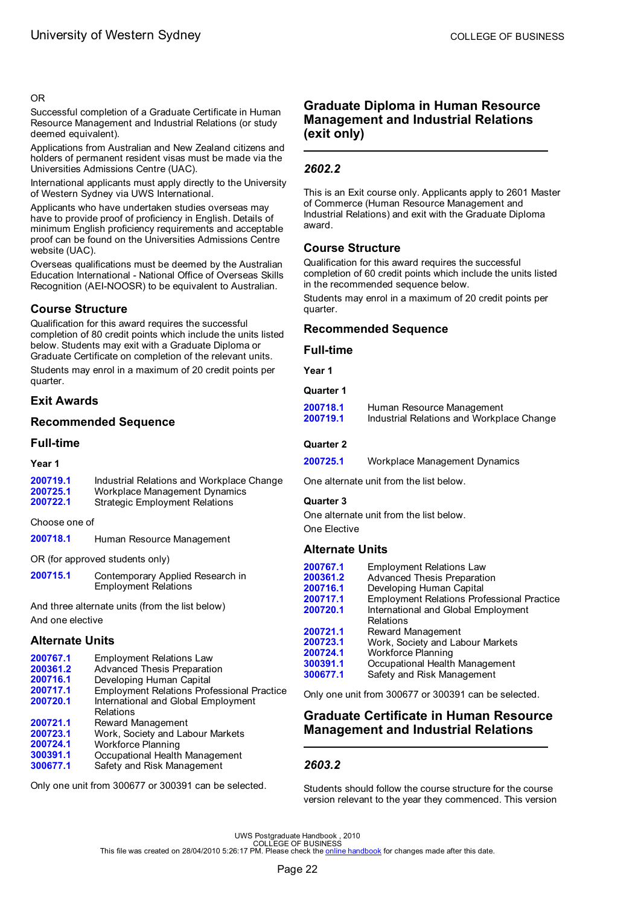OR

Successful completion of a Graduate Certificate in Human Resource Management and Industrial Relations (or study deemed equivalent).

Applications from Australian and New Zealand citizens and holders of permanent resident visas must be made via the Universities Admissions Centre (UAC).

International applicants must apply directly to the University of Western Sydney via UWS International.

Applicants who have undertaken studies overseas may have to provide proof of proficiency in English. Details of minimum English proficiency requirements and acceptable proof can be found on the Universities Admissions Centre website (UAC).

Overseas qualifications must be deemed by the Australian Education International - National Office of Overseas Skills Recognition (AEI-NOOSR) to be equivalent to Australian.

### Course Structure

Qualification for this award requires the successful completion of 80 credit points which include the units listed below. Students may exit with a Graduate Diploma or Graduate Certificate on completion of the relevant units.

Students may enrol in a maximum of 20 credit points per quarter.

### Exit Awards

### Recommended Sequence

### Full-time

**Year 1**

| | |
|---|---|
| 200719.1 | Industrial Relations and Workplace Change |
| 200725.1 | Workplace Management Dynamics |
| 200722.1 | Strategic Employment Relations |

Choose one of

| | |
|---|---|
| 200718.1 | Human Resource Management |

OR (for approved students only)

| | |
|---|---|
| 200715.1 | Contemporary Applied Research in Employment Relations |

And three alternate units (from the list below)

And one elective

### Alternate Units

| | |
|---|---|
| 200767.1 | Employment Relations Law |
| 200361.2 | Advanced Thesis Preparation |
| 200716.1 | Developing Human Capital |
| 200717.1 | Employment Relations Professional Practice |
| 200720.1 | International and Global Employment Relations |
| 200721.1 | Reward Management |
| 200723.1 | Work, Society and Labour Markets |
| 200724.1 | Workforce Planning |
| 300391.1 | Occupational Health Management |
| 300677.1 | Safety and Risk Management |

Only one unit from 300677 or 300391 can be selected.

## Graduate Diploma in Human Resource Management and Industrial Relations (exit only)

### *2602.2*

This is an Exit course only. Applicants apply to 2601 Master of Commerce (Human Resource Management and Industrial Relations) and exit with the Graduate Diploma award.

### Course Structure

Qualification for this award requires the successful completion of 60 credit points which include the units listed in the recommended sequence below.

Students may enrol in a maximum of 20 credit points per quarter.

### Recommended Sequence

### Full-time

**Year 1**

**Quarter 1**

| | |
|---|---|
| 200718.1 | Human Resource Management |
| 200719.1 | Industrial Relations and Workplace Change |

**Quarter 2**

| | |
|---|---|
| 200725.1 | Workplace Management Dynamics |

One alternate unit from the list below.

**Quarter 3**

One alternate unit from the list below.

One Elective

### Alternate Units

| | |
|---|---|
| 200767.1 | Employment Relations Law |
| 200361.2 | Advanced Thesis Preparation |
| 200716.1 | Developing Human Capital |
| 200717.1 | Employment Relations Professional Practice |
| 200720.1 | International and Global Employment Relations |
| 200721.1 | Reward Management |
| 200723.1 | Work, Society and Labour Markets |
| 200724.1 | Workforce Planning |
| 300391.1 | Occupational Health Management |
| 300677.1 | Safety and Risk Management |

Only one unit from 300677 or 300391 can be selected.

## Graduate Certificate in Human Resource Management and Industrial Relations

### *2603.2*

Students should follow the course structure for the course version relevant to the year they commenced. This version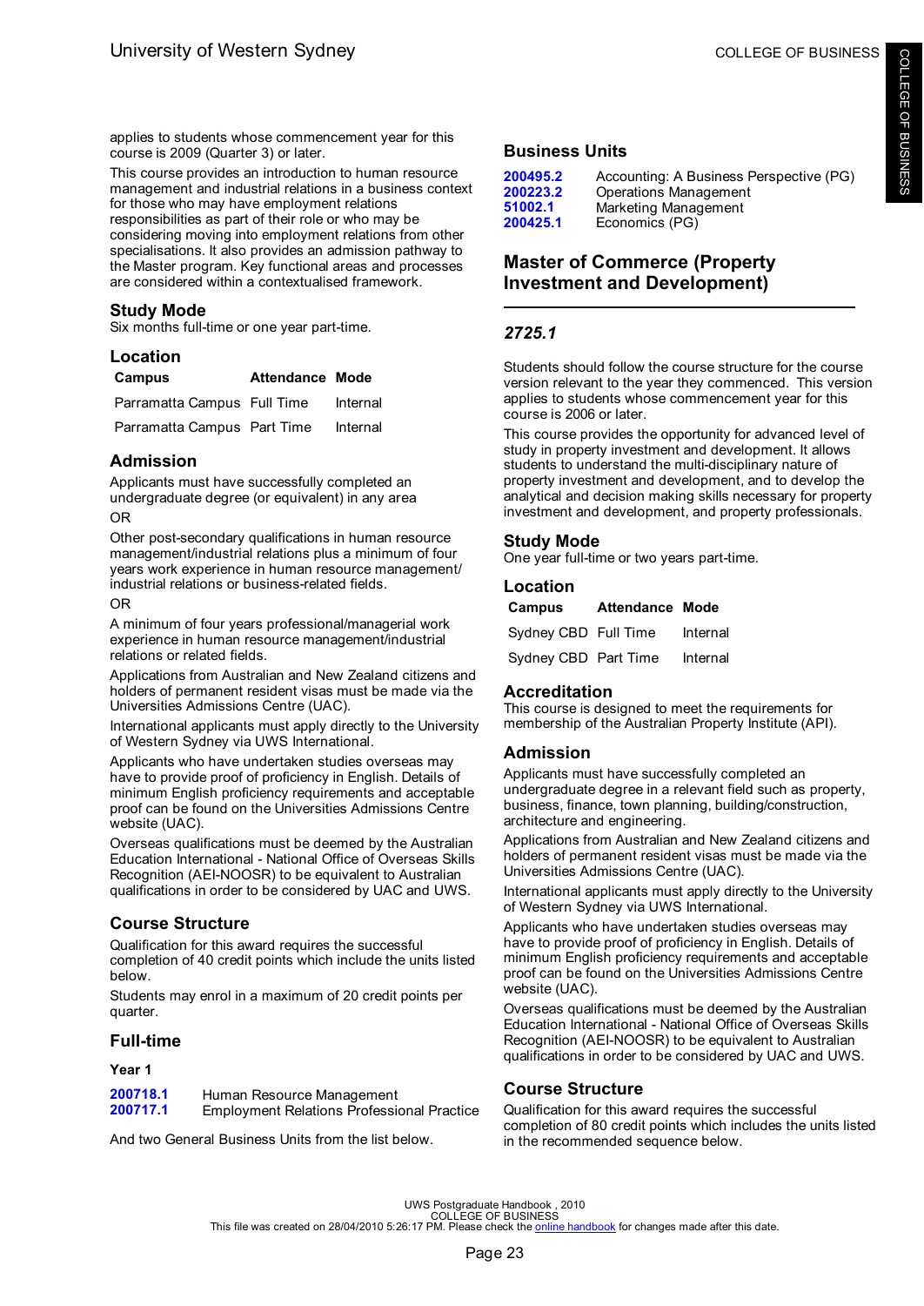applies to students whose commencement year for this course is 2009 (Quarter 3) or later.

This course provides an introduction to human resource management and industrial relations in a business context for those who may have employment relations responsibilities as part of their role or who may be considering moving into employment relations from other specialisations. It also provides an admission pathway to the Master program. Key functional areas and processes are considered within a contextualised framework.

## Study Mode

Six months full-time or one year part-time.

## Location

| Campus | Attendance | Mode |
|---|---|---|
| Parramatta Campus | Full Time | Internal |
| Parramatta Campus | Part Time | Internal |

## Admission

Applicants must have successfully completed an undergraduate degree (or equivalent) in any area

OR

Other post-secondary qualifications in human resource management/industrial relations plus a minimum of four years work experience in human resource management/ industrial relations or business-related fields.

OR

A minimum of four years professional/managerial work experience in human resource management/industrial relations or related fields.

Applications from Australian and New Zealand citizens and holders of permanent resident visas must be made via the Universities Admissions Centre (UAC).

International applicants must apply directly to the University of Western Sydney via UWS International.

Applicants who have undertaken studies overseas may have to provide proof of proficiency in English. Details of minimum English proficiency requirements and acceptable proof can be found on the Universities Admissions Centre website (UAC).

Overseas qualifications must be deemed by the Australian Education International - National Office of Overseas Skills Recognition (AEI-NOOSR) to be equivalent to Australian qualifications in order to be considered by UAC and UWS.

## Course Structure

Qualification for this award requires the successful completion of 40 credit points which include the units listed below.

Students may enrol in a maximum of 20 credit points per quarter.

## Full-time

### Year 1

- **200718.1** Human Resource Management
- **200717.1** Employment Relations Professional Practice

And two General Business Units from the list below.

## Business Units

- **200495.2** Accounting: A Business Perspective (PG)
- **200223.2** Operations Management
- **51002.1** Marketing Management
- **200425.1** Economics (PG)

# Master of Commerce (Property Investment and Development)

### *2725.1*

Students should follow the course structure for the course version relevant to the year they commenced. This version applies to students whose commencement year for this course is 2006 or later.

This course provides the opportunity for advanced level of study in property investment and development. It allows students to understand the multi-disciplinary nature of property investment and development, and to develop the analytical and decision making skills necessary for property investment and development, and property professionals.

## Study Mode

One year full-time or two years part-time.

## Location

| Campus | Attendance | Mode |
|---|---|---|
| Sydney CBD | Full Time | Internal |
| Sydney CBD | Part Time | Internal |

## Accreditation

This course is designed to meet the requirements for membership of the Australian Property Institute (API).

## Admission

Applicants must have successfully completed an undergraduate degree in a relevant field such as property, business, finance, town planning, building/construction, architecture and engineering.

Applications from Australian and New Zealand citizens and holders of permanent resident visas must be made via the Universities Admissions Centre (UAC).

International applicants must apply directly to the University of Western Sydney via UWS International.

Applicants who have undertaken studies overseas may have to provide proof of proficiency in English. Details of minimum English proficiency requirements and acceptable proof can be found on the Universities Admissions Centre website (UAC).

Overseas qualifications must be deemed by the Australian Education International - National Office of Overseas Skills Recognition (AEI-NOOSR) to be equivalent to Australian qualifications in order to be considered by UAC and UWS.

## Course Structure

Qualification for this award requires the successful completion of 80 credit points which includes the units listed in the recommended sequence below.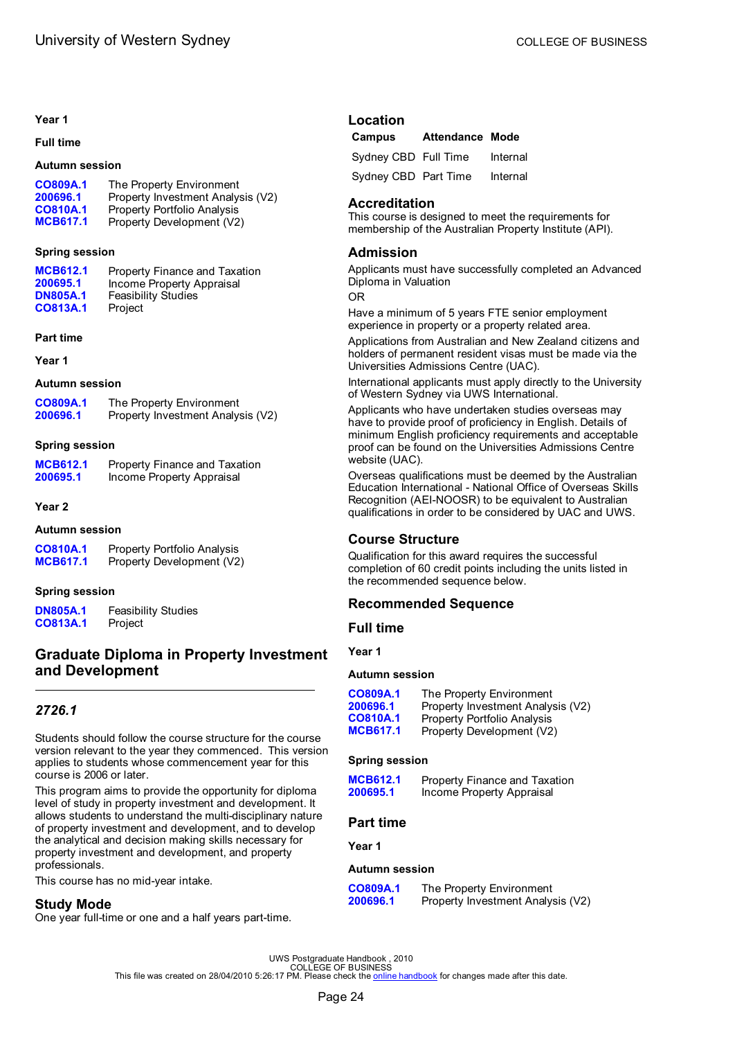Year 1

Full time

Autumn session

| | |
|---|---|
| CO809A.1 | The Property Environment |
| 200696.1 | Property Investment Analysis (V2) |
| CO810A.1 | Property Portfolio Analysis |
| MCB617.1 | Property Development (V2) |

Spring session

| | |
|---|---|
| MCB612.1 | Property Finance and Taxation |
| 200695.1 | Income Property Appraisal |
| DN805A.1 | Feasibility Studies |
| CO813A.1 | Project |

Part time

Year 1

Autumn session

| | |
|---|---|
| CO809A.1 | The Property Environment |
| 200696.1 | Property Investment Analysis (V2) |

Spring session

| | |
|---|---|
| MCB612.1 | Property Finance and Taxation |
| 200695.1 | Income Property Appraisal |

Year 2

Autumn session

| | |
|---|---|
| CO810A.1 | Property Portfolio Analysis |
| MCB617.1 | Property Development (V2) |

Spring session

| | |
|---|---|
| DN805A.1 | Feasibility Studies |
| CO813A.1 | Project |

## Graduate Diploma in Property Investment and Development

### *2726.1*

Students should follow the course structure for the course version relevant to the year they commenced. This version applies to students whose commencement year for this course is 2006 or later.

This program aims to provide the opportunity for diploma level of study in property investment and development. It allows students to understand the multi-disciplinary nature of property investment and development, and to develop the analytical and decision making skills necessary for property investment and development, and property professionals.

This course has no mid-year intake.

### Study Mode

One year full-time or one and a half years part-time.

### Location

| Campus | Attendance | Mode |
|---|---|---|
| Sydney CBD | Full Time | Internal |
| Sydney CBD | Part Time | Internal |

### Accreditation

This course is designed to meet the requirements for membership of the Australian Property Institute (API).

### Admission

Applicants must have successfully completed an Advanced Diploma in Valuation

OR

Have a minimum of 5 years FTE senior employment experience in property or a property related area.

Applications from Australian and New Zealand citizens and holders of permanent resident visas must be made via the Universities Admissions Centre (UAC).

International applicants must apply directly to the University of Western Sydney via UWS International.

Applicants who have undertaken studies overseas may have to provide proof of proficiency in English. Details of minimum English proficiency requirements and acceptable proof can be found on the Universities Admissions Centre website (UAC).

Overseas qualifications must be deemed by the Australian Education International - National Office of Overseas Skills Recognition (AEI-NOOSR) to be equivalent to Australian qualifications in order to be considered by UAC and UWS.

### Course Structure

Qualification for this award requires the successful completion of 60 credit points including the units listed in the recommended sequence below.

### Recommended Sequence

### Full time

Year 1

Autumn session

| | |
|---|---|
| CO809A.1 | The Property Environment |
| 200696.1 | Property Investment Analysis (V2) |
| CO810A.1 | Property Portfolio Analysis |
| MCB617.1 | Property Development (V2) |

Spring session

| | |
|---|---|
| MCB612.1 | Property Finance and Taxation |
| 200695.1 | Income Property Appraisal |

### Part time

Year 1

Autumn session

| | |
|---|---|
| CO809A.1 | The Property Environment |
| 200696.1 | Property Investment Analysis (V2) |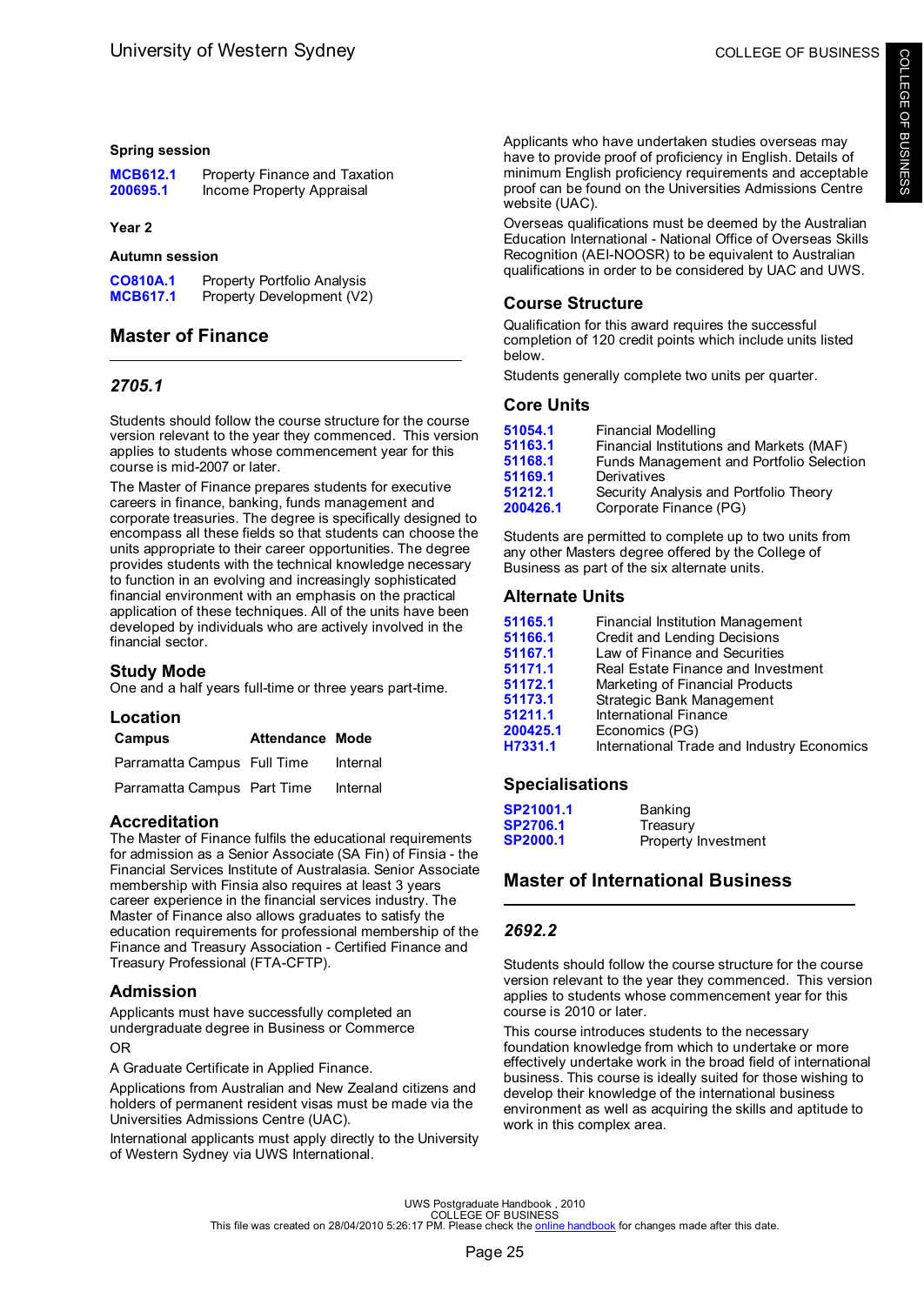### Spring session

| | |
|---|---|
| **MCB612.1** | Property Finance and Taxation |
| **200695.1** | Income Property Appraisal |

### Year 2

### Autumn session

| | |
|---|---|
| **CO810A.1** | Property Portfolio Analysis |
| **MCB617.1** | Property Development (V2) |

## Master of Finance

### *2705.1*

Students should follow the course structure for the course version relevant to the year they commenced. This version applies to students whose commencement year for this course is mid-2007 or later.

The Master of Finance prepares students for executive careers in finance, banking, funds management and corporate treasuries. The degree is specifically designed to encompass all these fields so that students can choose the units appropriate to their career opportunities. The degree provides students with the technical knowledge necessary to function in an evolving and increasingly sophisticated financial environment with an emphasis on the practical application of these techniques. All of the units have been developed by individuals who are actively involved in the financial sector.

### Study Mode

One and a half years full-time or three years part-time.

### Location

| Campus | Attendance | Mode |
|---|---|---|
| Parramatta Campus | Full Time | Internal |
| Parramatta Campus | Part Time | Internal |

### Accreditation

The Master of Finance fulfils the educational requirements for admission as a Senior Associate (SA Fin) of Finsia - the Financial Services Institute of Australasia. Senior Associate membership with Finsia also requires at least 3 years career experience in the financial services industry. The Master of Finance also allows graduates to satisfy the education requirements for professional membership of the Finance and Treasury Association - Certified Finance and Treasury Professional (FTA-CFTP).

### Admission

Applicants must have successfully completed an undergraduate degree in Business or Commerce

OR

A Graduate Certificate in Applied Finance.

Applications from Australian and New Zealand citizens and holders of permanent resident visas must be made via the Universities Admissions Centre (UAC).

International applicants must apply directly to the University of Western Sydney via UWS International.

Applicants who have undertaken studies overseas may have to provide proof of proficiency in English. Details of minimum English proficiency requirements and acceptable proof can be found on the Universities Admissions Centre website (UAC).

Overseas qualifications must be deemed by the Australian Education International - National Office of Overseas Skills Recognition (AEI-NOOSR) to be equivalent to Australian qualifications in order to be considered by UAC and UWS.

### Course Structure

Qualification for this award requires the successful completion of 120 credit points which include units listed below.

Students generally complete two units per quarter.

### Core Units

| | |
|---|---|
| **51054.1** | Financial Modelling |
| **51163.1** | Financial Institutions and Markets (MAF) |
| **51168.1** | Funds Management and Portfolio Selection |
| **51169.1** | Derivatives |
| **51212.1** | Security Analysis and Portfolio Theory |
| **200426.1** | Corporate Finance (PG) |

Students are permitted to complete up to two units from any other Masters degree offered by the College of Business as part of the six alternate units.

### Alternate Units

| | |
|---|---|
| **51165.1** | Financial Institution Management |
| **51166.1** | Credit and Lending Decisions |
| **51167.1** | Law of Finance and Securities |
| **51171.1** | Real Estate Finance and Investment |
| **51172.1** | Marketing of Financial Products |
| **51173.1** | Strategic Bank Management |
| **51211.1** | International Finance |
| **200425.1** | Economics (PG) |
| **H7331.1** | International Trade and Industry Economics |

### Specialisations

| | |
|---|---|
| **SP21001.1** | Banking |
| **SP2706.1** | Treasury |
| **SP2000.1** | Property Investment |

## Master of International Business

### *2692.2*

Students should follow the course structure for the course version relevant to the year they commenced. This version applies to students whose commencement year for this course is 2010 or later.

This course introduces students to the necessary foundation knowledge from which to undertake or more effectively undertake work in the broad field of international business. This course is ideally suited for those wishing to develop their knowledge of the international business environment as well as acquiring the skills and aptitude to work in this complex area.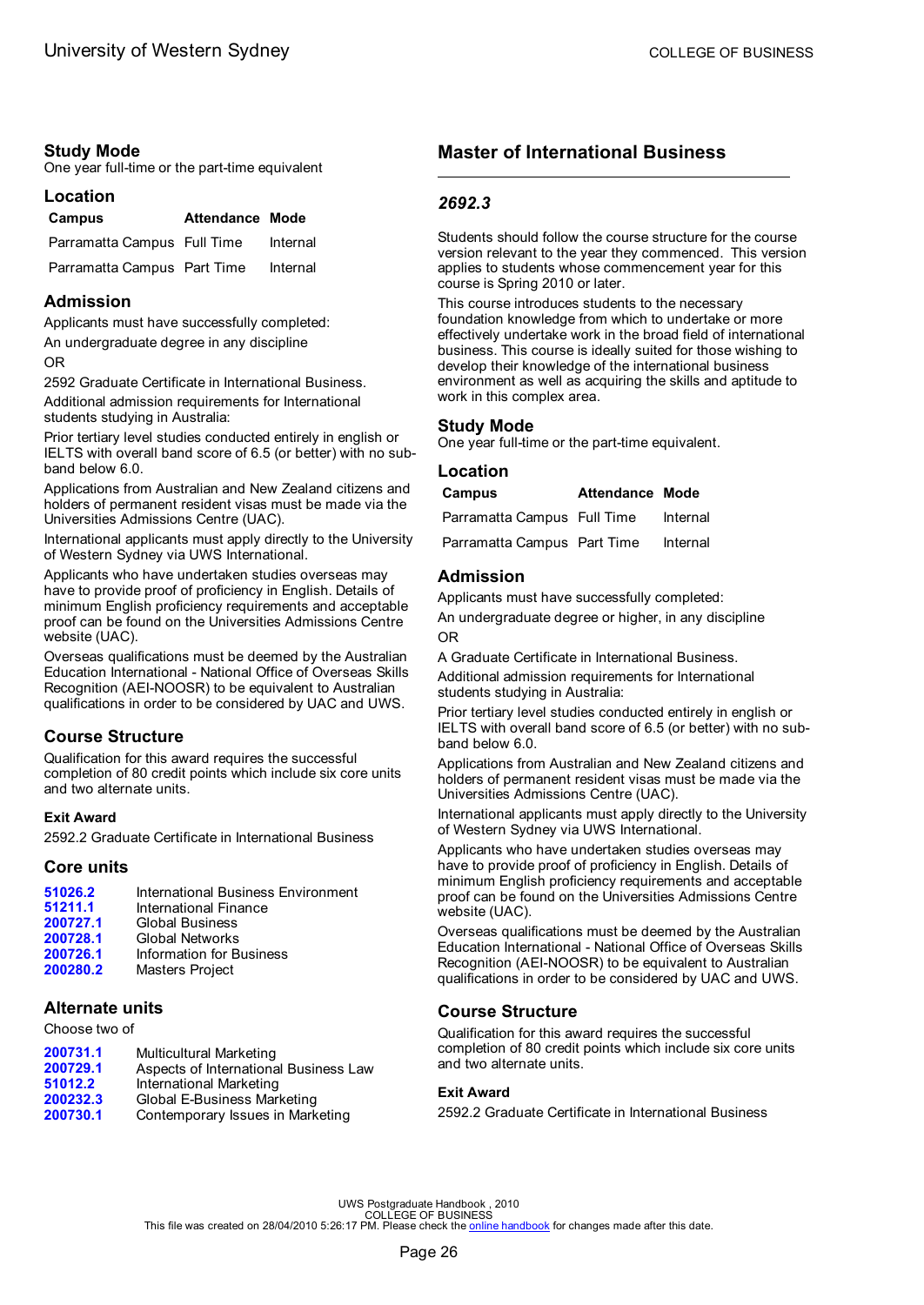## Study Mode

One year full-time or the part-time equivalent

## Location

| Campus | Attendance | Mode |
|---|---|---|
| Parramatta Campus | Full Time | Internal |
| Parramatta Campus | Part Time | Internal |

## Admission

Applicants must have successfully completed:

An undergraduate degree in any discipline

OR

2592 Graduate Certificate in International Business.

Additional admission requirements for International students studying in Australia:

Prior tertiary level studies conducted entirely in english or IELTS with overall band score of 6.5 (or better) with no sub-band below 6.0.

Applications from Australian and New Zealand citizens and holders of permanent resident visas must be made via the Universities Admissions Centre (UAC).

International applicants must apply directly to the University of Western Sydney via UWS International.

Applicants who have undertaken studies overseas may have to provide proof of proficiency in English. Details of minimum English proficiency requirements and acceptable proof can be found on the Universities Admissions Centre website (UAC).

Overseas qualifications must be deemed by the Australian Education International - National Office of Overseas Skills Recognition (AEI-NOOSR) to be equivalent to Australian qualifications in order to be considered by UAC and UWS.

## Course Structure

Qualification for this award requires the successful completion of 80 credit points which include six core units and two alternate units.

### Exit Award

2592.2 Graduate Certificate in International Business

## Core units

| | |
|---|---|
| **51026.2** | International Business Environment |
| **51211.1** | International Finance |
| **200727.1** | Global Business |
| **200728.1** | Global Networks |
| **200726.1** | Information for Business |
| **200280.2** | Masters Project |

## Alternate units

Choose two of

| | |
|---|---|
| **200731.1** | Multicultural Marketing |
| **200729.1** | Aspects of International Business Law |
| **51012.2** | International Marketing |
| **200232.3** | Global E-Business Marketing |
| **200730.1** | Contemporary Issues in Marketing |

# Master of International Business

## *2692.3*

Students should follow the course structure for the course version relevant to the year they commenced. This version applies to students whose commencement year for this course is Spring 2010 or later.

This course introduces students to the necessary foundation knowledge from which to undertake or more effectively undertake work in the broad field of international business. This course is ideally suited for those wishing to develop their knowledge of the international business environment as well as acquiring the skills and aptitude to work in this complex area.

## Study Mode

One year full-time or the part-time equivalent.

## Location

| Campus | Attendance | Mode |
|---|---|---|
| Parramatta Campus | Full Time | Internal |
| Parramatta Campus | Part Time | Internal |

## Admission

Applicants must have successfully completed:

An undergraduate degree or higher, in any discipline

OR

A Graduate Certificate in International Business.

Additional admission requirements for International students studying in Australia:

Prior tertiary level studies conducted entirely in english or IELTS with overall band score of 6.5 (or better) with no sub-band below 6.0.

Applications from Australian and New Zealand citizens and holders of permanent resident visas must be made via the Universities Admissions Centre (UAC).

International applicants must apply directly to the University of Western Sydney via UWS International.

Applicants who have undertaken studies overseas may have to provide proof of proficiency in English. Details of minimum English proficiency requirements and acceptable proof can be found on the Universities Admissions Centre website (UAC).

Overseas qualifications must be deemed by the Australian Education International - National Office of Overseas Skills Recognition (AEI-NOOSR) to be equivalent to Australian qualifications in order to be considered by UAC and UWS.

## Course Structure

Qualification for this award requires the successful completion of 80 credit points which include six core units and two alternate units.

### Exit Award

2592.2 Graduate Certificate in International Business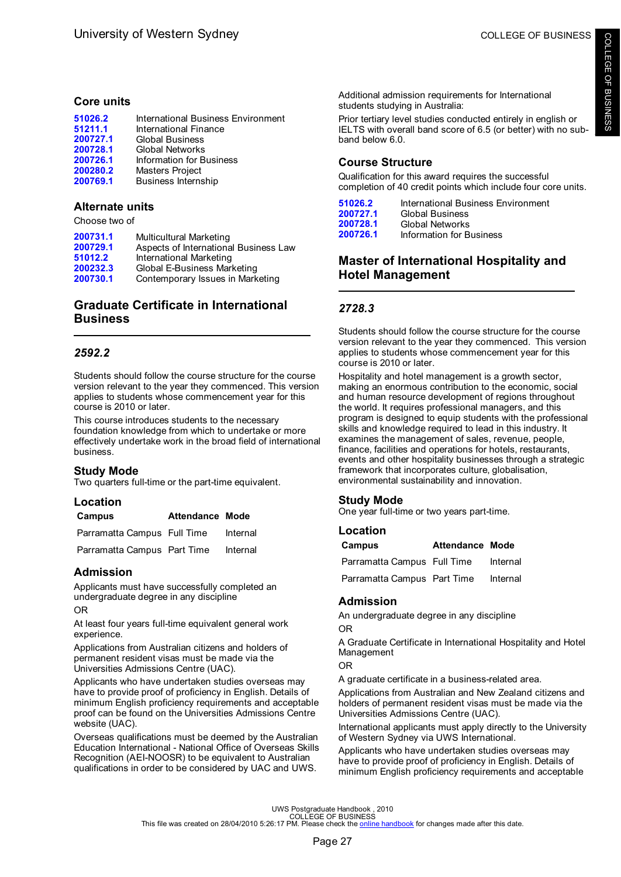## Core units

| | |
|---|---|
| 51026.2 | International Business Environment |
| 51211.1 | International Finance |
| 200727.1 | Global Business |
| 200728.1 | Global Networks |
| 200726.1 | Information for Business |
| 200280.2 | Masters Project |
| 200769.1 | Business Internship |

## Alternate units

Choose two of

| | |
|---|---|
| 200731.1 | Multicultural Marketing |
| 200729.1 | Aspects of International Business Law |
| 51012.2 | International Marketing |
| 200232.3 | Global E-Business Marketing |
| 200730.1 | Contemporary Issues in Marketing |

# Graduate Certificate in International Business

### *2592.2*

Students should follow the course structure for the course version relevant to the year they commenced. This version applies to students whose commencement year for this course is 2010 or later.

This course introduces students to the necessary foundation knowledge from which to undertake or more effectively undertake work in the broad field of international business.

## Study Mode

Two quarters full-time or the part-time equivalent.

## Location

| Campus | Attendance | Mode |
|---|---|---|
| Parramatta Campus | Full Time | Internal |
| Parramatta Campus | Part Time | Internal |

## Admission

Applicants must have successfully completed an undergraduate degree in any discipline

OR

At least four years full-time equivalent general work experience.

Applications from Australian citizens and holders of permanent resident visas must be made via the Universities Admissions Centre (UAC).

Applicants who have undertaken studies overseas may have to provide proof of proficiency in English. Details of minimum English proficiency requirements and acceptable proof can be found on the Universities Admissions Centre website (UAC).

Overseas qualifications must be deemed by the Australian Education International - National Office of Overseas Skills Recognition (AEI-NOOSR) to be equivalent to Australian qualifications in order to be considered by UAC and UWS.

Additional admission requirements for International students studying in Australia:

Prior tertiary level studies conducted entirely in english or IELTS with overall band score of 6.5 (or better) with no sub-band below 6.0.

## Course Structure

Qualification for this award requires the successful completion of 40 credit points which include four core units.

| | |
|---|---|
| 51026.2 | International Business Environment |
| 200727.1 | Global Business |
| 200728.1 | Global Networks |
| 200726.1 | Information for Business |

# Master of International Hospitality and Hotel Management

### *2728.3*

Students should follow the course structure for the course version relevant to the year they commenced. This version applies to students whose commencement year for this course is 2010 or later.

Hospitality and hotel management is a growth sector, making an enormous contribution to the economic, social and human resource development of regions throughout the world. It requires professional managers, and this program is designed to equip students with the professional skills and knowledge required to lead in this industry. It examines the management of sales, revenue, people, finance, facilities and operations for hotels, restaurants, events and other hospitality businesses through a strategic framework that incorporates culture, globalisation, environmental sustainability and innovation.

## Study Mode

One year full-time or two years part-time.

## Location

| Campus | Attendance | Mode |
|---|---|---|
| Parramatta Campus | Full Time | Internal |
| Parramatta Campus | Part Time | Internal |

## Admission

An undergraduate degree in any discipline

OR

A Graduate Certificate in International Hospitality and Hotel Management

OR

A graduate certificate in a business-related area.

Applications from Australian and New Zealand citizens and holders of permanent resident visas must be made via the Universities Admissions Centre (UAC).

International applicants must apply directly to the University of Western Sydney via UWS International.

Applicants who have undertaken studies overseas may have to provide proof of proficiency in English. Details of minimum English proficiency requirements and acceptable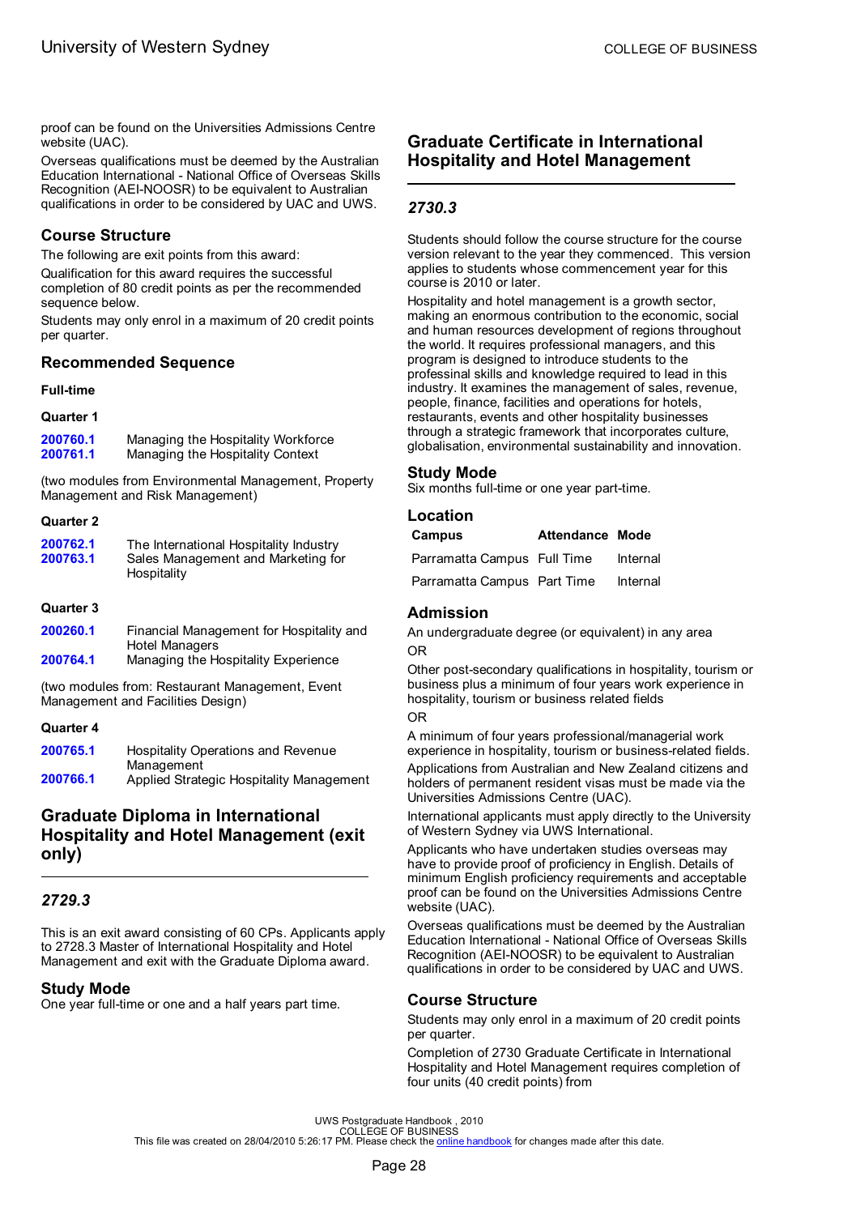proof can be found on the Universities Admissions Centre website (UAC).

Overseas qualifications must be deemed by the Australian Education International - National Office of Overseas Skills Recognition (AEI-NOOSR) to be equivalent to Australian qualifications in order to be considered by UAC and UWS.

## Course Structure

The following are exit points from this award:

Qualification for this award requires the successful completion of 80 credit points as per the recommended sequence below.

Students may only enrol in a maximum of 20 credit points per quarter.

## Recommended Sequence

**Full-time**

**Quarter 1**

| | |
|---|---|
| 200760.1 | Managing the Hospitality Workforce |
| 200761.1 | Managing the Hospitality Context |

(two modules from Environmental Management, Property Management and Risk Management)

**Quarter 2**

| | |
|---|---|
| 200762.1 | The International Hospitality Industry |
| 200763.1 | Sales Management and Marketing for Hospitality |

**Quarter 3**

| | |
|---|---|
| 200260.1 | Financial Management for Hospitality and Hotel Managers |
| 200764.1 | Managing the Hospitality Experience |

(two modules from: Restaurant Management, Event Management and Facilities Design)

**Quarter 4**

| | |
|---|---|
| 200765.1 | Hospitality Operations and Revenue Management |
| 200766.1 | Applied Strategic Hospitality Management |

# Graduate Diploma in International Hospitality and Hotel Management (exit only)

### *2729.3*

This is an exit award consisting of 60 CPs. Applicants apply to 2728.3 Master of International Hospitality and Hotel Management and exit with the Graduate Diploma award.

## Study Mode

One year full-time or one and a half years part time.

# Graduate Certificate in International Hospitality and Hotel Management

### *2730.3*

Students should follow the course structure for the course version relevant to the year they commenced. This version applies to students whose commencement year for this course is 2010 or later.

Hospitality and hotel management is a growth sector, making an enormous contribution to the economic, social and human resources development of regions throughout the world. It requires professional managers, and this program is designed to introduce students to the professinal skills and knowledge required to lead in this industry. It examines the management of sales, revenue, people, finance, facilities and operations for hotels, restaurants, events and other hospitality businesses through a strategic framework that incorporates culture, globalisation, environmental sustainability and innovation.

## Study Mode

Six months full-time or one year part-time.

## Location

| Campus | Attendance | Mode |
|---|---|---|
| Parramatta Campus | Full Time | Internal |
| Parramatta Campus | Part Time | Internal |

## Admission

An undergraduate degree (or equivalent) in any area

OR

Other post-secondary qualifications in hospitality, tourism or business plus a minimum of four years work experience in hospitality, tourism or business related fields

OR

A minimum of four years professional/managerial work experience in hospitality, tourism or business-related fields.

Applications from Australian and New Zealand citizens and holders of permanent resident visas must be made via the Universities Admissions Centre (UAC).

International applicants must apply directly to the University of Western Sydney via UWS International.

Applicants who have undertaken studies overseas may have to provide proof of proficiency in English. Details of minimum English proficiency requirements and acceptable proof can be found on the Universities Admissions Centre website (UAC).

Overseas qualifications must be deemed by the Australian Education International - National Office of Overseas Skills Recognition (AEI-NOOSR) to be equivalent to Australian qualifications in order to be considered by UAC and UWS.

## Course Structure

Students may only enrol in a maximum of 20 credit points per quarter.

Completion of 2730 Graduate Certificate in International Hospitality and Hotel Management requires completion of four units (40 credit points) from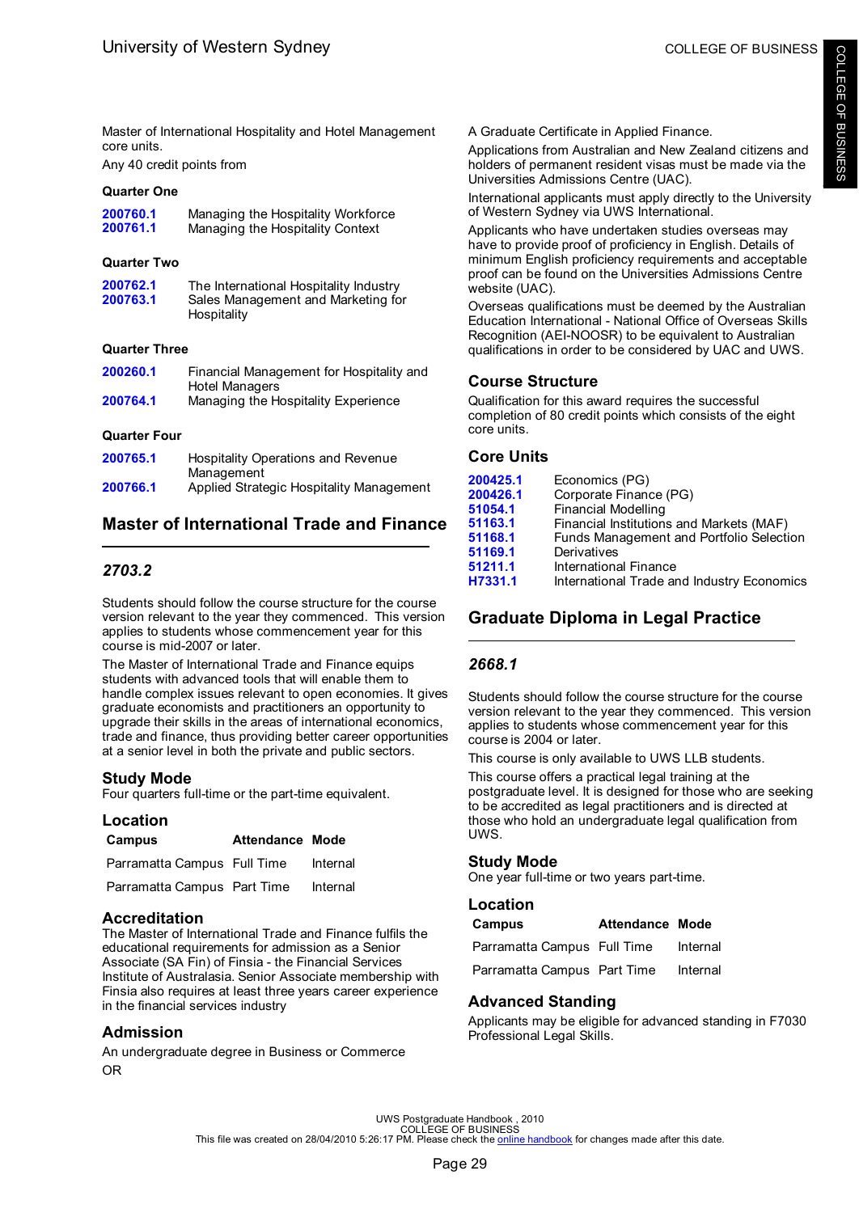Master of International Hospitality and Hotel Management core units.

Any 40 credit points from

### Quarter One

| | |
|---|---|
| 200760.1 | Managing the Hospitality Workforce |
| 200761.1 | Managing the Hospitality Context |

### Quarter Two

| | |
|---|---|
| 200762.1 | The International Hospitality Industry |
| 200763.1 | Sales Management and Marketing for Hospitality |

### Quarter Three

| | |
|---|---|
| 200260.1 | Financial Management for Hospitality and Hotel Managers |
| 200764.1 | Managing the Hospitality Experience |

### Quarter Four

| | |
|---|---|
| 200765.1 | Hospitality Operations and Revenue Management |
| 200766.1 | Applied Strategic Hospitality Management |

## Master of International Trade and Finance

### *2703.2*

Students should follow the course structure for the course version relevant to the year they commenced. This version applies to students whose commencement year for this course is mid-2007 or later.

The Master of International Trade and Finance equips students with advanced tools that will enable them to handle complex issues relevant to open economies. It gives graduate economists and practitioners an opportunity to upgrade their skills in the areas of international economics, trade and finance, thus providing better career opportunities at a senior level in both the private and public sectors.

### Study Mode

Four quarters full-time or the part-time equivalent.

### Location

| Campus | Attendance | Mode |
|---|---|---|
| Parramatta Campus | Full Time | Internal |
| Parramatta Campus | Part Time | Internal |

### Accreditation

The Master of International Trade and Finance fulfils the educational requirements for admission as a Senior Associate (SA Fin) of Finsia - the Financial Services Institute of Australasia. Senior Associate membership with Finsia also requires at least three years career experience in the financial services industry

### Admission

An undergraduate degree in Business or Commerce

OR

A Graduate Certificate in Applied Finance.

Applications from Australian and New Zealand citizens and holders of permanent resident visas must be made via the Universities Admissions Centre (UAC).

International applicants must apply directly to the University of Western Sydney via UWS International.

Applicants who have undertaken studies overseas may have to provide proof of proficiency in English. Details of minimum English proficiency requirements and acceptable proof can be found on the Universities Admissions Centre website (UAC).

Overseas qualifications must be deemed by the Australian Education International - National Office of Overseas Skills Recognition (AEI-NOOSR) to be equivalent to Australian qualifications in order to be considered by UAC and UWS.

### Course Structure

Qualification for this award requires the successful completion of 80 credit points which consists of the eight core units.

### Core Units

| | |
|---|---|
| 200425.1 | Economics (PG) |
| 200426.1 | Corporate Finance (PG) |
| 51054.1 | Financial Modelling |
| 51163.1 | Financial Institutions and Markets (MAF) |
| 51168.1 | Funds Management and Portfolio Selection |
| 51169.1 | Derivatives |
| 51211.1 | International Finance |
| H7331.1 | International Trade and Industry Economics |

## Graduate Diploma in Legal Practice

### *2668.1*

Students should follow the course structure for the course version relevant to the year they commenced. This version applies to students whose commencement year for this course is 2004 or later.

This course is only available to UWS LLB students.

This course offers a practical legal training at the postgraduate level. It is designed for those who are seeking to be accredited as legal practitioners and is directed at those who hold an undergraduate legal qualification from UWS.

### Study Mode

One year full-time or two years part-time.

### Location

| Campus | Attendance | Mode |
|---|---|---|
| Parramatta Campus | Full Time | Internal |
| Parramatta Campus | Part Time | Internal |

### Advanced Standing

Applicants may be eligible for advanced standing in F7030 Professional Legal Skills.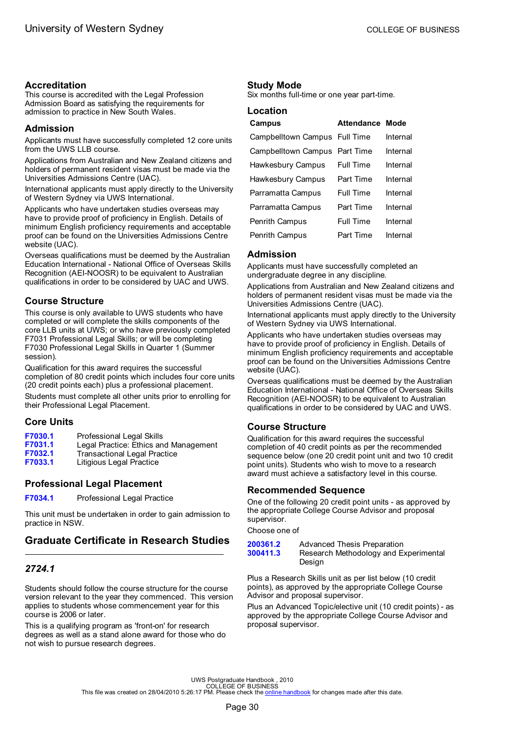### Accreditation

This course is accredited with the Legal Profession Admission Board as satisfying the requirements for admission to practice in New South Wales.

### Admission

Applicants must have successfully completed 12 core units from the UWS LLB course.

Applications from Australian and New Zealand citizens and holders of permanent resident visas must be made via the Universities Admissions Centre (UAC).

International applicants must apply directly to the University of Western Sydney via UWS International.

Applicants who have undertaken studies overseas may have to provide proof of proficiency in English. Details of minimum English proficiency requirements and acceptable proof can be found on the Universities Admissions Centre website (UAC).

Overseas qualifications must be deemed by the Australian Education International - National Office of Overseas Skills Recognition (AEI-NOOSR) to be equivalent to Australian qualifications in order to be considered by UAC and UWS.

### Course Structure

This course is only available to UWS students who have completed or will complete the skills components of the core LLB units at UWS; or who have previously completed F7031 Professional Legal Skills; or will be completing F7030 Professional Legal Skills in Quarter 1 (Summer session).

Qualification for this award requires the successful completion of 80 credit points which includes four core units (20 credit points each) plus a professional placement.

Students must complete all other units prior to enrolling for their Professional Legal Placement.

### Core Units

| | |
|---|---|
| F7030.1 | Professional Legal Skills |
| F7031.1 | Legal Practice: Ethics and Management |
| F7032.1 | Transactional Legal Practice |
| F7033.1 | Litigious Legal Practice |

### Professional Legal Placement

| | |
|---|---|
| F7034.1 | Professional Legal Practice |

This unit must be undertaken in order to gain admission to practice in NSW.

## Graduate Certificate in Research Studies

### *2724.1*

Students should follow the course structure for the course version relevant to the year they commenced. This version applies to students whose commencement year for this course is 2006 or later.

This is a qualifying program as 'front-on' for research degrees as well as a stand alone award for those who do not wish to pursue research degrees.

### Study Mode

Six months full-time or one year part-time.

### Location

| Campus | Attendance | Mode |
|---|---|---|
| Campbelltown Campus | Full Time | Internal |
| Campbelltown Campus | Part Time | Internal |
| Hawkesbury Campus | Full Time | Internal |
| Hawkesbury Campus | Part Time | Internal |
| Parramatta Campus | Full Time | Internal |
| Parramatta Campus | Part Time | Internal |
| Penrith Campus | Full Time | Internal |
| Penrith Campus | Part Time | Internal |

### Admission

Applicants must have successfully completed an undergraduate degree in any discipline.

Applications from Australian and New Zealand citizens and holders of permanent resident visas must be made via the Universities Admissions Centre (UAC).

International applicants must apply directly to the University of Western Sydney via UWS International.

Applicants who have undertaken studies overseas may have to provide proof of proficiency in English. Details of minimum English proficiency requirements and acceptable proof can be found on the Universities Admissions Centre website (UAC).

Overseas qualifications must be deemed by the Australian Education International - National Office of Overseas Skills Recognition (AEI-NOOSR) to be equivalent to Australian qualifications in order to be considered by UAC and UWS.

### Course Structure

Qualification for this award requires the successful completion of 40 credit points as per the recommended sequence below (one 20 credit point unit and two 10 credit point units). Students who wish to move to a research award must achieve a satisfactory level in this course.

### Recommended Sequence

One of the following 20 credit point units - as approved by the appropriate College Course Advisor and proposal supervisor.

Choose one of

| | |
|---|---|
| 200361.2 | Advanced Thesis Preparation |
| 300411.3 | Research Methodology and Experimental Design |

Plus a Research Skills unit as per list below (10 credit points), as approved by the appropriate College Course Advisor and proposal supervisor.

Plus an Advanced Topic/elective unit (10 credit points) - as approved by the appropriate College Course Advisor and proposal supervisor.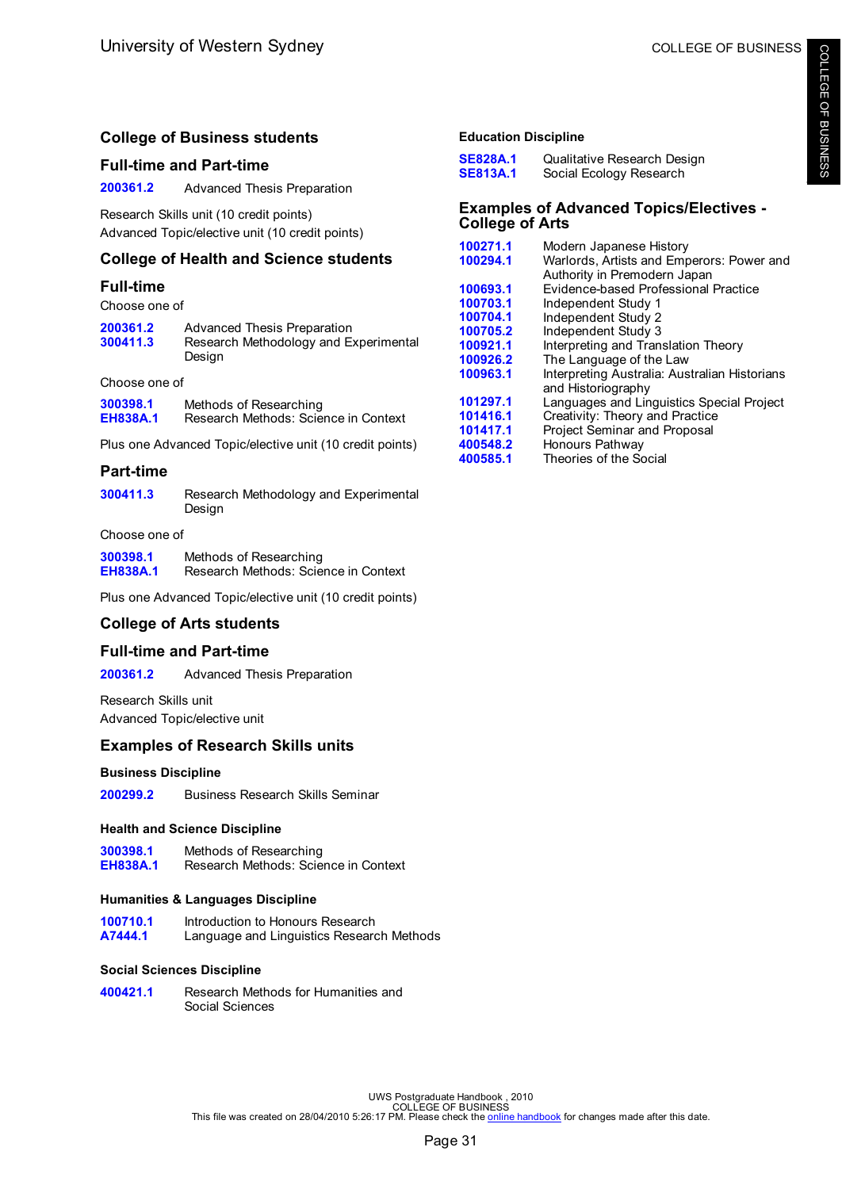## College of Business students

### Full-time and Part-time

**200361.2** Advanced Thesis Preparation

Research Skills unit (10 credit points)
Advanced Topic/elective unit (10 credit points)

## College of Health and Science students

### Full-time

Choose one of

**200361.2** Advanced Thesis Preparation
**300411.3** Research Methodology and Experimental Design

Choose one of

**300398.1** Methods of Researching
**EH838A.1** Research Methods: Science in Context

Plus one Advanced Topic/elective unit (10 credit points)

### Part-time

**300411.3** Research Methodology and Experimental Design

Choose one of

**300398.1** Methods of Researching
**EH838A.1** Research Methods: Science in Context

Plus one Advanced Topic/elective unit (10 credit points)

## College of Arts students

### Full-time and Part-time

**200361.2** Advanced Thesis Preparation

Research Skills unit
Advanced Topic/elective unit

## Examples of Research Skills units

#### Business Discipline

**200299.2** Business Research Skills Seminar

#### Health and Science Discipline

**300398.1** Methods of Researching
**EH838A.1** Research Methods: Science in Context

#### Humanities & Languages Discipline

**100710.1** Introduction to Honours Research
**A7444.1** Language and Linguistics Research Methods

#### Social Sciences Discipline

**400421.1** Research Methods for Humanities and Social Sciences

#### Education Discipline

**SE828A.1** Qualitative Research Design
**SE813A.1** Social Ecology Research

## Examples of Advanced Topics/Electives - College of Arts

**100271.1** Modern Japanese History
**100294.1** Warlords, Artists and Emperors: Power and Authority in Premodern Japan
**100693.1** Evidence-based Professional Practice
**100703.1** Independent Study 1
**100704.1** Independent Study 2
**100705.2** Independent Study 3
**100921.1** Interpreting and Translation Theory
**100926.2** The Language of the Law
**100963.1** Interpreting Australia: Australian Historians and Historiography
**101297.1** Languages and Linguistics Special Project
**101416.1** Creativity: Theory and Practice
**101417.1** Project Seminar and Proposal
**400548.2** Honours Pathway
**400585.1** Theories of the Social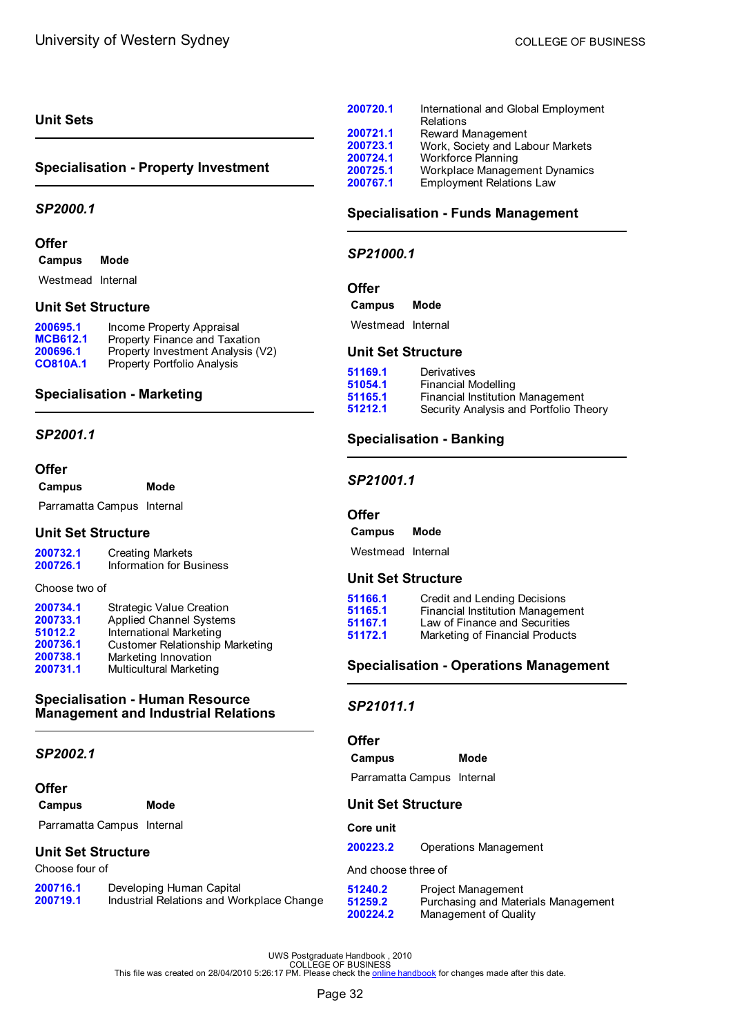## Unit Sets

### Specialisation - Property Investment

#### *SP2000.1*

**Offer**

| Campus | Mode |
|---|---|
| Westmead | Internal |

**Unit Set Structure**

| | |
|---|---|
| 200695.1 | Income Property Appraisal |
| MCB612.1 | Property Finance and Taxation |
| 200696.1 | Property Investment Analysis (V2) |
| CO810A.1 | Property Portfolio Analysis |

### Specialisation - Marketing

#### *SP2001.1*

**Offer**

| Campus | Mode |
|---|---|
| Parramatta Campus | Internal |

**Unit Set Structure**

| | |
|---|---|
| 200732.1 | Creating Markets |
| 200726.1 | Information for Business |

Choose two of

| | |
|---|---|
| 200734.1 | Strategic Value Creation |
| 200733.1 | Applied Channel Systems |
| 51012.2 | International Marketing |
| 200736.1 | Customer Relationship Marketing |
| 200738.1 | Marketing Innovation |
| 200731.1 | Multicultural Marketing |

### Specialisation - Human Resource Management and Industrial Relations

#### *SP2002.1*

**Offer**

| Campus | Mode |
|---|---|
| Parramatta Campus | Internal |

**Unit Set Structure**

Choose four of

| | |
|---|---|
| 200716.1 | Developing Human Capital |
| 200719.1 | Industrial Relations and Workplace Change |
| 200720.1 | International and Global Employment Relations |
| 200721.1 | Reward Management |
| 200723.1 | Work, Society and Labour Markets |
| 200724.1 | Workforce Planning |
| 200725.1 | Workplace Management Dynamics |
| 200767.1 | Employment Relations Law |

### Specialisation - Funds Management

#### *SP21000.1*

**Offer**

| Campus | Mode |
|---|---|
| Westmead | Internal |

**Unit Set Structure**

| | |
|---|---|
| 51169.1 | Derivatives |
| 51054.1 | Financial Modelling |
| 51165.1 | Financial Institution Management |
| 51212.1 | Security Analysis and Portfolio Theory |

### Specialisation - Banking

#### *SP21001.1*

**Offer**

| Campus | Mode |
|---|---|
| Westmead | Internal |

**Unit Set Structure**

| | |
|---|---|
| 51166.1 | Credit and Lending Decisions |
| 51165.1 | Financial Institution Management |
| 51167.1 | Law of Finance and Securities |
| 51172.1 | Marketing of Financial Products |

### Specialisation - Operations Management

#### *SP21011.1*

**Offer**

| Campus | Mode |
|---|---|
| Parramatta Campus | Internal |

**Unit Set Structure**

**Core unit**

| | |
|---|---|
| 200223.2 | Operations Management |

And choose three of

| | |
|---|---|
| 51240.2 | Project Management |
| 51259.2 | Purchasing and Materials Management |
| 200224.2 | Management of Quality |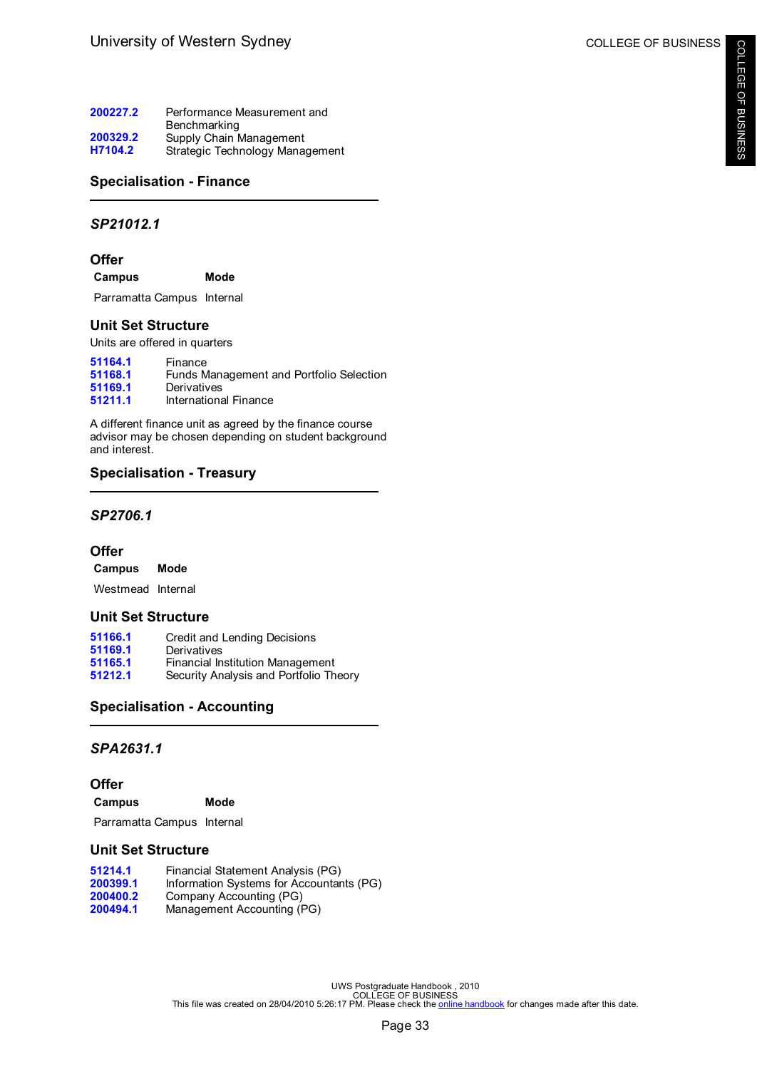| | |
|---|---|
| 200227.2 | Performance Measurement and Benchmarking |
| 200329.2 | Supply Chain Management |
| H7104.2 | Strategic Technology Management |

## Specialisation - Finance

### *SP21012.1*

### Offer

| Campus | Mode |
|---|---|
| Parramatta Campus | Internal |

### Unit Set Structure

Units are offered in quarters

| | |
|---|---|
| 51164.1 | Finance |
| 51168.1 | Funds Management and Portfolio Selection |
| 51169.1 | Derivatives |
| 51211.1 | International Finance |

A different finance unit as agreed by the finance course advisor may be chosen depending on student background and interest.

## Specialisation - Treasury

### *SP2706.1*

### Offer

| Campus | Mode |
|---|---|
| Westmead | Internal |

### Unit Set Structure

| | |
|---|---|
| 51166.1 | Credit and Lending Decisions |
| 51169.1 | Derivatives |
| 51165.1 | Financial Institution Management |
| 51212.1 | Security Analysis and Portfolio Theory |

## Specialisation - Accounting

### *SPA2631.1*

### Offer

| Campus | Mode |
|---|---|
| Parramatta Campus | Internal |

### Unit Set Structure

| | |
|---|---|
| 51214.1 | Financial Statement Analysis (PG) |
| 200399.1 | Information Systems for Accountants (PG) |
| 200400.2 | Company Accounting (PG) |
| 200494.1 | Management Accounting (PG) |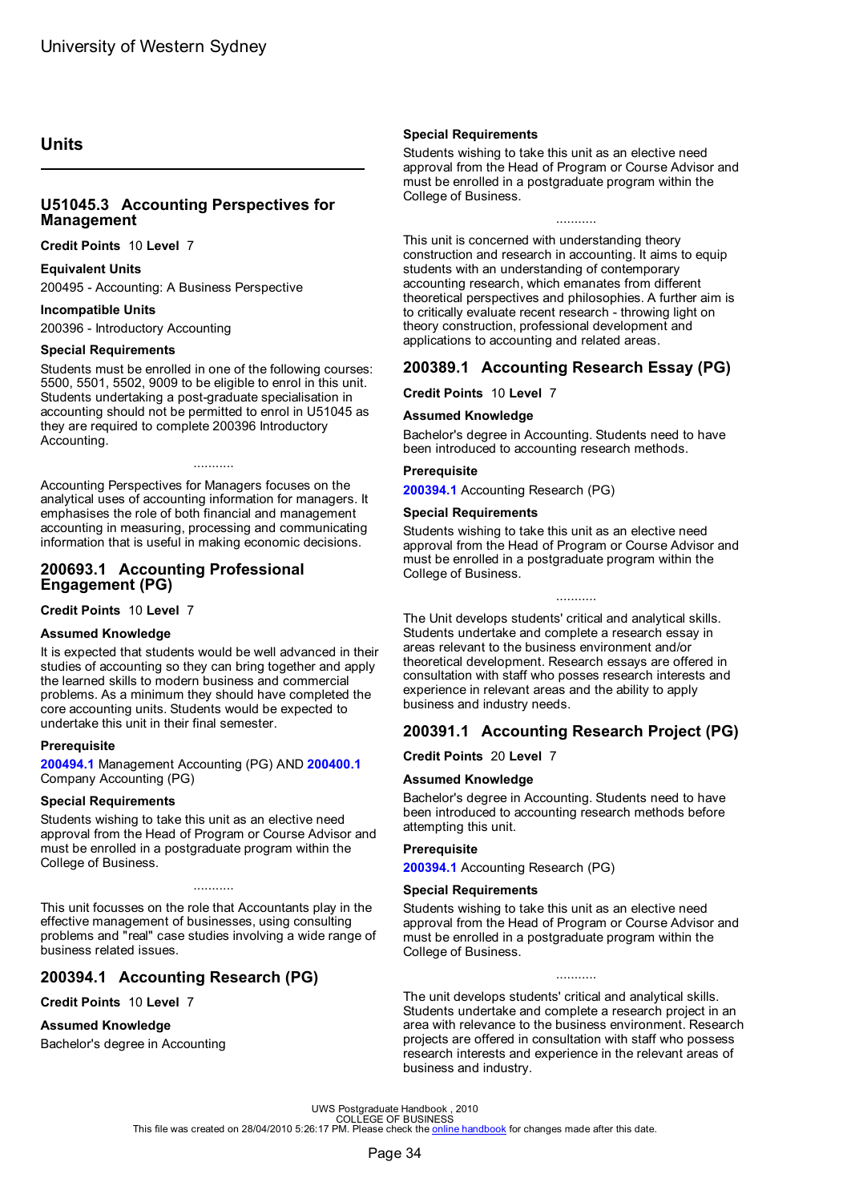## Units

### U51045.3 Accounting Perspectives for Management

**Credit Points** 10 **Level** 7

**Equivalent Units**

200495 - Accounting: A Business Perspective

**Incompatible Units**

200396 - Introductory Accounting

**Special Requirements**

Students must be enrolled in one of the following courses: 5500, 5501, 5502, 9009 to be eligible to enrol in this unit. Students undertaking a post-graduate specialisation in accounting should not be permitted to enrol in U51045 as they are required to complete 200396 Introductory Accounting.

...........

Accounting Perspectives for Managers focuses on the analytical uses of accounting information for managers. It emphasises the role of both financial and management accounting in measuring, processing and communicating information that is useful in making economic decisions.

### 200693.1 Accounting Professional Engagement (PG)

**Credit Points** 10 **Level** 7

**Assumed Knowledge**

It is expected that students would be well advanced in their studies of accounting so they can bring together and apply the learned skills to modern business and commercial problems. As a minimum they should have completed the core accounting units. Students would be expected to undertake this unit in their final semester.

**Prerequisite**

**200494.1** Management Accounting (PG) AND **200400.1** Company Accounting (PG)

**Special Requirements**

Students wishing to take this unit as an elective need approval from the Head of Program or Course Advisor and must be enrolled in a postgraduate program within the College of Business.

...........

This unit focusses on the role that Accountants play in the effective management of businesses, using consulting problems and "real" case studies involving a wide range of business related issues.

### 200394.1 Accounting Research (PG)

**Credit Points** 10 **Level** 7

**Assumed Knowledge**

Bachelor's degree in Accounting

**Special Requirements**

Students wishing to take this unit as an elective need approval from the Head of Program or Course Advisor and must be enrolled in a postgraduate program within the College of Business.

...........

This unit is concerned with understanding theory construction and research in accounting. It aims to equip students with an understanding of contemporary accounting research, which emanates from different theoretical perspectives and philosophies. A further aim is to critically evaluate recent research - throwing light on theory construction, professional development and applications to accounting and related areas.

### 200389.1 Accounting Research Essay (PG)

**Credit Points** 10 **Level** 7

**Assumed Knowledge**

Bachelor's degree in Accounting. Students need to have been introduced to accounting research methods.

**Prerequisite**

**200394.1** Accounting Research (PG)

**Special Requirements**

Students wishing to take this unit as an elective need approval from the Head of Program or Course Advisor and must be enrolled in a postgraduate program within the College of Business.

...........

The Unit develops students' critical and analytical skills. Students undertake and complete a research essay in areas relevant to the business environment and/or theoretical development. Research essays are offered in consultation with staff who posses research interests and experience in relevant areas and the ability to apply business and industry needs.

### 200391.1 Accounting Research Project (PG)

**Credit Points** 20 **Level** 7

**Assumed Knowledge**

Bachelor's degree in Accounting. Students need to have been introduced to accounting research methods before attempting this unit.

**Prerequisite**

**200394.1** Accounting Research (PG)

**Special Requirements**

Students wishing to take this unit as an elective need approval from the Head of Program or Course Advisor and must be enrolled in a postgraduate program within the College of Business.

...........

The unit develops students' critical and analytical skills. Students undertake and complete a research project in an area with relevance to the business environment. Research projects are offered in consultation with staff who possess research interests and experience in the relevant areas of business and industry.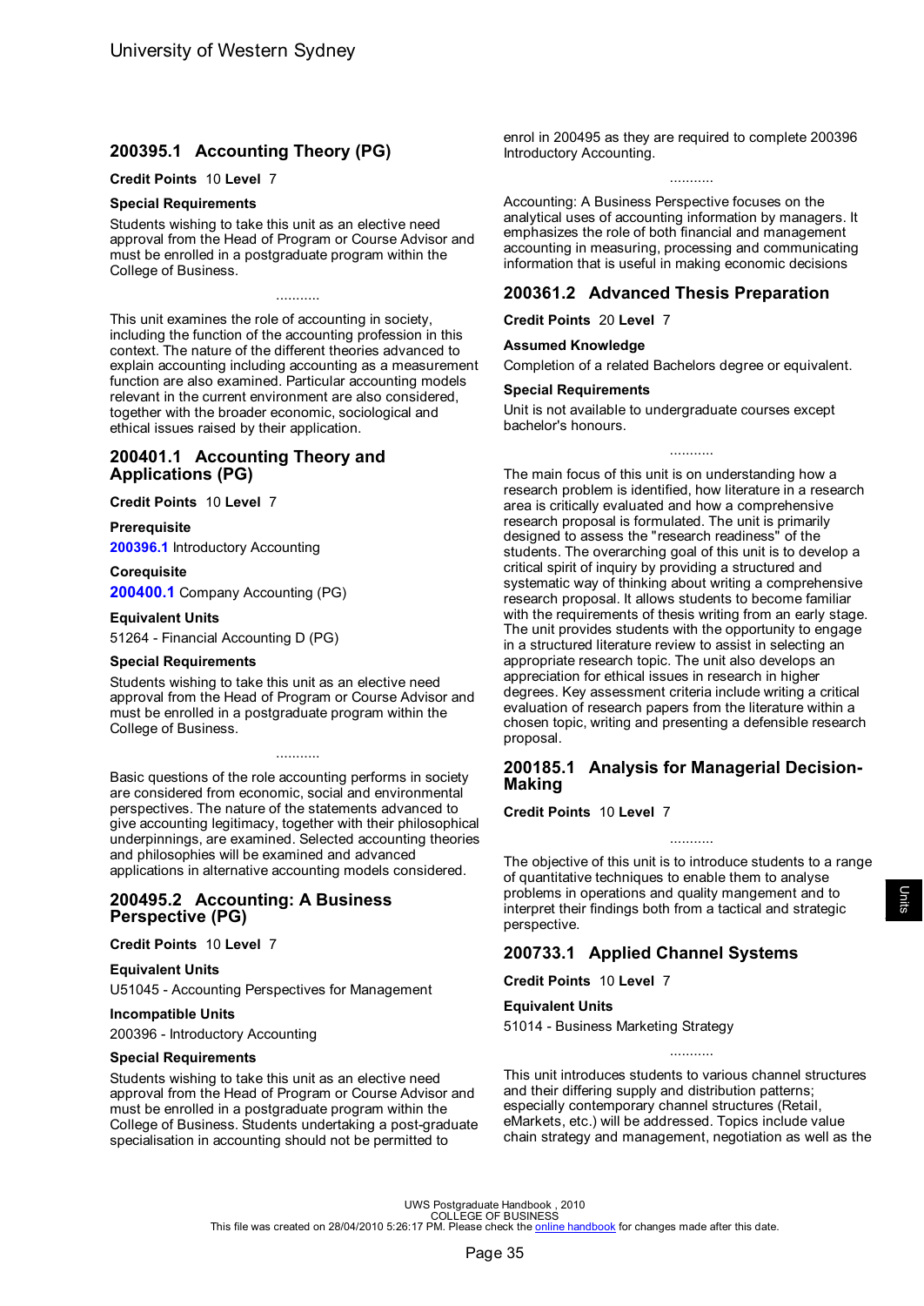## 200395.1 Accounting Theory (PG)

**Credit Points** 10 **Level** 7

**Special Requirements**

Students wishing to take this unit as an elective need approval from the Head of Program or Course Advisor and must be enrolled in a postgraduate program within the College of Business.

...........

This unit examines the role of accounting in society, including the function of the accounting profession in this context. The nature of the different theories advanced to explain accounting including accounting as a measurement function are also examined. Particular accounting models relevant in the current environment are also considered, together with the broader economic, sociological and ethical issues raised by their application.

## 200401.1 Accounting Theory and Applications (PG)

**Credit Points** 10 **Level** 7

**Prerequisite**

**200396.1** Introductory Accounting

**Corequisite**

**200400.1** Company Accounting (PG)

**Equivalent Units**

51264 - Financial Accounting D (PG)

**Special Requirements**

Students wishing to take this unit as an elective need approval from the Head of Program or Course Advisor and must be enrolled in a postgraduate program within the College of Business.

...........

Basic questions of the role accounting performs in society are considered from economic, social and environmental perspectives. The nature of the statements advanced to give accounting legitimacy, together with their philosophical underpinnings, are examined. Selected accounting theories and philosophies will be examined and advanced applications in alternative accounting models considered.

## 200495.2 Accounting: A Business Perspective (PG)

**Credit Points** 10 **Level** 7

**Equivalent Units**

U51045 - Accounting Perspectives for Management

**Incompatible Units**

200396 - Introductory Accounting

**Special Requirements**

Students wishing to take this unit as an elective need approval from the Head of Program or Course Advisor and must be enrolled in a postgraduate program within the College of Business. Students undertaking a post-graduate specialisation in accounting should not be permitted to enrol in 200495 as they are required to complete 200396 Introductory Accounting.

...........

Accounting: A Business Perspective focuses on the analytical uses of accounting information by managers. It emphasizes the role of both financial and management accounting in measuring, processing and communicating information that is useful in making economic decisions

## 200361.2 Advanced Thesis Preparation

**Credit Points** 20 **Level** 7

**Assumed Knowledge**

Completion of a related Bachelors degree or equivalent.

**Special Requirements**

Unit is not available to undergraduate courses except bachelor's honours.

...........

The main focus of this unit is on understanding how a research problem is identified, how literature in a research area is critically evaluated and how a comprehensive research proposal is formulated. The unit is primarily designed to assess the "research readiness" of the students. The overarching goal of this unit is to develop a critical spirit of inquiry by providing a structured and systematic way of thinking about writing a comprehensive research proposal. It allows students to become familiar with the requirements of thesis writing from an early stage. The unit provides students with the opportunity to engage in a structured literature review to assist in selecting an appropriate research topic. The unit also develops an appreciation for ethical issues in research in higher degrees. Key assessment criteria include writing a critical evaluation of research papers from the literature within a chosen topic, writing and presenting a defensible research proposal.

## 200185.1 Analysis for Managerial Decision-Making

**Credit Points** 10 **Level** 7

...........

The objective of this unit is to introduce students to a range of quantitative techniques to enable them to analyse problems in operations and quality mangement and to interpret their findings both from a tactical and strategic perspective.

## 200733.1 Applied Channel Systems

**Credit Points** 10 **Level** 7

**Equivalent Units**

51014 - Business Marketing Strategy

...........

This unit introduces students to various channel structures and their differing supply and distribution patterns; especially contemporary channel structures (Retail, eMarkets, etc.) will be addressed. Topics include value chain strategy and management, negotiation as well as the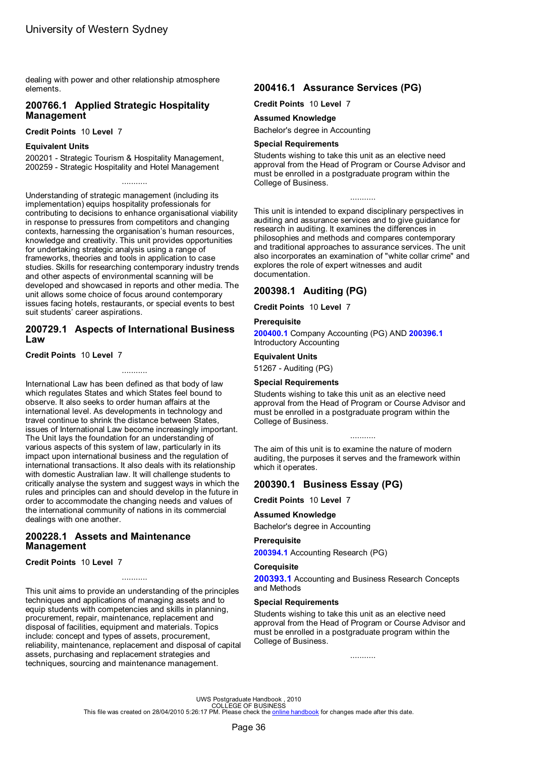dealing with power and other relationship atmosphere elements.

## 200766.1 Applied Strategic Hospitality Management

**Credit Points** 10 **Level** 7

**Equivalent Units**

200201 - Strategic Tourism & Hospitality Management, 200259 - Strategic Hospitality and Hotel Management

...........

Understanding of strategic management (including its implementation) equips hospitality professionals for contributing to decisions to enhance organisational viability in response to pressures from competitors and changing contexts, harnessing the organisation's human resources, knowledge and creativity. This unit provides opportunities for undertaking strategic analysis using a range of frameworks, theories and tools in application to case studies. Skills for researching contemporary industry trends and other aspects of environmental scanning will be developed and showcased in reports and other media. The unit allows some choice of focus around contemporary issues facing hotels, restaurants, or special events to best suit students' career aspirations.

## 200729.1 Aspects of International Business Law

**Credit Points** 10 **Level** 7

...........

International Law has been defined as that body of law which regulates States and which States feel bound to observe. It also seeks to order human affairs at the international level. As developments in technology and travel continue to shrink the distance between States, issues of International Law become increasingly important. The Unit lays the foundation for an understanding of various aspects of this system of law, particularly in its impact upon international business and the regulation of international transactions. It also deals with its relationship with domestic Australian law. It will challenge students to critically analyse the system and suggest ways in which the rules and principles can and should develop in the future in order to accommodate the changing needs and values of the international community of nations in its commercial dealings with one another.

## 200228.1 Assets and Maintenance Management

**Credit Points** 10 **Level** 7

...........

This unit aims to provide an understanding of the principles techniques and applications of managing assets and to equip students with competencies and skills in planning, procurement, repair, maintenance, replacement and disposal of facilities, equipment and materials. Topics include: concept and types of assets, procurement, reliability, maintenance, replacement and disposal of capital assets, purchasing and replacement strategies and techniques, sourcing and maintenance management.

## 200416.1 Assurance Services (PG)

**Credit Points** 10 **Level** 7

**Assumed Knowledge**

Bachelor's degree in Accounting

**Special Requirements**

Students wishing to take this unit as an elective need approval from the Head of Program or Course Advisor and must be enrolled in a postgraduate program within the College of Business.

...........

This unit is intended to expand disciplinary perspectives in auditing and assurance services and to give guidance for research in auditing. It examines the differences in philosophies and methods and compares contemporary and traditional approaches to assurance services. The unit also incorporates an examination of "white collar crime" and explores the role of expert witnesses and audit documentation.

## 200398.1 Auditing (PG)

**Credit Points** 10 **Level** 7

**Prerequisite**

**200400.1** Company Accounting (PG) AND **200396.1** Introductory Accounting

**Equivalent Units**

51267 - Auditing (PG)

**Special Requirements**

Students wishing to take this unit as an elective need approval from the Head of Program or Course Advisor and must be enrolled in a postgraduate program within the College of Business.

...........

The aim of this unit is to examine the nature of modern auditing, the purposes it serves and the framework within which it operates.

## 200390.1 Business Essay (PG)

**Credit Points** 10 **Level** 7

**Assumed Knowledge**

Bachelor's degree in Accounting

**Prerequisite**

**200394.1** Accounting Research (PG)

**Corequisite**

**200393.1** Accounting and Business Research Concepts and Methods

**Special Requirements**

Students wishing to take this unit as an elective need approval from the Head of Program or Course Advisor and must be enrolled in a postgraduate program within the College of Business.

...........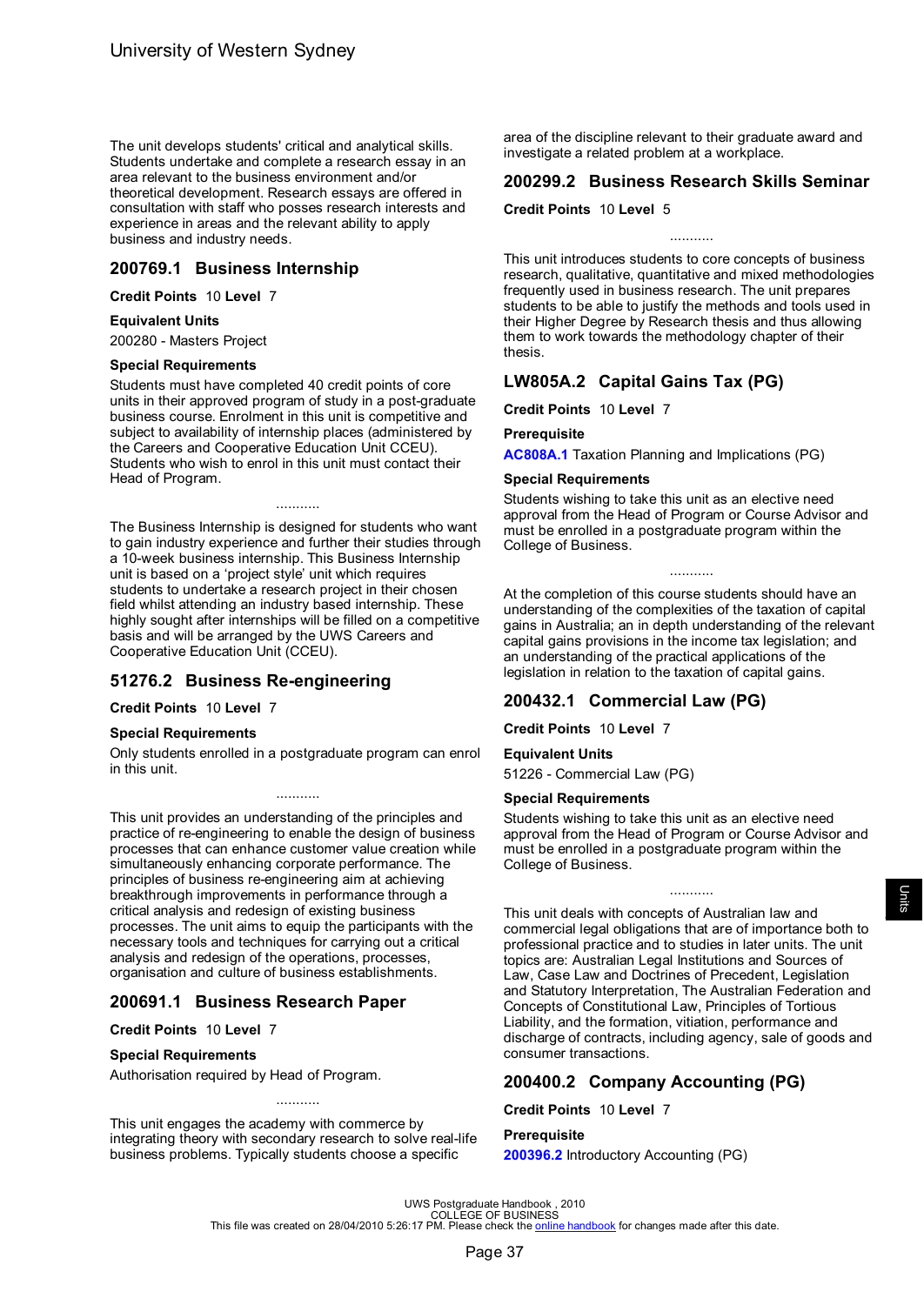The unit develops students' critical and analytical skills. Students undertake and complete a research essay in an area relevant to the business environment and/or theoretical development. Research essays are offered in consultation with staff who posses research interests and experience in areas and the relevant ability to apply business and industry needs.

## 200769.1 Business Internship

**Credit Points** 10 **Level** 7

**Equivalent Units**

200280 - Masters Project

**Special Requirements**

Students must have completed 40 credit points of core units in their approved program of study in a post-graduate business course. Enrolment in this unit is competitive and subject to availability of internship places (administered by the Careers and Cooperative Education Unit CCEU). Students who wish to enrol in this unit must contact their Head of Program.

...........

The Business Internship is designed for students who want to gain industry experience and further their studies through a 10-week business internship. This Business Internship unit is based on a 'project style' unit which requires students to undertake a research project in their chosen field whilst attending an industry based internship. These highly sought after internships will be filled on a competitive basis and will be arranged by the UWS Careers and Cooperative Education Unit (CCEU).

## 51276.2 Business Re-engineering

**Credit Points** 10 **Level** 7

**Special Requirements**

Only students enrolled in a postgraduate program can enrol in this unit.

...........

This unit provides an understanding of the principles and practice of re-engineering to enable the design of business processes that can enhance customer value creation while simultaneously enhancing corporate performance. The principles of business re-engineering aim at achieving breakthrough improvements in performance through a critical analysis and redesign of existing business processes. The unit aims to equip the participants with the necessary tools and techniques for carrying out a critical analysis and redesign of the operations, processes, organisation and culture of business establishments.

## 200691.1 Business Research Paper

**Credit Points** 10 **Level** 7

**Special Requirements**

Authorisation required by Head of Program.

...........

This unit engages the academy with commerce by integrating theory with secondary research to solve real-life business problems. Typically students choose a specific area of the discipline relevant to their graduate award and investigate a related problem at a workplace.

## 200299.2 Business Research Skills Seminar

**Credit Points** 10 **Level** 5

...........

This unit introduces students to core concepts of business research, qualitative, quantitative and mixed methodologies frequently used in business research. The unit prepares students to be able to justify the methods and tools used in their Higher Degree by Research thesis and thus allowing them to work towards the methodology chapter of their thesis.

## LW805A.2 Capital Gains Tax (PG)

**Credit Points** 10 **Level** 7

**Prerequisite**

**AC808A.1** Taxation Planning and Implications (PG)

**Special Requirements**

Students wishing to take this unit as an elective need approval from the Head of Program or Course Advisor and must be enrolled in a postgraduate program within the College of Business.

...........

At the completion of this course students should have an understanding of the complexities of the taxation of capital gains in Australia; an in depth understanding of the relevant capital gains provisions in the income tax legislation; and an understanding of the practical applications of the legislation in relation to the taxation of capital gains.

## 200432.1 Commercial Law (PG)

**Credit Points** 10 **Level** 7

**Equivalent Units**

51226 - Commercial Law (PG)

**Special Requirements**

Students wishing to take this unit as an elective need approval from the Head of Program or Course Advisor and must be enrolled in a postgraduate program within the College of Business.

...........

This unit deals with concepts of Australian law and commercial legal obligations that are of importance both to professional practice and to studies in later units. The unit topics are: Australian Legal Institutions and Sources of Law, Case Law and Doctrines of Precedent, Legislation and Statutory Interpretation, The Australian Federation and Concepts of Constitutional Law, Principles of Tortious Liability, and the formation, vitiation, performance and discharge of contracts, including agency, sale of goods and consumer transactions.

## 200400.2 Company Accounting (PG)

**Credit Points** 10 **Level** 7

**Prerequisite**

**200396.2** Introductory Accounting (PG)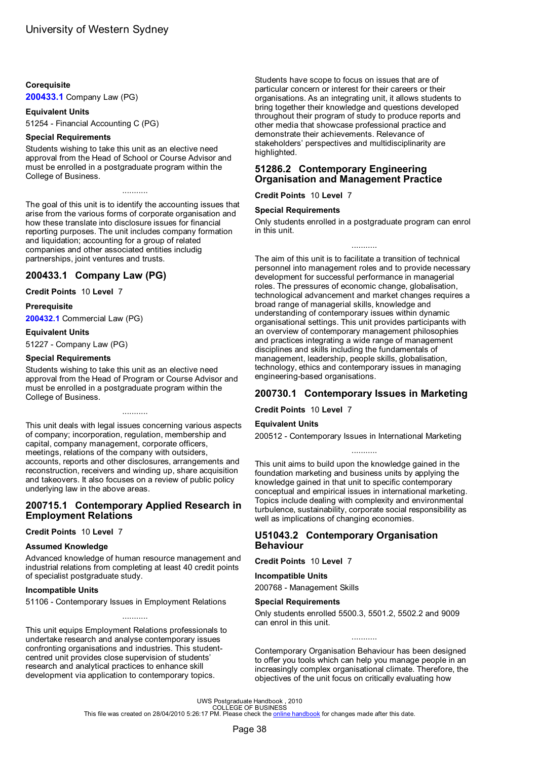**Corequisite**

200433.1 Company Law (PG)

**Equivalent Units**

51254 - Financial Accounting C (PG)

**Special Requirements**

Students wishing to take this unit as an elective need approval from the Head of School or Course Advisor and must be enrolled in a postgraduate program within the College of Business.

...........

The goal of this unit is to identify the accounting issues that arise from the various forms of corporate organisation and how these translate into disclosure issues for financial reporting purposes. The unit includes company formation and liquidation; accounting for a group of related companies and other associated entities includig partnerships, joint ventures and trusts.

## 200433.1 Company Law (PG)

**Credit Points** 10 **Level** 7

**Prerequisite**

200432.1 Commercial Law (PG)

**Equivalent Units**

51227 - Company Law (PG)

**Special Requirements**

Students wishing to take this unit as an elective need approval from the Head of Program or Course Advisor and must be enrolled in a postgraduate program within the College of Business.

...........

This unit deals with legal issues concerning various aspects of company; incorporation, regulation, membership and capital, company management, corporate officers, meetings, relations of the company with outsiders, accounts, reports and other disclosures, arrangements and reconstruction, receivers and winding up, share acquisition and takeovers. It also focuses on a review of public policy underlying law in the above areas.

## 200715.1 Contemporary Applied Research in Employment Relations

**Credit Points** 10 **Level** 7

**Assumed Knowledge**

Advanced knowledge of human resource management and industrial relations from completing at least 40 credit points of specialist postgraduate study.

**Incompatible Units**

51106 - Contemporary Issues in Employment Relations

...........

This unit equips Employment Relations professionals to undertake research and analyse contemporary issues confronting organisations and industries. This student-centred unit provides close supervision of students' research and analytical practices to enhance skill development via application to contemporary topics. Students have scope to focus on issues that are of particular concern or interest for their careers or their organisations. As an integrating unit, it allows students to bring together their knowledge and questions developed throughout their program of study to produce reports and other media that showcase professional practice and demonstrate their achievements. Relevance of stakeholders' perspectives and multidisciplinarity are highlighted.

## 51286.2 Contemporary Engineering Organisation and Management Practice

**Credit Points** 10 **Level** 7

**Special Requirements**

Only students enrolled in a postgraduate program can enrol in this unit.

...........

The aim of this unit is to facilitate a transition of technical personnel into management roles and to provide necessary development for successful performance in managerial roles. The pressures of economic change, globalisation, technological advancement and market changes requires a broad range of managerial skills, knowledge and understanding of contemporary issues within dynamic organisational settings. This unit provides participants with an overview of contemporary management philosophies and practices integrating a wide range of management disciplines and skills including the fundamentals of management, leadership, people skills, globalisation, technology, ethics and contemporary issues in managing engineering-based organisations.

## 200730.1 Contemporary Issues in Marketing

**Credit Points** 10 **Level** 7

**Equivalent Units**

200512 - Contemporary Issues in International Marketing

...........

This unit aims to build upon the knowledge gained in the foundation marketing and business units by applying the knowledge gained in that unit to specific contemporary conceptual and empirical issues in international marketing. Topics include dealing with complexity and environmental turbulence, sustainability, corporate social responsibility as well as implications of changing economies.

## U51043.2 Contemporary Organisation Behaviour

**Credit Points** 10 **Level** 7

**Incompatible Units**

200768 - Management Skills

**Special Requirements**

Only students enrolled 5500.3, 5501.2, 5502.2 and 9009 can enrol in this unit.

...........

Contemporary Organisation Behaviour has been designed to offer you tools which can help you manage people in an increasingly complex organisational climate. Therefore, the objectives of the unit focus on critically evaluating how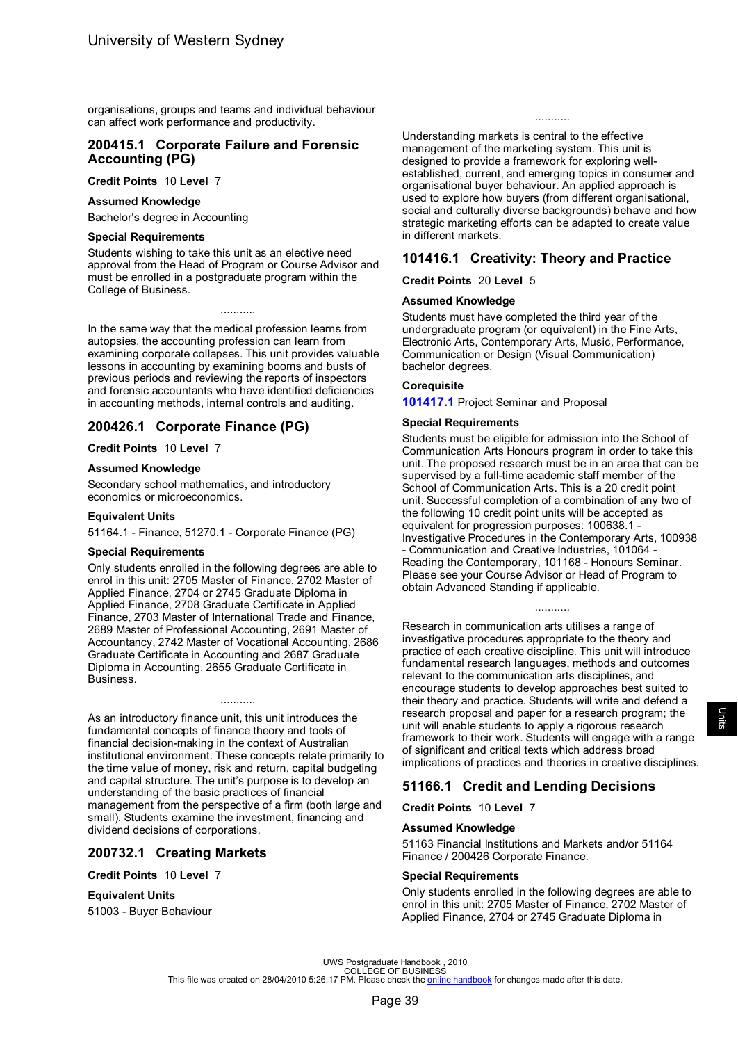organisations, groups and teams and individual behaviour can affect work performance and productivity.

## 200415.1 Corporate Failure and Forensic Accounting (PG)

**Credit Points** 10 **Level** 7

**Assumed Knowledge**

Bachelor's degree in Accounting

**Special Requirements**

Students wishing to take this unit as an elective need approval from the Head of Program or Course Advisor and must be enrolled in a postgraduate program within the College of Business.

...........

In the same way that the medical profession learns from autopsies, the accounting profession can learn from examining corporate collapses. This unit provides valuable lessons in accounting by examining booms and busts of previous periods and reviewing the reports of inspectors and forensic accountants who have identified deficiencies in accounting methods, internal controls and auditing.

## 200426.1 Corporate Finance (PG)

**Credit Points** 10 **Level** 7

**Assumed Knowledge**

Secondary school mathematics, and introductory economics or microeconomics.

**Equivalent Units**

51164.1 - Finance, 51270.1 - Corporate Finance (PG)

**Special Requirements**

Only students enrolled in the following degrees are able to enrol in this unit: 2705 Master of Finance, 2702 Master of Applied Finance, 2704 or 2745 Graduate Diploma in Applied Finance, 2708 Graduate Certificate in Applied Finance, 2703 Master of International Trade and Finance, 2689 Master of Professional Accounting, 2691 Master of Accountancy, 2742 Master of Vocational Accounting, 2686 Graduate Certificate in Accounting and 2687 Graduate Diploma in Accounting, 2655 Graduate Certificate in Business.

...........

As an introductory finance unit, this unit introduces the fundamental concepts of finance theory and tools of financial decision-making in the context of Australian institutional environment. These concepts relate primarily to the time value of money, risk and return, capital budgeting and capital structure. The unit's purpose is to develop an understanding of the basic practices of financial management from the perspective of a firm (both large and small). Students examine the investment, financing and dividend decisions of corporations.

## 200732.1 Creating Markets

**Credit Points** 10 **Level** 7

**Equivalent Units**

51003 - Buyer Behaviour

...........

Understanding markets is central to the effective management of the marketing system. This unit is designed to provide a framework for exploring well-established, current, and emerging topics in consumer and organisational buyer behaviour. An applied approach is used to explore how buyers (from different organisational, social and culturally diverse backgrounds) behave and how strategic marketing efforts can be adapted to create value in different markets.

## 101416.1 Creativity: Theory and Practice

**Credit Points** 20 **Level** 5

**Assumed Knowledge**

Students must have completed the third year of the undergraduate program (or equivalent) in the Fine Arts, Electronic Arts, Contemporary Arts, Music, Performance, Communication or Design (Visual Communication) bachelor degrees.

**Corequisite**

101417.1 Project Seminar and Proposal

**Special Requirements**

Students must be eligible for admission into the School of Communication Arts Honours program in order to take this unit. The proposed research must be in an area that can be supervised by a full-time academic staff member of the School of Communication Arts. This is a 20 credit point unit. Successful completion of a combination of any two of the following 10 credit point units will be accepted as equivalent for progression purposes: 100638.1 - Investigative Procedures in the Contemporary Arts, 100938 - Communication and Creative Industries, 101064 - Reading the Contemporary, 101168 - Honours Seminar. Please see your Course Advisor or Head of Program to obtain Advanced Standing if applicable.

...........

Research in communication arts utilises a range of investigative procedures appropriate to the theory and practice of each creative discipline. This unit will introduce fundamental research languages, methods and outcomes relevant to the communication arts disciplines, and encourage students to develop approaches best suited to their theory and practice. Students will write and defend a research proposal and paper for a research program; the unit will enable students to apply a rigorous research framework to their work. Students will engage with a range of significant and critical texts which address broad implications of practices and theories in creative disciplines.

## 51166.1 Credit and Lending Decisions

**Credit Points** 10 **Level** 7

**Assumed Knowledge**

51163 Financial Institutions and Markets and/or 51164 Finance / 200426 Corporate Finance.

**Special Requirements**

Only students enrolled in the following degrees are able to enrol in this unit: 2705 Master of Finance, 2702 Master of Applied Finance, 2704 or 2745 Graduate Diploma in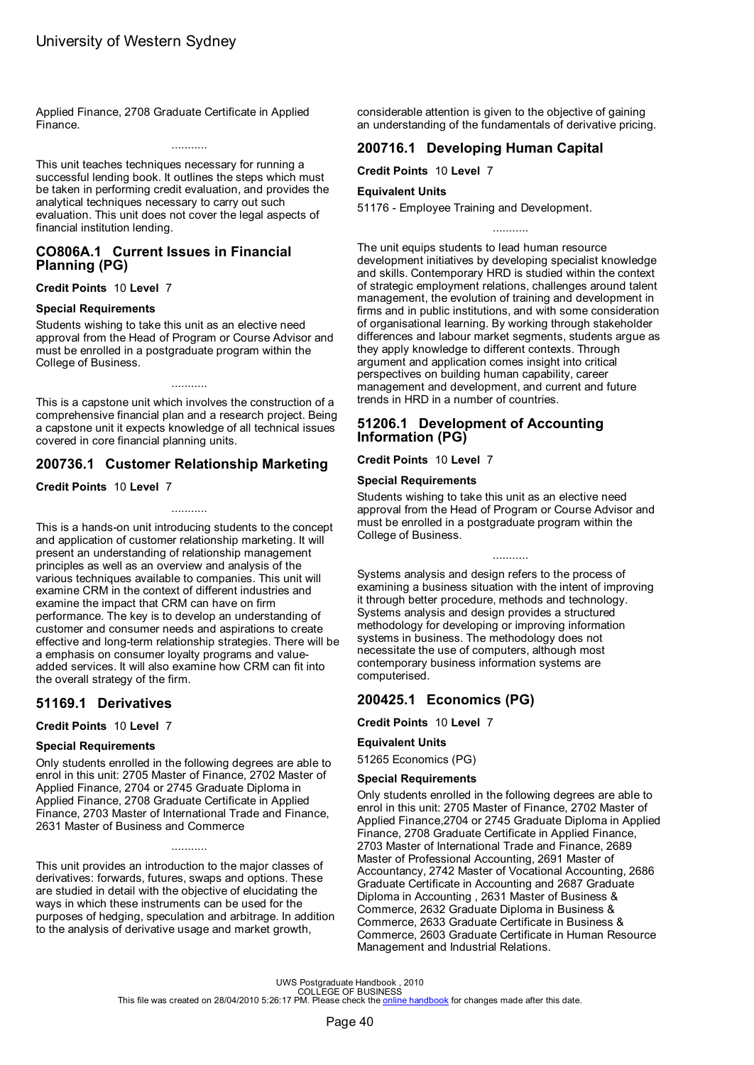Applied Finance, 2708 Graduate Certificate in Applied Finance.

...........

This unit teaches techniques necessary for running a successful lending book. It outlines the steps which must be taken in performing credit evaluation, and provides the analytical techniques necessary to carry out such evaluation. This unit does not cover the legal aspects of financial institution lending.

## CO806A.1 Current Issues in Financial Planning (PG)

**Credit Points** 10 **Level** 7

**Special Requirements**

Students wishing to take this unit as an elective need approval from the Head of Program or Course Advisor and must be enrolled in a postgraduate program within the College of Business.

...........

This is a capstone unit which involves the construction of a comprehensive financial plan and a research project. Being a capstone unit it expects knowledge of all technical issues covered in core financial planning units.

## 200736.1 Customer Relationship Marketing

**Credit Points** 10 **Level** 7

...........

This is a hands-on unit introducing students to the concept and application of customer relationship marketing. It will present an understanding of relationship management principles as well as an overview and analysis of the various techniques available to companies. This unit will examine CRM in the context of different industries and examine the impact that CRM can have on firm performance. The key is to develop an understanding of customer and consumer needs and aspirations to create effective and long-term relationship strategies. There will be a emphasis on consumer loyalty programs and value-added services. It will also examine how CRM can fit into the overall strategy of the firm.

## 51169.1 Derivatives

**Credit Points** 10 **Level** 7

**Special Requirements**

Only students enrolled in the following degrees are able to enrol in this unit: 2705 Master of Finance, 2702 Master of Applied Finance, 2704 or 2745 Graduate Diploma in Applied Finance, 2708 Graduate Certificate in Applied Finance, 2703 Master of International Trade and Finance, 2631 Master of Business and Commerce

...........

This unit provides an introduction to the major classes of derivatives: forwards, futures, swaps and options. These are studied in detail with the objective of elucidating the ways in which these instruments can be used for the purposes of hedging, speculation and arbitrage. In addition to the analysis of derivative usage and market growth, considerable attention is given to the objective of gaining an understanding of the fundamentals of derivative pricing.

## 200716.1 Developing Human Capital

**Credit Points** 10 **Level** 7

**Equivalent Units**

51176 - Employee Training and Development.

...........

The unit equips students to lead human resource development initiatives by developing specialist knowledge and skills. Contemporary HRD is studied within the context of strategic employment relations, challenges around talent management, the evolution of training and development in firms and in public institutions, and with some consideration of organisational learning. By working through stakeholder differences and labour market segments, students argue as they apply knowledge to different contexts. Through argument and application comes insight into critical perspectives on building human capability, career management and development, and current and future trends in HRD in a number of countries.

## 51206.1 Development of Accounting Information (PG)

**Credit Points** 10 **Level** 7

**Special Requirements**

Students wishing to take this unit as an elective need approval from the Head of Program or Course Advisor and must be enrolled in a postgraduate program within the College of Business.

...........

Systems analysis and design refers to the process of examining a business situation with the intent of improving it through better procedure, methods and technology. Systems analysis and design provides a structured methodology for developing or improving information systems in business. The methodology does not necessitate the use of computers, although most contemporary business information systems are computerised.

## 200425.1 Economics (PG)

**Credit Points** 10 **Level** 7

**Equivalent Units**

51265 Economics (PG)

**Special Requirements**

Only students enrolled in the following degrees are able to enrol in this unit: 2705 Master of Finance, 2702 Master of Applied Finance,2704 or 2745 Graduate Diploma in Applied Finance, 2708 Graduate Certificate in Applied Finance, 2703 Master of International Trade and Finance, 2689 Master of Professional Accounting, 2691 Master of Accountancy, 2742 Master of Vocational Accounting, 2686 Graduate Certificate in Accounting and 2687 Graduate Diploma in Accounting , 2631 Master of Business & Commerce, 2632 Graduate Diploma in Business & Commerce, 2633 Graduate Certificate in Business & Commerce, 2603 Graduate Certificate in Human Resource Management and Industrial Relations.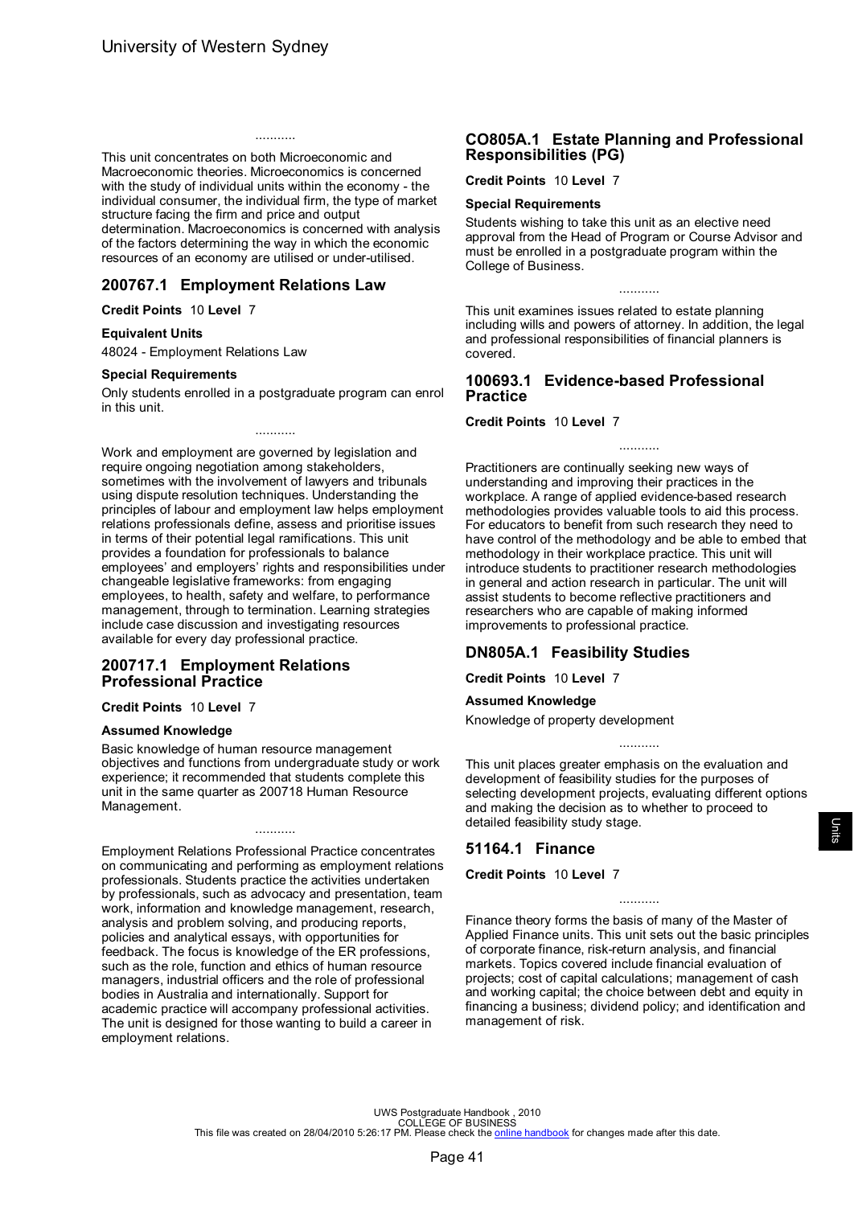...........

This unit concentrates on both Microeconomic and Macroeconomic theories. Microeconomics is concerned with the study of individual units within the economy - the individual consumer, the individual firm, the type of market structure facing the firm and price and output determination. Macroeconomics is concerned with analysis of the factors determining the way in which the economic resources of an economy are utilised or under-utilised.

## 200767.1 Employment Relations Law

**Credit Points** 10 **Level** 7

**Equivalent Units**

48024 - Employment Relations Law

**Special Requirements**

Only students enrolled in a postgraduate program can enrol in this unit.

...........

Work and employment are governed by legislation and require ongoing negotiation among stakeholders, sometimes with the involvement of lawyers and tribunals using dispute resolution techniques. Understanding the principles of labour and employment law helps employment relations professionals define, assess and prioritise issues in terms of their potential legal ramifications. This unit provides a foundation for professionals to balance employees' and employers' rights and responsibilities under changeable legislative frameworks: from engaging employees, to health, safety and welfare, to performance management, through to termination. Learning strategies include case discussion and investigating resources available for every day professional practice.

## 200717.1 Employment Relations Professional Practice

**Credit Points** 10 **Level** 7

**Assumed Knowledge**

Basic knowledge of human resource management objectives and functions from undergraduate study or work experience; it recommended that students complete this unit in the same quarter as 200718 Human Resource Management.

...........

Employment Relations Professional Practice concentrates on communicating and performing as employment relations professionals. Students practice the activities undertaken by professionals, such as advocacy and presentation, team work, information and knowledge management, research, analysis and problem solving, and producing reports, policies and analytical essays, with opportunities for feedback. The focus is knowledge of the ER professions, such as the role, function and ethics of human resource managers, industrial officers and the role of professional bodies in Australia and internationally. Support for academic practice will accompany professional activities. The unit is designed for those wanting to build a career in employment relations.

## CO805A.1 Estate Planning and Professional Responsibilities (PG)

**Credit Points** 10 **Level** 7

**Special Requirements**

Students wishing to take this unit as an elective need approval from the Head of Program or Course Advisor and must be enrolled in a postgraduate program within the College of Business.

...........

This unit examines issues related to estate planning including wills and powers of attorney. In addition, the legal and professional responsibilities of financial planners is covered.

## 100693.1 Evidence-based Professional Practice

**Credit Points** 10 **Level** 7

...........

Practitioners are continually seeking new ways of understanding and improving their practices in the workplace. A range of applied evidence-based research methodologies provides valuable tools to aid this process. For educators to benefit from such research they need to have control of the methodology and be able to embed that methodology in their workplace practice. This unit will introduce students to practitioner research methodologies in general and action research in particular. The unit will assist students to become reflective practitioners and researchers who are capable of making informed improvements to professional practice.

## DN805A.1 Feasibility Studies

**Credit Points** 10 **Level** 7

**Assumed Knowledge**

Knowledge of property development

...........

This unit places greater emphasis on the evaluation and development of feasibility studies for the purposes of selecting development projects, evaluating different options and making the decision as to whether to proceed to detailed feasibility study stage.

## 51164.1 Finance

**Credit Points** 10 **Level** 7

...........

Finance theory forms the basis of many of the Master of Applied Finance units. This unit sets out the basic principles of corporate finance, risk-return analysis, and financial markets. Topics covered include financial evaluation of projects; cost of capital calculations; management of cash and working capital; the choice between debt and equity in financing a business; dividend policy; and identification and management of risk.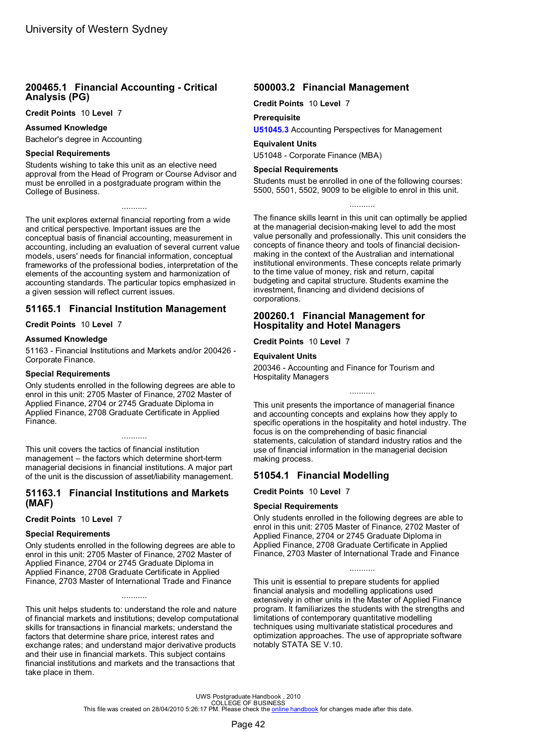## 200465.1 Financial Accounting - Critical Analysis (PG)

**Credit Points** 10 **Level** 7

### Assumed Knowledge

Bachelor's degree in Accounting

### Special Requirements

Students wishing to take this unit as an elective need approval from the Head of Program or Course Advisor and must be enrolled in a postgraduate program within the College of Business.

...........

The unit explores external financial reporting from a wide and critical perspective. Important issues are the conceptual basis of financial accounting, measurement in accounting, including an evaluation of several current value models, users' needs for financial information, conceptual frameworks of the professional bodies, interpretation of the elements of the accounting system and harmonization of accounting standards. The particular topics emphasized in a given session will reflect current issues.

## 51165.1 Financial Institution Management

**Credit Points** 10 **Level** 7

### Assumed Knowledge

51163 - Financial Institutions and Markets and/or 200426 - Corporate Finance.

### Special Requirements

Only students enrolled in the following degrees are able to enrol in this unit: 2705 Master of Finance, 2702 Master of Applied Finance, 2704 or 2745 Graduate Diploma in Applied Finance, 2708 Graduate Certificate in Applied Finance.

...........

This unit covers the tactics of financial institution management – the factors which determine short-term managerial decisions in financial institutions. A major part of the unit is the discussion of asset/liability management.

## 51163.1 Financial Institutions and Markets (MAF)

**Credit Points** 10 **Level** 7

### Special Requirements

Only students enrolled in the following degrees are able to enrol in this unit: 2705 Master of Finance, 2702 Master of Applied Finance, 2704 or 2745 Graduate Diploma in Applied Finance, 2708 Graduate Certificate in Applied Finance, 2703 Master of International Trade and Finance

...........

This unit helps students to: understand the role and nature of financial markets and institutions; develop computational skills for transactions in financial markets; understand the factors that determine share price, interest rates and exchange rates; and understand major derivative products and their use in financial markets. This subject contains financial institutions and markets and the transactions that take place in them.

## 500003.2 Financial Management

**Credit Points** 10 **Level** 7

### Prerequisite

**U51045.3** Accounting Perspectives for Management

### Equivalent Units

U51048 - Corporate Finance (MBA)

### Special Requirements

Students must be enrolled in one of the following courses: 5500, 5501, 5502, 9009 to be eligible to enrol in this unit.

...........

The finance skills learnt in this unit can optimally be applied at the managerial decision-making level to add the most value personally and professionally. This unit considers the concepts of finance theory and tools of financial decision-making in the context of the Australian and international institutional environments. These concepts relate primarily to the time value of money, risk and return, capital budgeting and capital structure. Students examine the investment, financing and dividend decisions of corporations.

## 200260.1 Financial Management for Hospitality and Hotel Managers

**Credit Points** 10 **Level** 7

### Equivalent Units

200346 - Accounting and Finance for Tourism and Hospitality Managers

...........

This unit presents the importance of managerial finance and accounting concepts and explains how they apply to specific operations in the hospitality and hotel industry. The focus is on the comprehending of basic financial statements, calculation of standard industry ratios and the use of financial information in the managerial decision making process.

## 51054.1 Financial Modelling

**Credit Points** 10 **Level** 7

### Special Requirements

Only students enrolled in the following degrees are able to enrol in this unit: 2705 Master of Finance, 2702 Master of Applied Finance, 2704 or 2745 Graduate Diploma in Applied Finance, 2708 Graduate Certificate in Applied Finance, 2703 Master of International Trade and Finance

...........

This unit is essential to prepare students for applied financial analysis and modelling applications used extensively in other units in the Master of Applied Finance program. It familiarizes the students with the strengths and limitations of contemporary quantitative modelling techniques using multivariate statistical procedures and optimization approaches. The use of appropriate software notably STATA SE V.10.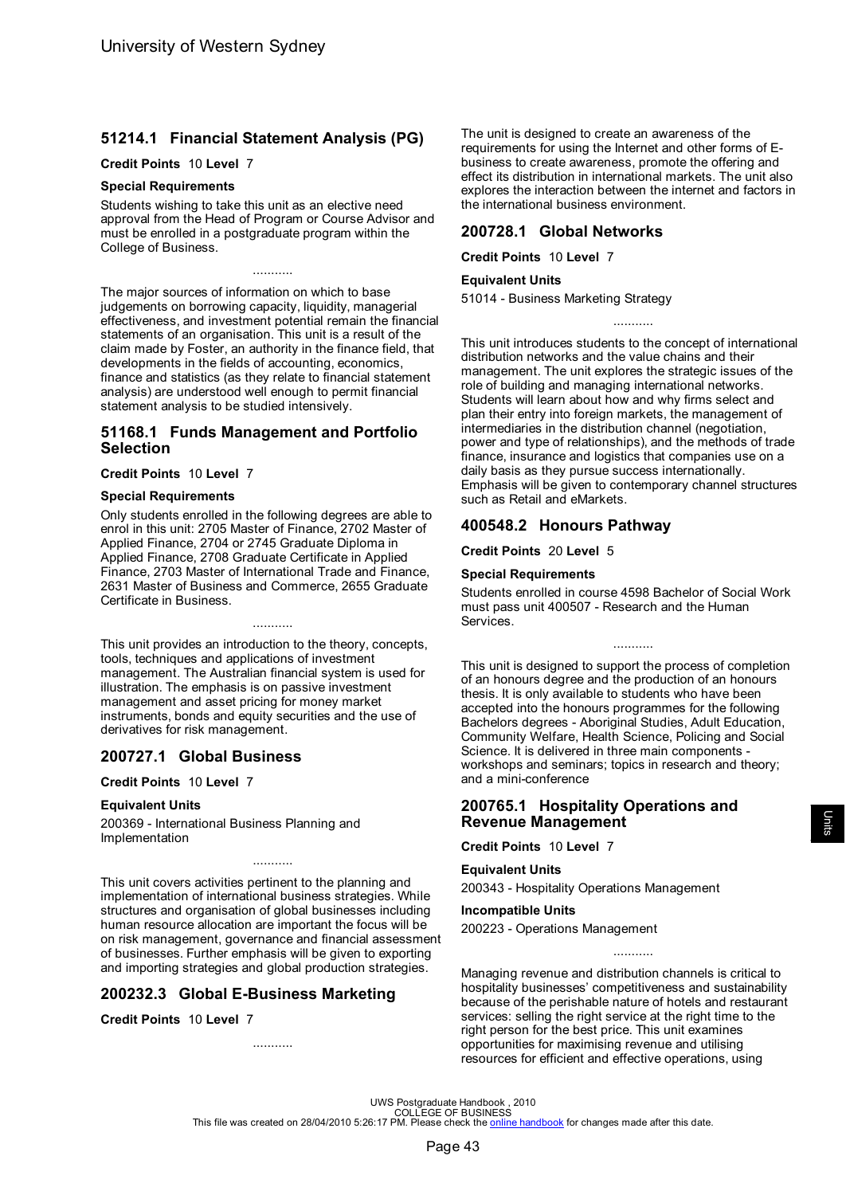## 51214.1 Financial Statement Analysis (PG)

**Credit Points** 10 **Level** 7

### Special Requirements

Students wishing to take this unit as an elective need approval from the Head of Program or Course Advisor and must be enrolled in a postgraduate program within the College of Business.

...........

The major sources of information on which to base judgements on borrowing capacity, liquidity, managerial effectiveness, and investment potential remain the financial statements of an organisation. This unit is a result of the claim made by Foster, an authority in the finance field, that developments in the fields of accounting, economics, finance and statistics (as they relate to financial statement analysis) are understood well enough to permit financial statement analysis to be studied intensively.

## 51168.1 Funds Management and Portfolio Selection

**Credit Points** 10 **Level** 7

### Special Requirements

Only students enrolled in the following degrees are able to enrol in this unit: 2705 Master of Finance, 2702 Master of Applied Finance, 2704 or 2745 Graduate Diploma in Applied Finance, 2708 Graduate Certificate in Applied Finance, 2703 Master of International Trade and Finance, 2631 Master of Business and Commerce, 2655 Graduate Certificate in Business.

...........

This unit provides an introduction to the theory, concepts, tools, techniques and applications of investment management. The Australian financial system is used for illustration. The emphasis is on passive investment management and asset pricing for money market instruments, bonds and equity securities and the use of derivatives for risk management.

## 200727.1 Global Business

**Credit Points** 10 **Level** 7

### Equivalent Units

200369 - International Business Planning and Implementation

...........

This unit covers activities pertinent to the planning and implementation of international business strategies. While structures and organisation of global businesses including human resource allocation are important the focus will be on risk management, governance and financial assessment of businesses. Further emphasis will be given to exporting and importing strategies and global production strategies.

## 200232.3 Global E-Business Marketing

**Credit Points** 10 **Level** 7

...........

The unit is designed to create an awareness of the requirements for using the Internet and other forms of E-business to create awareness, promote the offering and effect its distribution in international markets. The unit also explores the interaction between the internet and factors in the international business environment.

## 200728.1 Global Networks

**Credit Points** 10 **Level** 7

### Equivalent Units

51014 - Business Marketing Strategy

...........

This unit introduces students to the concept of international distribution networks and the value chains and their management. The unit explores the strategic issues of the role of building and managing international networks. Students will learn about how and why firms select and plan their entry into foreign markets, the management of intermediaries in the distribution channel (negotiation, power and type of relationships), and the methods of trade finance, insurance and logistics that companies use on a daily basis as they pursue success internationally. Emphasis will be given to contemporary channel structures such as Retail and eMarkets.

## 400548.2 Honours Pathway

**Credit Points** 20 **Level** 5

### Special Requirements

Students enrolled in course 4598 Bachelor of Social Work must pass unit 400507 - Research and the Human Services.

...........

This unit is designed to support the process of completion of an honours degree and the production of an honours thesis. It is only available to students who have been accepted into the honours programmes for the following Bachelors degrees - Aboriginal Studies, Adult Education, Community Welfare, Health Science, Policing and Social Science. It is delivered in three main components - workshops and seminars; topics in research and theory; and a mini-conference

## 200765.1 Hospitality Operations and Revenue Management

**Credit Points** 10 **Level** 7

### Equivalent Units

200343 - Hospitality Operations Management

### Incompatible Units

200223 - Operations Management

...........

Managing revenue and distribution channels is critical to hospitality businesses' competitiveness and sustainability because of the perishable nature of hotels and restaurant services: selling the right service at the right time to the right person for the best price. This unit examines opportunities for maximising revenue and utilising resources for efficient and effective operations, using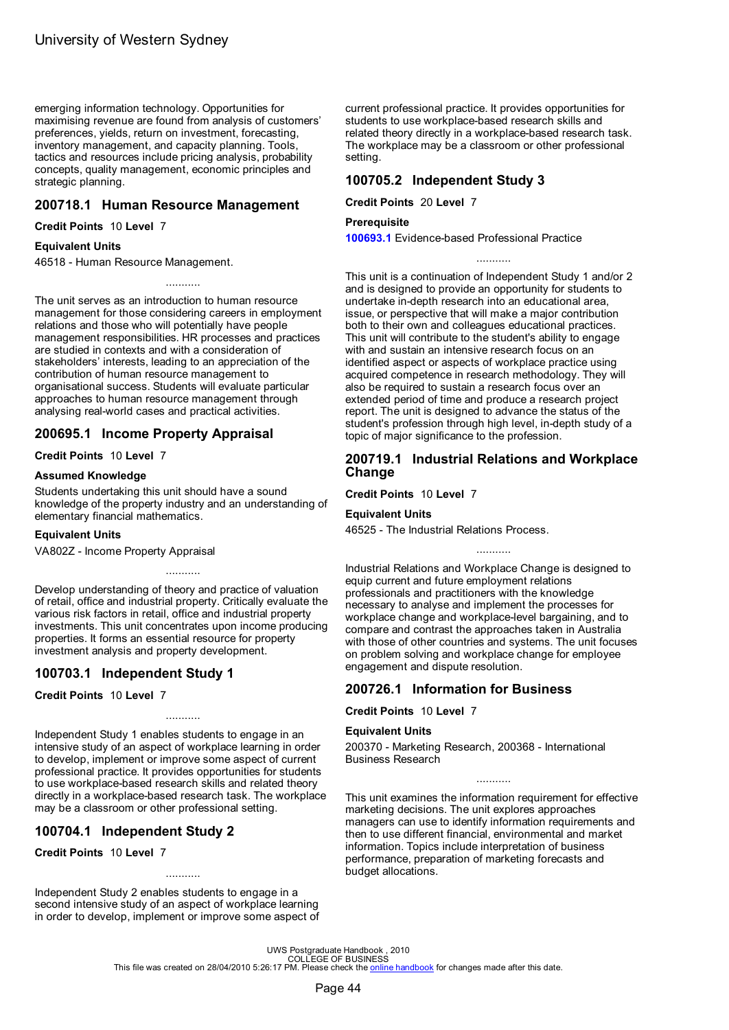emerging information technology. Opportunities for maximising revenue are found from analysis of customers' preferences, yields, return on investment, forecasting, inventory management, and capacity planning. Tools, tactics and resources include pricing analysis, probability concepts, quality management, economic principles and strategic planning.

## 200718.1 Human Resource Management

**Credit Points** 10 **Level** 7

### Equivalent Units

46518 - Human Resource Management.

...........

The unit serves as an introduction to human resource management for those considering careers in employment relations and those who will potentially have people management responsibilities. HR processes and practices are studied in contexts and with a consideration of stakeholders' interests, leading to an appreciation of the contribution of human resource management to organisational success. Students will evaluate particular approaches to human resource management through analysing real-world cases and practical activities.

## 200695.1 Income Property Appraisal

**Credit Points** 10 **Level** 7

### Assumed Knowledge

Students undertaking this unit should have a sound knowledge of the property industry and an understanding of elementary financial mathematics.

### Equivalent Units

VA802Z - Income Property Appraisal

...........

Develop understanding of theory and practice of valuation of retail, office and industrial property. Critically evaluate the various risk factors in retail, office and industrial property investments. This unit concentrates upon income producing properties. It forms an essential resource for property investment analysis and property development.

## 100703.1 Independent Study 1

**Credit Points** 10 **Level** 7

...........

Independent Study 1 enables students to engage in an intensive study of an aspect of workplace learning in order to develop, implement or improve some aspect of current professional practice. It provides opportunities for students to use workplace-based research skills and related theory directly in a workplace-based research task. The workplace may be a classroom or other professional setting.

## 100704.1 Independent Study 2

**Credit Points** 10 **Level** 7

...........

Independent Study 2 enables students to engage in a second intensive study of an aspect of workplace learning in order to develop, implement or improve some aspect of current professional practice. It provides opportunities for students to use workplace-based research skills and related theory directly in a workplace-based research task. The workplace may be a classroom or other professional setting.

## 100705.2 Independent Study 3

**Credit Points** 20 **Level** 7

### Prerequisite

**100693.1** Evidence-based Professional Practice

...........

This unit is a continuation of Independent Study 1 and/or 2 and is designed to provide an opportunity for students to undertake in-depth research into an educational area, issue, or perspective that will make a major contribution both to their own and colleagues educational practices. This unit will contribute to the student's ability to engage with and sustain an intensive research focus on an identified aspect or aspects of workplace practice using acquired competence in research methodology. They will also be required to sustain a research focus over an extended period of time and produce a research project report. The unit is designed to advance the status of the student's profession through high level, in-depth study of a topic of major significance to the profession.

## 200719.1 Industrial Relations and Workplace Change

**Credit Points** 10 **Level** 7

### Equivalent Units

46525 - The Industrial Relations Process.

...........

Industrial Relations and Workplace Change is designed to equip current and future employment relations professionals and practitioners with the knowledge necessary to analyse and implement the processes for workplace change and workplace-level bargaining, and to compare and contrast the approaches taken in Australia with those of other countries and systems. The unit focuses on problem solving and workplace change for employee engagement and dispute resolution.

## 200726.1 Information for Business

**Credit Points** 10 **Level** 7

### Equivalent Units

200370 - Marketing Research, 200368 - International Business Research

...........

This unit examines the information requirement for effective marketing decisions. The unit explores approaches managers can use to identify information requirements and then to use different financial, environmental and market information. Topics include interpretation of business performance, preparation of marketing forecasts and budget allocations.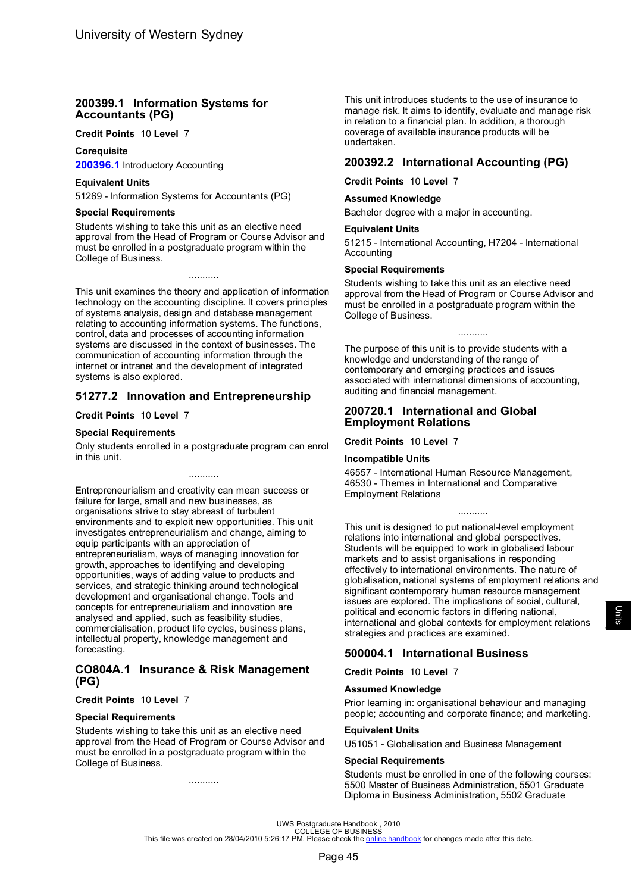## 200399.1 Information Systems for Accountants (PG)

**Credit Points** 10 **Level** 7

**Corequisite**

**200396.1** Introductory Accounting

**Equivalent Units**

51269 - Information Systems for Accountants (PG)

**Special Requirements**

Students wishing to take this unit as an elective need approval from the Head of Program or Course Advisor and must be enrolled in a postgraduate program within the College of Business.

...........

This unit examines the theory and application of information technology on the accounting discipline. It covers principles of systems analysis, design and database management relating to accounting information systems. The functions, control, data and processes of accounting information systems are discussed in the context of businesses. The communication of accounting information through the internet or intranet and the development of integrated systems is also explored.

## 51277.2 Innovation and Entrepreneurship

**Credit Points** 10 **Level** 7

**Special Requirements**

Only students enrolled in a postgraduate program can enrol in this unit.

...........

Entrepreneurialism and creativity can mean success or failure for large, small and new businesses, as organisations strive to stay abreast of turbulent environments and to exploit new opportunities. This unit investigates entrepreneurialism and change, aiming to equip participants with an appreciation of entrepreneurialism, ways of managing innovation for growth, approaches to identifying and developing opportunities, ways of adding value to products and services, and strategic thinking around technological development and organisational change. Tools and concepts for entrepreneurialism and innovation are analysed and applied, such as feasibility studies, commercialisation, product life cycles, business plans, intellectual property, knowledge management and forecasting.

## CO804A.1 Insurance & Risk Management (PG)

**Credit Points** 10 **Level** 7

**Special Requirements**

Students wishing to take this unit as an elective need approval from the Head of Program or Course Advisor and must be enrolled in a postgraduate program within the College of Business.

...........

This unit introduces students to the use of insurance to manage risk. It aims to identify, evaluate and manage risk in relation to a financial plan. In addition, a thorough coverage of available insurance products will be undertaken.

## 200392.2 International Accounting (PG)

**Credit Points** 10 **Level** 7

**Assumed Knowledge**

Bachelor degree with a major in accounting.

**Equivalent Units**

51215 - International Accounting, H7204 - International Accounting

**Special Requirements**

Students wishing to take this unit as an elective need approval from the Head of Program or Course Advisor and must be enrolled in a postgraduate program within the College of Business.

...........

The purpose of this unit is to provide students with a knowledge and understanding of the range of contemporary and emerging practices and issues associated with international dimensions of accounting, auditing and financial management.

## 200720.1 International and Global Employment Relations

**Credit Points** 10 **Level** 7

**Incompatible Units**

46557 - International Human Resource Management, 46530 - Themes in International and Comparative Employment Relations

...........

This unit is designed to put national-level employment relations into international and global perspectives. Students will be equipped to work in globalised labour markets and to assist organisations in responding effectively to international environments. The nature of globalisation, national systems of employment relations and significant contemporary human resource management issues are explored. The implications of social, cultural, political and economic factors in differing national, international and global contexts for employment relations strategies and practices are examined.

## 500004.1 International Business

**Credit Points** 10 **Level** 7

**Assumed Knowledge**

Prior learning in: organisational behaviour and managing people; accounting and corporate finance; and marketing.

**Equivalent Units**

U51051 - Globalisation and Business Management

**Special Requirements**

Students must be enrolled in one of the following courses: 5500 Master of Business Administration, 5501 Graduate Diploma in Business Administration, 5502 Graduate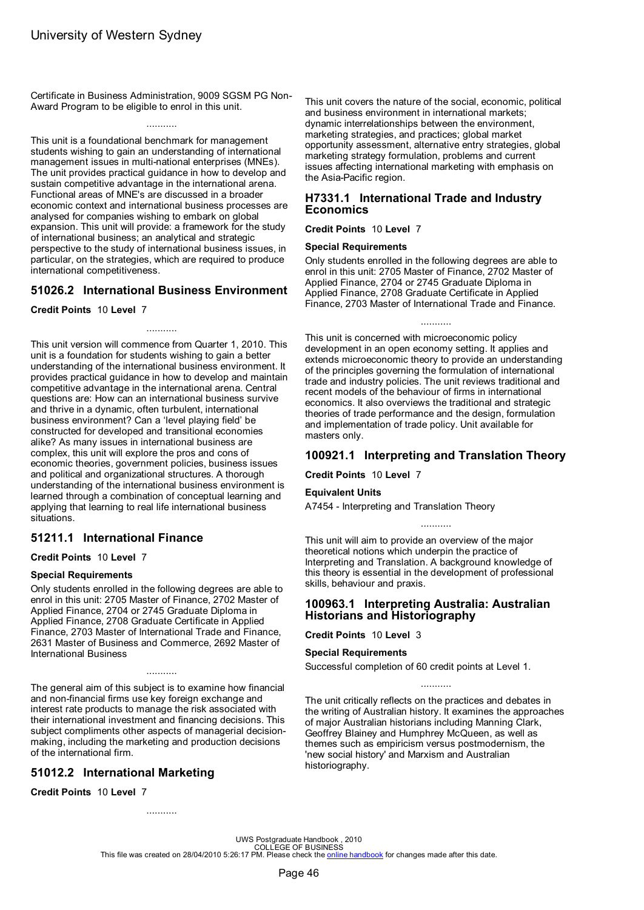Certificate in Business Administration, 9009 SGSM PG Non-Award Program to be eligible to enrol in this unit.

...........

This unit is a foundational benchmark for management students wishing to gain an understanding of international management issues in multi-national enterprises (MNEs). The unit provides practical guidance in how to develop and sustain competitive advantage in the international arena. Functional areas of MNE's are discussed in a broader economic context and international business processes are analysed for companies wishing to embark on global expansion. This unit will provide: a framework for the study of international business; an analytical and strategic perspective to the study of international business issues, in particular, on the strategies, which are required to produce international competitiveness.

## 51026.2 International Business Environment

**Credit Points** 10 **Level** 7

...........

This unit version will commence from Quarter 1, 2010. This unit is a foundation for students wishing to gain a better understanding of the international business environment. It provides practical guidance in how to develop and maintain competitive advantage in the international arena. Central questions are: How can an international business survive and thrive in a dynamic, often turbulent, international business environment? Can a 'level playing field' be constructed for developed and transitional economies alike? As many issues in international business are complex, this unit will explore the pros and cons of economic theories, government policies, business issues and political and organizational structures. A thorough understanding of the international business environment is learned through a combination of conceptual learning and applying that learning to real life international business situations.

## 51211.1 International Finance

**Credit Points** 10 **Level** 7

**Special Requirements**

Only students enrolled in the following degrees are able to enrol in this unit: 2705 Master of Finance, 2702 Master of Applied Finance, 2704 or 2745 Graduate Diploma in Applied Finance, 2708 Graduate Certificate in Applied Finance, 2703 Master of International Trade and Finance, 2631 Master of Business and Commerce, 2692 Master of International Business

...........

The general aim of this subject is to examine how financial and non-financial firms use key foreign exchange and interest rate products to manage the risk associated with their international investment and financing decisions. This subject compliments other aspects of managerial decision-making, including the marketing and production decisions of the international firm.

## 51012.2 International Marketing

**Credit Points** 10 **Level** 7

...........

This unit covers the nature of the social, economic, political and business environment in international markets; dynamic interrelationships between the environment, marketing strategies, and practices; global market opportunity assessment, alternative entry strategies, global marketing strategy formulation, problems and current issues affecting international marketing with emphasis on the Asia-Pacific region.

## H7331.1 International Trade and Industry Economics

**Credit Points** 10 **Level** 7

**Special Requirements**

Only students enrolled in the following degrees are able to enrol in this unit: 2705 Master of Finance, 2702 Master of Applied Finance, 2704 or 2745 Graduate Diploma in Applied Finance, 2708 Graduate Certificate in Applied Finance, 2703 Master of International Trade and Finance.

...........

This unit is concerned with microeconomic policy development in an open economy setting. It applies and extends microeconomic theory to provide an understanding of the principles governing the formulation of international trade and industry policies. The unit reviews traditional and recent models of the behaviour of firms in international economics. It also overviews the traditional and strategic theories of trade performance and the design, formulation and implementation of trade policy. Unit available for masters only.

## 100921.1 Interpreting and Translation Theory

**Credit Points** 10 **Level** 7

**Equivalent Units**

A7454 - Interpreting and Translation Theory

...........

This unit will aim to provide an overview of the major theoretical notions which underpin the practice of Interpreting and Translation. A background knowledge of this theory is essential in the development of professional skills, behaviour and praxis.

## 100963.1 Interpreting Australia: Australian Historians and Historiography

**Credit Points** 10 **Level** 3

**Special Requirements**

Successful completion of 60 credit points at Level 1.

...........

The unit critically reflects on the practices and debates in the writing of Australian history. It examines the approaches of major Australian historians including Manning Clark, Geoffrey Blainey and Humphrey McQueen, as well as themes such as empiricism versus postmodernism, the 'new social history' and Marxism and Australian historiography.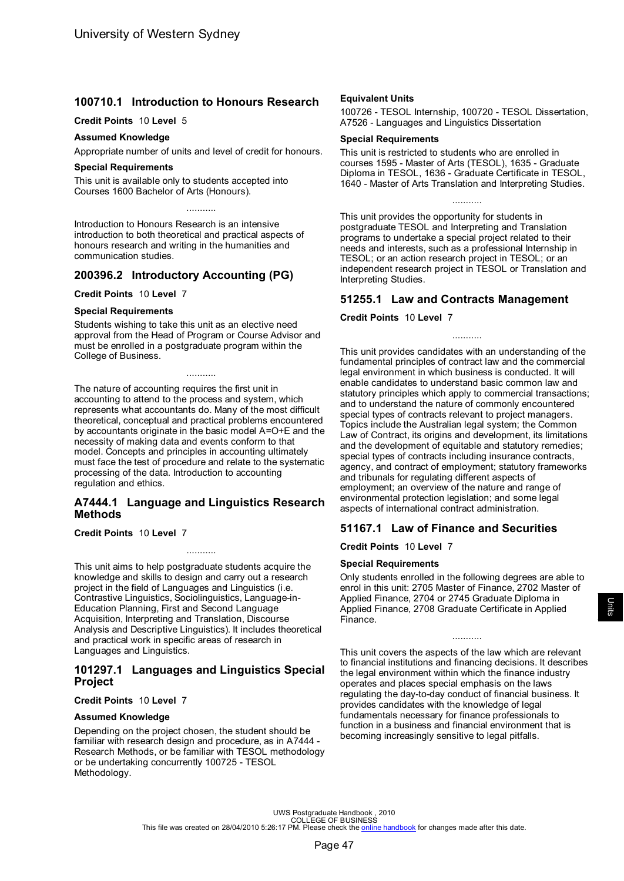## 100710.1 Introduction to Honours Research

**Credit Points** 10 **Level** 5

**Assumed Knowledge**

Appropriate number of units and level of credit for honours.

**Special Requirements**

This unit is available only to students accepted into Courses 1600 Bachelor of Arts (Honours).

...........

Introduction to Honours Research is an intensive introduction to both theoretical and practical aspects of honours research and writing in the humanities and communication studies.

## 200396.2 Introductory Accounting (PG)

**Credit Points** 10 **Level** 7

**Special Requirements**

Students wishing to take this unit as an elective need approval from the Head of Program or Course Advisor and must be enrolled in a postgraduate program within the College of Business.

...........

The nature of accounting requires the first unit in accounting to attend to the process and system, which represents what accountants do. Many of the most difficult theoretical, conceptual and practical problems encountered by accountants originate in the basic model A=O+E and the necessity of making data and events conform to that model. Concepts and principles in accounting ultimately must face the test of procedure and relate to the systematic processing of the data. Introduction to accounting regulation and ethics.

## A7444.1 Language and Linguistics Research Methods

**Credit Points** 10 **Level** 7

...........

This unit aims to help postgraduate students acquire the knowledge and skills to design and carry out a research project in the field of Languages and Linguistics (i.e. Contrastive Linguistics, Sociolinguistics, Language-in-Education Planning, First and Second Language Acquisition, Interpreting and Translation, Discourse Analysis and Descriptive Linguistics). It includes theoretical and practical work in specific areas of research in Languages and Linguistics.

## 101297.1 Languages and Linguistics Special Project

**Credit Points** 10 **Level** 7

**Assumed Knowledge**

Depending on the project chosen, the student should be familiar with research design and procedure, as in A7444 - Research Methods, or be familiar with TESOL methodology or be undertaking concurrently 100725 - TESOL Methodology.

**Equivalent Units**

100726 - TESOL Internship, 100720 - TESOL Dissertation, A7526 - Languages and Linguistics Dissertation

**Special Requirements**

This unit is restricted to students who are enrolled in courses 1595 - Master of Arts (TESOL), 1635 - Graduate Diploma in TESOL, 1636 - Graduate Certificate in TESOL, 1640 - Master of Arts Translation and Interpreting Studies.

...........

This unit provides the opportunity for students in postgraduate TESOL and Interpreting and Translation programs to undertake a special project related to their needs and interests, such as a professional Internship in TESOL; or an action research project in TESOL; or an independent research project in TESOL or Translation and Interpreting Studies.

## 51255.1 Law and Contracts Management

**Credit Points** 10 **Level** 7

...........

This unit provides candidates with an understanding of the fundamental principles of contract law and the commercial legal environment in which business is conducted. It will enable candidates to understand basic common law and statutory principles which apply to commercial transactions; and to understand the nature of commonly encountered special types of contracts relevant to project managers. Topics include the Australian legal system; the Common Law of Contract, its origins and development, its limitations and the development of equitable and statutory remedies; special types of contracts including insurance contracts, agency, and contract of employment; statutory frameworks and tribunals for regulating different aspects of employment; an overview of the nature and range of environmental protection legislation; and some legal aspects of international contract administration.

## 51167.1 Law of Finance and Securities

**Credit Points** 10 **Level** 7

**Special Requirements**

Only students enrolled in the following degrees are able to enrol in this unit: 2705 Master of Finance, 2702 Master of Applied Finance, 2704 or 2745 Graduate Diploma in Applied Finance, 2708 Graduate Certificate in Applied Finance.

...........

This unit covers the aspects of the law which are relevant to financial institutions and financing decisions. It describes the legal environment within which the finance industry operates and places special emphasis on the laws regulating the day-to-day conduct of financial business. It provides candidates with the knowledge of legal fundamentals necessary for finance professionals to function in a business and financial environment that is becoming increasingly sensitive to legal pitfalls.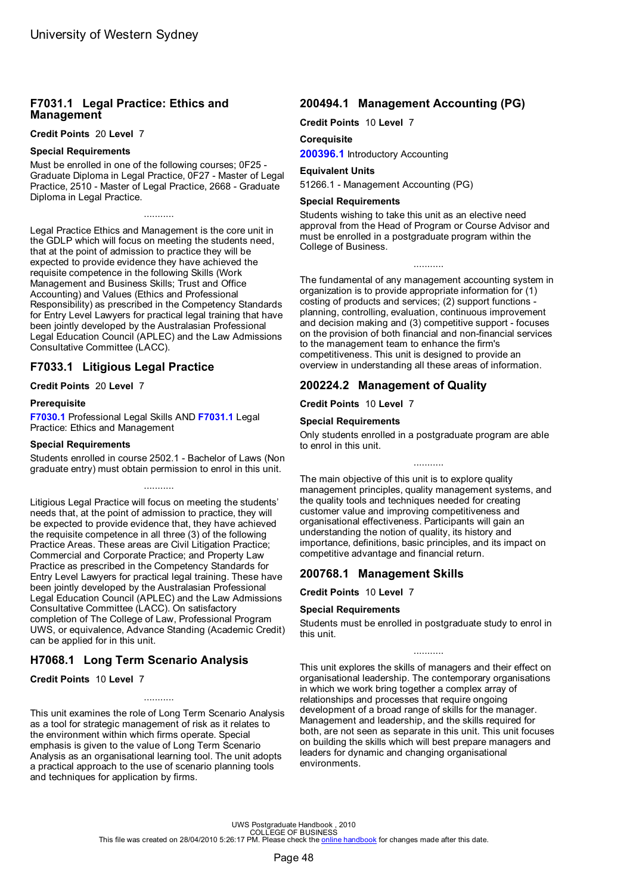## F7031.1 Legal Practice: Ethics and Management

**Credit Points** 20 **Level** 7

**Special Requirements**

Must be enrolled in one of the following courses; 0F25 - Graduate Diploma in Legal Practice, 0F27 - Master of Legal Practice, 2510 - Master of Legal Practice, 2668 - Graduate Diploma in Legal Practice.

...........

Legal Practice Ethics and Management is the core unit in the GDLP which will focus on meeting the students need, that at the point of admission to practice they will be expected to provide evidence they have achieved the requisite competence in the following Skills (Work Management and Business Skills; Trust and Office Accounting) and Values (Ethics and Professional Responsibility) as prescribed in the Competency Standards for Entry Level Lawyers for practical legal training that have been jointly developed by the Australasian Professional Legal Education Council (APLEC) and the Law Admissions Consultative Committee (LACC).

## F7033.1 Litigious Legal Practice

**Credit Points** 20 **Level** 7

**Prerequisite**

**F7030.1** Professional Legal Skills AND **F7031.1** Legal Practice: Ethics and Management

**Special Requirements**

Students enrolled in course 2502.1 - Bachelor of Laws (Non graduate entry) must obtain permission to enrol in this unit.

...........

Litigious Legal Practice will focus on meeting the students' needs that, at the point of admission to practice, they will be expected to provide evidence that, they have achieved the requisite competence in all three (3) of the following Practice Areas. These areas are Civil Litigation Practice; Commercial and Corporate Practice; and Property Law Practice as prescribed in the Competency Standards for Entry Level Lawyers for practical legal training. These have been jointly developed by the Australasian Professional Legal Education Council (APLEC) and the Law Admissions Consultative Committee (LACC). On satisfactory completion of The College of Law, Professional Program UWS, or equivalence, Advance Standing (Academic Credit) can be applied for in this unit.

## H7068.1 Long Term Scenario Analysis

**Credit Points** 10 **Level** 7

...........

This unit examines the role of Long Term Scenario Analysis as a tool for strategic management of risk as it relates to the environment within which firms operate. Special emphasis is given to the value of Long Term Scenario Analysis as an organisational learning tool. The unit adopts a practical approach to the use of scenario planning tools and techniques for application by firms.

## 200494.1 Management Accounting (PG)

**Credit Points** 10 **Level** 7

**Corequisite**

**200396.1** Introductory Accounting

**Equivalent Units**

51266.1 - Management Accounting (PG)

**Special Requirements**

Students wishing to take this unit as an elective need approval from the Head of Program or Course Advisor and must be enrolled in a postgraduate program within the College of Business.

...........

The fundamental of any management accounting system in organization is to provide appropriate information for (1) costing of products and services; (2) support functions - planning, controlling, evaluation, continuous improvement and decision making and (3) competitive support - focuses on the provision of both financial and non-financial services to the management team to enhance the firm's competitiveness. This unit is designed to provide an overview in understanding all these areas of information.

## 200224.2 Management of Quality

**Credit Points** 10 **Level** 7

**Special Requirements**

Only students enrolled in a postgraduate program are able to enrol in this unit.

...........

The main objective of this unit is to explore quality management principles, quality management systems, and the quality tools and techniques needed for creating customer value and improving competitiveness and organisational effectiveness. Participants will gain an understanding the notion of quality, its history and importance, definitions, basic principles, and its impact on competitive advantage and financial return.

## 200768.1 Management Skills

**Credit Points** 10 **Level** 7

**Special Requirements**

Students must be enrolled in postgraduate study to enrol in this unit.

...........

This unit explores the skills of managers and their effect on organisational leadership. The contemporary organisations in which we work bring together a complex array of relationships and processes that require ongoing development of a broad range of skills for the manager. Management and leadership, and the skills required for both, are not seen as separate in this unit. This unit focuses on building the skills which will best prepare managers and leaders for dynamic and changing organisational environments.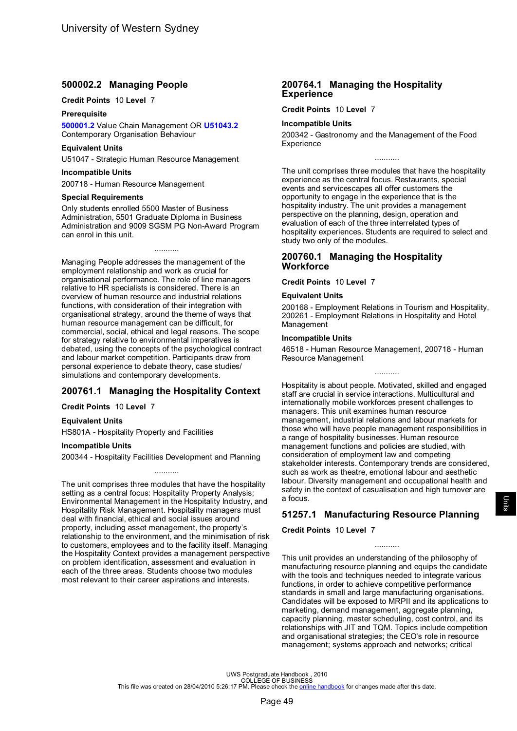## 500002.2 Managing People

**Credit Points** 10 **Level** 7

**Prerequisite**

**500001.2** Value Chain Management OR **U51043.2** Contemporary Organisation Behaviour

**Equivalent Units**

U51047 - Strategic Human Resource Management

**Incompatible Units**

200718 - Human Resource Management

**Special Requirements**

Only students enrolled 5500 Master of Business Administration, 5501 Graduate Diploma in Business Administration and 9009 SGSM PG Non-Award Program can enrol in this unit.

...........

Managing People addresses the management of the employment relationship and work as crucial for organisational performance. The role of line managers relative to HR specialists is considered. There is an overview of human resource and industrial relations functions, with consideration of their integration with organisational strategy, around the theme of ways that human resource management can be difficult, for commercial, social, ethical and legal reasons. The scope for strategy relative to environmental imperatives is debated, using the concepts of the psychological contract and labour market competition. Participants draw from personal experience to debate theory, case studies/ simulations and contemporary developments.

## 200761.1 Managing the Hospitality Context

**Credit Points** 10 **Level** 7

**Equivalent Units**

HS801A - Hospitality Property and Facilities

**Incompatible Units**

200344 - Hospitality Facilities Development and Planning

...........

The unit comprises three modules that have the hospitality setting as a central focus: Hospitality Property Analysis; Environmental Management in the Hospitality Industry, and Hospitality Risk Management. Hospitality managers must deal with financial, ethical and social issues around property, including asset management, the property's relationship to the environment, and the minimisation of risk to customers, employees and to the facility itself. Managing the Hospitality Context provides a management perspective on problem identification, assessment and evaluation in each of the three areas. Students choose two modules most relevant to their career aspirations and interests.

## 200764.1 Managing the Hospitality Experience

**Credit Points** 10 **Level** 7

**Incompatible Units**

200342 - Gastronomy and the Management of the Food Experience

...........

The unit comprises three modules that have the hospitality experience as the central focus. Restaurants, special events and servicescapes all offer customers the opportunity to engage in the experience that is the hospitality industry. The unit provides a management perspective on the planning, design, operation and evaluation of each of the three interrelated types of hospitality experiences. Students are required to select and study two only of the modules.

## 200760.1 Managing the Hospitality Workforce

**Credit Points** 10 **Level** 7

**Equivalent Units**

200168 - Employment Relations in Tourism and Hospitality, 200261 - Employment Relations in Hospitality and Hotel Management

**Incompatible Units**

46518 - Human Resource Management, 200718 - Human Resource Management

...........

Hospitality is about people. Motivated, skilled and engaged staff are crucial in service interactions. Multicultural and internationally mobile workforces present challenges to managers. This unit examines human resource management, industrial relations and labour markets for those who will have people management responsibilities in a range of hospitality businesses. Human resource management functions and policies are studied, with consideration of employment law and competing stakeholder interests. Contemporary trends are considered, such as work as theatre, emotional labour and aesthetic labour. Diversity management and occupational health and safety in the context of casualisation and high turnover are a focus.

## 51257.1 Manufacturing Resource Planning

**Credit Points** 10 **Level** 7

...........

This unit provides an understanding of the philosophy of manufacturing resource planning and equips the candidate with the tools and techniques needed to integrate various functions, in order to achieve competitive performance standards in small and large manufacturing organisations. Candidates will be exposed to MRPII and its applications to marketing, demand management, aggregate planning, capacity planning, master scheduling, cost control, and its relationships with JIT and TQM. Topics include competition and organisational strategies; the CEO's role in resource management; systems approach and networks; critical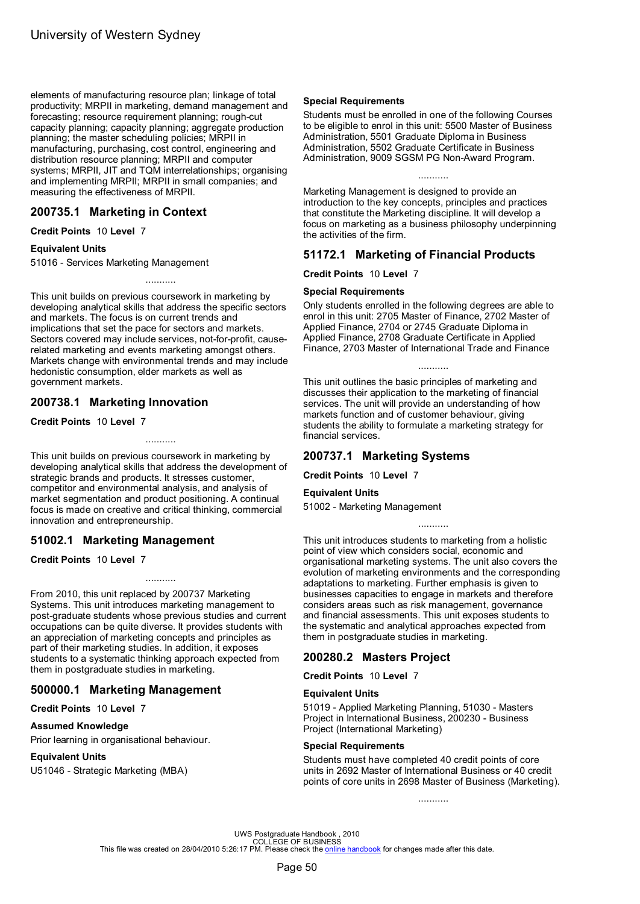elements of manufacturing resource plan; linkage of total productivity; MRPII in marketing, demand management and forecasting; resource requirement planning; rough-cut capacity planning; capacity planning; aggregate production planning; the master scheduling policies; MRPII in manufacturing, purchasing, cost control, engineering and distribution resource planning; MRPII and computer systems; MRPII, JIT and TQM interrelationships; organising and implementing MRPII; MRPII in small companies; and measuring the effectiveness of MRPII.

## 200735.1 Marketing in Context

**Credit Points** 10 **Level** 7

### Equivalent Units

51016 - Services Marketing Management

...........

This unit builds on previous coursework in marketing by developing analytical skills that address the specific sectors and markets. The focus is on current trends and implications that set the pace for sectors and markets. Sectors covered may include services, not-for-profit, cause-related marketing and events marketing amongst others. Markets change with environmental trends and may include hedonistic consumption, elder markets as well as government markets.

## 200738.1 Marketing Innovation

**Credit Points** 10 **Level** 7

...........

This unit builds on previous coursework in marketing by developing analytical skills that address the development of strategic brands and products. It stresses customer, competitor and environmental analysis, and analysis of market segmentation and product positioning. A continual focus is made on creative and critical thinking, commercial innovation and entrepreneurship.

## 51002.1 Marketing Management

**Credit Points** 10 **Level** 7

...........

From 2010, this unit replaced by 200737 Marketing Systems. This unit introduces marketing management to post-graduate students whose previous studies and current occupations can be quite diverse. It provides students with an appreciation of marketing concepts and principles as part of their marketing studies. In addition, it exposes students to a systematic thinking approach expected from them in postgraduate studies in marketing.

## 500000.1 Marketing Management

**Credit Points** 10 **Level** 7

### Assumed Knowledge

Prior learning in organisational behaviour.

### Equivalent Units

U51046 - Strategic Marketing (MBA)

### Special Requirements

Students must be enrolled in one of the following Courses to be eligible to enrol in this unit: 5500 Master of Business Administration, 5501 Graduate Diploma in Business Administration, 5502 Graduate Certificate in Business Administration, 9009 SGSM PG Non-Award Program.

...........

Marketing Management is designed to provide an introduction to the key concepts, principles and practices that constitute the Marketing discipline. It will develop a focus on marketing as a business philosophy underpinning the activities of the firm.

## 51172.1 Marketing of Financial Products

**Credit Points** 10 **Level** 7

### Special Requirements

Only students enrolled in the following degrees are able to enrol in this unit: 2705 Master of Finance, 2702 Master of Applied Finance, 2704 or 2745 Graduate Diploma in Applied Finance, 2708 Graduate Certificate in Applied Finance, 2703 Master of International Trade and Finance

...........

This unit outlines the basic principles of marketing and discusses their application to the marketing of financial services. The unit will provide an understanding of how markets function and of customer behaviour, giving students the ability to formulate a marketing strategy for financial services.

## 200737.1 Marketing Systems

**Credit Points** 10 **Level** 7

### Equivalent Units

51002 - Marketing Management

...........

This unit introduces students to marketing from a holistic point of view which considers social, economic and organisational marketing systems. The unit also covers the evolution of marketing environments and the corresponding adaptations to marketing. Further emphasis is given to businesses capacities to engage in markets and therefore considers areas such as risk management, governance and financial assessments. This unit exposes students to the systematic and analytical approaches expected from them in postgraduate studies in marketing.

## 200280.2 Masters Project

**Credit Points** 10 **Level** 7

### Equivalent Units

51019 - Applied Marketing Planning, 51030 - Masters Project in International Business, 200230 - Business Project (International Marketing)

### Special Requirements

Students must have completed 40 credit points of core units in 2692 Master of International Business or 40 credit points of core units in 2698 Master of Business (Marketing).

...........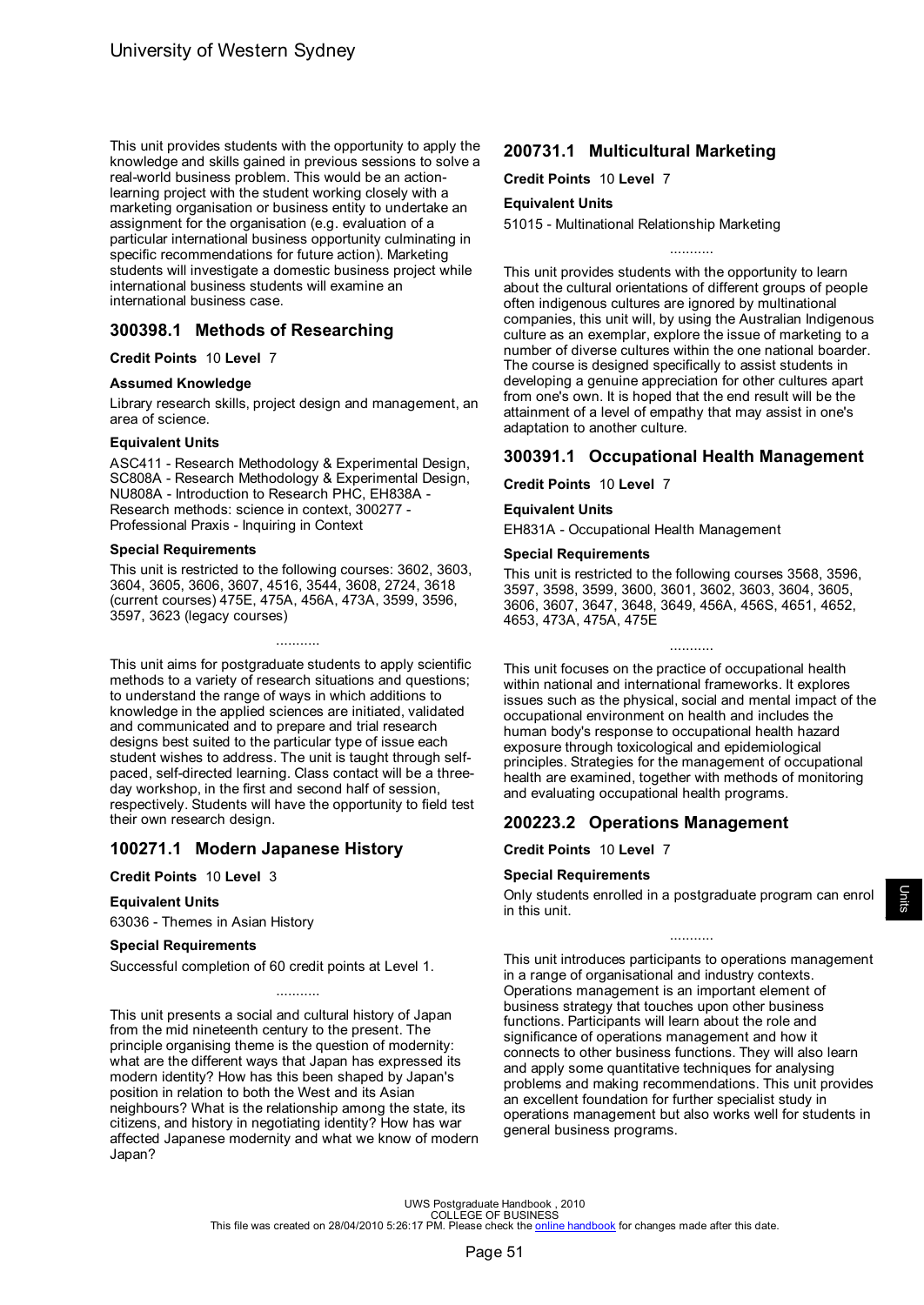This unit provides students with the opportunity to apply the knowledge and skills gained in previous sessions to solve a real-world business problem. This would be an action-learning project with the student working closely with a marketing organisation or business entity to undertake an assignment for the organisation (e.g. evaluation of a particular international business opportunity culminating in specific recommendations for future action). Marketing students will investigate a domestic business project while international business students will examine an international business case.

## 300398.1 Methods of Researching

**Credit Points** 10 **Level** 7

### Assumed Knowledge

Library research skills, project design and management, an area of science.

### Equivalent Units

ASC411 - Research Methodology & Experimental Design, SC808A - Research Methodology & Experimental Design, NU808A - Introduction to Research PHC, EH838A - Research methods: science in context, 300277 - Professional Praxis - Inquiring in Context

### Special Requirements

This unit is restricted to the following courses: 3602, 3603, 3604, 3605, 3606, 3607, 4516, 3544, 3608, 2724, 3618 (current courses) 475E, 475A, 456A, 473A, 3599, 3596, 3597, 3623 (legacy courses)

...........

This unit aims for postgraduate students to apply scientific methods to a variety of research situations and questions; to understand the range of ways in which additions to knowledge in the applied sciences are initiated, validated and communicated and to prepare and trial research designs best suited to the particular type of issue each student wishes to address. The unit is taught through self-paced, self-directed learning. Class contact will be a three-day workshop, in the first and second half of session, respectively. Students will have the opportunity to field test their own research design.

## 100271.1 Modern Japanese History

**Credit Points** 10 **Level** 3

### Equivalent Units

63036 - Themes in Asian History

### Special Requirements

Successful completion of 60 credit points at Level 1.

...........

This unit presents a social and cultural history of Japan from the mid nineteenth century to the present. The principle organising theme is the question of modernity: what are the different ways that Japan has expressed its modern identity? How has this been shaped by Japan's position in relation to both the West and its Asian neighbours? What is the relationship among the state, its citizens, and history in negotiating identity? How has war affected Japanese modernity and what we know of modern Japan?

## 200731.1 Multicultural Marketing

**Credit Points** 10 **Level** 7

### Equivalent Units

51015 - Multinational Relationship Marketing

...........

This unit provides students with the opportunity to learn about the cultural orientations of different groups of people often indigenous cultures are ignored by multinational companies, this unit will, by using the Australian Indigenous culture as an exemplar, explore the issue of marketing to a number of diverse cultures within the one national boarder. The course is designed specifically to assist students in developing a genuine appreciation for other cultures apart from one's own. It is hoped that the end result will be the attainment of a level of empathy that may assist in one's adaptation to another culture.

## 300391.1 Occupational Health Management

**Credit Points** 10 **Level** 7

### Equivalent Units

EH831A - Occupational Health Management

### Special Requirements

This unit is restricted to the following courses 3568, 3596, 3597, 3598, 3599, 3600, 3601, 3602, 3603, 3604, 3605, 3606, 3607, 3647, 3648, 3649, 456A, 456S, 4651, 4652, 4653, 473A, 475A, 475E

...........

This unit focuses on the practice of occupational health within national and international frameworks. It explores issues such as the physical, social and mental impact of the occupational environment on health and includes the human body's response to occupational health hazard exposure through toxicological and epidemiological principles. Strategies for the management of occupational health are examined, together with methods of monitoring and evaluating occupational health programs.

## 200223.2 Operations Management

**Credit Points** 10 **Level** 7

### Special Requirements

Only students enrolled in a postgraduate program can enrol in this unit.

...........

This unit introduces participants to operations management in a range of organisational and industry contexts. Operations management is an important element of business strategy that touches upon other business functions. Participants will learn about the role and significance of operations management and how it connects to other business functions. They will also learn and apply some quantitative techniques for analysing problems and making recommendations. This unit provides an excellent foundation for further specialist study in operations management but also works well for students in general business programs.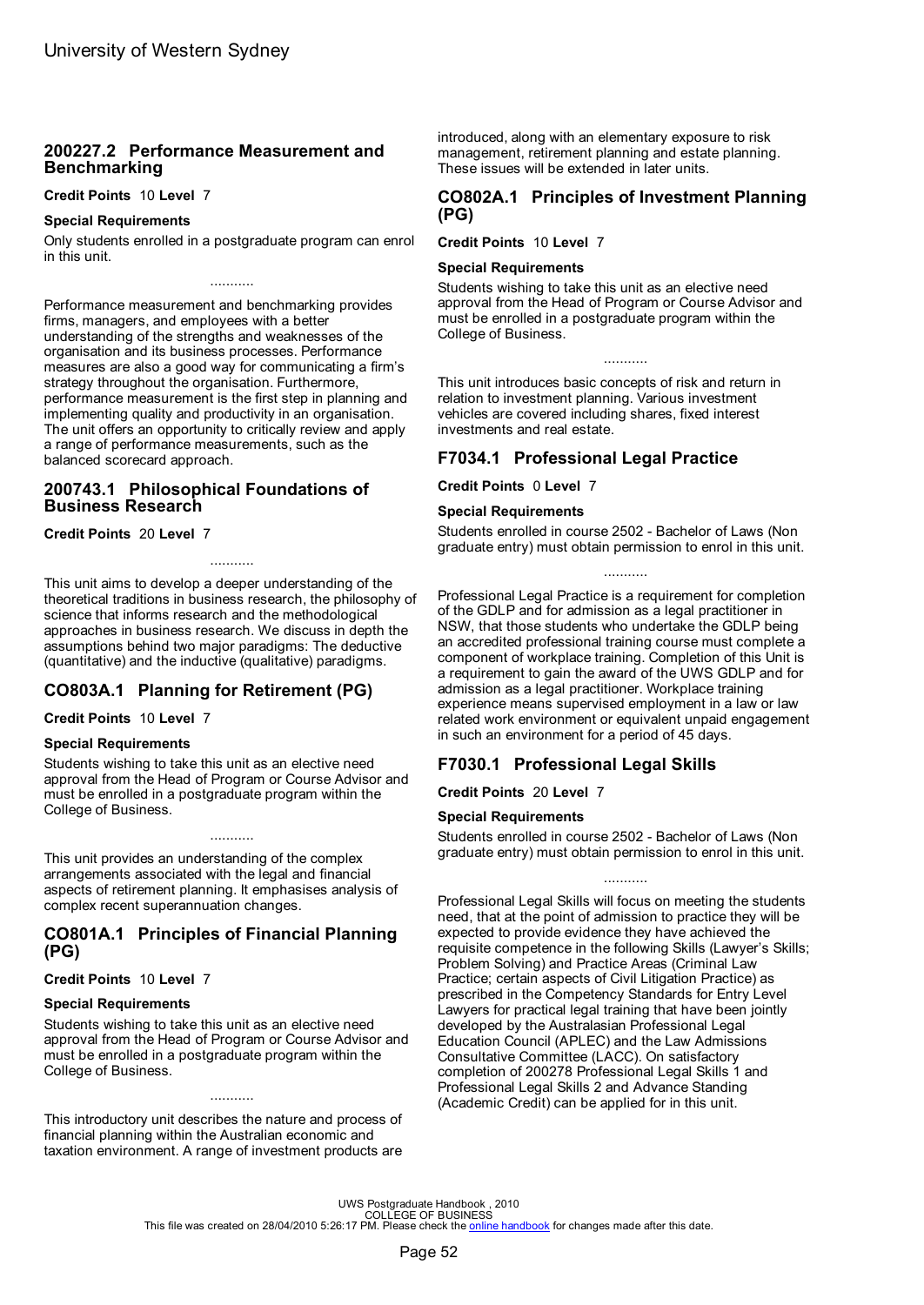## 200227.2 Performance Measurement and Benchmarking

**Credit Points** 10 **Level** 7

**Special Requirements**

Only students enrolled in a postgraduate program can enrol in this unit.

...........

Performance measurement and benchmarking provides firms, managers, and employees with a better understanding of the strengths and weaknesses of the organisation and its business processes. Performance measures are also a good way for communicating a firm's strategy throughout the organisation. Furthermore, performance measurement is the first step in planning and implementing quality and productivity in an organisation. The unit offers an opportunity to critically review and apply a range of performance measurements, such as the balanced scorecard approach.

## 200743.1 Philosophical Foundations of Business Research

**Credit Points** 20 **Level** 7

...........

This unit aims to develop a deeper understanding of the theoretical traditions in business research, the philosophy of science that informs research and the methodological approaches in business research. We discuss in depth the assumptions behind two major paradigms: The deductive (quantitative) and the inductive (qualitative) paradigms.

## CO803A.1 Planning for Retirement (PG)

**Credit Points** 10 **Level** 7

**Special Requirements**

Students wishing to take this unit as an elective need approval from the Head of Program or Course Advisor and must be enrolled in a postgraduate program within the College of Business.

...........

This unit provides an understanding of the complex arrangements associated with the legal and financial aspects of retirement planning. It emphasises analysis of complex recent superannuation changes.

## CO801A.1 Principles of Financial Planning (PG)

**Credit Points** 10 **Level** 7

**Special Requirements**

Students wishing to take this unit as an elective need approval from the Head of Program or Course Advisor and must be enrolled in a postgraduate program within the College of Business.

...........

This introductory unit describes the nature and process of financial planning within the Australian economic and taxation environment. A range of investment products are introduced, along with an elementary exposure to risk management, retirement planning and estate planning. These issues will be extended in later units.

## CO802A.1 Principles of Investment Planning (PG)

**Credit Points** 10 **Level** 7

**Special Requirements**

Students wishing to take this unit as an elective need approval from the Head of Program or Course Advisor and must be enrolled in a postgraduate program within the College of Business.

...........

This unit introduces basic concepts of risk and return in relation to investment planning. Various investment vehicles are covered including shares, fixed interest investments and real estate.

## F7034.1 Professional Legal Practice

**Credit Points** 0 **Level** 7

**Special Requirements**

Students enrolled in course 2502 - Bachelor of Laws (Non graduate entry) must obtain permission to enrol in this unit.

...........

Professional Legal Practice is a requirement for completion of the GDLP and for admission as a legal practitioner in NSW, that those students who undertake the GDLP being an accredited professional training course must complete a component of workplace training. Completion of this Unit is a requirement to gain the award of the UWS GDLP and for admission as a legal practitioner. Workplace training experience means supervised employment in a law or law related work environment or equivalent unpaid engagement in such an environment for a period of 45 days.

## F7030.1 Professional Legal Skills

**Credit Points** 20 **Level** 7

**Special Requirements**

Students enrolled in course 2502 - Bachelor of Laws (Non graduate entry) must obtain permission to enrol in this unit.

...........

Professional Legal Skills will focus on meeting the students need, that at the point of admission to practice they will be expected to provide evidence they have achieved the requisite competence in the following Skills (Lawyer's Skills; Problem Solving) and Practice Areas (Criminal Law Practice; certain aspects of Civil Litigation Practice) as prescribed in the Competency Standards for Entry Level Lawyers for practical legal training that have been jointly developed by the Australasian Professional Legal Education Council (APLEC) and the Law Admissions Consultative Committee (LACC). On satisfactory completion of 200278 Professional Legal Skills 1 and Professional Legal Skills 2 and Advance Standing (Academic Credit) can be applied for in this unit.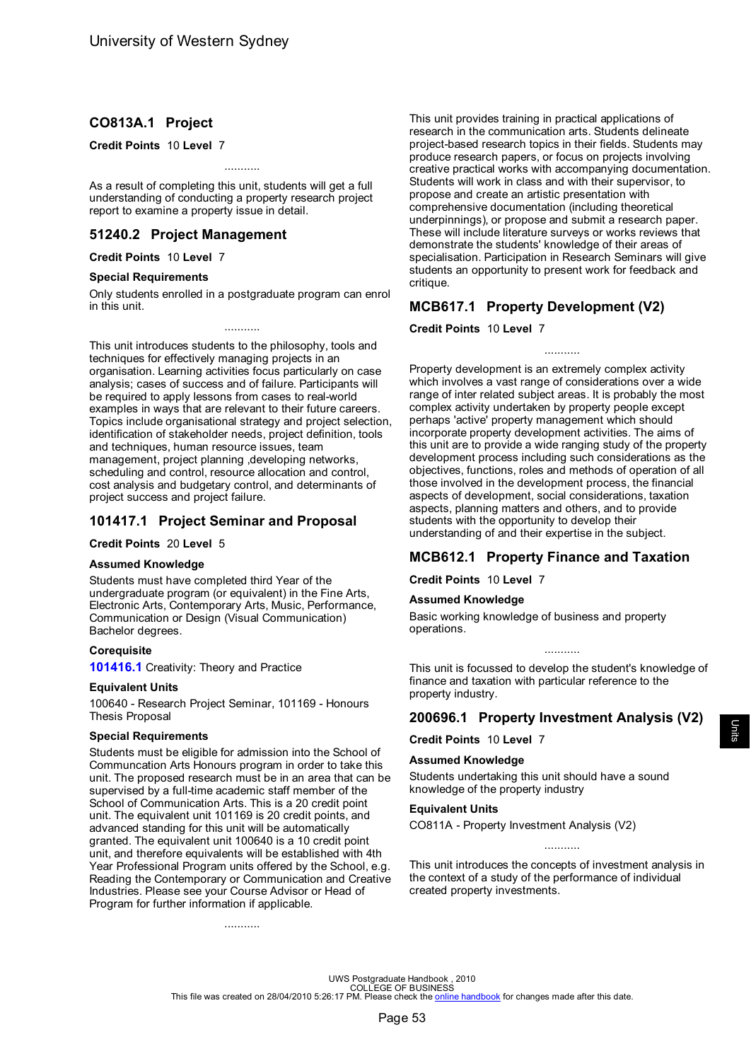## CO813A.1 Project

**Credit Points** 10 **Level** 7

...........

As a result of completing this unit, students will get a full understanding of conducting a property research project report to examine a property issue in detail.

## 51240.2 Project Management

**Credit Points** 10 **Level** 7

**Special Requirements**

Only students enrolled in a postgraduate program can enrol in this unit.

...........

This unit introduces students to the philosophy, tools and techniques for effectively managing projects in an organisation. Learning activities focus particularly on case analysis; cases of success and of failure. Participants will be required to apply lessons from cases to real-world examples in ways that are relevant to their future careers. Topics include organisational strategy and project selection, identification of stakeholder needs, project definition, tools and techniques, human resource issues, team management, project planning ,developing networks, scheduling and control, resource allocation and control, cost analysis and budgetary control, and determinants of project success and project failure.

## 101417.1 Project Seminar and Proposal

**Credit Points** 20 **Level** 5

**Assumed Knowledge**

Students must have completed third Year of the undergraduate program (or equivalent) in the Fine Arts, Electronic Arts, Contemporary Arts, Music, Performance, Communication or Design (Visual Communication) Bachelor degrees.

**Corequisite**

**101416.1** Creativity: Theory and Practice

**Equivalent Units**

100640 - Research Project Seminar, 101169 - Honours Thesis Proposal

**Special Requirements**

Students must be eligible for admission into the School of Communcation Arts Honours program in order to take this unit. The proposed research must be in an area that can be supervised by a full-time academic staff member of the School of Communication Arts. This is a 20 credit point unit. The equivalent unit 101169 is 20 credit points, and advanced standing for this unit will be automatically granted. The equivalent unit 100640 is a 10 credit point unit, and therefore equivalents will be established with 4th Year Professional Program units offered by the School, e.g. Reading the Contemporary or Communication and Creative Industries. Please see your Course Advisor or Head of Program for further information if applicable.

...........

This unit provides training in practical applications of research in the communication arts. Students delineate project-based research topics in their fields. Students may produce research papers, or focus on projects involving creative practical works with accompanying documentation. Students will work in class and with their supervisor, to propose and create an artistic presentation with comprehensive documentation (including theoretical underpinnings), or propose and submit a research paper. These will include literature surveys or works reviews that demonstrate the students' knowledge of their areas of specialisation. Participation in Research Seminars will give students an opportunity to present work for feedback and critique.

## MCB617.1 Property Development (V2)

**Credit Points** 10 **Level** 7

...........

Property development is an extremely complex activity which involves a vast range of considerations over a wide range of inter related subject areas. It is probably the most complex activity undertaken by property people except perhaps 'active' property management which should incorporate property development activities. The aims of this unit are to provide a wide ranging study of the property development process including such considerations as the objectives, functions, roles and methods of operation of all those involved in the development process, the financial aspects of development, social considerations, taxation aspects, planning matters and others, and to provide students with the opportunity to develop their understanding of and their expertise in the subject.

## MCB612.1 Property Finance and Taxation

**Credit Points** 10 **Level** 7

**Assumed Knowledge**

Basic working knowledge of business and property operations.

...........

This unit is focussed to develop the student's knowledge of finance and taxation with particular reference to the property industry.

## 200696.1 Property Investment Analysis (V2)

**Credit Points** 10 **Level** 7

**Assumed Knowledge**

Students undertaking this unit should have a sound knowledge of the property industry

**Equivalent Units**

CO811A - Property Investment Analysis (V2)

...........

This unit introduces the concepts of investment analysis in the context of a study of the performance of individual created property investments.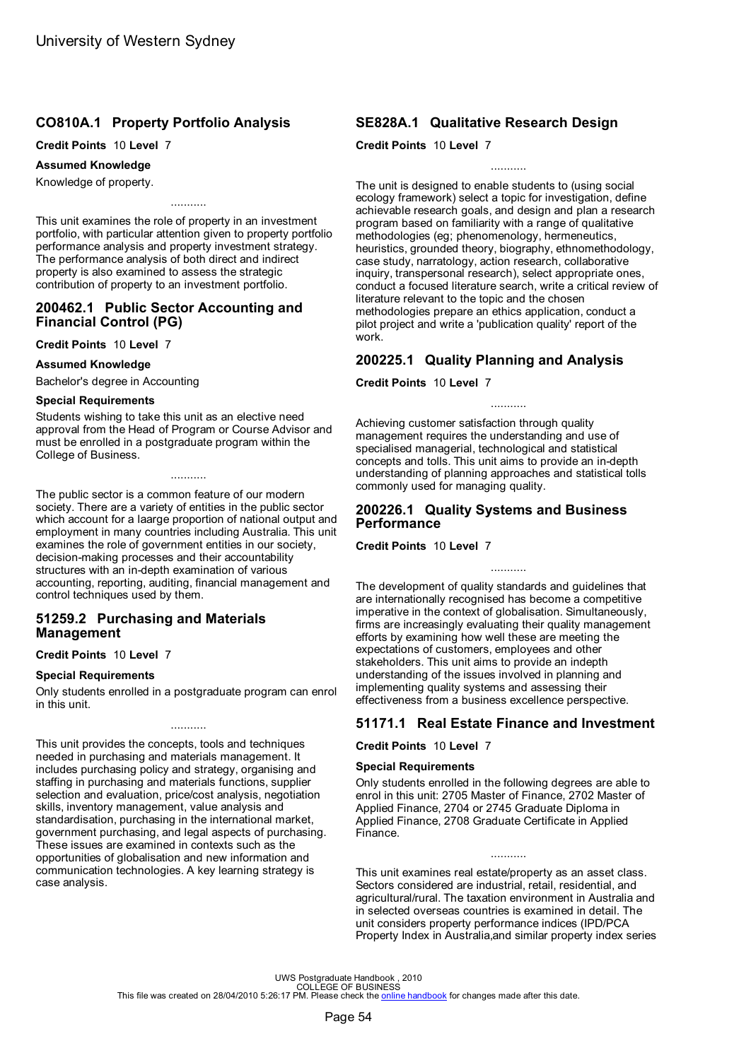## CO810A.1 Property Portfolio Analysis

**Credit Points** 10 **Level** 7

**Assumed Knowledge**

Knowledge of property.

...........

This unit examines the role of property in an investment portfolio, with particular attention given to property portfolio performance analysis and property investment strategy. The performance analysis of both direct and indirect property is also examined to assess the strategic contribution of property to an investment portfolio.

## 200462.1 Public Sector Accounting and Financial Control (PG)

**Credit Points** 10 **Level** 7

**Assumed Knowledge**

Bachelor's degree in Accounting

**Special Requirements**

Students wishing to take this unit as an elective need approval from the Head of Program or Course Advisor and must be enrolled in a postgraduate program within the College of Business.

...........

The public sector is a common feature of our modern society. There are a variety of entities in the public sector which account for a laarge proportion of national output and employment in many countries including Australia. This unit examines the role of government entities in our society, decision-making processes and their accountability structures with an in-depth examination of various accounting, reporting, auditing, financial management and control techniques used by them.

## 51259.2 Purchasing and Materials Management

**Credit Points** 10 **Level** 7

**Special Requirements**

Only students enrolled in a postgraduate program can enrol in this unit.

...........

This unit provides the concepts, tools and techniques needed in purchasing and materials management. It includes purchasing policy and strategy, organising and staffing in purchasing and materials functions, supplier selection and evaluation, price/cost analysis, negotiation skills, inventory management, value analysis and standardisation, purchasing in the international market, government purchasing, and legal aspects of purchasing. These issues are examined in contexts such as the opportunities of globalisation and new information and communication technologies. A key learning strategy is case analysis.

## SE828A.1 Qualitative Research Design

**Credit Points** 10 **Level** 7

...........

The unit is designed to enable students to (using social ecology framework) select a topic for investigation, define achievable research goals, and design and plan a research program based on familiarity with a range of qualitative methodologies (eg; phenomenology, hermeneutics, heuristics, grounded theory, biography, ethnomethodology, case study, narratology, action research, collaborative inquiry, transpersonal research), select appropriate ones, conduct a focused literature search, write a critical review of literature relevant to the topic and the chosen methodologies prepare an ethics application, conduct a pilot project and write a 'publication quality' report of the work.

## 200225.1 Quality Planning and Analysis

**Credit Points** 10 **Level** 7

...........

Achieving customer satisfaction through quality management requires the understanding and use of specialised managerial, technological and statistical concepts and tolls. This unit aims to provide an in-depth understanding of planning approaches and statistical tolls commonly used for managing quality.

## 200226.1 Quality Systems and Business Performance

**Credit Points** 10 **Level** 7

...........

The development of quality standards and guidelines that are internationally recognised has become a competitive imperative in the context of globalisation. Simultaneously, firms are increasingly evaluating their quality management efforts by examining how well these are meeting the expectations of customers, employees and other stakeholders. This unit aims to provide an indepth understanding of the issues involved in planning and implementing quality systems and assessing their effectiveness from a business excellence perspective.

## 51171.1 Real Estate Finance and Investment

**Credit Points** 10 **Level** 7

**Special Requirements**

Only students enrolled in the following degrees are able to enrol in this unit: 2705 Master of Finance, 2702 Master of Applied Finance, 2704 or 2745 Graduate Diploma in Applied Finance, 2708 Graduate Certificate in Applied Finance.

...........

This unit examines real estate/property as an asset class. Sectors considered are industrial, retail, residential, and agricultural/rural. The taxation environment in Australia and in selected overseas countries is examined in detail. The unit considers property performance indices (IPD/PCA Property Index in Australia,and similar property index series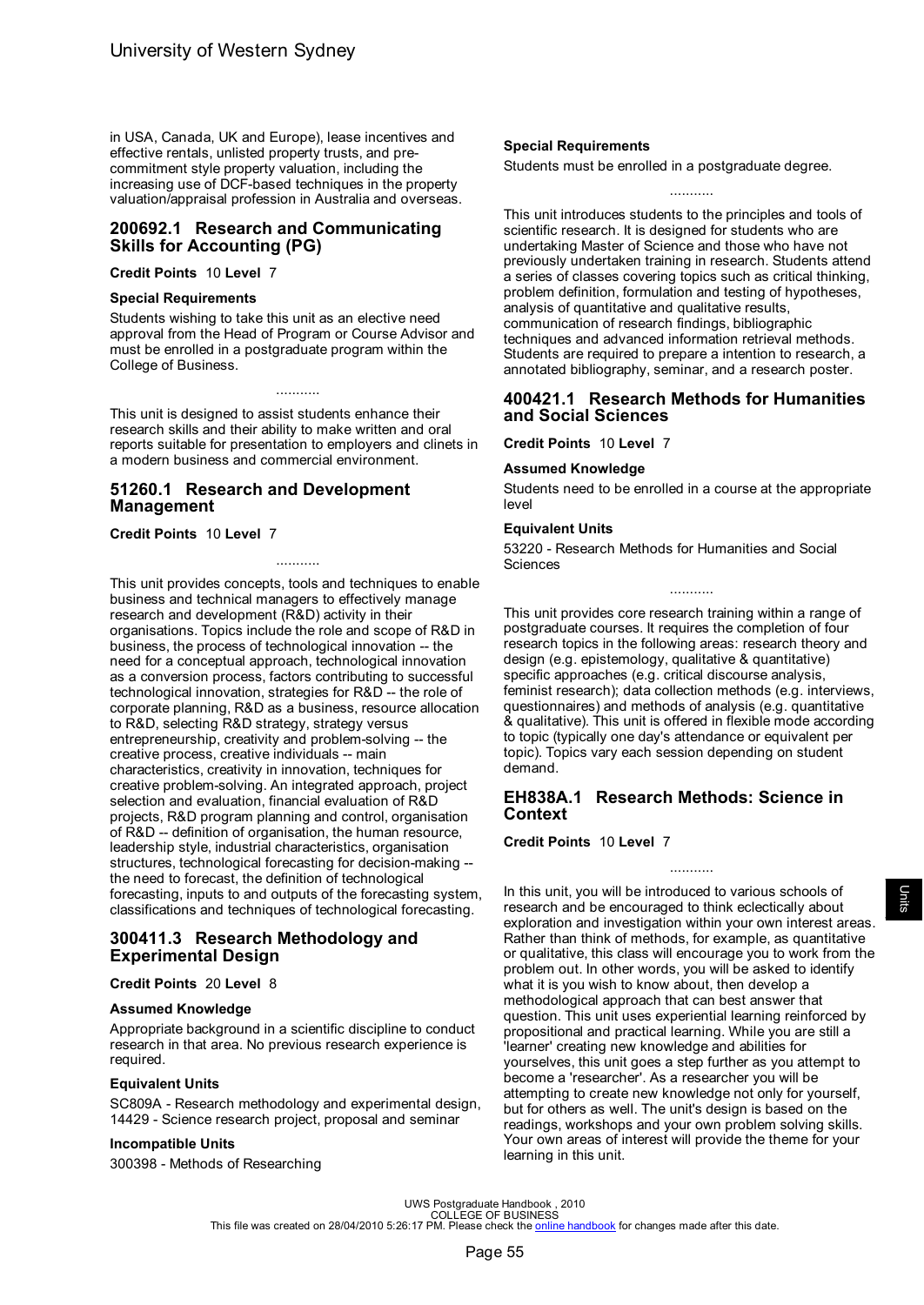in USA, Canada, UK and Europe), lease incentives and effective rentals, unlisted property trusts, and pre-commitment style property valuation, including the increasing use of DCF-based techniques in the property valuation/appraisal profession in Australia and overseas.

## 200692.1 Research and Communicating Skills for Accounting (PG)

**Credit Points** 10 **Level** 7

### Special Requirements

Students wishing to take this unit as an elective need approval from the Head of Program or Course Advisor and must be enrolled in a postgraduate program within the College of Business.

...........

This unit is designed to assist students enhance their research skills and their ability to make written and oral reports suitable for presentation to employers and clinets in a modern business and commercial environment.

## 51260.1 Research and Development Management

**Credit Points** 10 **Level** 7

...........

This unit provides concepts, tools and techniques to enable business and technical managers to effectively manage research and development (R&D) activity in their organisations. Topics include the role and scope of R&D in business, the process of technological innovation -- the need for a conceptual approach, technological innovation as a conversion process, factors contributing to successful technological innovation, strategies for R&D -- the role of corporate planning, R&D as a business, resource allocation to R&D, selecting R&D strategy, strategy versus entrepreneurship, creativity and problem-solving -- the creative process, creative individuals -- main characteristics, creativity in innovation, techniques for creative problem-solving. An integrated approach, project selection and evaluation, financial evaluation of R&D projects, R&D program planning and control, organisation of R&D -- definition of organisation, the human resource, leadership style, industrial characteristics, organisation structures, technological forecasting for decision-making -- the need to forecast, the definition of technological forecasting, inputs to and outputs of the forecasting system, classifications and techniques of technological forecasting.

## 300411.3 Research Methodology and Experimental Design

**Credit Points** 20 **Level** 8

### Assumed Knowledge

Appropriate background in a scientific discipline to conduct research in that area. No previous research experience is required.

### Equivalent Units

SC809A - Research methodology and experimental design, 14429 - Science research project, proposal and seminar

### Incompatible Units

300398 - Methods of Researching

### Special Requirements

Students must be enrolled in a postgraduate degree.

...........

This unit introduces students to the principles and tools of scientific research. It is designed for students who are undertaking Master of Science and those who have not previously undertaken training in research. Students attend a series of classes covering topics such as critical thinking, problem definition, formulation and testing of hypotheses, analysis of quantitative and qualitative results, communication of research findings, bibliographic techniques and advanced information retrieval methods. Students are required to prepare a intention to research, a annotated bibliography, seminar, and a research poster.

## 400421.1 Research Methods for Humanities and Social Sciences

**Credit Points** 10 **Level** 7

### Assumed Knowledge

Students need to be enrolled in a course at the appropriate level

### Equivalent Units

53220 - Research Methods for Humanities and Social Sciences

...........

This unit provides core research training within a range of postgraduate courses. It requires the completion of four research topics in the following areas: research theory and design (e.g. epistemology, qualitative & quantitative) specific approaches (e.g. critical discourse analysis, feminist research); data collection methods (e.g. interviews, questionnaires) and methods of analysis (e.g. quantitative & qualitative). This unit is offered in flexible mode according to topic (typically one day's attendance or equivalent per topic). Topics vary each session depending on student demand.

## EH838A.1 Research Methods: Science in Context

**Credit Points** 10 **Level** 7

...........

In this unit, you will be introduced to various schools of research and be encouraged to think eclectically about exploration and investigation within your own interest areas. Rather than think of methods, for example, as quantitative or qualitative, this class will encourage you to work from the problem out. In other words, you will be asked to identify what it is you wish to know about, then develop a methodological approach that can best answer that question. This unit uses experiential learning reinforced by propositional and practical learning. While you are still a 'learner' creating new knowledge and abilities for yourselves, this unit goes a step further as you attempt to become a 'researcher'. As a researcher you will be attempting to create new knowledge not only for yourself, but for others as well. The unit's design is based on the readings, workshops and your own problem solving skills. Your own areas of interest will provide the theme for your learning in this unit.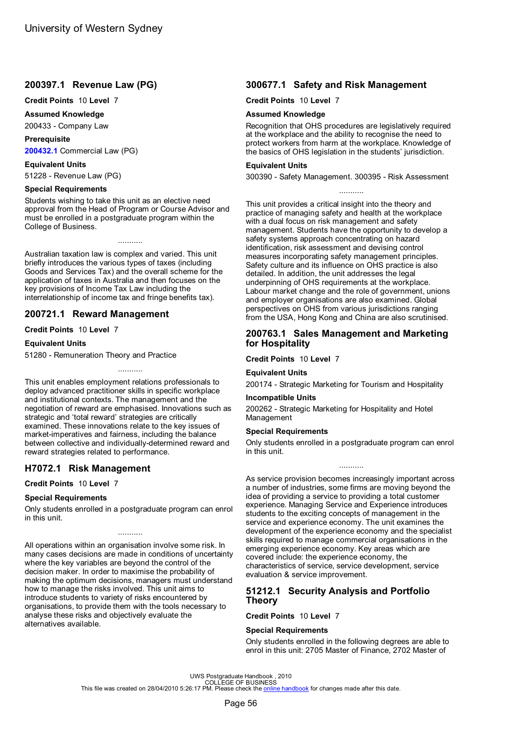## 200397.1 Revenue Law (PG)

**Credit Points** 10 **Level** 7

**Assumed Knowledge**

200433 - Company Law

**Prerequisite**

**200432.1** Commercial Law (PG)

**Equivalent Units**

51228 - Revenue Law (PG)

**Special Requirements**

Students wishing to take this unit as an elective need approval from the Head of Program or Course Advisor and must be enrolled in a postgraduate program within the College of Business.

...........

Australian taxation law is complex and varied. This unit briefly introduces the various types of taxes (including Goods and Services Tax) and the overall scheme for the application of taxes in Australia and then focuses on the key provisions of Income Tax Law including the interrelationship of income tax and fringe benefits tax).

## 200721.1 Reward Management

**Credit Points** 10 **Level** 7

**Equivalent Units**

51280 - Remuneration Theory and Practice

...........

This unit enables employment relations professionals to deploy advanced practitioner skills in specific workplace and institutional contexts. The management and the negotiation of reward are emphasised. Innovations such as strategic and 'total reward' strategies are critically examined. These innovations relate to the key issues of market-imperatives and fairness, including the balance between collective and individually-determined reward and reward strategies related to performance.

## H7072.1 Risk Management

**Credit Points** 10 **Level** 7

**Special Requirements**

Only students enrolled in a postgraduate program can enrol in this unit.

...........

All operations within an organisation involve some risk. In many cases decisions are made in conditions of uncertainty where the key variables are beyond the control of the decision maker. In order to maximise the probability of making the optimum decisions, managers must understand how to manage the risks involved. This unit aims to introduce students to variety of risks encountered by organisations, to provide them with the tools necessary to analyse these risks and objectively evaluate the alternatives available.

## 300677.1 Safety and Risk Management

**Credit Points** 10 **Level** 7

**Assumed Knowledge**

Recognition that OHS procedures are legislatively required at the workplace and the ability to recognise the need to protect workers from harm at the workplace. Knowledge of the basics of OHS legislation in the students' jurisdiction.

**Equivalent Units**

300390 - Safety Management. 300395 - Risk Assessment

...........

This unit provides a critical insight into the theory and practice of managing safety and health at the workplace with a dual focus on risk management and safety management. Students have the opportunity to develop a safety systems approach concentrating on hazard identification, risk assessment and devising control measures incorporating safety management principles. Safety culture and its influence on OHS practice is also detailed. In addition, the unit addresses the legal underpinning of OHS requirements at the workplace. Labour market change and the role of government, unions and employer organisations are also examined. Global perspectives on OHS from various jurisdictions ranging from the USA, Hong Kong and China are also scrutinised.

## 200763.1 Sales Management and Marketing for Hospitality

**Credit Points** 10 **Level** 7

**Equivalent Units**

200174 - Strategic Marketing for Tourism and Hospitality

**Incompatible Units**

200262 - Strategic Marketing for Hospitality and Hotel Management

**Special Requirements**

Only students enrolled in a postgraduate program can enrol in this unit.

...........

As service provision becomes increasingly important across a number of industries, some firms are moving beyond the idea of providing a service to providing a total customer experience. Managing Service and Experience introduces students to the exciting concepts of management in the service and experience economy. The unit examines the development of the experience economy and the specialist skills required to manage commercial organisations in the emerging experience economy. Key areas which are covered include: the experience economy, the characteristics of service, service development, service evaluation & service improvement.

## 51212.1 Security Analysis and Portfolio Theory

**Credit Points** 10 **Level** 7

**Special Requirements**

Only students enrolled in the following degrees are able to enrol in this unit: 2705 Master of Finance, 2702 Master of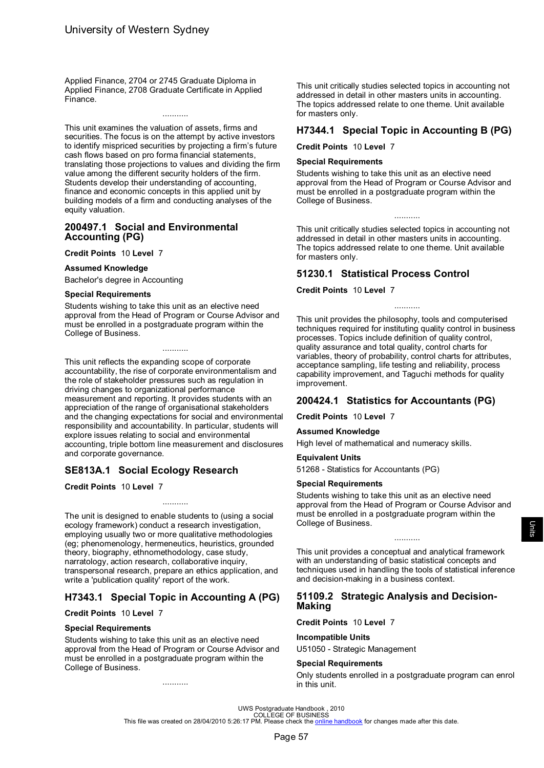Applied Finance, 2704 or 2745 Graduate Diploma in Applied Finance, 2708 Graduate Certificate in Applied Finance.

...........

This unit examines the valuation of assets, firms and securities. The focus is on the attempt by active investors to identify mispriced securities by projecting a firm's future cash flows based on pro forma financial statements, translating those projections to values and dividing the firm value among the different security holders of the firm. Students develop their understanding of accounting, finance and economic concepts in this applied unit by building models of a firm and conducting analyses of the equity valuation.

## 200497.1 Social and Environmental Accounting (PG)

**Credit Points** 10 **Level** 7

### Assumed Knowledge

Bachelor's degree in Accounting

### Special Requirements

Students wishing to take this unit as an elective need approval from the Head of Program or Course Advisor and must be enrolled in a postgraduate program within the College of Business.

...........

This unit reflects the expanding scope of corporate accountability, the rise of corporate environmentalism and the role of stakeholder pressures such as regulation in driving changes to organizational performance measurement and reporting. It provides students with an appreciation of the range of organisational stakeholders and the changing expectations for social and environmental responsibility and accountability. In particular, students will explore issues relating to social and environmental accounting, triple bottom line measurement and disclosures and corporate governance.

## SE813A.1 Social Ecology Research

**Credit Points** 10 **Level** 7

...........

The unit is designed to enable students to (using a social ecology framework) conduct a research investigation, employing usually two or more qualitative methodologies (eg; phenomenology, hermeneutics, heuristics, grounded theory, biography, ethnomethodology, case study, narratology, action research, collaborative inquiry, transpersonal research, prepare an ethics application, and write a 'publication quality' report of the work.

## H7343.1 Special Topic in Accounting A (PG)

**Credit Points** 10 **Level** 7

### Special Requirements

Students wishing to take this unit as an elective need approval from the Head of Program or Course Advisor and must be enrolled in a postgraduate program within the College of Business.

...........

This unit critically studies selected topics in accounting not addressed in detail in other masters units in accounting. The topics addressed relate to one theme. Unit available for masters only.

## H7344.1 Special Topic in Accounting B (PG)

**Credit Points** 10 **Level** 7

### Special Requirements

Students wishing to take this unit as an elective need approval from the Head of Program or Course Advisor and must be enrolled in a postgraduate program within the College of Business.

...........

This unit critically studies selected topics in accounting not addressed in detail in other masters units in accounting. The topics addressed relate to one theme. Unit available for masters only.

## 51230.1 Statistical Process Control

**Credit Points** 10 **Level** 7

...........

This unit provides the philosophy, tools and computerised techniques required for instituting quality control in business processes. Topics include definition of quality control, quality assurance and total quality, control charts for variables, theory of probability, control charts for attributes, acceptance sampling, life testing and reliability, process capability improvement, and Taguchi methods for quality improvement.

## 200424.1 Statistics for Accountants (PG)

**Credit Points** 10 **Level** 7

### Assumed Knowledge

High level of mathematical and numeracy skills.

### Equivalent Units

51268 - Statistics for Accountants (PG)

### Special Requirements

Students wishing to take this unit as an elective need approval from the Head of Program or Course Advisor and must be enrolled in a postgraduate program within the College of Business.

...........

This unit provides a conceptual and analytical framework with an understanding of basic statistical concepts and techniques used in handling the tools of statistical inference and decision-making in a business context.

## 51109.2 Strategic Analysis and Decision-Making

**Credit Points** 10 **Level** 7

### Incompatible Units

U51050 - Strategic Management

### Special Requirements

Only students enrolled in a postgraduate program can enrol in this unit.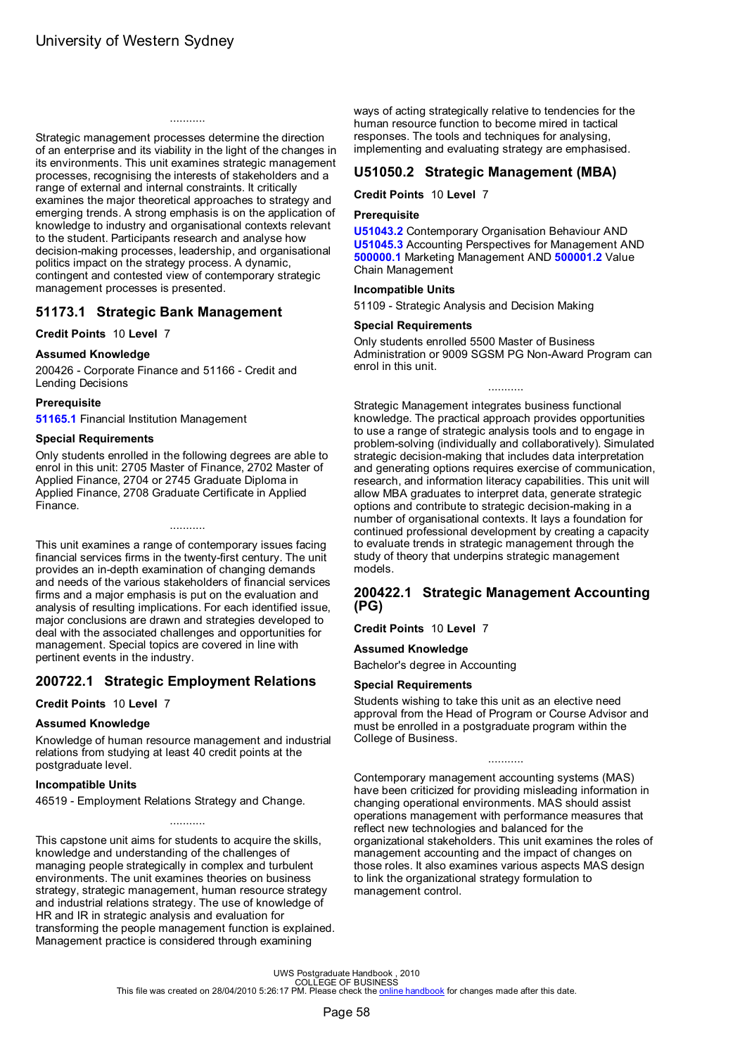...........

Strategic management processes determine the direction of an enterprise and its viability in the light of the changes in its environments. This unit examines strategic management processes, recognising the interests of stakeholders and a range of external and internal constraints. It critically examines the major theoretical approaches to strategy and emerging trends. A strong emphasis is on the application of knowledge to industry and organisational contexts relevant to the student. Participants research and analyse how decision-making processes, leadership, and organisational politics impact on the strategy process. A dynamic, contingent and contested view of contemporary strategic management processes is presented.

## 51173.1 Strategic Bank Management

**Credit Points** 10 **Level** 7

### Assumed Knowledge

200426 - Corporate Finance and 51166 - Credit and Lending Decisions

### Prerequisite

**51165.1** Financial Institution Management

### Special Requirements

Only students enrolled in the following degrees are able to enrol in this unit: 2705 Master of Finance, 2702 Master of Applied Finance, 2704 or 2745 Graduate Diploma in Applied Finance, 2708 Graduate Certificate in Applied Finance.

...........

This unit examines a range of contemporary issues facing financial services firms in the twenty-first century. The unit provides an in-depth examination of changing demands and needs of the various stakeholders of financial services firms and a major emphasis is put on the evaluation and analysis of resulting implications. For each identified issue, major conclusions are drawn and strategies developed to deal with the associated challenges and opportunities for management. Special topics are covered in line with pertinent events in the industry.

## 200722.1 Strategic Employment Relations

**Credit Points** 10 **Level** 7

### Assumed Knowledge

Knowledge of human resource management and industrial relations from studying at least 40 credit points at the postgraduate level.

### Incompatible Units

46519 - Employment Relations Strategy and Change.

...........

This capstone unit aims for students to acquire the skills, knowledge and understanding of the challenges of managing people strategically in complex and turbulent environments. The unit examines theories on business strategy, strategic management, human resource strategy and industrial relations strategy. The use of knowledge of HR and IR in strategic analysis and evaluation for transforming the people management function is explained. Management practice is considered through examining ways of acting strategically relative to tendencies for the human resource function to become mired in tactical responses. The tools and techniques for analysing, implementing and evaluating strategy are emphasised.

## U51050.2 Strategic Management (MBA)

**Credit Points** 10 **Level** 7

### Prerequisite

**U51043.2** Contemporary Organisation Behaviour AND **U51045.3** Accounting Perspectives for Management AND **500000.1** Marketing Management AND **500001.2** Value Chain Management

### Incompatible Units

51109 - Strategic Analysis and Decision Making

### Special Requirements

Only students enrolled 5500 Master of Business Administration or 9009 SGSM PG Non-Award Program can enrol in this unit.

...........

Strategic Management integrates business functional knowledge. The practical approach provides opportunities to use a range of strategic analysis tools and to engage in problem-solving (individually and collaboratively). Simulated strategic decision-making that includes data interpretation and generating options requires exercise of communication, research, and information literacy capabilities. This unit will allow MBA graduates to interpret data, generate strategic options and contribute to strategic decision-making in a number of organisational contexts. It lays a foundation for continued professional development by creating a capacity to evaluate trends in strategic management through the study of theory that underpins strategic management models.

## 200422.1 Strategic Management Accounting (PG)

**Credit Points** 10 **Level** 7

### Assumed Knowledge

Bachelor's degree in Accounting

### Special Requirements

Students wishing to take this unit as an elective need approval from the Head of Program or Course Advisor and must be enrolled in a postgraduate program within the College of Business.

...........

Contemporary management accounting systems (MAS) have been criticized for providing misleading information in changing operational environments. MAS should assist operations management with performance measures that reflect new technologies and balanced for the organizational stakeholders. This unit examines the roles of management accounting and the impact of changes on those roles. It also examines various aspects MAS design to link the organizational strategy formulation to management control.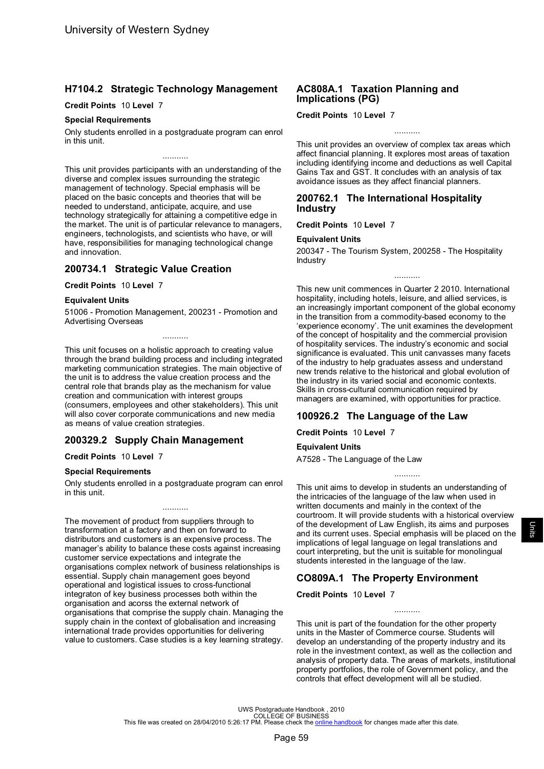## H7104.2 Strategic Technology Management

**Credit Points** 10 **Level** 7

**Special Requirements**

Only students enrolled in a postgraduate program can enrol in this unit.

...........

This unit provides participants with an understanding of the diverse and complex issues surrounding the strategic management of technology. Special emphasis will be placed on the basic concepts and theories that will be needed to understand, anticipate, acquire, and use technology strategically for attaining a competitive edge in the market. The unit is of particular relevance to managers, engineers, technologists, and scientists who have, or will have, responsibilities for managing technological change and innovation.

## 200734.1 Strategic Value Creation

**Credit Points** 10 **Level** 7

**Equivalent Units**

51006 - Promotion Management, 200231 - Promotion and Advertising Overseas

...........

This unit focuses on a holistic approach to creating value through the brand building process and including integrated marketing communication strategies. The main objective of the unit is to address the value creation process and the central role that brands play as the mechanism for value creation and communication with interest groups (consumers, employees and other stakeholders). This unit will also cover corporate communications and new media as means of value creation strategies.

## 200329.2 Supply Chain Management

**Credit Points** 10 **Level** 7

**Special Requirements**

Only students enrolled in a postgraduate program can enrol in this unit.

...........

The movement of product from suppliers through to transformation at a factory and then on forward to distributors and customers is an expensive process. The manager's ability to balance these costs against increasing customer service expectations and integrate the organisations complex network of business relationships is essential. Supply chain management goes beyond operational and logistical issues to cross-functional integraton of key business processes both within the organisation and acorss the external network of organisations that comprise the supply chain. Managing the supply chain in the context of globalisation and increasing international trade provides opportunities for delivering value to customers. Case studies is a key learning strategy.

## AC808A.1 Taxation Planning and Implications (PG)

**Credit Points** 10 **Level** 7

...........

This unit provides an overview of complex tax areas which affect financial planning. It explores most areas of taxation including identifying income and deductions as well Capital Gains Tax and GST. It concludes with an analysis of tax avoidance issues as they affect financial planners.

## 200762.1 The International Hospitality Industry

**Credit Points** 10 **Level** 7

**Equivalent Units**

200347 - The Tourism System, 200258 - The Hospitality Industry

...........

This new unit commences in Quarter 2 2010. International hospitality, including hotels, leisure, and allied services, is an increasingly important component of the global economy in the transition from a commodity-based economy to the 'experience economy'. The unit examines the development of the concept of hospitality and the commercial provision of hospitality services. The industry's economic and social significance is evaluated. This unit canvasses many facets of the industry to help graduates assess and understand new trends relative to the historical and global evolution of the industry in its varied social and economic contexts. Skills in cross-cultural communication required by managers are examined, with opportunities for practice.

## 100926.2 The Language of the Law

**Credit Points** 10 **Level** 7

**Equivalent Units**

A7528 - The Language of the Law

...........

This unit aims to develop in students an understanding of the intricacies of the language of the law when used in written documents and mainly in the context of the courtroom. It will provide students with a historical overview of the development of Law English, its aims and purposes and its current uses. Special emphasis will be placed on the implications of legal language on legal translations and court interpreting, but the unit is suitable for monolingual students interested in the language of the law.

## CO809A.1 The Property Environment

**Credit Points** 10 **Level** 7

...........

This unit is part of the foundation for the other property units in the Master of Commerce course. Students will develop an understanding of the property industry and its role in the investment context, as well as the collection and analysis of property data. The areas of markets, institutional property portfolios, the role of Government policy, and the controls that effect development will all be studied.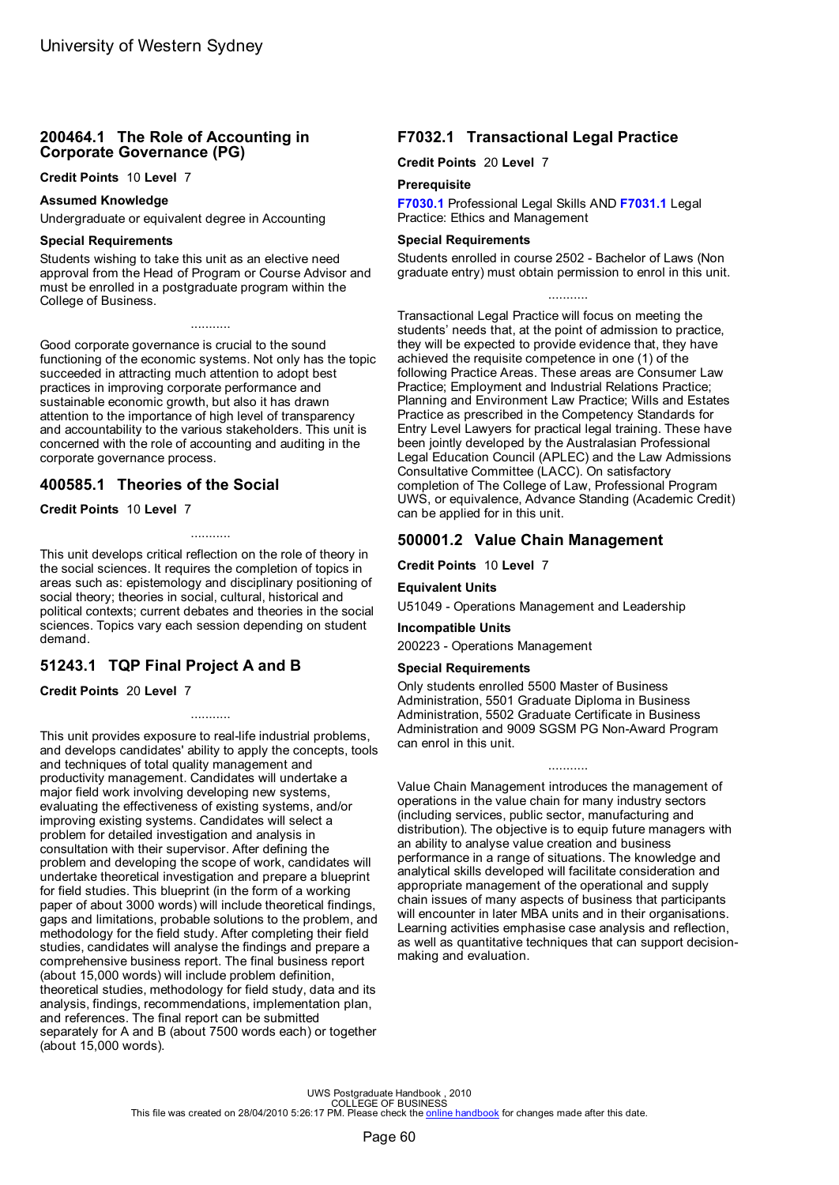## 200464.1 The Role of Accounting in Corporate Governance (PG)

**Credit Points** 10 **Level** 7

### Assumed Knowledge

Undergraduate or equivalent degree in Accounting

### Special Requirements

Students wishing to take this unit as an elective need approval from the Head of Program or Course Advisor and must be enrolled in a postgraduate program within the College of Business.

...........

Good corporate governance is crucial to the sound functioning of the economic systems. Not only has the topic succeeded in attracting much attention to adopt best practices in improving corporate performance and sustainable economic growth, but also it has drawn attention to the importance of high level of transparency and accountability to the various stakeholders. This unit is concerned with the role of accounting and auditing in the corporate governance process.

## 400585.1 Theories of the Social

**Credit Points** 10 **Level** 7

...........

This unit develops critical reflection on the role of theory in the social sciences. It requires the completion of topics in areas such as: epistemology and disciplinary positioning of social theory; theories in social, cultural, historical and political contexts; current debates and theories in the social sciences. Topics vary each session depending on student demand.

## 51243.1 TQP Final Project A and B

**Credit Points** 20 **Level** 7

...........

This unit provides exposure to real-life industrial problems, and develops candidates' ability to apply the concepts, tools and techniques of total quality management and productivity management. Candidates will undertake a major field work involving developing new systems, evaluating the effectiveness of existing systems, and/or improving existing systems. Candidates will select a problem for detailed investigation and analysis in consultation with their supervisor. After defining the problem and developing the scope of work, candidates will undertake theoretical investigation and prepare a blueprint for field studies. This blueprint (in the form of a working paper of about 3000 words) will include theoretical findings, gaps and limitations, probable solutions to the problem, and methodology for the field study. After completing their field studies, candidates will analyse the findings and prepare a comprehensive business report. The final business report (about 15,000 words) will include problem definition, theoretical studies, methodology for field study, data and its analysis, findings, recommendations, implementation plan, and references. The final report can be submitted separately for A and B (about 7500 words each) or together (about 15,000 words).

## F7032.1 Transactional Legal Practice

**Credit Points** 20 **Level** 7

### Prerequisite

**F7030.1** Professional Legal Skills AND **F7031.1** Legal Practice: Ethics and Management

### Special Requirements

Students enrolled in course 2502 - Bachelor of Laws (Non graduate entry) must obtain permission to enrol in this unit.

...........

Transactional Legal Practice will focus on meeting the students' needs that, at the point of admission to practice, they will be expected to provide evidence that, they have achieved the requisite competence in one (1) of the following Practice Areas. These areas are Consumer Law Practice; Employment and Industrial Relations Practice; Planning and Environment Law Practice; Wills and Estates Practice as prescribed in the Competency Standards for Entry Level Lawyers for practical legal training. These have been jointly developed by the Australasian Professional Legal Education Council (APLEC) and the Law Admissions Consultative Committee (LACC). On satisfactory completion of The College of Law, Professional Program UWS, or equivalence, Advance Standing (Academic Credit) can be applied for in this unit.

## 500001.2 Value Chain Management

**Credit Points** 10 **Level** 7

### Equivalent Units

U51049 - Operations Management and Leadership

### Incompatible Units

200223 - Operations Management

### Special Requirements

Only students enrolled 5500 Master of Business Administration, 5501 Graduate Diploma in Business Administration, 5502 Graduate Certificate in Business Administration and 9009 SGSM PG Non-Award Program can enrol in this unit.

...........

Value Chain Management introduces the management of operations in the value chain for many industry sectors (including services, public sector, manufacturing and distribution). The objective is to equip future managers with an ability to analyse value creation and business performance in a range of situations. The knowledge and analytical skills developed will facilitate consideration and appropriate management of the operational and supply chain issues of many aspects of business that participants will encounter in later MBA units and in their organisations. Learning activities emphasise case analysis and reflection, as well as quantitative techniques that can support decision-making and evaluation.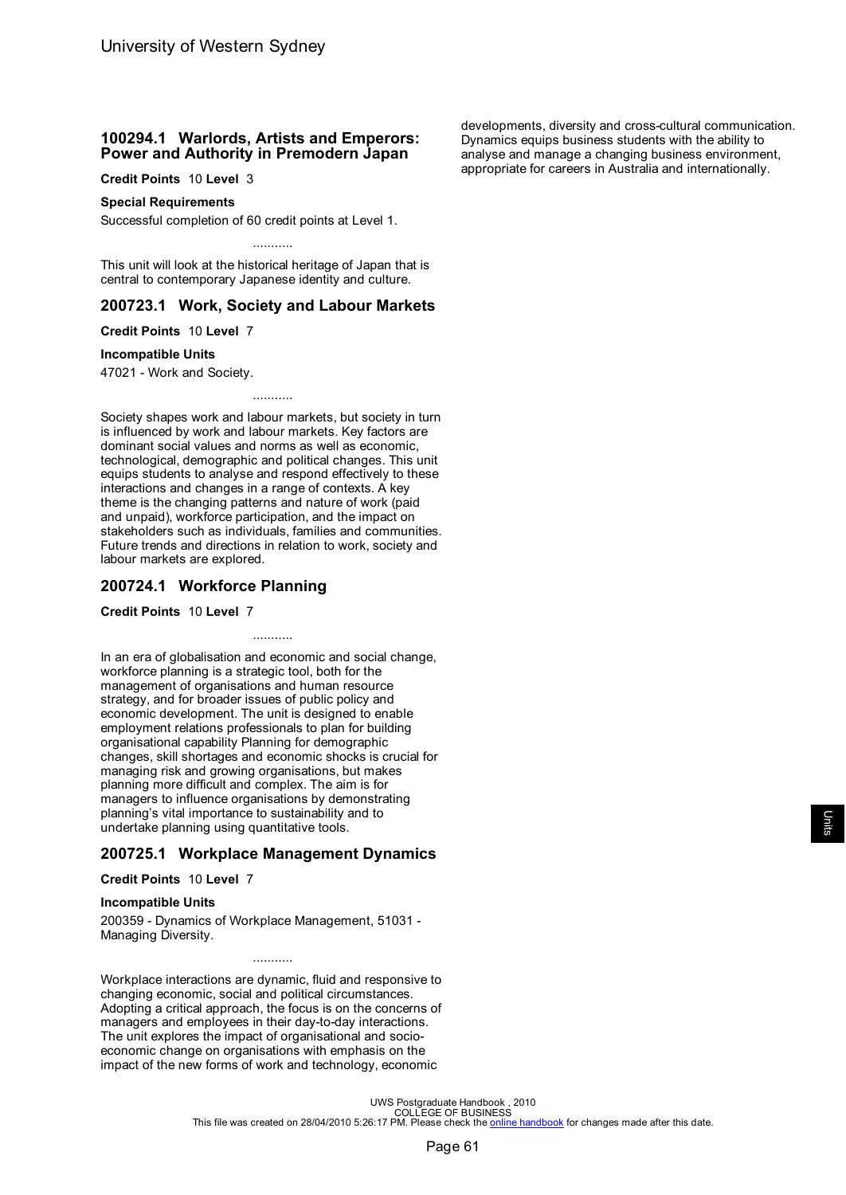## 100294.1 Warlords, Artists and Emperors: Power and Authority in Premodern Japan

**Credit Points** 10 **Level** 3

**Special Requirements**

Successful completion of 60 credit points at Level 1.

...........

This unit will look at the historical heritage of Japan that is central to contemporary Japanese identity and culture.

## 200723.1 Work, Society and Labour Markets

**Credit Points** 10 **Level** 7

**Incompatible Units**

47021 - Work and Society.

...........

Society shapes work and labour markets, but society in turn is influenced by work and labour markets. Key factors are dominant social values and norms as well as economic, technological, demographic and political changes. This unit equips students to analyse and respond effectively to these interactions and changes in a range of contexts. A key theme is the changing patterns and nature of work (paid and unpaid), workforce participation, and the impact on stakeholders such as individuals, families and communities. Future trends and directions in relation to work, society and labour markets are explored.

## 200724.1 Workforce Planning

**Credit Points** 10 **Level** 7

...........

In an era of globalisation and economic and social change, workforce planning is a strategic tool, both for the management of organisations and human resource strategy, and for broader issues of public policy and economic development. The unit is designed to enable employment relations professionals to plan for building organisational capability Planning for demographic changes, skill shortages and economic shocks is crucial for managing risk and growing organisations, but makes planning more difficult and complex. The aim is for managers to influence organisations by demonstrating planning's vital importance to sustainability and to undertake planning using quantitative tools.

## 200725.1 Workplace Management Dynamics

**Credit Points** 10 **Level** 7

**Incompatible Units**

200359 - Dynamics of Workplace Management, 51031 - Managing Diversity.

...........

Workplace interactions are dynamic, fluid and responsive to changing economic, social and political circumstances. Adopting a critical approach, the focus is on the concerns of managers and employees in their day-to-day interactions. The unit explores the impact of organisational and socio-economic change on organisations with emphasis on the impact of the new forms of work and technology, economic developments, diversity and cross-cultural communication. Dynamics equips business students with the ability to analyse and manage a changing business environment, appropriate for careers in Australia and internationally.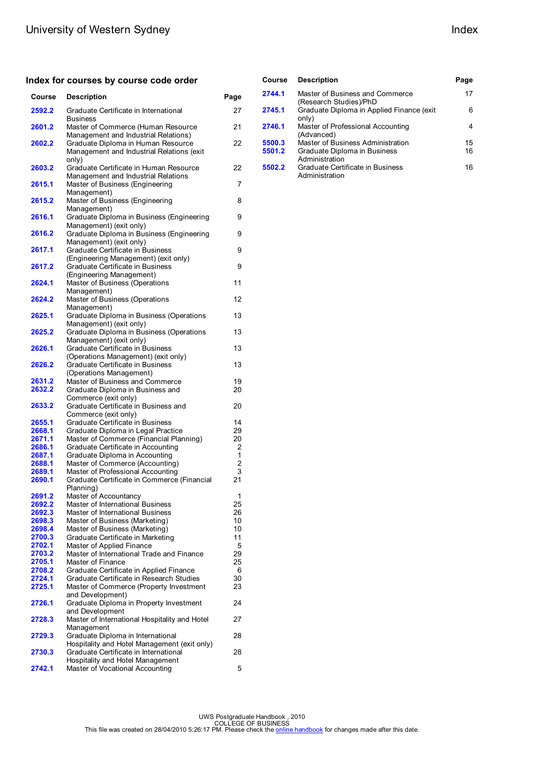## Index for courses by course code order

| Course | Description | Page |
| --- | --- | --- |
| 2592.2 | Graduate Certificate in International Business | 27 |
| 2601.2 | Master of Commerce (Human Resource Management and Industrial Relations) | 21 |
| 2602.2 | Graduate Diploma in Human Resource Management and Industrial Relations (exit only) | 22 |
| 2603.2 | Graduate Certificate in Human Resource Management and Industrial Relations | 22 |
| 2615.1 | Master of Business (Engineering Management) | 7 |
| 2615.2 | Master of Business (Engineering Management) | 8 |
| 2616.1 | Graduate Diploma in Business (Engineering Management) (exit only) | 9 |
| 2616.2 | Graduate Diploma in Business (Engineering Management) (exit only) | 9 |
| 2617.1 | Graduate Certificate in Business (Engineering Management) (exit only) | 9 |
| 2617.2 | Graduate Certificate in Business (Engineering Management) | 9 |
| 2624.1 | Master of Business (Operations Management) | 11 |
| 2624.2 | Master of Business (Operations Management) | 12 |
| 2625.1 | Graduate Diploma in Business (Operations Management) (exit only) | 13 |
| 2625.2 | Graduate Diploma in Business (Operations Management) (exit only) | 13 |
| 2626.1 | Graduate Certificate in Business (Operations Management) (exit only) | 13 |
| 2626.2 | Graduate Certificate in Business (Operations Management) | 13 |
| 2631.2 | Master of Business and Commerce | 19 |
| 2632.2 | Graduate Diploma in Business and Commerce (exit only) | 20 |
| 2633.2 | Graduate Certificate in Business and Commerce (exit only) | 20 |
| 2655.1 | Graduate Certificate in Business | 14 |
| 2668.1 | Graduate Diploma in Legal Practice | 29 |
| 2671.1 | Master of Commerce (Financial Planning) | 20 |
| 2686.1 | Graduate Certificate in Accounting | 2 |
| 2687.1 | Graduate Diploma in Accounting | 1 |
| 2688.1 | Master of Commerce (Accounting) | 2 |
| 2689.1 | Master of Professional Accounting | 3 |
| 2690.1 | Graduate Certificate in Commerce (Financial Planning) | 21 |
| 2691.2 | Master of Accountancy | 1 |
| 2692.2 | Master of International Business | 25 |
| 2692.3 | Master of International Business | 26 |
| 2698.3 | Master of Business (Marketing) | 10 |
| 2698.4 | Master of Business (Marketing) | 10 |
| 2700.3 | Graduate Certificate in Marketing | 11 |
| 2702.1 | Master of Applied Finance | 5 |
| 2703.2 | Master of International Trade and Finance | 29 |
| 2705.1 | Master of Finance | 25 |
| 2708.2 | Graduate Certificate in Applied Finance | 6 |
| 2724.1 | Graduate Certificate in Research Studies | 30 |
| 2725.1 | Master of Commerce (Property Investment and Development) | 23 |
| 2726.1 | Graduate Diploma in Property Investment and Development | 24 |
| 2728.3 | Master of International Hospitality and Hotel Management | 27 |
| 2729.3 | Graduate Diploma in International Hospitality and Hotel Management (exit only) | 28 |
| 2730.3 | Graduate Certificate in International Hospitality and Hotel Management | 28 |
| 2742.1 | Master of Vocational Accounting | 5 |
| 2744.1 | Master of Business and Commerce (Research Studies)/PhD | 17 |
| 2745.1 | Graduate Diploma in Applied Finance (exit only) | 6 |
| 2746.1 | Master of Professional Accounting (Advanced) | 4 |
| 5500.3 | Master of Business Administration | 15 |
| 5501.2 | Graduate Diploma in Business Administration | 16 |
| 5502.2 | Graduate Certificate in Business Administration | 16 |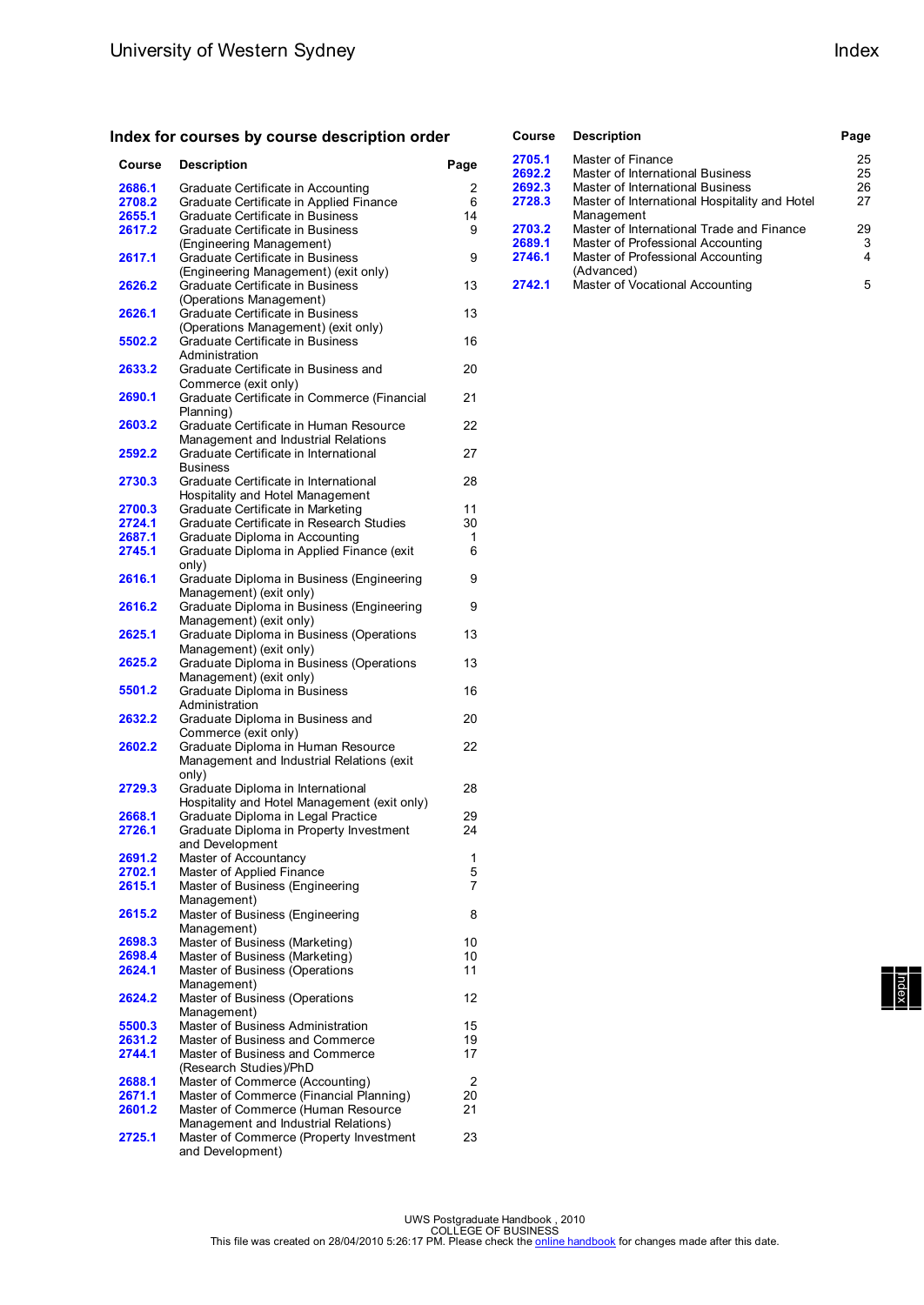## Index for courses by course description order

| Course | Description | Page |
|---|---|---|
| 2686.1 | Graduate Certificate in Accounting | 2 |
| 2708.2 | Graduate Certificate in Applied Finance | 6 |
| 2655.1 | Graduate Certificate in Business | 14 |
| 2617.2 | Graduate Certificate in Business (Engineering Management) | 9 |
| 2617.1 | Graduate Certificate in Business (Engineering Management) (exit only) | 9 |
| 2626.2 | Graduate Certificate in Business (Operations Management) | 13 |
| 2626.1 | Graduate Certificate in Business (Operations Management) (exit only) | 13 |
| 5502.2 | Graduate Certificate in Business Administration | 16 |
| 2633.2 | Graduate Certificate in Business and Commerce (exit only) | 20 |
| 2690.1 | Graduate Certificate in Commerce (Financial Planning) | 21 |
| 2603.2 | Graduate Certificate in Human Resource Management and Industrial Relations | 22 |
| 2592.2 | Graduate Certificate in International Business | 27 |
| 2730.3 | Graduate Certificate in International Hospitality and Hotel Management | 28 |
| 2700.3 | Graduate Certificate in Marketing | 11 |
| 2724.1 | Graduate Certificate in Research Studies | 30 |
| 2687.1 | Graduate Diploma in Accounting | 1 |
| 2745.1 | Graduate Diploma in Applied Finance (exit only) | 6 |
| 2616.1 | Graduate Diploma in Business (Engineering Management) (exit only) | 9 |
| 2616.2 | Graduate Diploma in Business (Engineering Management) (exit only) | 9 |
| 2625.1 | Graduate Diploma in Business (Operations Management) (exit only) | 13 |
| 2625.2 | Graduate Diploma in Business (Operations Management) (exit only) | 13 |
| 5501.2 | Graduate Diploma in Business Administration | 16 |
| 2632.2 | Graduate Diploma in Business and Commerce (exit only) | 20 |
| 2602.2 | Graduate Diploma in Human Resource Management and Industrial Relations (exit only) | 22 |
| 2729.3 | Graduate Diploma in International Hospitality and Hotel Management (exit only) | 28 |
| 2668.1 | Graduate Diploma in Legal Practice | 29 |
| 2726.1 | Graduate Diploma in Property Investment and Development | 24 |
| 2691.2 | Master of Accountancy | 1 |
| 2702.1 | Master of Applied Finance | 5 |
| 2615.1 | Master of Business (Engineering Management) | 7 |
| 2615.2 | Master of Business (Engineering Management) | 8 |
| 2698.3 | Master of Business (Marketing) | 10 |
| 2698.4 | Master of Business (Marketing) | 10 |
| 2624.1 | Master of Business (Operations Management) | 11 |
| 2624.2 | Master of Business (Operations Management) | 12 |
| 5500.3 | Master of Business Administration | 15 |
| 2631.2 | Master of Business and Commerce | 19 |
| 2744.1 | Master of Business and Commerce (Research Studies)/PhD | 17 |
| 2688.1 | Master of Commerce (Accounting) | 2 |
| 2671.1 | Master of Commerce (Financial Planning) | 20 |
| 2601.2 | Master of Commerce (Human Resource Management and Industrial Relations) | 21 |
| 2725.1 | Master of Commerce (Property Investment and Development) | 23 |
| 2705.1 | Master of Finance | 25 |
| 2692.2 | Master of International Business | 25 |
| 2692.3 | Master of International Business | 26 |
| 2728.3 | Master of International Hospitality and Hotel Management | 27 |
| 2703.2 | Master of International Trade and Finance | 29 |
| 2689.1 | Master of Professional Accounting | 3 |
| 2746.1 | Master of Professional Accounting (Advanced) | 4 |
| 2742.1 | Master of Vocational Accounting | 5 |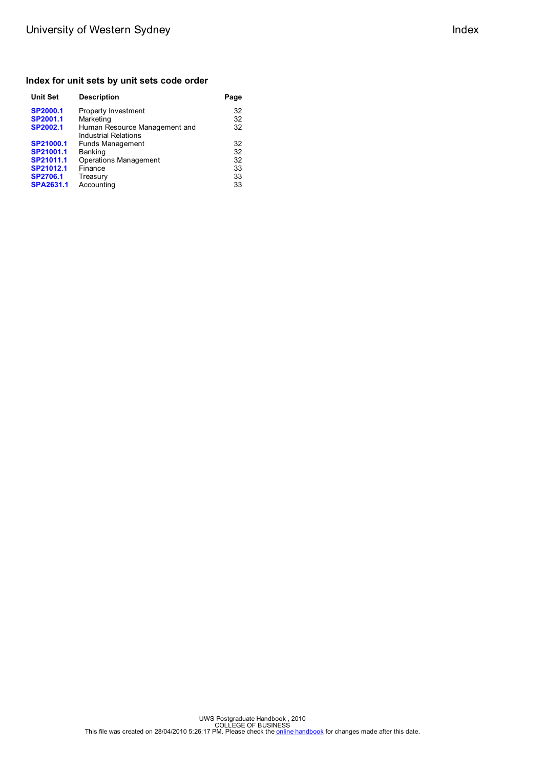## Index for unit sets by unit sets code order

| Unit Set | Description | Page |
|---|---|---|
| **SP2000.1** | Property Investment | 32 |
| **SP2001.1** | Marketing | 32 |
| **SP2002.1** | Human Resource Management and Industrial Relations | 32 |
| **SP21000.1** | Funds Management | 32 |
| **SP21001.1** | Banking | 32 |
| **SP21011.1** | Operations Management | 32 |
| **SP21012.1** | Finance | 33 |
| **SP2706.1** | Treasury | 33 |
| **SPA2631.1** | Accounting | 33 |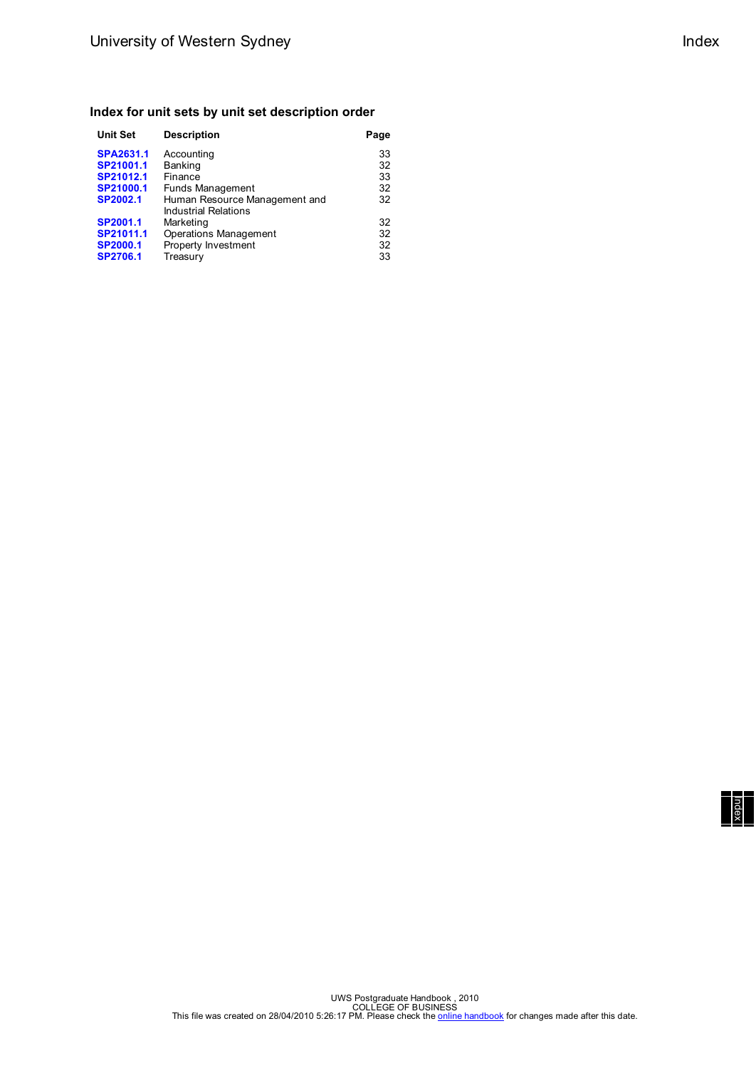## Index for unit sets by unit set description order

| Unit Set | Description | Page |
|---|---|---|
| **SPA2631.1** | Accounting | 33 |
| **SP21001.1** | Banking | 32 |
| **SP21012.1** | Finance | 33 |
| **SP21000.1** | Funds Management | 32 |
| **SP2002.1** | Human Resource Management and Industrial Relations | 32 |
| **SP2001.1** | Marketing | 32 |
| **SP21011.1** | Operations Management | 32 |
| **SP2000.1** | Property Investment | 32 |
| **SP2706.1** | Treasury | 33 |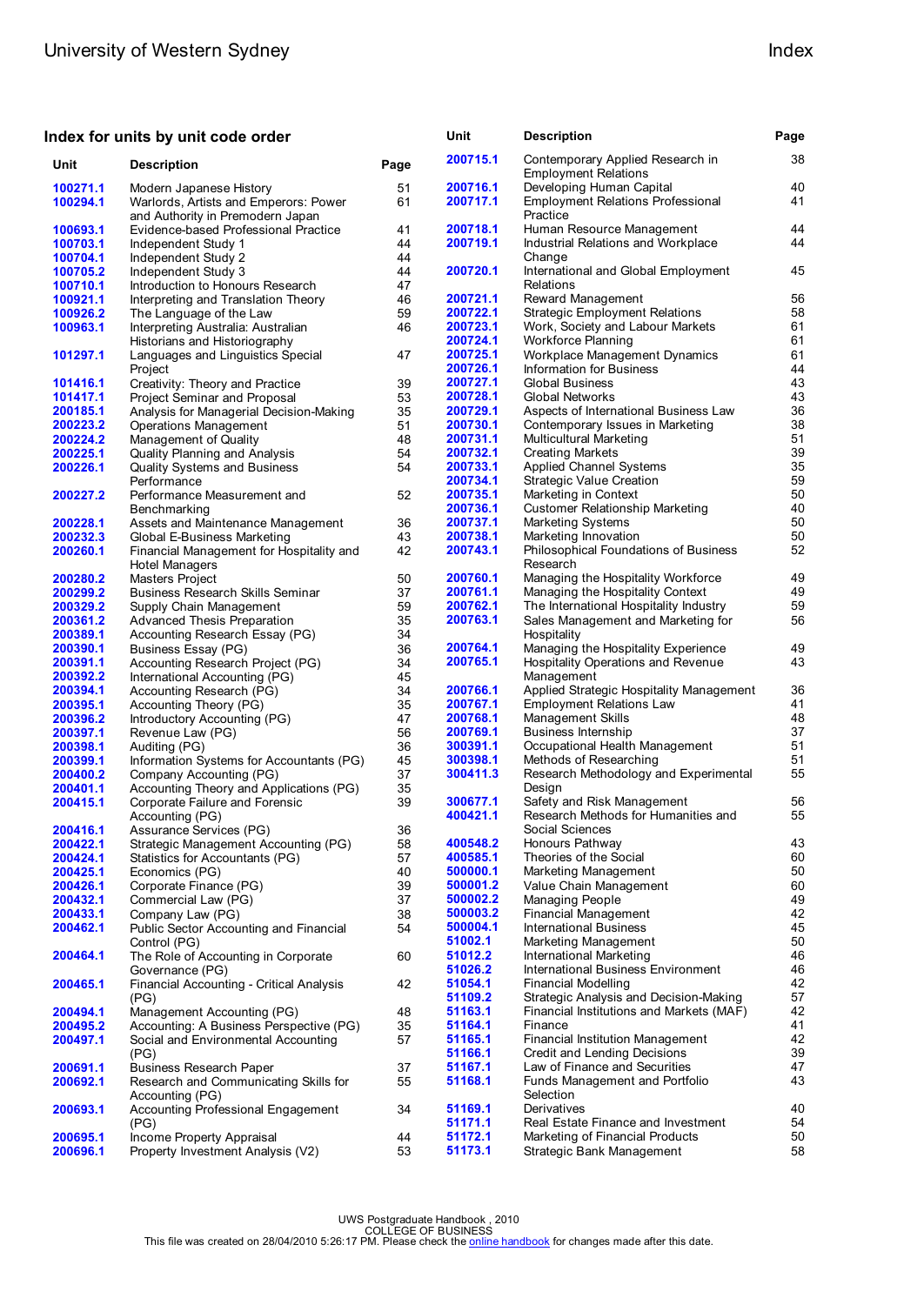## Index for units by unit code order

| Unit | Description | Page |
|---|---|---|
| 100271.1 | Modern Japanese History | 51 |
| 100294.1 | Warlords, Artists and Emperors: Power and Authority in Premodern Japan | 61 |
| 100693.1 | Evidence-based Professional Practice | 41 |
| 100703.1 | Independent Study 1 | 44 |
| 100704.1 | Independent Study 2 | 44 |
| 100705.2 | Independent Study 3 | 44 |
| 100710.1 | Introduction to Honours Research | 47 |
| 100921.1 | Interpreting and Translation Theory | 46 |
| 100926.2 | The Language of the Law | 59 |
| 100963.1 | Interpreting Australia: Australian Historians and Historiography | 46 |
| 101297.1 | Languages and Linguistics Special Project | 47 |
| 101416.1 | Creativity: Theory and Practice | 39 |
| 101417.1 | Project Seminar and Proposal | 53 |
| 200185.1 | Analysis for Managerial Decision-Making | 35 |
| 200223.2 | Operations Management | 51 |
| 200224.2 | Management of Quality | 48 |
| 200225.1 | Quality Planning and Analysis | 54 |
| 200226.1 | Quality Systems and Business Performance | 54 |
| 200227.2 | Performance Measurement and Benchmarking | 52 |
| 200228.1 | Assets and Maintenance Management | 36 |
| 200232.3 | Global E-Business Marketing | 43 |
| 200260.1 | Financial Management for Hospitality and Hotel Managers | 42 |
| 200280.2 | Masters Project | 50 |
| 200299.2 | Business Research Skills Seminar | 37 |
| 200329.2 | Supply Chain Management | 59 |
| 200361.2 | Advanced Thesis Preparation | 35 |
| 200389.1 | Accounting Research Essay (PG) | 34 |
| 200390.1 | Business Essay (PG) | 36 |
| 200391.1 | Accounting Research Project (PG) | 34 |
| 200392.2 | International Accounting (PG) | 45 |
| 200394.1 | Accounting Research (PG) | 34 |
| 200395.1 | Accounting Theory (PG) | 35 |
| 200396.2 | Introductory Accounting (PG) | 47 |
| 200397.1 | Revenue Law (PG) | 56 |
| 200398.1 | Auditing (PG) | 36 |
| 200399.1 | Information Systems for Accountants (PG) | 45 |
| 200400.2 | Company Accounting (PG) | 37 |
| 200401.1 | Accounting Theory and Applications (PG) | 35 |
| 200415.1 | Corporate Failure and Forensic Accounting (PG) | 39 |
| 200416.1 | Assurance Services (PG) | 36 |
| 200422.1 | Strategic Management Accounting (PG) | 58 |
| 200424.1 | Statistics for Accountants (PG) | 57 |
| 200425.1 | Economics (PG) | 40 |
| 200426.1 | Corporate Finance (PG) | 39 |
| 200432.1 | Commercial Law (PG) | 37 |
| 200433.1 | Company Law (PG) | 38 |
| 200462.1 | Public Sector Accounting and Financial Control (PG) | 54 |
| 200464.1 | The Role of Accounting in Corporate Governance (PG) | 60 |
| 200465.1 | Financial Accounting - Critical Analysis (PG) | 42 |
| 200494.1 | Management Accounting (PG) | 48 |
| 200495.2 | Accounting: A Business Perspective (PG) | 35 |
| 200497.1 | Social and Environmental Accounting (PG) | 57 |
| 200691.1 | Business Research Paper | 37 |
| 200692.1 | Research and Communicating Skills for Accounting (PG) | 55 |
| 200693.1 | Accounting Professional Engagement (PG) | 34 |
| 200695.1 | Income Property Appraisal | 44 |
| 200696.1 | Property Investment Analysis (V2) | 53 |
| 200715.1 | Contemporary Applied Research in Employment Relations | 38 |
| 200716.1 | Developing Human Capital | 40 |
| 200717.1 | Employment Relations Professional Practice | 41 |
| 200718.1 | Human Resource Management | 44 |
| 200719.1 | Industrial Relations and Workplace Change | 44 |
| 200720.1 | International and Global Employment Relations | 45 |
| 200721.1 | Reward Management | 56 |
| 200722.1 | Strategic Employment Relations | 58 |
| 200723.1 | Work, Society and Labour Markets | 61 |
| 200724.1 | Workforce Planning | 61 |
| 200725.1 | Workplace Management Dynamics | 61 |
| 200726.1 | Information for Business | 44 |
| 200727.1 | Global Business | 43 |
| 200728.1 | Global Networks | 43 |
| 200729.1 | Aspects of International Business Law | 36 |
| 200730.1 | Contemporary Issues in Marketing | 38 |
| 200731.1 | Multicultural Marketing | 51 |
| 200732.1 | Creating Markets | 39 |
| 200733.1 | Applied Channel Systems | 35 |
| 200734.1 | Strategic Value Creation | 59 |
| 200735.1 | Marketing in Context | 50 |
| 200736.1 | Customer Relationship Marketing | 40 |
| 200737.1 | Marketing Systems | 50 |
| 200738.1 | Marketing Innovation | 50 |
| 200743.1 | Philosophical Foundations of Business Research | 52 |
| 200760.1 | Managing the Hospitality Workforce | 49 |
| 200761.1 | Managing the Hospitality Context | 49 |
| 200762.1 | The International Hospitality Industry | 59 |
| 200763.1 | Sales Management and Marketing for Hospitality | 56 |
| 200764.1 | Managing the Hospitality Experience | 49 |
| 200765.1 | Hospitality Operations and Revenue Management | 43 |
| 200766.1 | Applied Strategic Hospitality Management | 36 |
| 200767.1 | Employment Relations Law | 41 |
| 200768.1 | Management Skills | 48 |
| 200769.1 | Business Internship | 37 |
| 300391.1 | Occupational Health Management | 51 |
| 300398.1 | Methods of Researching | 51 |
| 300411.3 | Research Methodology and Experimental Design | 55 |
| 300677.1 | Safety and Risk Management | 56 |
| 400421.1 | Research Methods for Humanities and Social Sciences | 55 |
| 400548.2 | Honours Pathway | 43 |
| 400585.1 | Theories of the Social | 60 |
| 500000.1 | Marketing Management | 50 |
| 500001.2 | Value Chain Management | 60 |
| 500002.2 | Managing People | 49 |
| 500003.2 | Financial Management | 42 |
| 500004.1 | International Business | 45 |
| 51002.1 | Marketing Management | 50 |
| 51012.2 | International Marketing | 46 |
| 51026.2 | International Business Environment | 46 |
| 51054.1 | Financial Modelling | 42 |
| 51109.2 | Strategic Analysis and Decision-Making | 57 |
| 51163.1 | Financial Institutions and Markets (MAF) | 42 |
| 51164.1 | Finance | 41 |
| 51165.1 | Financial Institution Management | 42 |
| 51166.1 | Credit and Lending Decisions | 39 |
| 51167.1 | Law of Finance and Securities | 47 |
| 51168.1 | Funds Management and Portfolio Selection | 43 |
| 51169.1 | Derivatives | 40 |
| 51171.1 | Real Estate Finance and Investment | 54 |
| 51172.1 | Marketing of Financial Products | 50 |
| 51173.1 | Strategic Bank Management | 58 |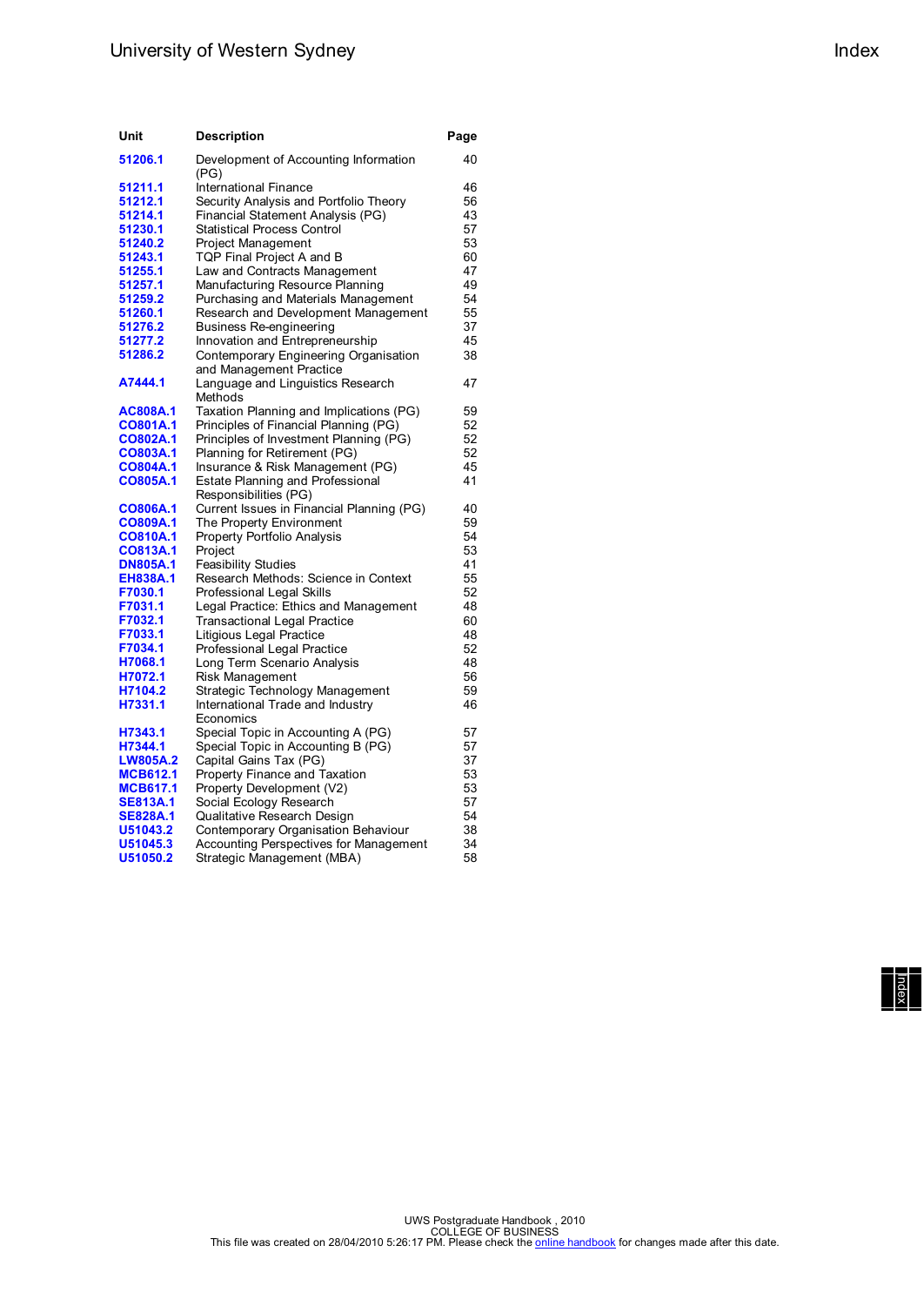| Unit | Description | Page |
|---|---|---|
| 51206.1 | Development of Accounting Information (PG) | 40 |
| 51211.1 | International Finance | 46 |
| 51212.1 | Security Analysis and Portfolio Theory | 56 |
| 51214.1 | Financial Statement Analysis (PG) | 43 |
| 51230.1 | Statistical Process Control | 57 |
| 51240.2 | Project Management | 53 |
| 51243.1 | TQP Final Project A and B | 60 |
| 51255.1 | Law and Contracts Management | 47 |
| 51257.1 | Manufacturing Resource Planning | 49 |
| 51259.2 | Purchasing and Materials Management | 54 |
| 51260.1 | Research and Development Management | 55 |
| 51276.2 | Business Re-engineering | 37 |
| 51277.2 | Innovation and Entrepreneurship | 45 |
| 51286.2 | Contemporary Engineering Organisation and Management Practice | 38 |
| A7444.1 | Language and Linguistics Research Methods | 47 |
| AC808A.1 | Taxation Planning and Implications (PG) | 59 |
| CO801A.1 | Principles of Financial Planning (PG) | 52 |
| CO802A.1 | Principles of Investment Planning (PG) | 52 |
| CO803A.1 | Planning for Retirement (PG) | 52 |
| CO804A.1 | Insurance & Risk Management (PG) | 45 |
| CO805A.1 | Estate Planning and Professional Responsibilities (PG) | 41 |
| CO806A.1 | Current Issues in Financial Planning (PG) | 40 |
| CO809A.1 | The Property Environment | 59 |
| CO810A.1 | Property Portfolio Analysis | 54 |
| CO813A.1 | Project | 53 |
| DN805A.1 | Feasibility Studies | 41 |
| EH838A.1 | Research Methods: Science in Context | 55 |
| F7030.1 | Professional Legal Skills | 52 |
| F7031.1 | Legal Practice: Ethics and Management | 48 |
| F7032.1 | Transactional Legal Practice | 60 |
| F7033.1 | Litigious Legal Practice | 48 |
| F7034.1 | Professional Legal Practice | 52 |
| H7068.1 | Long Term Scenario Analysis | 48 |
| H7072.1 | Risk Management | 56 |
| H7104.2 | Strategic Technology Management | 59 |
| H7331.1 | International Trade and Industry Economics | 46 |
| H7343.1 | Special Topic in Accounting A (PG) | 57 |
| H7344.1 | Special Topic in Accounting B (PG) | 57 |
| LW805A.2 | Capital Gains Tax (PG) | 37 |
| MCB612.1 | Property Finance and Taxation | 53 |
| MCB617.1 | Property Development (V2) | 53 |
| SE813A.1 | Social Ecology Research | 57 |
| SE828A.1 | Qualitative Research Design | 54 |
| U51043.2 | Contemporary Organisation Behaviour | 38 |
| U51045.3 | Accounting Perspectives for Management | 34 |
| U51050.2 | Strategic Management (MBA) | 58 |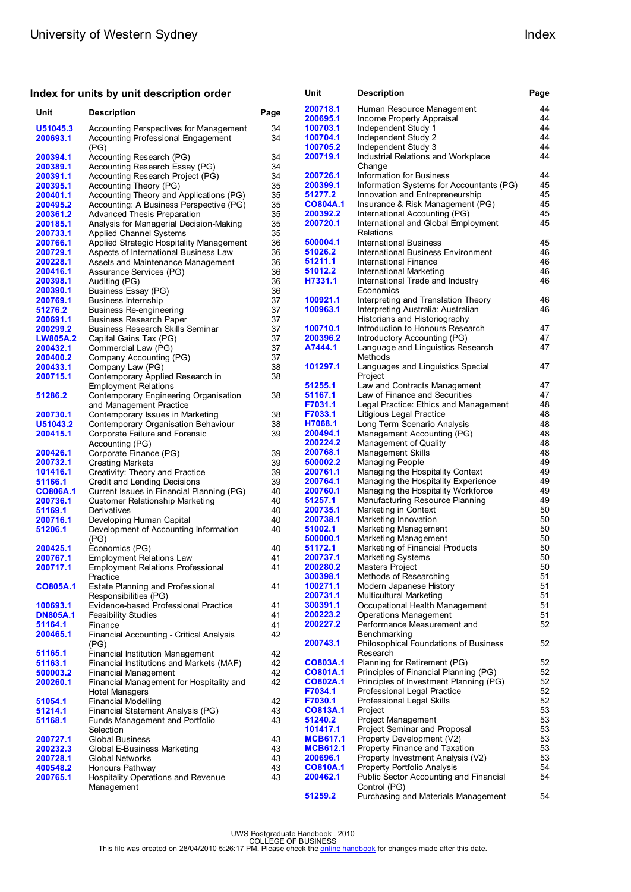## Index for units by unit description order

| Unit | Description | Page |
|---|---|---|
| U51045.3 | Accounting Perspectives for Management | 34 |
| 200693.1 | Accounting Professional Engagement (PG) | 34 |
| 200394.1 | Accounting Research (PG) | 34 |
| 200389.1 | Accounting Research Essay (PG) | 34 |
| 200391.1 | Accounting Research Project (PG) | 34 |
| 200395.1 | Accounting Theory (PG) | 35 |
| 200401.1 | Accounting Theory and Applications (PG) | 35 |
| 200495.2 | Accounting: A Business Perspective (PG) | 35 |
| 200361.2 | Advanced Thesis Preparation | 35 |
| 200185.1 | Analysis for Managerial Decision-Making | 35 |
| 200733.1 | Applied Channel Systems | 35 |
| 200766.1 | Applied Strategic Hospitality Management | 36 |
| 200729.1 | Aspects of International Business Law | 36 |
| 200228.1 | Assets and Maintenance Management | 36 |
| 200416.1 | Assurance Services (PG) | 36 |
| 200398.1 | Auditing (PG) | 36 |
| 200390.1 | Business Essay (PG) | 36 |
| 200769.1 | Business Internship | 37 |
| 51276.2 | Business Re-engineering | 37 |
| 200691.1 | Business Research Paper | 37 |
| 200299.2 | Business Research Skills Seminar | 37 |
| LW805A.2 | Capital Gains Tax (PG) | 37 |
| 200432.1 | Commercial Law (PG) | 37 |
| 200400.2 | Company Accounting (PG) | 37 |
| 200433.1 | Company Law (PG) | 38 |
| 200715.1 | Contemporary Applied Research in Employment Relations | 38 |
| 51286.2 | Contemporary Engineering Organisation and Management Practice | 38 |
| 200730.1 | Contemporary Issues in Marketing | 38 |
| U51043.2 | Contemporary Organisation Behaviour | 38 |
| 200415.1 | Corporate Failure and Forensic Accounting (PG) | 39 |
| 200426.1 | Corporate Finance (PG) | 39 |
| 200732.1 | Creating Markets | 39 |
| 101416.1 | Creativity: Theory and Practice | 39 |
| 51166.1 | Credit and Lending Decisions | 39 |
| CO806A.1 | Current Issues in Financial Planning (PG) | 40 |
| 200736.1 | Customer Relationship Marketing | 40 |
| 51169.1 | Derivatives | 40 |
| 200716.1 | Developing Human Capital | 40 |
| 51206.1 | Development of Accounting Information (PG) | 40 |
| 200425.1 | Economics (PG) | 40 |
| 200767.1 | Employment Relations Law | 41 |
| 200717.1 | Employment Relations Professional Practice | 41 |
| CO805A.1 | Estate Planning and Professional Responsibilities (PG) | 41 |
| 100693.1 | Evidence-based Professional Practice | 41 |
| DN805A.1 | Feasibility Studies | 41 |
| 51164.1 | Finance | 41 |
| 200465.1 | Financial Accounting - Critical Analysis (PG) | 42 |
| 51165.1 | Financial Institution Management | 42 |
| 51163.1 | Financial Institutions and Markets (MAF) | 42 |
| 500003.2 | Financial Management | 42 |
| 200260.1 | Financial Management for Hospitality and Hotel Managers | 42 |
| 51054.1 | Financial Modelling | 42 |
| 51214.1 | Financial Statement Analysis (PG) | 43 |
| 51168.1 | Funds Management and Portfolio Selection | 43 |
| 200727.1 | Global Business | 43 |
| 200232.3 | Global E-Business Marketing | 43 |
| 200728.1 | Global Networks | 43 |
| 400548.2 | Honours Pathway | 43 |
| 200765.1 | Hospitality Operations and Revenue Management | 43 |
| 200718.1 | Human Resource Management | 44 |
| 200695.1 | Income Property Appraisal | 44 |
| 100703.1 | Independent Study 1 | 44 |
| 100704.1 | Independent Study 2 | 44 |
| 100705.2 | Independent Study 3 | 44 |
| 200719.1 | Industrial Relations and Workplace Change | 44 |
| 200726.1 | Information for Business | 44 |
| 200399.1 | Information Systems for Accountants (PG) | 45 |
| 51277.2 | Innovation and Entrepreneurship | 45 |
| CO804A.1 | Insurance & Risk Management (PG) | 45 |
| 200392.2 | International Accounting (PG) | 45 |
| 200720.1 | International and Global Employment Relations | 45 |
| 500004.1 | International Business | 45 |
| 51026.2 | International Business Environment | 46 |
| 51211.1 | International Finance | 46 |
| 51012.2 | International Marketing | 46 |
| H7331.1 | International Trade and Industry Economics | 46 |
| 100921.1 | Interpreting and Translation Theory | 46 |
| 100963.1 | Interpreting Australia: Australian Historians and Historiography | 46 |
| 100710.1 | Introduction to Honours Research | 47 |
| 200396.2 | Introductory Accounting (PG) | 47 |
| A7444.1 | Language and Linguistics Research Methods | 47 |
| 101297.1 | Languages and Linguistics Special Project | 47 |
| 51255.1 | Law and Contracts Management | 47 |
| 51167.1 | Law of Finance and Securities | 47 |
| F7031.1 | Legal Practice: Ethics and Management | 48 |
| F7033.1 | Litigious Legal Practice | 48 |
| H7068.1 | Long Term Scenario Analysis | 48 |
| 200494.1 | Management Accounting (PG) | 48 |
| 200224.2 | Management of Quality | 48 |
| 200768.1 | Management Skills | 48 |
| 500002.2 | Managing People | 49 |
| 200761.1 | Managing the Hospitality Context | 49 |
| 200764.1 | Managing the Hospitality Experience | 49 |
| 200760.1 | Managing the Hospitality Workforce | 49 |
| 51257.1 | Manufacturing Resource Planning | 49 |
| 200735.1 | Marketing in Context | 50 |
| 200738.1 | Marketing Innovation | 50 |
| 51002.1 | Marketing Management | 50 |
| 500000.1 | Marketing Management | 50 |
| 51172.1 | Marketing of Financial Products | 50 |
| 200737.1 | Marketing Systems | 50 |
| 200280.2 | Masters Project | 50 |
| 300398.1 | Methods of Researching | 51 |
| 100271.1 | Modern Japanese History | 51 |
| 200731.1 | Multicultural Marketing | 51 |
| 300391.1 | Occupational Health Management | 51 |
| 200223.2 | Operations Management | 51 |
| 200227.2 | Performance Measurement and Benchmarking | 52 |
| 200743.1 | Philosophical Foundations of Business Research | 52 |
| CO803A.1 | Planning for Retirement (PG) | 52 |
| CO801A.1 | Principles of Financial Planning (PG) | 52 |
| CO802A.1 | Principles of Investment Planning (PG) | 52 |
| F7034.1 | Professional Legal Practice | 52 |
| F7030.1 | Professional Legal Skills | 52 |
| CO813A.1 | Project | 53 |
| 51240.2 | Project Management | 53 |
| 101417.1 | Project Seminar and Proposal | 53 |
| MCB617.1 | Property Development (V2) | 53 |
| MCB612.1 | Property Finance and Taxation | 53 |
| 200696.1 | Property Investment Analysis (V2) | 53 |
| CO810A.1 | Property Portfolio Analysis | 54 |
| 200462.1 | Public Sector Accounting and Financial Control (PG) | 54 |
| 51259.2 | Purchasing and Materials Management | 54 |

UWS Postgraduate Handbook , 2010
COLLEGE OF BUSINESS
This file was created on 28/04/2010 5:26:17 PM. Please check the online handbook for changes made after this date.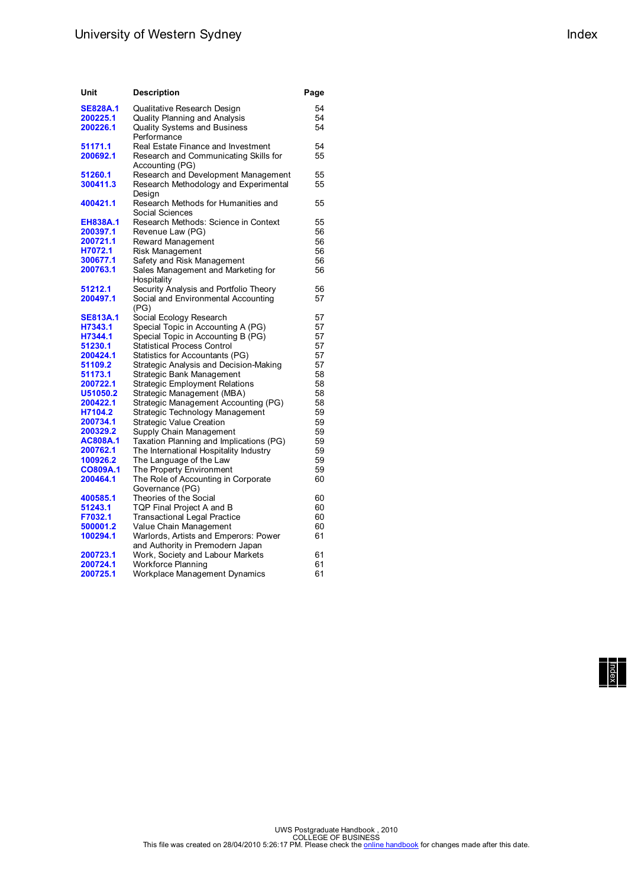| Unit | Description | Page |
|---|---|---|
| **SE828A.1** | Qualitative Research Design | 54 |
| **200225.1** | Quality Planning and Analysis | 54 |
| **200226.1** | Quality Systems and Business Performance | 54 |
| **51171.1** | Real Estate Finance and Investment | 54 |
| **200692.1** | Research and Communicating Skills for Accounting (PG) | 55 |
| **51260.1** | Research and Development Management | 55 |
| **300411.3** | Research Methodology and Experimental Design | 55 |
| **400421.1** | Research Methods for Humanities and Social Sciences | 55 |
| **EH838A.1** | Research Methods: Science in Context | 55 |
| **200397.1** | Revenue Law (PG) | 56 |
| **200721.1** | Reward Management | 56 |
| **H7072.1** | Risk Management | 56 |
| **300677.1** | Safety and Risk Management | 56 |
| **200763.1** | Sales Management and Marketing for Hospitality | 56 |
| **51212.1** | Security Analysis and Portfolio Theory | 56 |
| **200497.1** | Social and Environmental Accounting (PG) | 57 |
| **SE813A.1** | Social Ecology Research | 57 |
| **H7343.1** | Special Topic in Accounting A (PG) | 57 |
| **H7344.1** | Special Topic in Accounting B (PG) | 57 |
| **51230.1** | Statistical Process Control | 57 |
| **200424.1** | Statistics for Accountants (PG) | 57 |
| **51109.2** | Strategic Analysis and Decision-Making | 57 |
| **51173.1** | Strategic Bank Management | 58 |
| **200722.1** | Strategic Employment Relations | 58 |
| **U51050.2** | Strategic Management (MBA) | 58 |
| **200422.1** | Strategic Management Accounting (PG) | 58 |
| **H7104.2** | Strategic Technology Management | 59 |
| **200734.1** | Strategic Value Creation | 59 |
| **200329.2** | Supply Chain Management | 59 |
| **AC808A.1** | Taxation Planning and Implications (PG) | 59 |
| **200762.1** | The International Hospitality Industry | 59 |
| **100926.2** | The Language of the Law | 59 |
| **CO809A.1** | The Property Environment | 59 |
| **200464.1** | The Role of Accounting in Corporate Governance (PG) | 60 |
| **400585.1** | Theories of the Social | 60 |
| **51243.1** | TQP Final Project A and B | 60 |
| **F7032.1** | Transactional Legal Practice | 60 |
| **500001.2** | Value Chain Management | 60 |
| **100294.1** | Warlords, Artists and Emperors: Power and Authority in Premodern Japan | 61 |
| **200723.1** | Work, Society and Labour Markets | 61 |
| **200724.1** | Workforce Planning | 61 |
| **200725.1** | Workplace Management Dynamics | 61 |